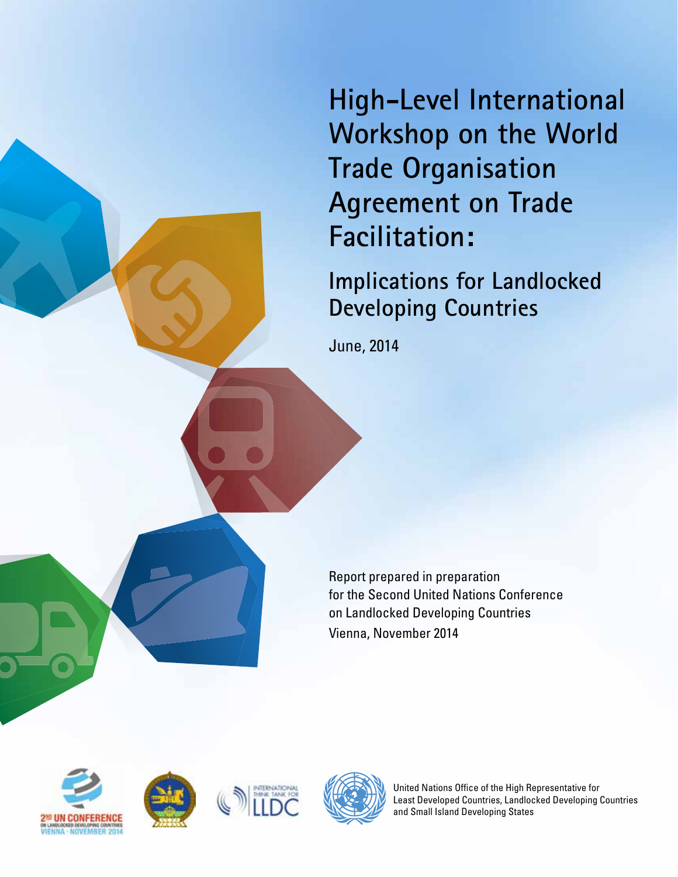# High-Level International Workshop on the World Trade Organisation Agreement on Trade Facilitation:

## Implications for Landlocked Developing Countries

June, 2014

Report prepared in preparation for the Second United Nations Conference on Landlocked Developing Countries
Vienna, November 2014

2ND UN CONFERENCE ON LANDLOCKED DEVELOPING COUNTRIES VIENNA · NOVEMBER 2014

INTERNATIONAL THINK TANK FOR LLDC

United Nations Office of the High Representative for Least Developed Countries, Landlocked Developing Countries and Small Island Developing States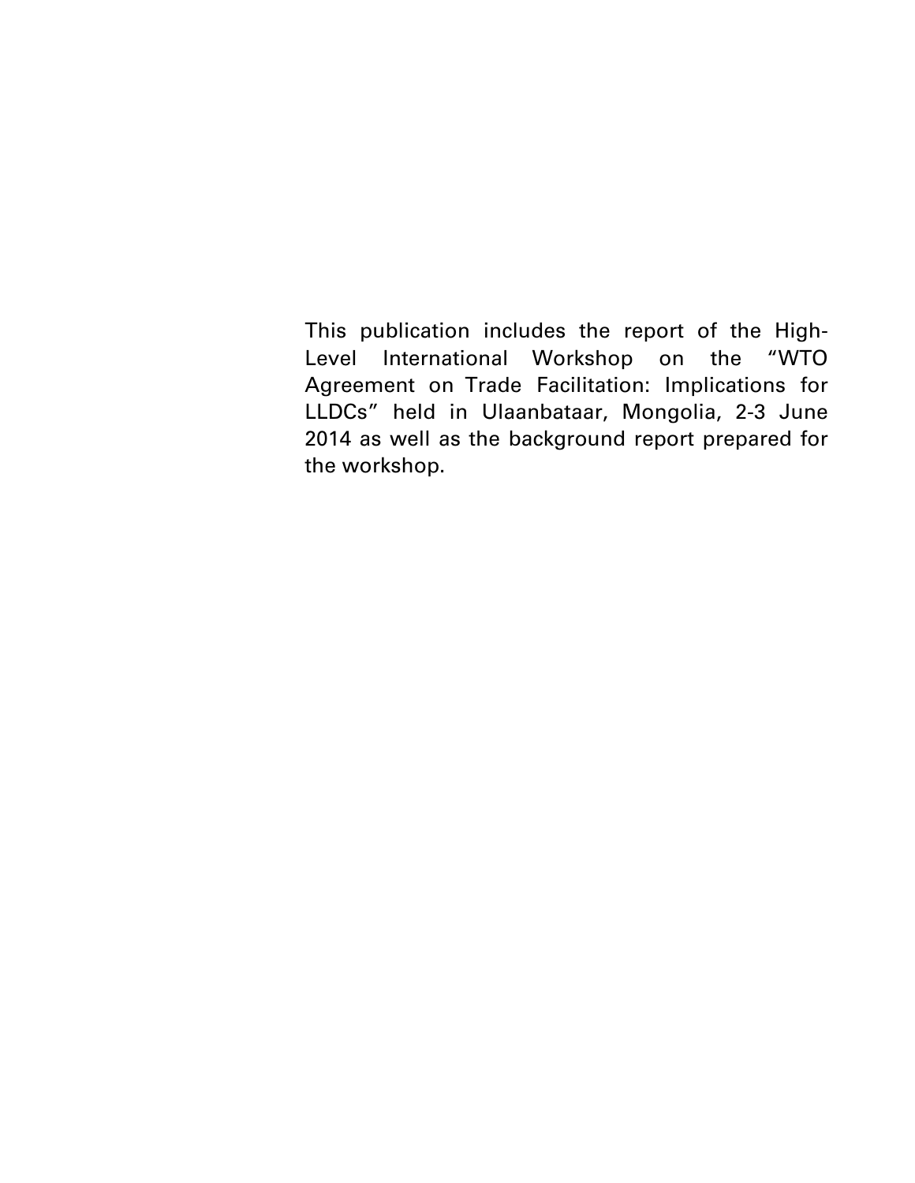This publication includes the report of the High-Level International Workshop on the "WTO Agreement on Trade Facilitation: Implications for LLDCs" held in Ulaanbataar, Mongolia, 2-3 June 2014 as well as the background report prepared for the workshop.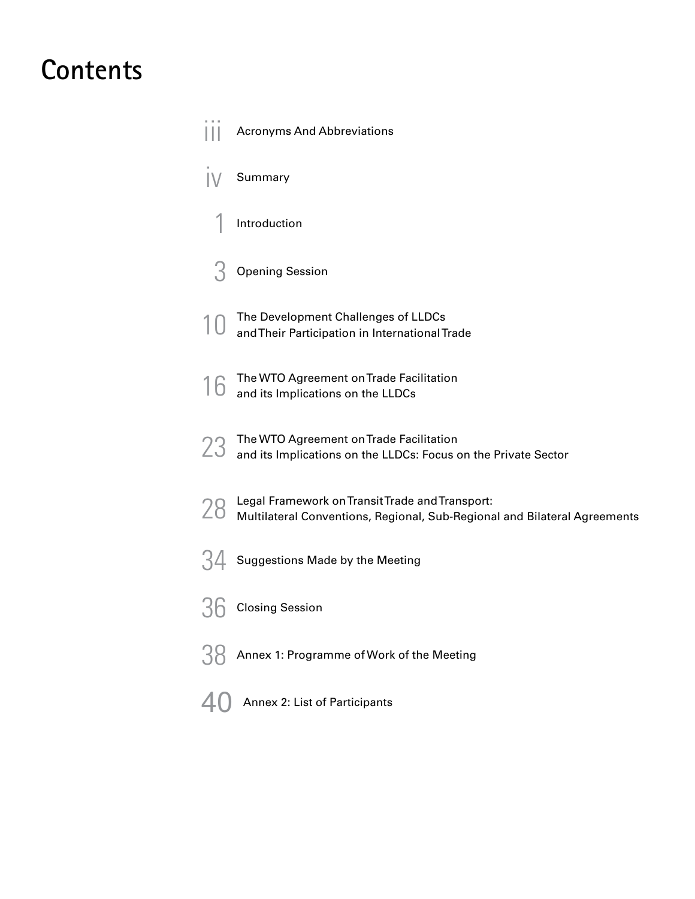# Contents

iii Acronyms And Abbreviations

iv Summary

1 Introduction

3 Opening Session

10 The Development Challenges of LLDCs and Their Participation in International Trade

16 The WTO Agreement on Trade Facilitation and its Implications on the LLDCs

23 The WTO Agreement on Trade Facilitation and its Implications on the LLDCs: Focus on the Private Sector

28 Legal Framework on Transit Trade and Transport: Multilateral Conventions, Regional, Sub-Regional and Bilateral Agreements

34 Suggestions Made by the Meeting

36 Closing Session

38 Annex 1: Programme of Work of the Meeting

40 Annex 2: List of Participants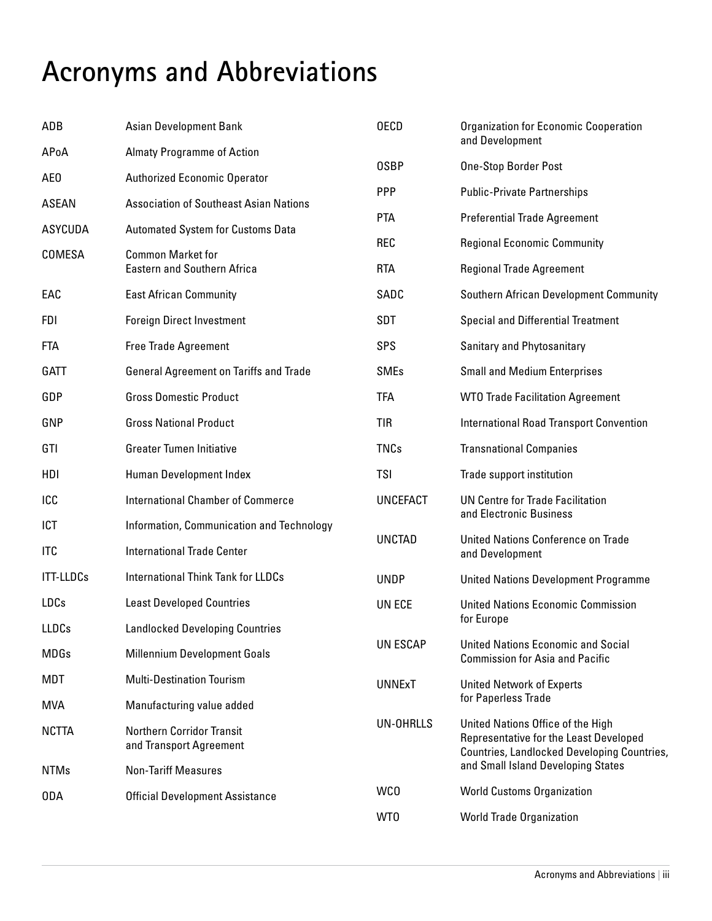# Acronyms and Abbreviations

| | |
|---|---|
| ADB | Asian Development Bank |
| APoA | Almaty Programme of Action |
| AEO | Authorized Economic Operator |
| ASEAN | Association of Southeast Asian Nations |
| ASYCUDA | Automated System for Customs Data |
| COMESA | Common Market for Eastern and Southern Africa |
| EAC | East African Community |
| FDI | Foreign Direct Investment |
| FTA | Free Trade Agreement |
| GATT | General Agreement on Tariffs and Trade |
| GDP | Gross Domestic Product |
| GNP | Gross National Product |
| GTI | Greater Tumen Initiative |
| HDI | Human Development Index |
| ICC | International Chamber of Commerce |
| ICT | Information, Communication and Technology |
| ITC | International Trade Center |
| ITT-LLDCs | International Think Tank for LLDCs |
| LDCs | Least Developed Countries |
| LLDCs | Landlocked Developing Countries |
| MDGs | Millennium Development Goals |
| MDT | Multi-Destination Tourism |
| MVA | Manufacturing value added |
| NCTTA | Northern Corridor Transit and Transport Agreement |
| NTMs | Non-Tariff Measures |
| ODA | Official Development Assistance |
| OECD | Organization for Economic Cooperation and Development |
| OSBP | One-Stop Border Post |
| PPP | Public-Private Partnerships |
| PTA | Preferential Trade Agreement |
| REC | Regional Economic Community |
| RTA | Regional Trade Agreement |
| SADC | Southern African Development Community |
| SDT | Special and Differential Treatment |
| SPS | Sanitary and Phytosanitary |
| SMEs | Small and Medium Enterprises |
| TFA | WTO Trade Facilitation Agreement |
| TIR | International Road Transport Convention |
| TNCs | Transnational Companies |
| TSI | Trade support institution |
| UNCEFACT | UN Centre for Trade Facilitation and Electronic Business |
| UNCTAD | United Nations Conference on Trade and Development |
| UNDP | United Nations Development Programme |
| UN ECE | United Nations Economic Commission for Europe |
| UN ESCAP | United Nations Economic and Social Commission for Asia and Pacific |
| UNNExT | United Network of Experts for Paperless Trade |
| UN-OHRLLS | United Nations Office of the High Representative for the Least Developed Countries, Landlocked Developing Countries, and Small Island Developing States |
| WCO | World Customs Organization |
| WTO | World Trade Organization |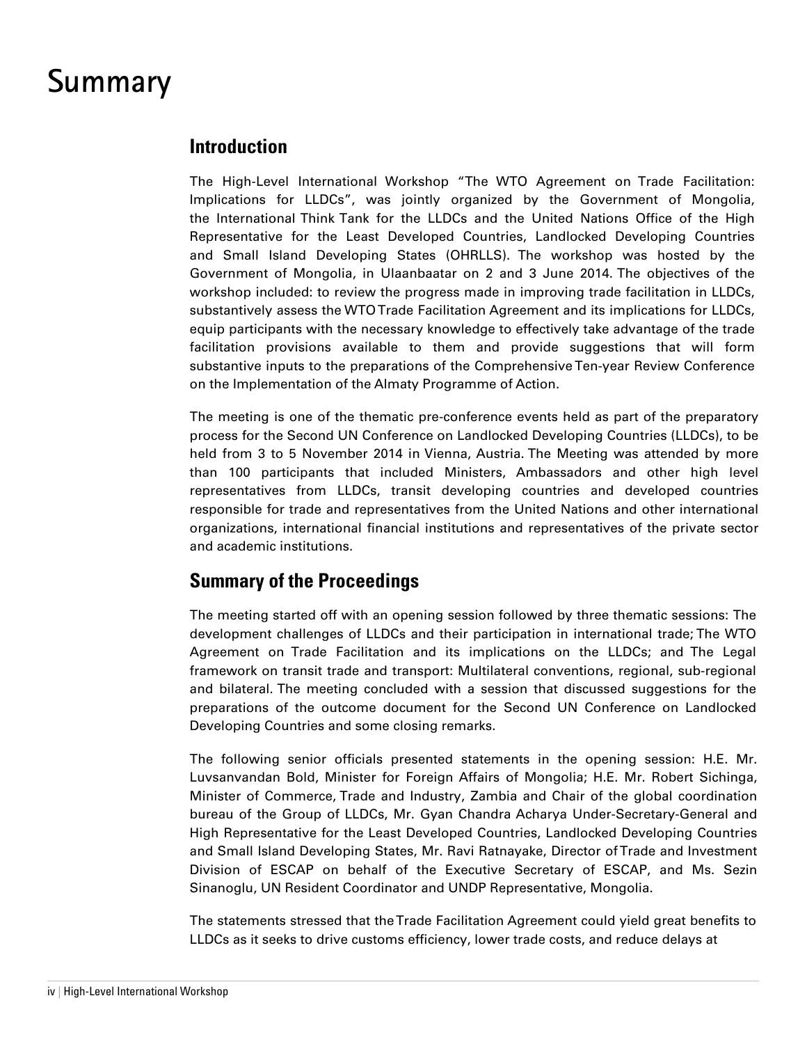# Summary

## Introduction

The High-Level International Workshop "The WTO Agreement on Trade Facilitation: Implications for LLDCs", was jointly organized by the Government of Mongolia, the International Think Tank for the LLDCs and the United Nations Office of the High Representative for the Least Developed Countries, Landlocked Developing Countries and Small Island Developing States (OHRLLS). The workshop was hosted by the Government of Mongolia, in Ulaanbaatar on 2 and 3 June 2014. The objectives of the workshop included: to review the progress made in improving trade facilitation in LLDCs, substantively assess the WTO Trade Facilitation Agreement and its implications for LLDCs, equip participants with the necessary knowledge to effectively take advantage of the trade facilitation provisions available to them and provide suggestions that will form substantive inputs to the preparations of the Comprehensive Ten-year Review Conference on the Implementation of the Almaty Programme of Action.

The meeting is one of the thematic pre-conference events held as part of the preparatory process for the Second UN Conference on Landlocked Developing Countries (LLDCs), to be held from 3 to 5 November 2014 in Vienna, Austria. The Meeting was attended by more than 100 participants that included Ministers, Ambassadors and other high level representatives from LLDCs, transit developing countries and developed countries responsible for trade and representatives from the United Nations and other international organizations, international financial institutions and representatives of the private sector and academic institutions.

## Summary of the Proceedings

The meeting started off with an opening session followed by three thematic sessions: The development challenges of LLDCs and their participation in international trade; The WTO Agreement on Trade Facilitation and its implications on the LLDCs; and The Legal framework on transit trade and transport: Multilateral conventions, regional, sub-regional and bilateral. The meeting concluded with a session that discussed suggestions for the preparations of the outcome document for the Second UN Conference on Landlocked Developing Countries and some closing remarks.

The following senior officials presented statements in the opening session: H.E. Mr. Luvsanvandan Bold, Minister for Foreign Affairs of Mongolia; H.E. Mr. Robert Sichinga, Minister of Commerce, Trade and Industry, Zambia and Chair of the global coordination bureau of the Group of LLDCs, Mr. Gyan Chandra Acharya Under-Secretary-General and High Representative for the Least Developed Countries, Landlocked Developing Countries and Small Island Developing States, Mr. Ravi Ratnayake, Director of Trade and Investment Division of ESCAP on behalf of the Executive Secretary of ESCAP, and Ms. Sezin Sinanoglu, UN Resident Coordinator and UNDP Representative, Mongolia.

The statements stressed that the Trade Facilitation Agreement could yield great benefits to LLDCs as it seeks to drive customs efficiency, lower trade costs, and reduce delays at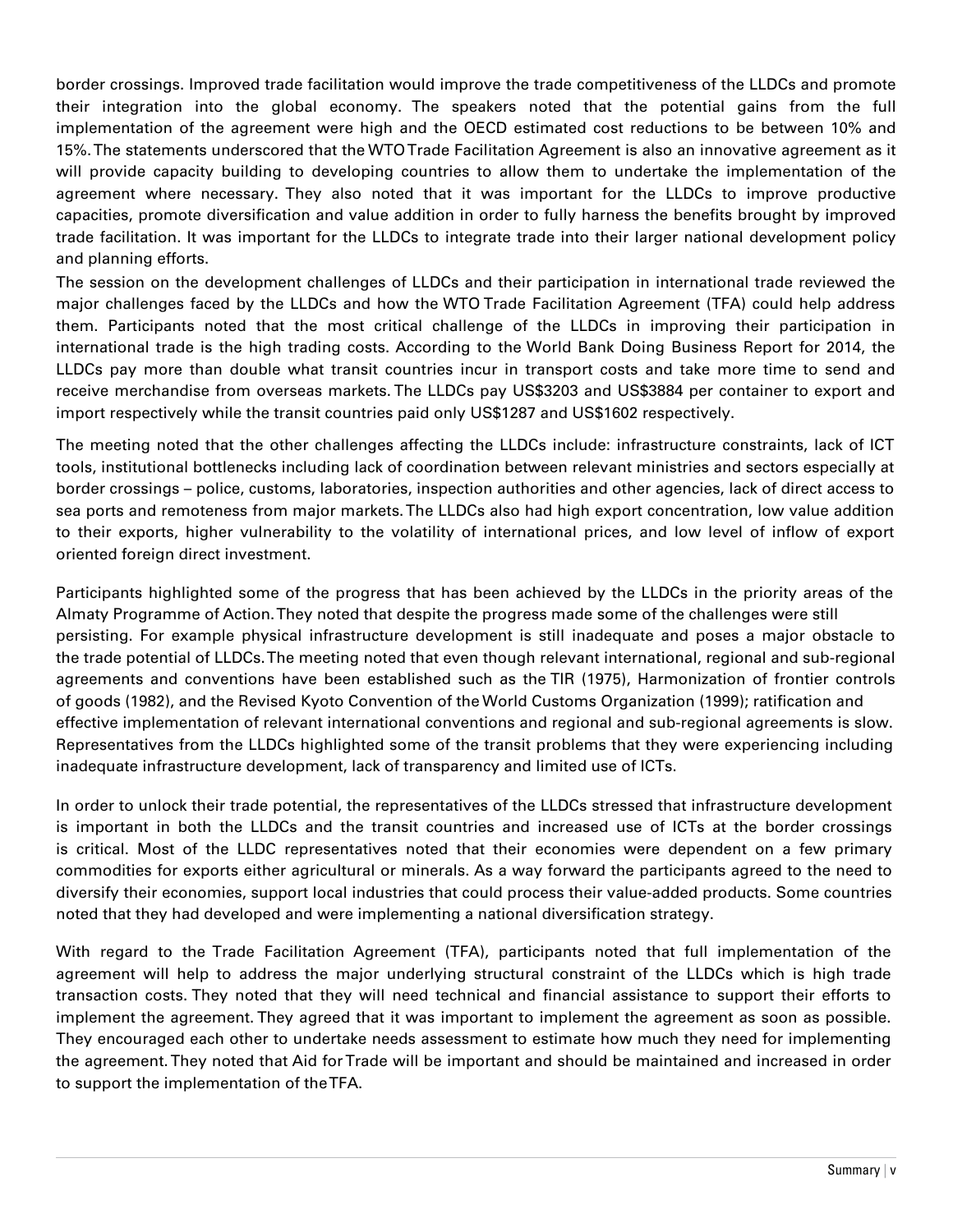border crossings. Improved trade facilitation would improve the trade competitiveness of the LLDCs and promote their integration into the global economy. The speakers noted that the potential gains from the full implementation of the agreement were high and the OECD estimated cost reductions to be between 10% and 15%. The statements underscored that the WTO Trade Facilitation Agreement is also an innovative agreement as it will provide capacity building to developing countries to allow them to undertake the implementation of the agreement where necessary. They also noted that it was important for the LLDCs to improve productive capacities, promote diversification and value addition in order to fully harness the benefits brought by improved trade facilitation. It was important for the LLDCs to integrate trade into their larger national development policy and planning efforts.

The session on the development challenges of LLDCs and their participation in international trade reviewed the major challenges faced by the LLDCs and how the WTO Trade Facilitation Agreement (TFA) could help address them. Participants noted that the most critical challenge of the LLDCs in improving their participation in international trade is the high trading costs. According to the World Bank Doing Business Report for 2014, the LLDCs pay more than double what transit countries incur in transport costs and take more time to send and receive merchandise from overseas markets. The LLDCs pay US$3203 and US$3884 per container to export and import respectively while the transit countries paid only US$1287 and US$1602 respectively.

The meeting noted that the other challenges affecting the LLDCs include: infrastructure constraints, lack of ICT tools, institutional bottlenecks including lack of coordination between relevant ministries and sectors especially at border crossings – police, customs, laboratories, inspection authorities and other agencies, lack of direct access to sea ports and remoteness from major markets. The LLDCs also had high export concentration, low value addition to their exports, higher vulnerability to the volatility of international prices, and low level of inflow of export oriented foreign direct investment.

Participants highlighted some of the progress that has been achieved by the LLDCs in the priority areas of the Almaty Programme of Action. They noted that despite the progress made some of the challenges were still persisting. For example physical infrastructure development is still inadequate and poses a major obstacle to the trade potential of LLDCs. The meeting noted that even though relevant international, regional and sub-regional agreements and conventions have been established such as the TIR (1975), Harmonization of frontier controls of goods (1982), and the Revised Kyoto Convention of the World Customs Organization (1999); ratification and effective implementation of relevant international conventions and regional and sub-regional agreements is slow. Representatives from the LLDCs highlighted some of the transit problems that they were experiencing including inadequate infrastructure development, lack of transparency and limited use of ICTs.

In order to unlock their trade potential, the representatives of the LLDCs stressed that infrastructure development is important in both the LLDCs and the transit countries and increased use of ICTs at the border crossings is critical. Most of the LLDC representatives noted that their economies were dependent on a few primary commodities for exports either agricultural or minerals. As a way forward the participants agreed to the need to diversify their economies, support local industries that could process their value-added products. Some countries noted that they had developed and were implementing a national diversification strategy.

With regard to the Trade Facilitation Agreement (TFA), participants noted that full implementation of the agreement will help to address the major underlying structural constraint of the LLDCs which is high trade transaction costs. They noted that they will need technical and financial assistance to support their efforts to implement the agreement. They agreed that it was important to implement the agreement as soon as possible. They encouraged each other to undertake needs assessment to estimate how much they need for implementing the agreement. They noted that Aid for Trade will be important and should be maintained and increased in order to support the implementation of the TFA.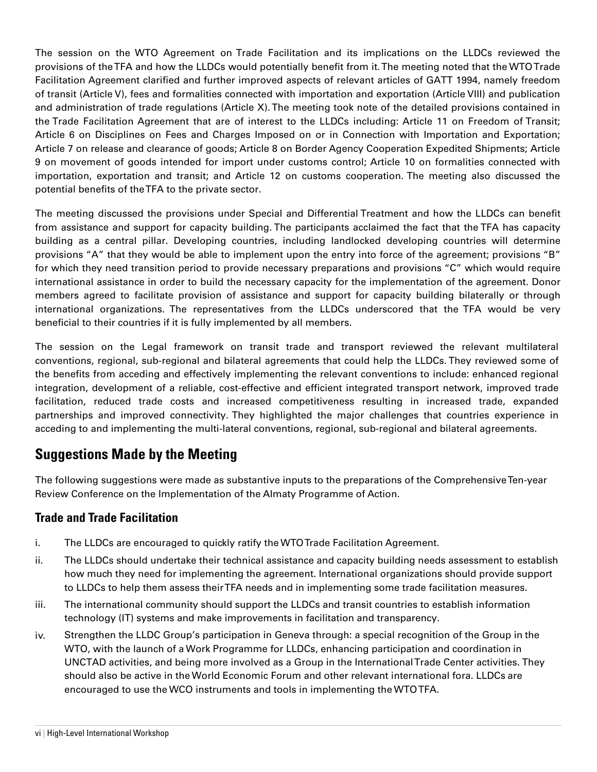The session on the WTO Agreement on Trade Facilitation and its implications on the LLDCs reviewed the provisions of the TFA and how the LLDCs would potentially benefit from it. The meeting noted that the WTO Trade Facilitation Agreement clarified and further improved aspects of relevant articles of GATT 1994, namely freedom of transit (Article V), fees and formalities connected with importation and exportation (Article VIII) and publication and administration of trade regulations (Article X). The meeting took note of the detailed provisions contained in the Trade Facilitation Agreement that are of interest to the LLDCs including: Article 11 on Freedom of Transit; Article 6 on Disciplines on Fees and Charges Imposed on or in Connection with Importation and Exportation; Article 7 on release and clearance of goods; Article 8 on Border Agency Cooperation Expedited Shipments; Article 9 on movement of goods intended for import under customs control; Article 10 on formalities connected with importation, exportation and transit; and Article 12 on customs cooperation. The meeting also discussed the potential benefits of the TFA to the private sector.

The meeting discussed the provisions under Special and Differential Treatment and how the LLDCs can benefit from assistance and support for capacity building. The participants acclaimed the fact that the TFA has capacity building as a central pillar. Developing countries, including landlocked developing countries will determine provisions "A" that they would be able to implement upon the entry into force of the agreement; provisions "B" for which they need transition period to provide necessary preparations and provisions "C" which would require international assistance in order to build the necessary capacity for the implementation of the agreement. Donor members agreed to facilitate provision of assistance and support for capacity building bilaterally or through international organizations. The representatives from the LLDCs underscored that the TFA would be very beneficial to their countries if it is fully implemented by all members.

The session on the Legal framework on transit trade and transport reviewed the relevant multilateral conventions, regional, sub-regional and bilateral agreements that could help the LLDCs. They reviewed some of the benefits from acceding and effectively implementing the relevant conventions to include: enhanced regional integration, development of a reliable, cost-effective and efficient integrated transport network, improved trade facilitation, reduced trade costs and increased competitiveness resulting in increased trade, expanded partnerships and improved connectivity. They highlighted the major challenges that countries experience in acceding to and implementing the multi-lateral conventions, regional, sub-regional and bilateral agreements.

## Suggestions Made by the Meeting

The following suggestions were made as substantive inputs to the preparations of the Comprehensive Ten-year Review Conference on the Implementation of the Almaty Programme of Action.

### Trade and Trade Facilitation

i. The LLDCs are encouraged to quickly ratify the WTO Trade Facilitation Agreement.

ii. The LLDCs should undertake their technical assistance and capacity building needs assessment to establish how much they need for implementing the agreement. International organizations should provide support to LLDCs to help them assess their TFA needs and in implementing some trade facilitation measures.

iii. The international community should support the LLDCs and transit countries to establish information technology (IT) systems and make improvements in facilitation and transparency.

iv. Strengthen the LLDC Group's participation in Geneva through: a special recognition of the Group in the WTO, with the launch of a Work Programme for LLDCs, enhancing participation and coordination in UNCTAD activities, and being more involved as a Group in the International Trade Center activities. They should also be active in the World Economic Forum and other relevant international fora. LLDCs are encouraged to use the WCO instruments and tools in implementing the WTO TFA.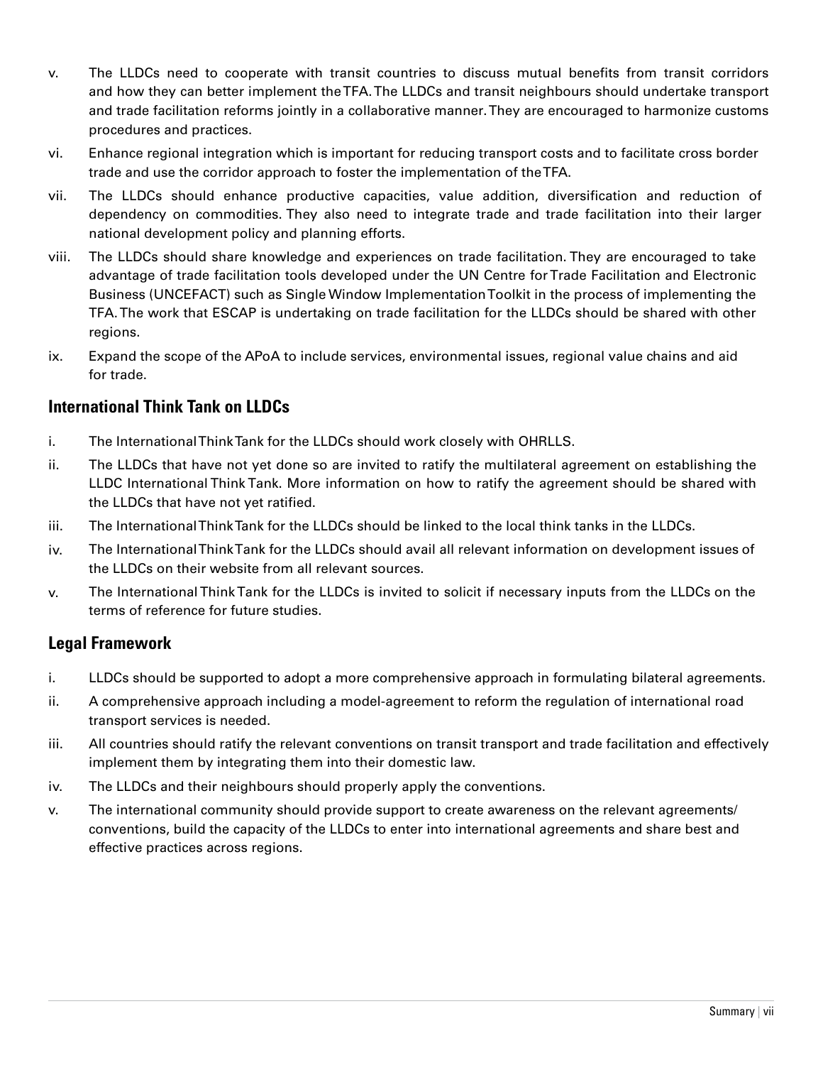v. The LLDCs need to cooperate with transit countries to discuss mutual benefits from transit corridors and how they can better implement the TFA. The LLDCs and transit neighbours should undertake transport and trade facilitation reforms jointly in a collaborative manner. They are encouraged to harmonize customs procedures and practices.

vi. Enhance regional integration which is important for reducing transport costs and to facilitate cross border trade and use the corridor approach to foster the implementation of the TFA.

vii. The LLDCs should enhance productive capacities, value addition, diversification and reduction of dependency on commodities. They also need to integrate trade and trade facilitation into their larger national development policy and planning efforts.

viii. The LLDCs should share knowledge and experiences on trade facilitation. They are encouraged to take advantage of trade facilitation tools developed under the UN Centre for Trade Facilitation and Electronic Business (UNCEFACT) such as Single Window Implementation Toolkit in the process of implementing the TFA. The work that ESCAP is undertaking on trade facilitation for the LLDCs should be shared with other regions.

ix. Expand the scope of the APoA to include services, environmental issues, regional value chains and aid for trade.

## International Think Tank on LLDCs

i. The International Think Tank for the LLDCs should work closely with OHRLLS.

ii. The LLDCs that have not yet done so are invited to ratify the multilateral agreement on establishing the LLDC International Think Tank. More information on how to ratify the agreement should be shared with the LLDCs that have not yet ratified.

iii. The International Think Tank for the LLDCs should be linked to the local think tanks in the LLDCs.

iv. The International Think Tank for the LLDCs should avail all relevant information on development issues of the LLDCs on their website from all relevant sources.

v. The International Think Tank for the LLDCs is invited to solicit if necessary inputs from the LLDCs on the terms of reference for future studies.

## Legal Framework

i. LLDCs should be supported to adopt a more comprehensive approach in formulating bilateral agreements.

ii. A comprehensive approach including a model-agreement to reform the regulation of international road transport services is needed.

iii. All countries should ratify the relevant conventions on transit transport and trade facilitation and effectively implement them by integrating them into their domestic law.

iv. The LLDCs and their neighbours should properly apply the conventions.

v. The international community should provide support to create awareness on the relevant agreements/ conventions, build the capacity of the LLDCs to enter into international agreements and share best and effective practices across regions.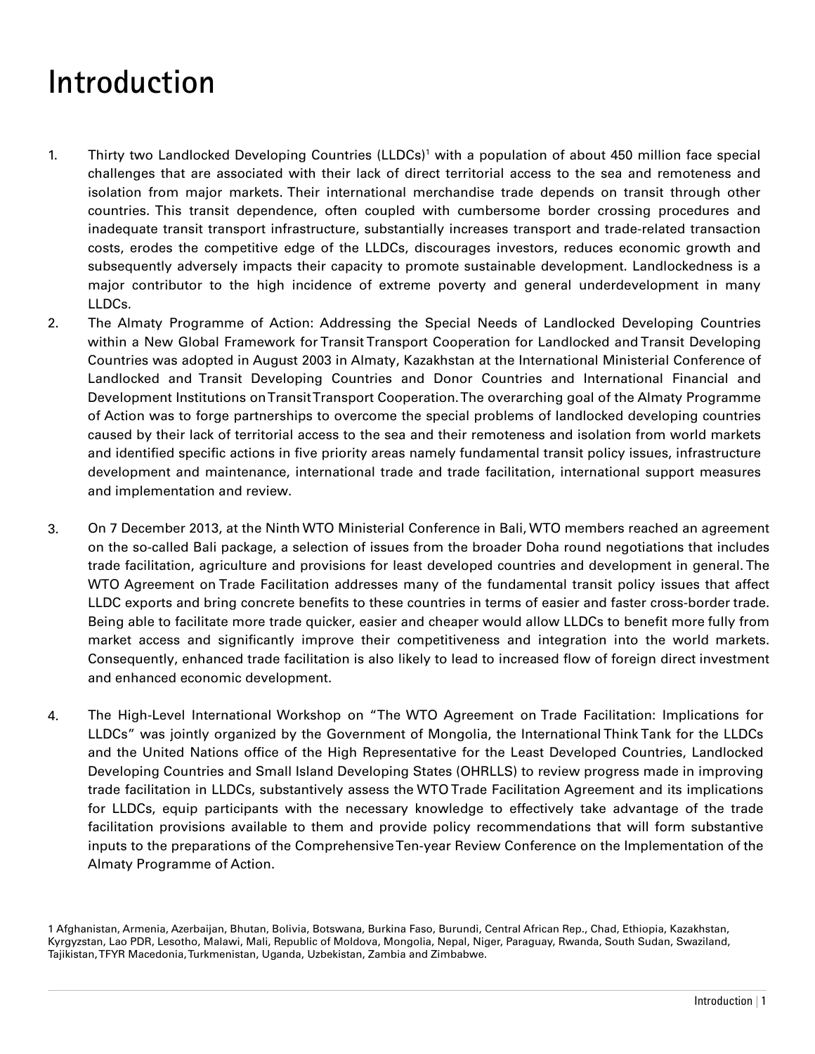# Introduction

1. Thirty two Landlocked Developing Countries (LLDCs)[1] with a population of about 450 million face special challenges that are associated with their lack of direct territorial access to the sea and remoteness and isolation from major markets. Their international merchandise trade depends on transit through other countries. This transit dependence, often coupled with cumbersome border crossing procedures and inadequate transit transport infrastructure, substantially increases transport and trade-related transaction costs, erodes the competitive edge of the LLDCs, discourages investors, reduces economic growth and subsequently adversely impacts their capacity to promote sustainable development. Landlockedness is a major contributor to the high incidence of extreme poverty and general underdevelopment in many LLDCs.

2. The Almaty Programme of Action: Addressing the Special Needs of Landlocked Developing Countries within a New Global Framework for Transit Transport Cooperation for Landlocked and Transit Developing Countries was adopted in August 2003 in Almaty, Kazakhstan at the International Ministerial Conference of Landlocked and Transit Developing Countries and Donor Countries and International Financial and Development Institutions on Transit Transport Cooperation. The overarching goal of the Almaty Programme of Action was to forge partnerships to overcome the special problems of landlocked developing countries caused by their lack of territorial access to the sea and their remoteness and isolation from world markets and identified specific actions in five priority areas namely fundamental transit policy issues, infrastructure development and maintenance, international trade and trade facilitation, international support measures and implementation and review.

3. On 7 December 2013, at the Ninth WTO Ministerial Conference in Bali, WTO members reached an agreement on the so-called Bali package, a selection of issues from the broader Doha round negotiations that includes trade facilitation, agriculture and provisions for least developed countries and development in general. The WTO Agreement on Trade Facilitation addresses many of the fundamental transit policy issues that affect LLDC exports and bring concrete benefits to these countries in terms of easier and faster cross-border trade. Being able to facilitate more trade quicker, easier and cheaper would allow LLDCs to benefit more fully from market access and significantly improve their competitiveness and integration into the world markets. Consequently, enhanced trade facilitation is also likely to lead to increased flow of foreign direct investment and enhanced economic development.

4. The High-Level International Workshop on "The WTO Agreement on Trade Facilitation: Implications for LLDCs" was jointly organized by the Government of Mongolia, the International Think Tank for the LLDCs and the United Nations office of the High Representative for the Least Developed Countries, Landlocked Developing Countries and Small Island Developing States (OHRLLS) to review progress made in improving trade facilitation in LLDCs, substantively assess the WTO Trade Facilitation Agreement and its implications for LLDCs, equip participants with the necessary knowledge to effectively take advantage of the trade facilitation provisions available to them and provide policy recommendations that will form substantive inputs to the preparations of the Comprehensive Ten-year Review Conference on the Implementation of the Almaty Programme of Action.

1 Afghanistan, Armenia, Azerbaijan, Bhutan, Bolivia, Botswana, Burkina Faso, Burundi, Central African Rep., Chad, Ethiopia, Kazakhstan, Kyrgyzstan, Lao PDR, Lesotho, Malawi, Mali, Republic of Moldova, Mongolia, Nepal, Niger, Paraguay, Rwanda, South Sudan, Swaziland, Tajikistan, TFYR Macedonia, Turkmenistan, Uganda, Uzbekistan, Zambia and Zimbabwe.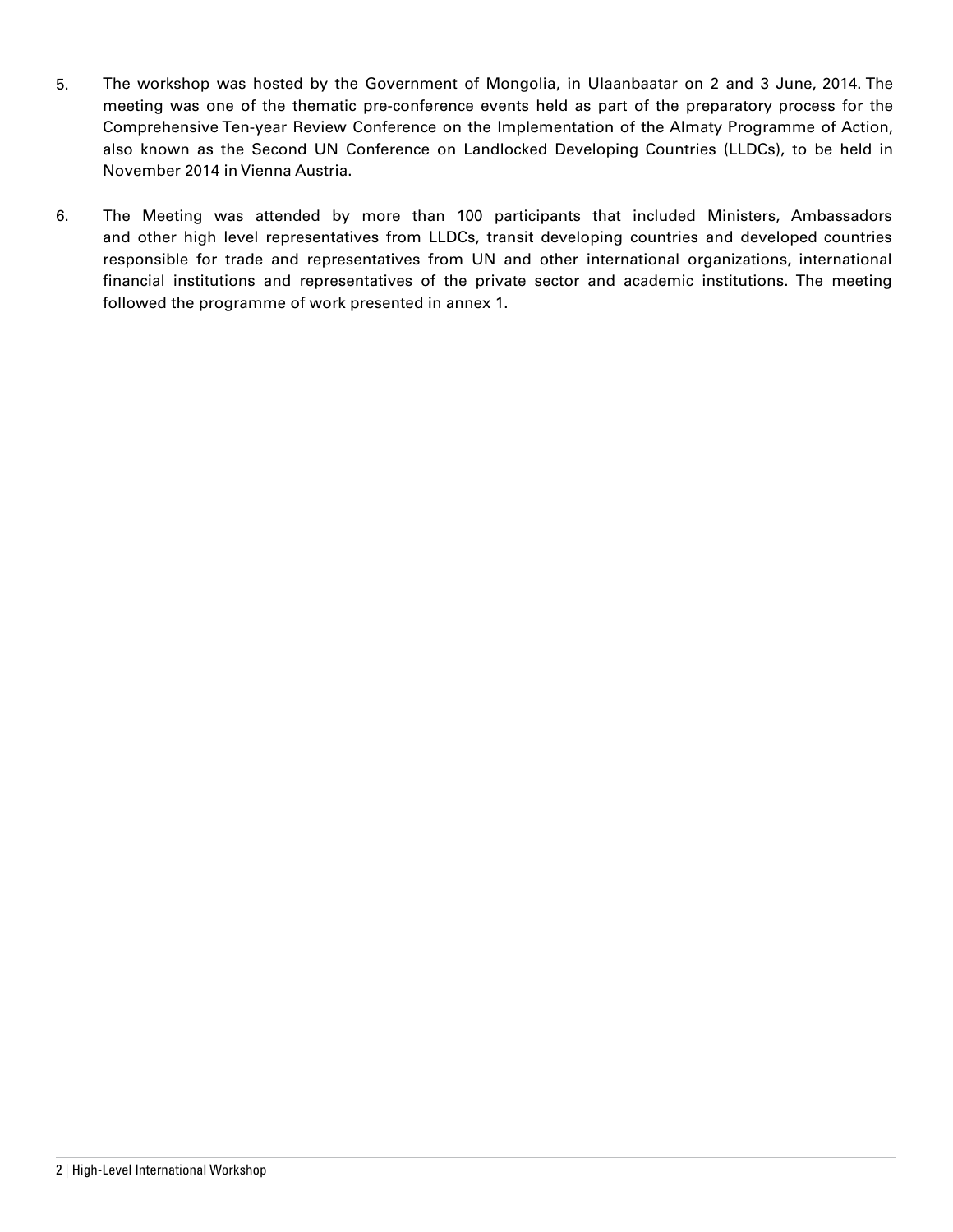5. The workshop was hosted by the Government of Mongolia, in Ulaanbaatar on 2 and 3 June, 2014. The meeting was one of the thematic pre-conference events held as part of the preparatory process for the Comprehensive Ten-year Review Conference on the Implementation of the Almaty Programme of Action, also known as the Second UN Conference on Landlocked Developing Countries (LLDCs), to be held in November 2014 in Vienna Austria.

6. The Meeting was attended by more than 100 participants that included Ministers, Ambassadors and other high level representatives from LLDCs, transit developing countries and developed countries responsible for trade and representatives from UN and other international organizations, international financial institutions and representatives of the private sector and academic institutions. The meeting followed the programme of work presented in annex 1.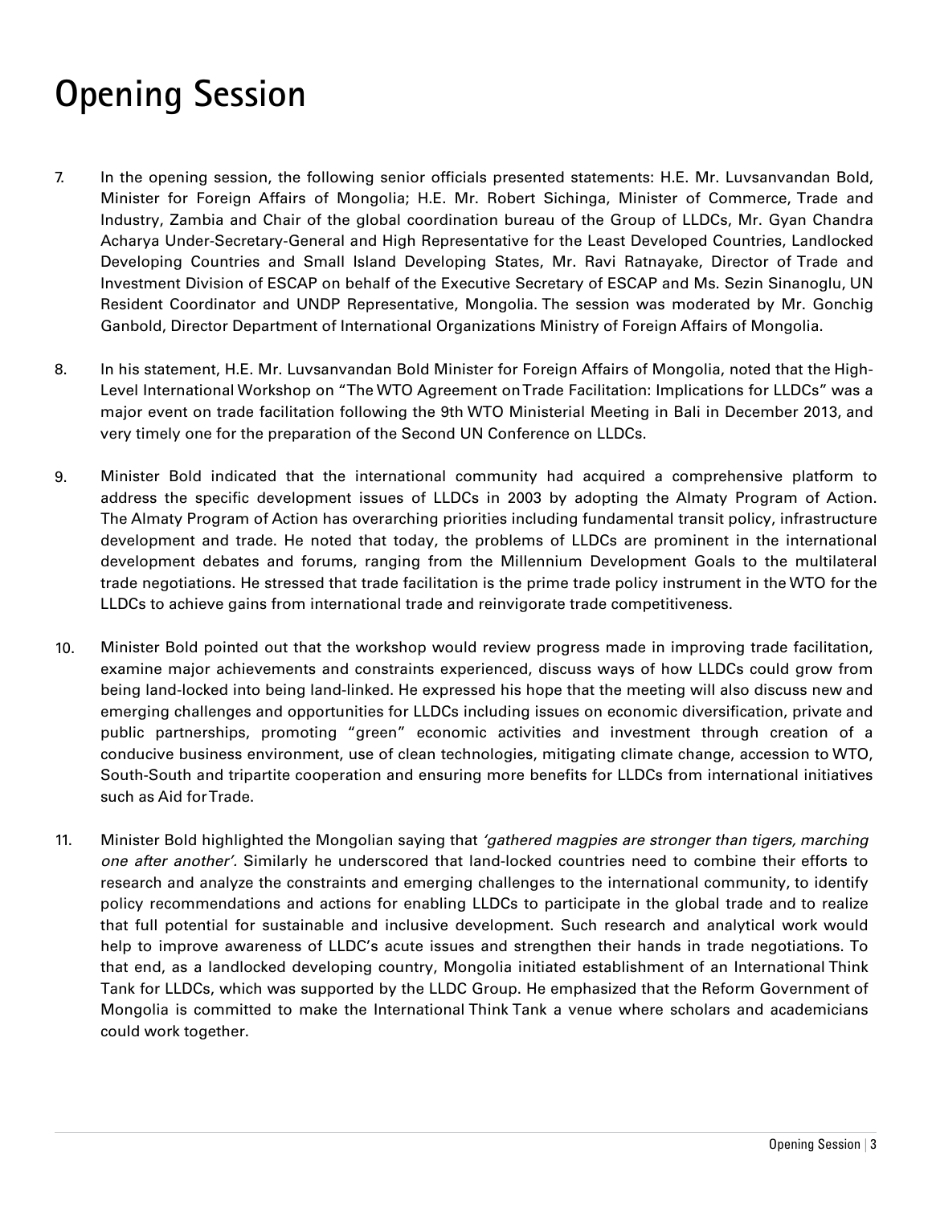# Opening Session

7. In the opening session, the following senior officials presented statements: H.E. Mr. Luvsanvandan Bold, Minister for Foreign Affairs of Mongolia; H.E. Mr. Robert Sichinga, Minister of Commerce, Trade and Industry, Zambia and Chair of the global coordination bureau of the Group of LLDCs, Mr. Gyan Chandra Acharya Under-Secretary-General and High Representative for the Least Developed Countries, Landlocked Developing Countries and Small Island Developing States, Mr. Ravi Ratnayake, Director of Trade and Investment Division of ESCAP on behalf of the Executive Secretary of ESCAP and Ms. Sezin Sinanoglu, UN Resident Coordinator and UNDP Representative, Mongolia. The session was moderated by Mr. Gonchig Ganbold, Director Department of International Organizations Ministry of Foreign Affairs of Mongolia.

8. In his statement, H.E. Mr. Luvsanvandan Bold Minister for Foreign Affairs of Mongolia, noted that the High-Level International Workshop on "The WTO Agreement on Trade Facilitation: Implications for LLDCs" was a major event on trade facilitation following the 9th WTO Ministerial Meeting in Bali in December 2013, and very timely one for the preparation of the Second UN Conference on LLDCs.

9. Minister Bold indicated that the international community had acquired a comprehensive platform to address the specific development issues of LLDCs in 2003 by adopting the Almaty Program of Action. The Almaty Program of Action has overarching priorities including fundamental transit policy, infrastructure development and trade. He noted that today, the problems of LLDCs are prominent in the international development debates and forums, ranging from the Millennium Development Goals to the multilateral trade negotiations. He stressed that trade facilitation is the prime trade policy instrument in the WTO for the LLDCs to achieve gains from international trade and reinvigorate trade competitiveness.

10. Minister Bold pointed out that the workshop would review progress made in improving trade facilitation, examine major achievements and constraints experienced, discuss ways of how LLDCs could grow from being land-locked into being land-linked. He expressed his hope that the meeting will also discuss new and emerging challenges and opportunities for LLDCs including issues on economic diversification, private and public partnerships, promoting "green" economic activities and investment through creation of a conducive business environment, use of clean technologies, mitigating climate change, accession to WTO, South-South and tripartite cooperation and ensuring more benefits for LLDCs from international initiatives such as Aid for Trade.

11. Minister Bold highlighted the Mongolian saying that *'gathered magpies are stronger than tigers, marching one after another'*. Similarly he underscored that land-locked countries need to combine their efforts to research and analyze the constraints and emerging challenges to the international community, to identify policy recommendations and actions for enabling LLDCs to participate in the global trade and to realize that full potential for sustainable and inclusive development. Such research and analytical work would help to improve awareness of LLDC's acute issues and strengthen their hands in trade negotiations. To that end, as a landlocked developing country, Mongolia initiated establishment of an International Think Tank for LLDCs, which was supported by the LLDC Group. He emphasized that the Reform Government of Mongolia is committed to make the International Think Tank a venue where scholars and academicians could work together.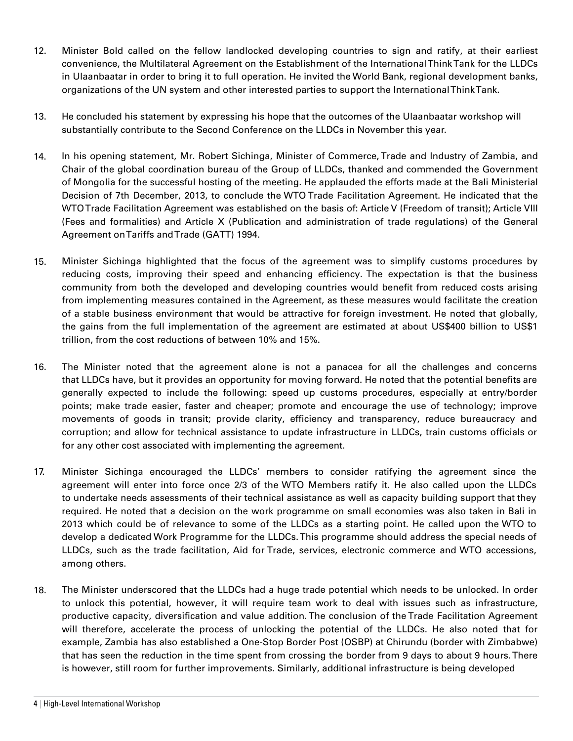12. Minister Bold called on the fellow landlocked developing countries to sign and ratify, at their earliest convenience, the Multilateral Agreement on the Establishment of the International Think Tank for the LLDCs in Ulaanbaatar in order to bring it to full operation. He invited the World Bank, regional development banks, organizations of the UN system and other interested parties to support the International Think Tank.

13. He concluded his statement by expressing his hope that the outcomes of the Ulaanbaatar workshop will substantially contribute to the Second Conference on the LLDCs in November this year.

14. In his opening statement, Mr. Robert Sichinga, Minister of Commerce, Trade and Industry of Zambia, and Chair of the global coordination bureau of the Group of LLDCs, thanked and commended the Government of Mongolia for the successful hosting of the meeting. He applauded the efforts made at the Bali Ministerial Decision of 7th December, 2013, to conclude the WTO Trade Facilitation Agreement. He indicated that the WTO Trade Facilitation Agreement was established on the basis of: Article V (Freedom of transit); Article VIII (Fees and formalities) and Article X (Publication and administration of trade regulations) of the General Agreement on Tariffs and Trade (GATT) 1994.

15. Minister Sichinga highlighted that the focus of the agreement was to simplify customs procedures by reducing costs, improving their speed and enhancing efficiency. The expectation is that the business community from both the developed and developing countries would benefit from reduced costs arising from implementing measures contained in the Agreement, as these measures would facilitate the creation of a stable business environment that would be attractive for foreign investment. He noted that globally, the gains from the full implementation of the agreement are estimated at about US$400 billion to US$1 trillion, from the cost reductions of between 10% and 15%.

16. The Minister noted that the agreement alone is not a panacea for all the challenges and concerns that LLDCs have, but it provides an opportunity for moving forward. He noted that the potential benefits are generally expected to include the following: speed up customs procedures, especially at entry/border points; make trade easier, faster and cheaper; promote and encourage the use of technology; improve movements of goods in transit; provide clarity, efficiency and transparency, reduce bureaucracy and corruption; and allow for technical assistance to update infrastructure in LLDCs, train customs officials or for any other cost associated with implementing the agreement.

17. Minister Sichinga encouraged the LLDCs' members to consider ratifying the agreement since the agreement will enter into force once 2/3 of the WTO Members ratify it. He also called upon the LLDCs to undertake needs assessments of their technical assistance as well as capacity building support that they required. He noted that a decision on the work programme on small economies was also taken in Bali in 2013 which could be of relevance to some of the LLDCs as a starting point. He called upon the WTO to develop a dedicated Work Programme for the LLDCs. This programme should address the special needs of LLDCs, such as the trade facilitation, Aid for Trade, services, electronic commerce and WTO accessions, among others.

18. The Minister underscored that the LLDCs had a huge trade potential which needs to be unlocked. In order to unlock this potential, however, it will require team work to deal with issues such as infrastructure, productive capacity, diversification and value addition. The conclusion of the Trade Facilitation Agreement will therefore, accelerate the process of unlocking the potential of the LLDCs. He also noted that for example, Zambia has also established a One-Stop Border Post (OSBP) at Chirundu (border with Zimbabwe) that has seen the reduction in the time spent from crossing the border from 9 days to about 9 hours. There is however, still room for further improvements. Similarly, additional infrastructure is being developed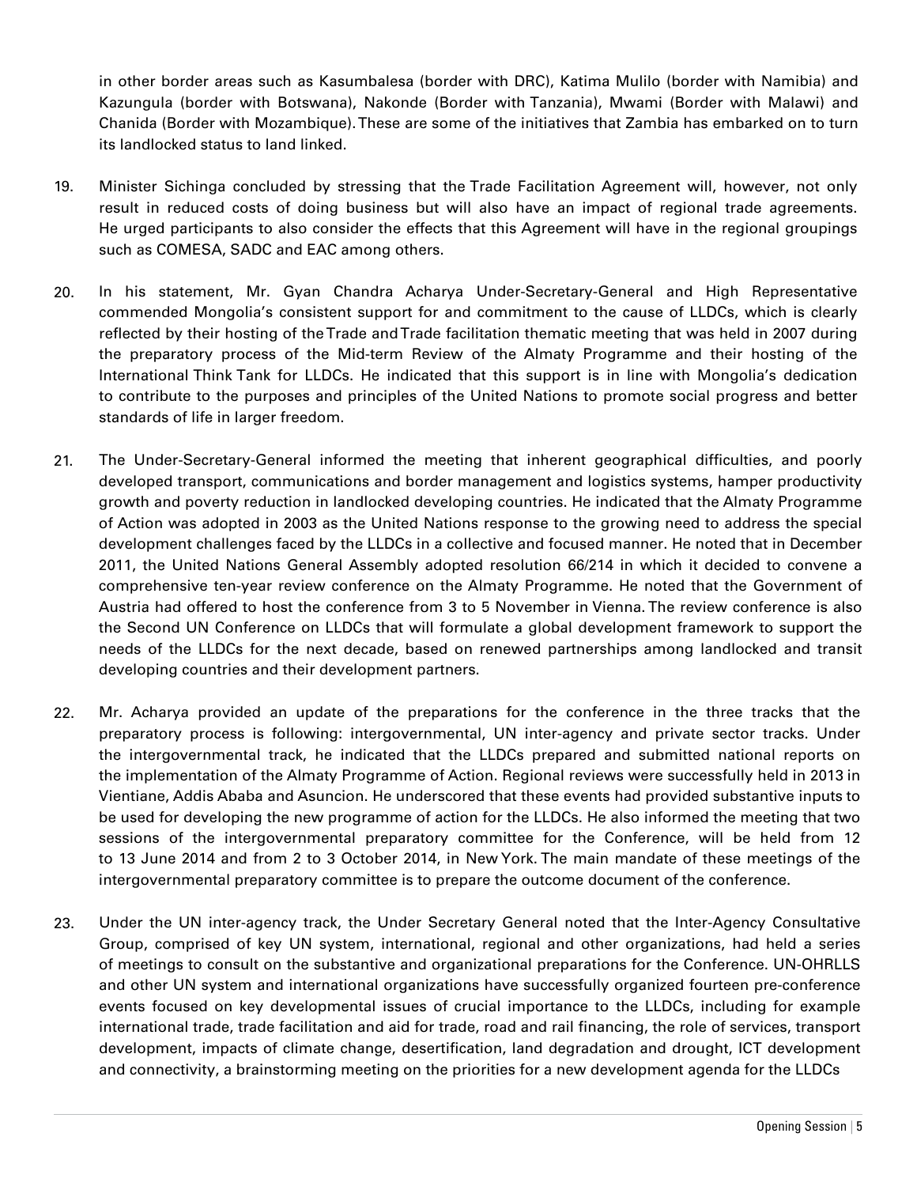in other border areas such as Kasumbalesa (border with DRC), Katima Mulilo (border with Namibia) and Kazungula (border with Botswana), Nakonde (Border with Tanzania), Mwami (Border with Malawi) and Chanida (Border with Mozambique). These are some of the initiatives that Zambia has embarked on to turn its landlocked status to land linked.

19. Minister Sichinga concluded by stressing that the Trade Facilitation Agreement will, however, not only result in reduced costs of doing business but will also have an impact of regional trade agreements. He urged participants to also consider the effects that this Agreement will have in the regional groupings such as COMESA, SADC and EAC among others.

20. In his statement, Mr. Gyan Chandra Acharya Under-Secretary-General and High Representative commended Mongolia's consistent support for and commitment to the cause of LLDCs, which is clearly reflected by their hosting of the Trade and Trade facilitation thematic meeting that was held in 2007 during the preparatory process of the Mid-term Review of the Almaty Programme and their hosting of the International Think Tank for LLDCs. He indicated that this support is in line with Mongolia's dedication to contribute to the purposes and principles of the United Nations to promote social progress and better standards of life in larger freedom.

21. The Under-Secretary-General informed the meeting that inherent geographical difficulties, and poorly developed transport, communications and border management and logistics systems, hamper productivity growth and poverty reduction in landlocked developing countries. He indicated that the Almaty Programme of Action was adopted in 2003 as the United Nations response to the growing need to address the special development challenges faced by the LLDCs in a collective and focused manner. He noted that in December 2011, the United Nations General Assembly adopted resolution 66/214 in which it decided to convene a comprehensive ten-year review conference on the Almaty Programme. He noted that the Government of Austria had offered to host the conference from 3 to 5 November in Vienna. The review conference is also the Second UN Conference on LLDCs that will formulate a global development framework to support the needs of the LLDCs for the next decade, based on renewed partnerships among landlocked and transit developing countries and their development partners.

22. Mr. Acharya provided an update of the preparations for the conference in the three tracks that the preparatory process is following: intergovernmental, UN inter-agency and private sector tracks. Under the intergovernmental track, he indicated that the LLDCs prepared and submitted national reports on the implementation of the Almaty Programme of Action. Regional reviews were successfully held in 2013 in Vientiane, Addis Ababa and Asuncion. He underscored that these events had provided substantive inputs to be used for developing the new programme of action for the LLDCs. He also informed the meeting that two sessions of the intergovernmental preparatory committee for the Conference, will be held from 12 to 13 June 2014 and from 2 to 3 October 2014, in New York. The main mandate of these meetings of the intergovernmental preparatory committee is to prepare the outcome document of the conference.

23. Under the UN inter-agency track, the Under Secretary General noted that the Inter-Agency Consultative Group, comprised of key UN system, international, regional and other organizations, had held a series of meetings to consult on the substantive and organizational preparations for the Conference. UN-OHRLLS and other UN system and international organizations have successfully organized fourteen pre-conference events focused on key developmental issues of crucial importance to the LLDCs, including for example international trade, trade facilitation and aid for trade, road and rail financing, the role of services, transport development, impacts of climate change, desertification, land degradation and drought, ICT development and connectivity, a brainstorming meeting on the priorities for a new development agenda for the LLDCs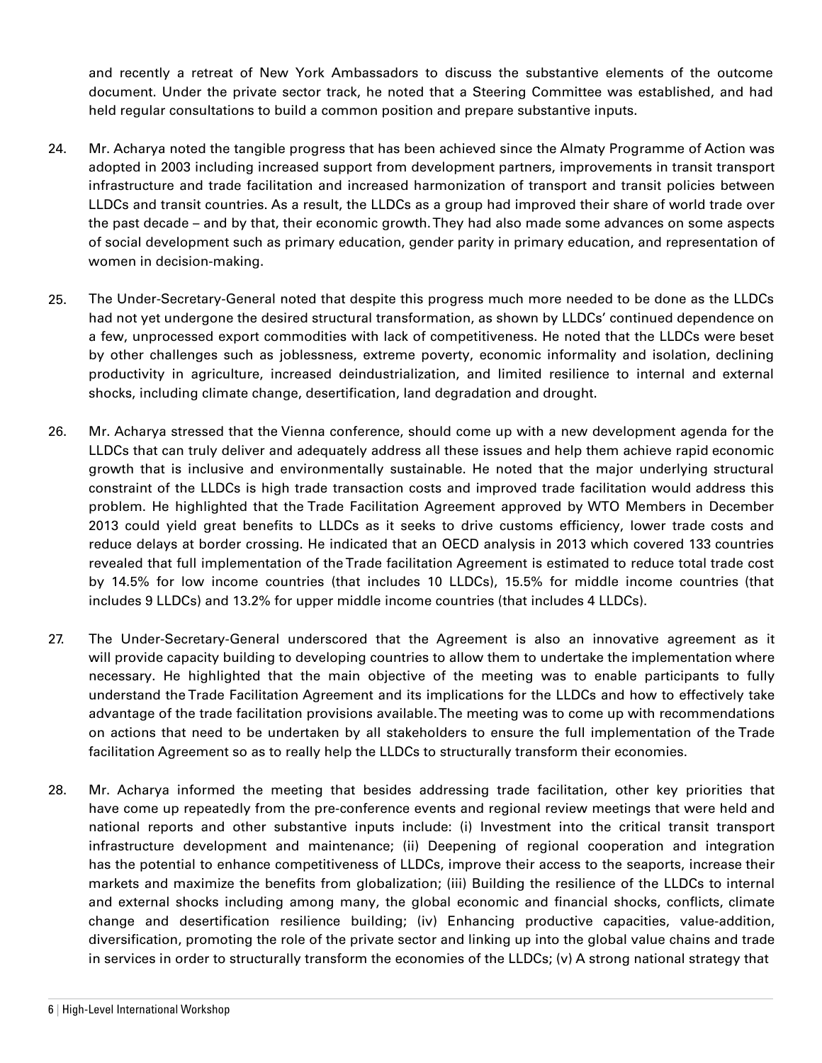and recently a retreat of New York Ambassadors to discuss the substantive elements of the outcome document. Under the private sector track, he noted that a Steering Committee was established, and had held regular consultations to build a common position and prepare substantive inputs.

24. Mr. Acharya noted the tangible progress that has been achieved since the Almaty Programme of Action was adopted in 2003 including increased support from development partners, improvements in transit transport infrastructure and trade facilitation and increased harmonization of transport and transit policies between LLDCs and transit countries. As a result, the LLDCs as a group had improved their share of world trade over the past decade – and by that, their economic growth. They had also made some advances on some aspects of social development such as primary education, gender parity in primary education, and representation of women in decision-making.

25. The Under-Secretary-General noted that despite this progress much more needed to be done as the LLDCs had not yet undergone the desired structural transformation, as shown by LLDCs' continued dependence on a few, unprocessed export commodities with lack of competitiveness. He noted that the LLDCs were beset by other challenges such as joblessness, extreme poverty, economic informality and isolation, declining productivity in agriculture, increased deindustrialization, and limited resilience to internal and external shocks, including climate change, desertification, land degradation and drought.

26. Mr. Acharya stressed that the Vienna conference, should come up with a new development agenda for the LLDCs that can truly deliver and adequately address all these issues and help them achieve rapid economic growth that is inclusive and environmentally sustainable. He noted that the major underlying structural constraint of the LLDCs is high trade transaction costs and improved trade facilitation would address this problem. He highlighted that the Trade Facilitation Agreement approved by WTO Members in December 2013 could yield great benefits to LLDCs as it seeks to drive customs efficiency, lower trade costs and reduce delays at border crossing. He indicated that an OECD analysis in 2013 which covered 133 countries revealed that full implementation of the Trade facilitation Agreement is estimated to reduce total trade cost by 14.5% for low income countries (that includes 10 LLDCs), 15.5% for middle income countries (that includes 9 LLDCs) and 13.2% for upper middle income countries (that includes 4 LLDCs).

27. The Under-Secretary-General underscored that the Agreement is also an innovative agreement as it will provide capacity building to developing countries to allow them to undertake the implementation where necessary. He highlighted that the main objective of the meeting was to enable participants to fully understand the Trade Facilitation Agreement and its implications for the LLDCs and how to effectively take advantage of the trade facilitation provisions available. The meeting was to come up with recommendations on actions that need to be undertaken by all stakeholders to ensure the full implementation of the Trade facilitation Agreement so as to really help the LLDCs to structurally transform their economies.

28. Mr. Acharya informed the meeting that besides addressing trade facilitation, other key priorities that have come up repeatedly from the pre-conference events and regional review meetings that were held and national reports and other substantive inputs include: (i) Investment into the critical transit transport infrastructure development and maintenance; (ii) Deepening of regional cooperation and integration has the potential to enhance competitiveness of LLDCs, improve their access to the seaports, increase their markets and maximize the benefits from globalization; (iii) Building the resilience of the LLDCs to internal and external shocks including among many, the global economic and financial shocks, conflicts, climate change and desertification resilience building; (iv) Enhancing productive capacities, value-addition, diversification, promoting the role of the private sector and linking up into the global value chains and trade in services in order to structurally transform the economies of the LLDCs; (v) A strong national strategy that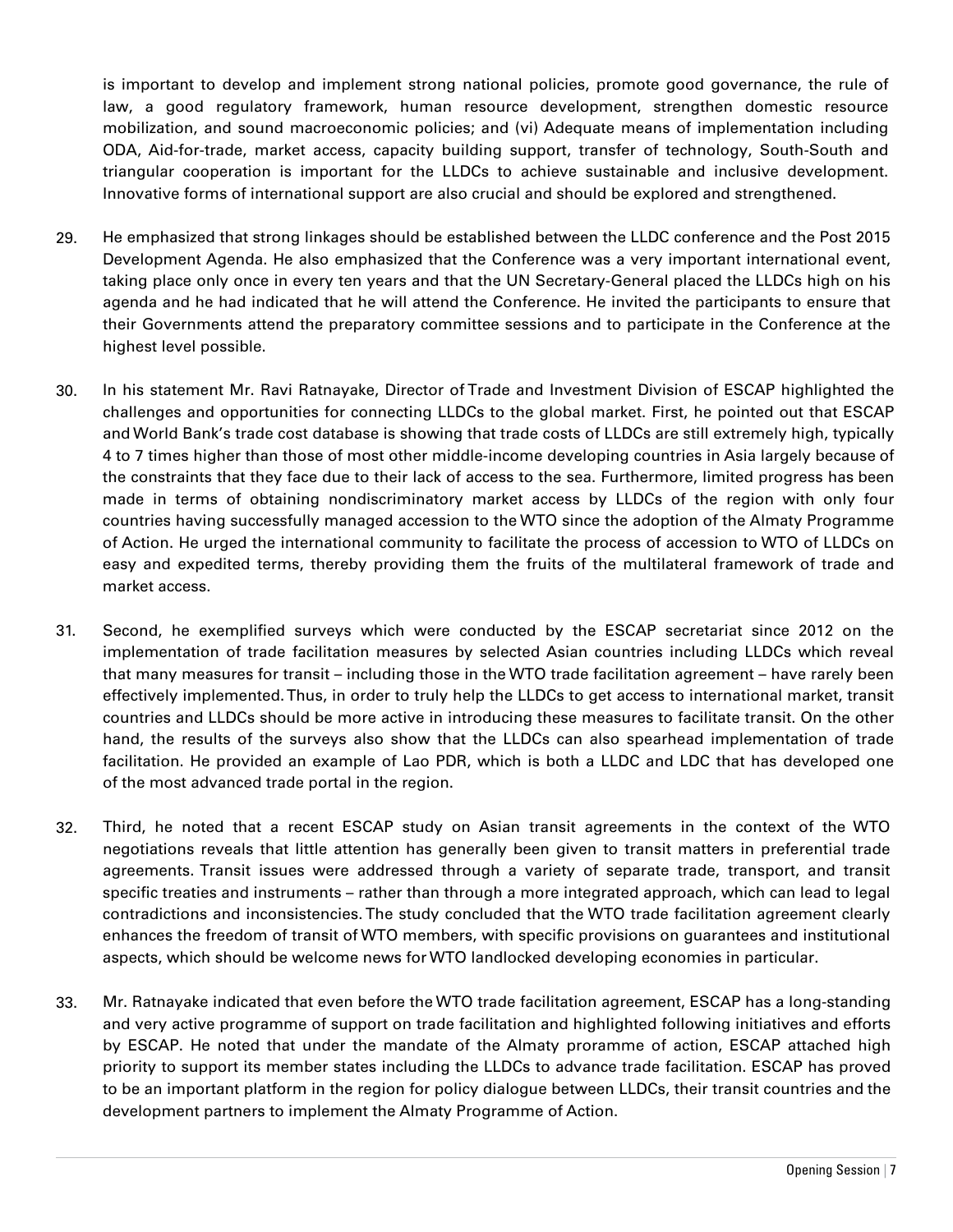is important to develop and implement strong national policies, promote good governance, the rule of law, a good regulatory framework, human resource development, strengthen domestic resource mobilization, and sound macroeconomic policies; and (vi) Adequate means of implementation including ODA, Aid-for-trade, market access, capacity building support, transfer of technology, South-South and triangular cooperation is important for the LLDCs to achieve sustainable and inclusive development. Innovative forms of international support are also crucial and should be explored and strengthened.

29. He emphasized that strong linkages should be established between the LLDC conference and the Post 2015 Development Agenda. He also emphasized that the Conference was a very important international event, taking place only once in every ten years and that the UN Secretary-General placed the LLDCs high on his agenda and he had indicated that he will attend the Conference. He invited the participants to ensure that their Governments attend the preparatory committee sessions and to participate in the Conference at the highest level possible.

30. In his statement Mr. Ravi Ratnayake, Director of Trade and Investment Division of ESCAP highlighted the challenges and opportunities for connecting LLDCs to the global market. First, he pointed out that ESCAP and World Bank's trade cost database is showing that trade costs of LLDCs are still extremely high, typically 4 to 7 times higher than those of most other middle-income developing countries in Asia largely because of the constraints that they face due to their lack of access to the sea. Furthermore, limited progress has been made in terms of obtaining nondiscriminatory market access by LLDCs of the region with only four countries having successfully managed accession to the WTO since the adoption of the Almaty Programme of Action. He urged the international community to facilitate the process of accession to WTO of LLDCs on easy and expedited terms, thereby providing them the fruits of the multilateral framework of trade and market access.

31. Second, he exemplified surveys which were conducted by the ESCAP secretariat since 2012 on the implementation of trade facilitation measures by selected Asian countries including LLDCs which reveal that many measures for transit – including those in the WTO trade facilitation agreement – have rarely been effectively implemented. Thus, in order to truly help the LLDCs to get access to international market, transit countries and LLDCs should be more active in introducing these measures to facilitate transit. On the other hand, the results of the surveys also show that the LLDCs can also spearhead implementation of trade facilitation. He provided an example of Lao PDR, which is both a LLDC and LDC that has developed one of the most advanced trade portal in the region.

32. Third, he noted that a recent ESCAP study on Asian transit agreements in the context of the WTO negotiations reveals that little attention has generally been given to transit matters in preferential trade agreements. Transit issues were addressed through a variety of separate trade, transport, and transit specific treaties and instruments – rather than through a more integrated approach, which can lead to legal contradictions and inconsistencies. The study concluded that the WTO trade facilitation agreement clearly enhances the freedom of transit of WTO members, with specific provisions on guarantees and institutional aspects, which should be welcome news for WTO landlocked developing economies in particular.

33. Mr. Ratnayake indicated that even before the WTO trade facilitation agreement, ESCAP has a long-standing and very active programme of support on trade facilitation and highlighted following initiatives and efforts by ESCAP. He noted that under the mandate of the Almaty proramme of action, ESCAP attached high priority to support its member states including the LLDCs to advance trade facilitation. ESCAP has proved to be an important platform in the region for policy dialogue between LLDCs, their transit countries and the development partners to implement the Almaty Programme of Action.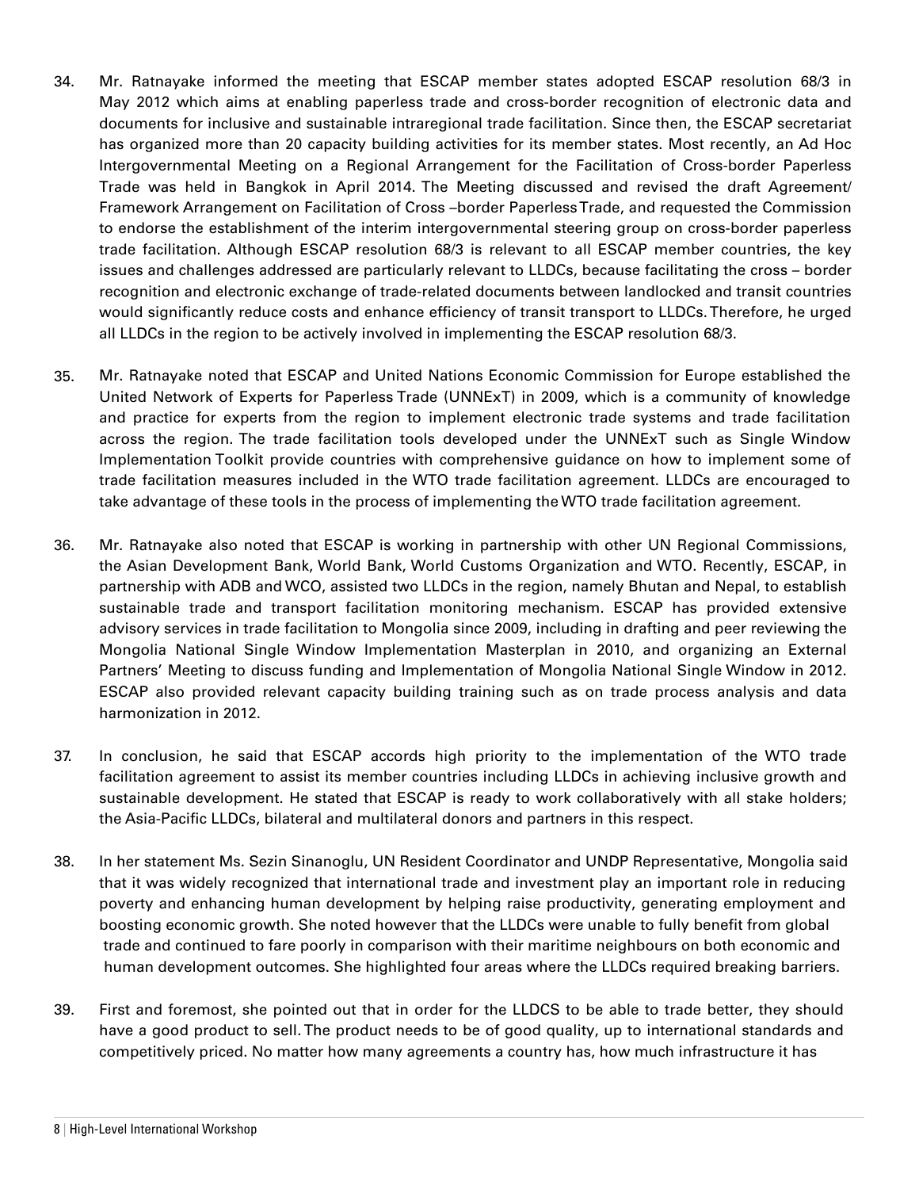34. Mr. Ratnayake informed the meeting that ESCAP member states adopted ESCAP resolution 68/3 in May 2012 which aims at enabling paperless trade and cross-border recognition of electronic data and documents for inclusive and sustainable intraregional trade facilitation. Since then, the ESCAP secretariat has organized more than 20 capacity building activities for its member states. Most recently, an Ad Hoc Intergovernmental Meeting on a Regional Arrangement for the Facilitation of Cross-border Paperless Trade was held in Bangkok in April 2014. The Meeting discussed and revised the draft Agreement/ Framework Arrangement on Facilitation of Cross –border Paperless Trade, and requested the Commission to endorse the establishment of the interim intergovernmental steering group on cross-border paperless trade facilitation. Although ESCAP resolution 68/3 is relevant to all ESCAP member countries, the key issues and challenges addressed are particularly relevant to LLDCs, because facilitating the cross – border recognition and electronic exchange of trade-related documents between landlocked and transit countries would significantly reduce costs and enhance efficiency of transit transport to LLDCs. Therefore, he urged all LLDCs in the region to be actively involved in implementing the ESCAP resolution 68/3.

35. Mr. Ratnayake noted that ESCAP and United Nations Economic Commission for Europe established the United Network of Experts for Paperless Trade (UNNExT) in 2009, which is a community of knowledge and practice for experts from the region to implement electronic trade systems and trade facilitation across the region. The trade facilitation tools developed under the UNNExT such as Single Window Implementation Toolkit provide countries with comprehensive guidance on how to implement some of trade facilitation measures included in the WTO trade facilitation agreement. LLDCs are encouraged to take advantage of these tools in the process of implementing the WTO trade facilitation agreement.

36. Mr. Ratnayake also noted that ESCAP is working in partnership with other UN Regional Commissions, the Asian Development Bank, World Bank, World Customs Organization and WTO. Recently, ESCAP, in partnership with ADB and WCO, assisted two LLDCs in the region, namely Bhutan and Nepal, to establish sustainable trade and transport facilitation monitoring mechanism. ESCAP has provided extensive advisory services in trade facilitation to Mongolia since 2009, including in drafting and peer reviewing the Mongolia National Single Window Implementation Masterplan in 2010, and organizing an External Partners' Meeting to discuss funding and Implementation of Mongolia National Single Window in 2012. ESCAP also provided relevant capacity building training such as on trade process analysis and data harmonization in 2012.

37. In conclusion, he said that ESCAP accords high priority to the implementation of the WTO trade facilitation agreement to assist its member countries including LLDCs in achieving inclusive growth and sustainable development. He stated that ESCAP is ready to work collaboratively with all stake holders; the Asia-Pacific LLDCs, bilateral and multilateral donors and partners in this respect.

38. In her statement Ms. Sezin Sinanoglu, UN Resident Coordinator and UNDP Representative, Mongolia said that it was widely recognized that international trade and investment play an important role in reducing poverty and enhancing human development by helping raise productivity, generating employment and boosting economic growth. She noted however that the LLDCs were unable to fully benefit from global trade and continued to fare poorly in comparison with their maritime neighbours on both economic and human development outcomes. She highlighted four areas where the LLDCs required breaking barriers.

39. First and foremost, she pointed out that in order for the LLDCS to be able to trade better, they should have a good product to sell. The product needs to be of good quality, up to international standards and competitively priced. No matter how many agreements a country has, how much infrastructure it has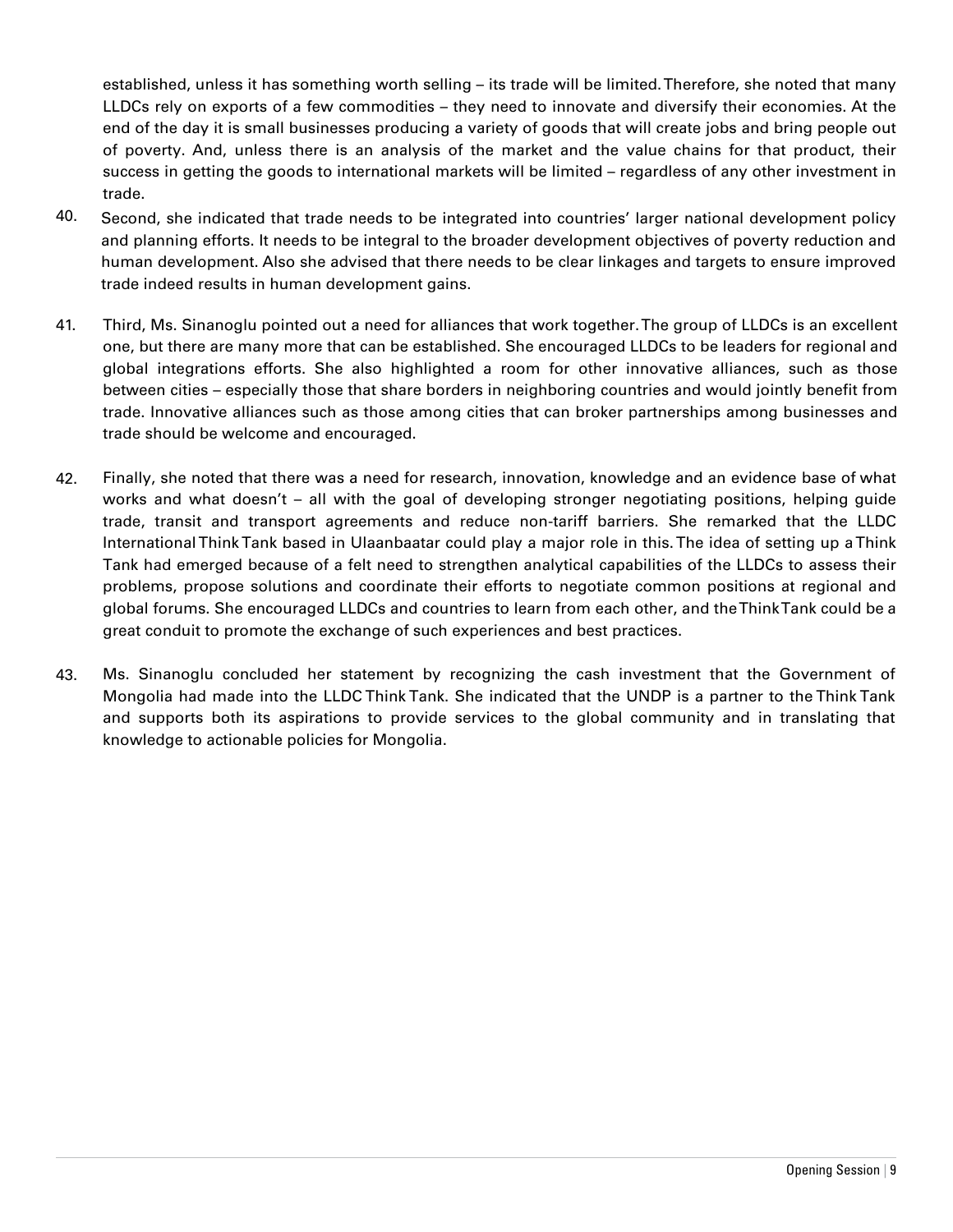established, unless it has something worth selling – its trade will be limited. Therefore, she noted that many LLDCs rely on exports of a few commodities – they need to innovate and diversify their economies. At the end of the day it is small businesses producing a variety of goods that will create jobs and bring people out of poverty. And, unless there is an analysis of the market and the value chains for that product, their success in getting the goods to international markets will be limited – regardless of any other investment in trade.

40. Second, she indicated that trade needs to be integrated into countries' larger national development policy and planning efforts. It needs to be integral to the broader development objectives of poverty reduction and human development. Also she advised that there needs to be clear linkages and targets to ensure improved trade indeed results in human development gains.

41. Third, Ms. Sinanoglu pointed out a need for alliances that work together. The group of LLDCs is an excellent one, but there are many more that can be established. She encouraged LLDCs to be leaders for regional and global integrations efforts. She also highlighted a room for other innovative alliances, such as those between cities – especially those that share borders in neighboring countries and would jointly benefit from trade. Innovative alliances such as those among cities that can broker partnerships among businesses and trade should be welcome and encouraged.

42. Finally, she noted that there was a need for research, innovation, knowledge and an evidence base of what works and what doesn't – all with the goal of developing stronger negotiating positions, helping guide trade, transit and transport agreements and reduce non-tariff barriers. She remarked that the LLDC International Think Tank based in Ulaanbaatar could play a major role in this. The idea of setting up a Think Tank had emerged because of a felt need to strengthen analytical capabilities of the LLDCs to assess their problems, propose solutions and coordinate their efforts to negotiate common positions at regional and global forums. She encouraged LLDCs and countries to learn from each other, and the Think Tank could be a great conduit to promote the exchange of such experiences and best practices.

43. Ms. Sinanoglu concluded her statement by recognizing the cash investment that the Government of Mongolia had made into the LLDC Think Tank. She indicated that the UNDP is a partner to the Think Tank and supports both its aspirations to provide services to the global community and in translating that knowledge to actionable policies for Mongolia.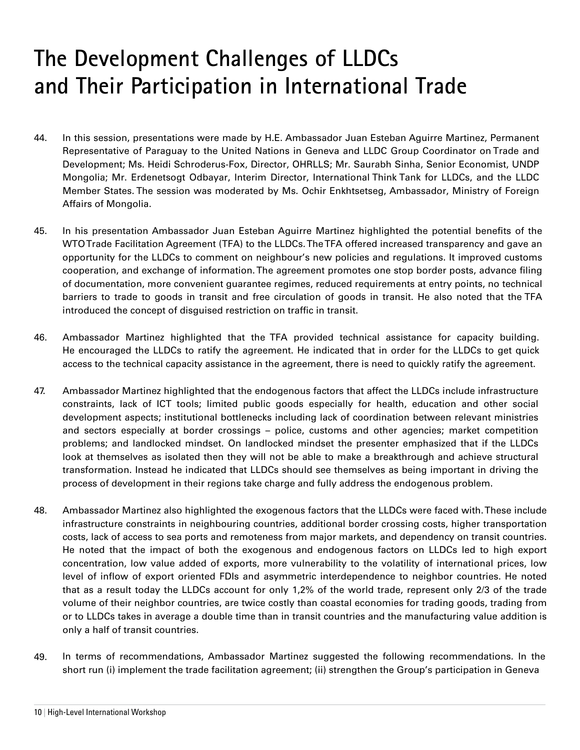# The Development Challenges of LLDCs and Their Participation in International Trade

44. In this session, presentations were made by H.E. Ambassador Juan Esteban Aguirre Martinez, Permanent Representative of Paraguay to the United Nations in Geneva and LLDC Group Coordinator on Trade and Development; Ms. Heidi Schroderus-Fox, Director, OHRLLS; Mr. Saurabh Sinha, Senior Economist, UNDP Mongolia; Mr. Erdenetsogt Odbayar, Interim Director, International Think Tank for LLDCs, and the LLDC Member States. The session was moderated by Ms. Ochir Enkhtsetseg, Ambassador, Ministry of Foreign Affairs of Mongolia.

45. In his presentation Ambassador Juan Esteban Aguirre Martinez highlighted the potential benefits of the WTO Trade Facilitation Agreement (TFA) to the LLDCs. The TFA offered increased transparency and gave an opportunity for the LLDCs to comment on neighbour's new policies and regulations. It improved customs cooperation, and exchange of information. The agreement promotes one stop border posts, advance filing of documentation, more convenient guarantee regimes, reduced requirements at entry points, no technical barriers to trade to goods in transit and free circulation of goods in transit. He also noted that the TFA introduced the concept of disguised restriction on traffic in transit.

46. Ambassador Martinez highlighted that the TFA provided technical assistance for capacity building. He encouraged the LLDCs to ratify the agreement. He indicated that in order for the LLDCs to get quick access to the technical capacity assistance in the agreement, there is need to quickly ratify the agreement.

47. Ambassador Martinez highlighted that the endogenous factors that affect the LLDCs include infrastructure constraints, lack of ICT tools; limited public goods especially for health, education and other social development aspects; institutional bottlenecks including lack of coordination between relevant ministries and sectors especially at border crossings – police, customs and other agencies; market competition problems; and landlocked mindset. On landlocked mindset the presenter emphasized that if the LLDCs look at themselves as isolated then they will not be able to make a breakthrough and achieve structural transformation. Instead he indicated that LLDCs should see themselves as being important in driving the process of development in their regions take charge and fully address the endogenous problem.

48. Ambassador Martinez also highlighted the exogenous factors that the LLDCs were faced with. These include infrastructure constraints in neighbouring countries, additional border crossing costs, higher transportation costs, lack of access to sea ports and remoteness from major markets, and dependency on transit countries. He noted that the impact of both the exogenous and endogenous factors on LLDCs led to high export concentration, low value added of exports, more vulnerability to the volatility of international prices, low level of inflow of export oriented FDIs and asymmetric interdependence to neighbor countries. He noted that as a result today the LLDCs account for only 1,2% of the world trade, represent only 2/3 of the trade volume of their neighbor countries, are twice costly than coastal economies for trading goods, trading from or to LLDCs takes in average a double time than in transit countries and the manufacturing value addition is only a half of transit countries.

49. In terms of recommendations, Ambassador Martinez suggested the following recommendations. In the short run (i) implement the trade facilitation agreement; (ii) strengthen the Group's participation in Geneva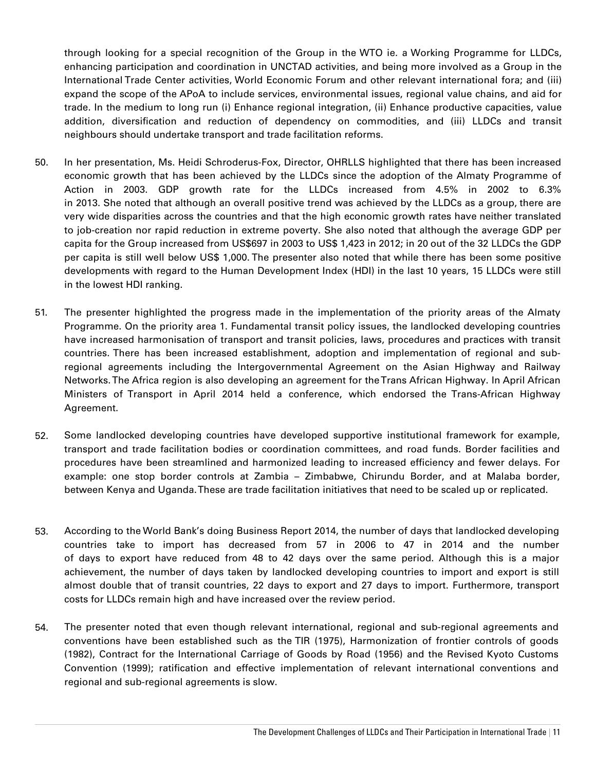through looking for a special recognition of the Group in the WTO ie. a Working Programme for LLDCs, enhancing participation and coordination in UNCTAD activities, and being more involved as a Group in the International Trade Center activities, World Economic Forum and other relevant international fora; and (iii) expand the scope of the APoA to include services, environmental issues, regional value chains, and aid for trade. In the medium to long run (i) Enhance regional integration, (ii) Enhance productive capacities, value addition, diversification and reduction of dependency on commodities, and (iii) LLDCs and transit neighbours should undertake transport and trade facilitation reforms.

50. In her presentation, Ms. Heidi Schroderus-Fox, Director, OHRLLS highlighted that there has been increased economic growth that has been achieved by the LLDCs since the adoption of the Almaty Programme of Action in 2003. GDP growth rate for the LLDCs increased from 4.5% in 2002 to 6.3% in 2013. She noted that although an overall positive trend was achieved by the LLDCs as a group, there are very wide disparities across the countries and that the high economic growth rates have neither translated to job-creation nor rapid reduction in extreme poverty. She also noted that although the average GDP per capita for the Group increased from US$697 in 2003 to US$ 1,423 in 2012; in 20 out of the 32 LLDCs the GDP per capita is still well below US$ 1,000. The presenter also noted that while there has been some positive developments with regard to the Human Development Index (HDI) in the last 10 years, 15 LLDCs were still in the lowest HDI ranking.

51. The presenter highlighted the progress made in the implementation of the priority areas of the Almaty Programme. On the priority area 1. Fundamental transit policy issues, the landlocked developing countries have increased harmonisation of transport and transit policies, laws, procedures and practices with transit countries. There has been increased establishment, adoption and implementation of regional and sub-regional agreements including the Intergovernmental Agreement on the Asian Highway and Railway Networks. The Africa region is also developing an agreement for the Trans African Highway. In April African Ministers of Transport in April 2014 held a conference, which endorsed the Trans-African Highway Agreement.

52. Some landlocked developing countries have developed supportive institutional framework for example, transport and trade facilitation bodies or coordination committees, and road funds. Border facilities and procedures have been streamlined and harmonized leading to increased efficiency and fewer delays. For example: one stop border controls at Zambia – Zimbabwe, Chirundu Border, and at Malaba border, between Kenya and Uganda. These are trade facilitation initiatives that need to be scaled up or replicated.

53. According to the World Bank's doing Business Report 2014, the number of days that landlocked developing countries take to import has decreased from 57 in 2006 to 47 in 2014 and the number of days to export have reduced from 48 to 42 days over the same period. Although this is a major achievement, the number of days taken by landlocked developing countries to import and export is still almost double that of transit countries, 22 days to export and 27 days to import. Furthermore, transport costs for LLDCs remain high and have increased over the review period.

54. The presenter noted that even though relevant international, regional and sub-regional agreements and conventions have been established such as the TIR (1975), Harmonization of frontier controls of goods (1982), Contract for the International Carriage of Goods by Road (1956) and the Revised Kyoto Customs Convention (1999); ratification and effective implementation of relevant international conventions and regional and sub-regional agreements is slow.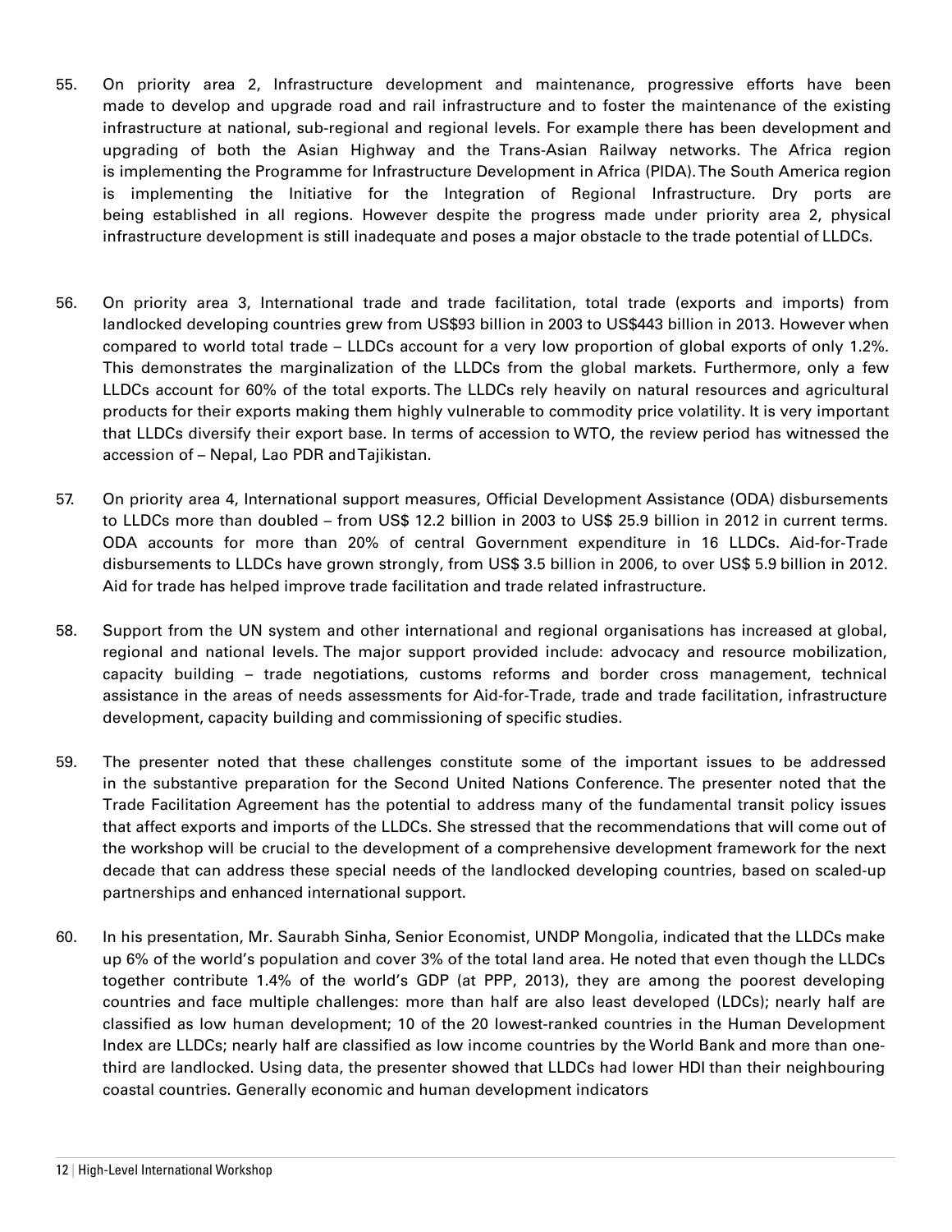55. On priority area 2, Infrastructure development and maintenance, progressive efforts have been made to develop and upgrade road and rail infrastructure and to foster the maintenance of the existing infrastructure at national, sub-regional and regional levels. For example there has been development and upgrading of both the Asian Highway and the Trans-Asian Railway networks. The Africa region is implementing the Programme for Infrastructure Development in Africa (PIDA). The South America region is implementing the Initiative for the Integration of Regional Infrastructure. Dry ports are being established in all regions. However despite the progress made under priority area 2, physical infrastructure development is still inadequate and poses a major obstacle to the trade potential of LLDCs.

56. On priority area 3, International trade and trade facilitation, total trade (exports and imports) from landlocked developing countries grew from US$93 billion in 2003 to US$443 billion in 2013. However when compared to world total trade – LLDCs account for a very low proportion of global exports of only 1.2%. This demonstrates the marginalization of the LLDCs from the global markets. Furthermore, only a few LLDCs account for 60% of the total exports. The LLDCs rely heavily on natural resources and agricultural products for their exports making them highly vulnerable to commodity price volatility. It is very important that LLDCs diversify their export base. In terms of accession to WTO, the review period has witnessed the accession of – Nepal, Lao PDR and Tajikistan.

57. On priority area 4, International support measures, Official Development Assistance (ODA) disbursements to LLDCs more than doubled – from US$ 12.2 billion in 2003 to US$ 25.9 billion in 2012 in current terms. ODA accounts for more than 20% of central Government expenditure in 16 LLDCs. Aid-for-Trade disbursements to LLDCs have grown strongly, from US$ 3.5 billion in 2006, to over US$ 5.9 billion in 2012. Aid for trade has helped improve trade facilitation and trade related infrastructure.

58. Support from the UN system and other international and regional organisations has increased at global, regional and national levels. The major support provided include: advocacy and resource mobilization, capacity building – trade negotiations, customs reforms and border cross management, technical assistance in the areas of needs assessments for Aid-for-Trade, trade and trade facilitation, infrastructure development, capacity building and commissioning of specific studies.

59. The presenter noted that these challenges constitute some of the important issues to be addressed in the substantive preparation for the Second United Nations Conference. The presenter noted that the Trade Facilitation Agreement has the potential to address many of the fundamental transit policy issues that affect exports and imports of the LLDCs. She stressed that the recommendations that will come out of the workshop will be crucial to the development of a comprehensive development framework for the next decade that can address these special needs of the landlocked developing countries, based on scaled-up partnerships and enhanced international support.

60. In his presentation, Mr. Saurabh Sinha, Senior Economist, UNDP Mongolia, indicated that the LLDCs make up 6% of the world's population and cover 3% of the total land area. He noted that even though the LLDCs together contribute 1.4% of the world's GDP (at PPP, 2013), they are among the poorest developing countries and face multiple challenges: more than half are also least developed (LDCs); nearly half are classified as low human development; 10 of the 20 lowest-ranked countries in the Human Development Index are LLDCs; nearly half are classified as low income countries by the World Bank and more than one-third are landlocked. Using data, the presenter showed that LLDCs had lower HDI than their neighbouring coastal countries. Generally economic and human development indicators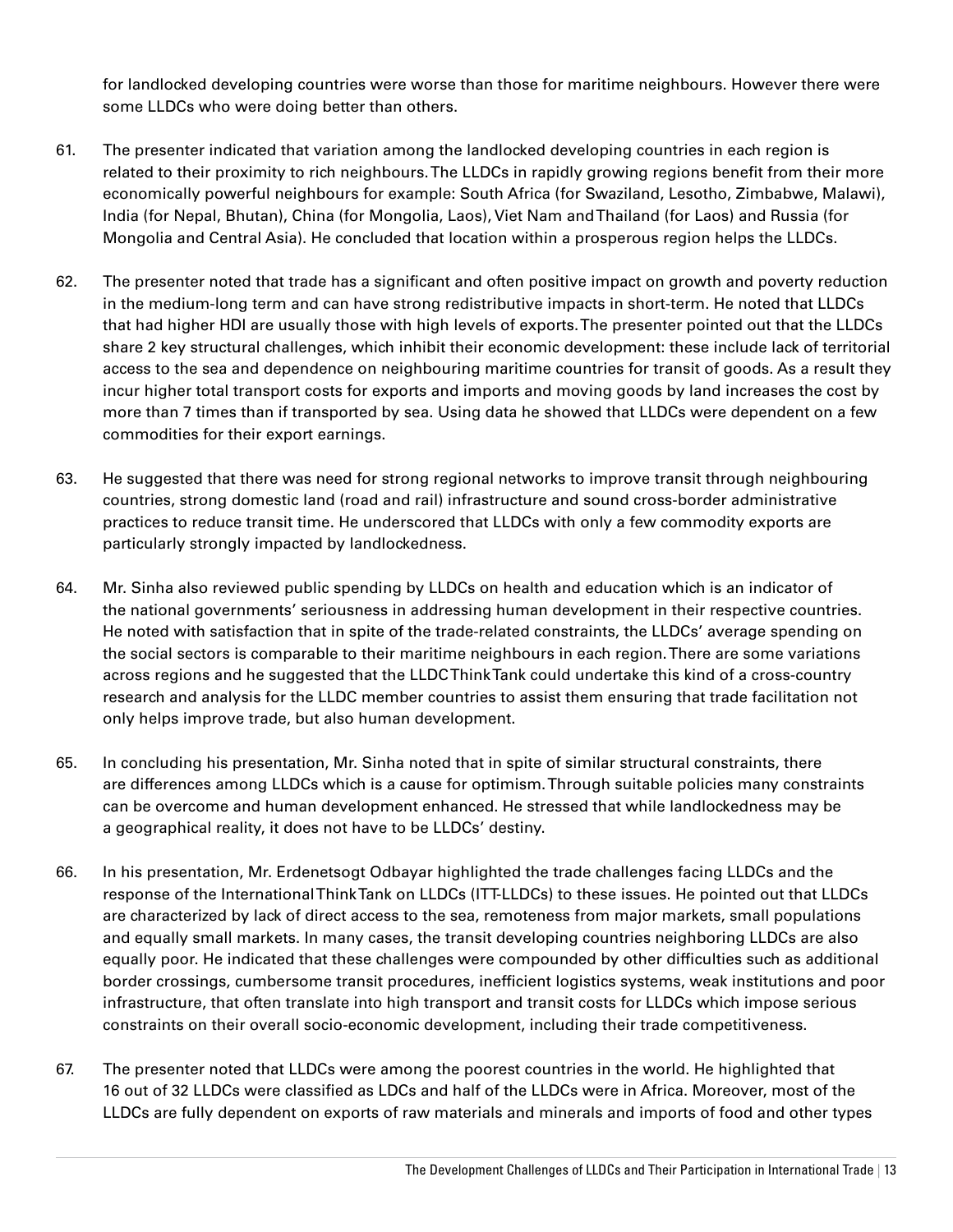for landlocked developing countries were worse than those for maritime neighbours. However there were some LLDCs who were doing better than others.

61. The presenter indicated that variation among the landlocked developing countries in each region is related to their proximity to rich neighbours. The LLDCs in rapidly growing regions benefit from their more economically powerful neighbours for example: South Africa (for Swaziland, Lesotho, Zimbabwe, Malawi), India (for Nepal, Bhutan), China (for Mongolia, Laos), Viet Nam and Thailand (for Laos) and Russia (for Mongolia and Central Asia). He concluded that location within a prosperous region helps the LLDCs.

62. The presenter noted that trade has a significant and often positive impact on growth and poverty reduction in the medium-long term and can have strong redistributive impacts in short-term. He noted that LLDCs that had higher HDI are usually those with high levels of exports. The presenter pointed out that the LLDCs share 2 key structural challenges, which inhibit their economic development: these include lack of territorial access to the sea and dependence on neighbouring maritime countries for transit of goods. As a result they incur higher total transport costs for exports and imports and moving goods by land increases the cost by more than 7 times than if transported by sea. Using data he showed that LLDCs were dependent on a few commodities for their export earnings.

63. He suggested that there was need for strong regional networks to improve transit through neighbouring countries, strong domestic land (road and rail) infrastructure and sound cross-border administrative practices to reduce transit time. He underscored that LLDCs with only a few commodity exports are particularly strongly impacted by landlockedness.

64. Mr. Sinha also reviewed public spending by LLDCs on health and education which is an indicator of the national governments' seriousness in addressing human development in their respective countries. He noted with satisfaction that in spite of the trade-related constraints, the LLDCs' average spending on the social sectors is comparable to their maritime neighbours in each region. There are some variations across regions and he suggested that the LLDC Think Tank could undertake this kind of a cross-country research and analysis for the LLDC member countries to assist them ensuring that trade facilitation not only helps improve trade, but also human development.

65. In concluding his presentation, Mr. Sinha noted that in spite of similar structural constraints, there are differences among LLDCs which is a cause for optimism. Through suitable policies many constraints can be overcome and human development enhanced. He stressed that while landlockedness may be a geographical reality, it does not have to be LLDCs' destiny.

66. In his presentation, Mr. Erdenetsogt Odbayar highlighted the trade challenges facing LLDCs and the response of the International Think Tank on LLDCs (ITT-LLDCs) to these issues. He pointed out that LLDCs are characterized by lack of direct access to the sea, remoteness from major markets, small populations and equally small markets. In many cases, the transit developing countries neighboring LLDCs are also equally poor. He indicated that these challenges were compounded by other difficulties such as additional border crossings, cumbersome transit procedures, inefficient logistics systems, weak institutions and poor infrastructure, that often translate into high transport and transit costs for LLDCs which impose serious constraints on their overall socio-economic development, including their trade competitiveness.

67. The presenter noted that LLDCs were among the poorest countries in the world. He highlighted that 16 out of 32 LLDCs were classified as LDCs and half of the LLDCs were in Africa. Moreover, most of the LLDCs are fully dependent on exports of raw materials and minerals and imports of food and other types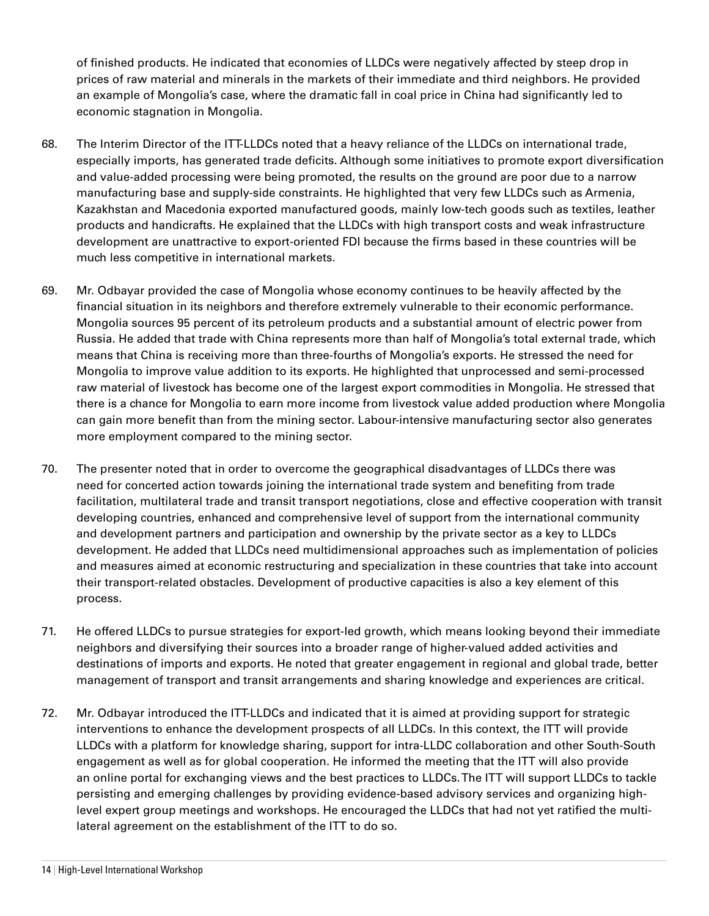of finished products. He indicated that economies of LLDCs were negatively affected by steep drop in prices of raw material and minerals in the markets of their immediate and third neighbors. He provided an example of Mongolia's case, where the dramatic fall in coal price in China had significantly led to economic stagnation in Mongolia.

68. The Interim Director of the ITT-LLDCs noted that a heavy reliance of the LLDCs on international trade, especially imports, has generated trade deficits. Although some initiatives to promote export diversification and value-added processing were being promoted, the results on the ground are poor due to a narrow manufacturing base and supply-side constraints. He highlighted that very few LLDCs such as Armenia, Kazakhstan and Macedonia exported manufactured goods, mainly low-tech goods such as textiles, leather products and handicrafts. He explained that the LLDCs with high transport costs and weak infrastructure development are unattractive to export-oriented FDI because the firms based in these countries will be much less competitive in international markets.

69. Mr. Odbayar provided the case of Mongolia whose economy continues to be heavily affected by the financial situation in its neighbors and therefore extremely vulnerable to their economic performance. Mongolia sources 95 percent of its petroleum products and a substantial amount of electric power from Russia. He added that trade with China represents more than half of Mongolia's total external trade, which means that China is receiving more than three-fourths of Mongolia's exports. He stressed the need for Mongolia to improve value addition to its exports. He highlighted that unprocessed and semi-processed raw material of livestock has become one of the largest export commodities in Mongolia. He stressed that there is a chance for Mongolia to earn more income from livestock value added production where Mongolia can gain more benefit than from the mining sector. Labour-intensive manufacturing sector also generates more employment compared to the mining sector.

70. The presenter noted that in order to overcome the geographical disadvantages of LLDCs there was need for concerted action towards joining the international trade system and benefiting from trade facilitation, multilateral trade and transit transport negotiations, close and effective cooperation with transit developing countries, enhanced and comprehensive level of support from the international community and development partners and participation and ownership by the private sector as a key to LLDCs development. He added that LLDCs need multidimensional approaches such as implementation of policies and measures aimed at economic restructuring and specialization in these countries that take into account their transport-related obstacles. Development of productive capacities is also a key element of this process.

71. He offered LLDCs to pursue strategies for export-led growth, which means looking beyond their immediate neighbors and diversifying their sources into a broader range of higher-valued added activities and destinations of imports and exports. He noted that greater engagement in regional and global trade, better management of transport and transit arrangements and sharing knowledge and experiences are critical.

72. Mr. Odbayar introduced the ITT-LLDCs and indicated that it is aimed at providing support for strategic interventions to enhance the development prospects of all LLDCs. In this context, the ITT will provide LLDCs with a platform for knowledge sharing, support for intra-LLDC collaboration and other South-South engagement as well as for global cooperation. He informed the meeting that the ITT will also provide an online portal for exchanging views and the best practices to LLDCs. The ITT will support LLDCs to tackle persisting and emerging challenges by providing evidence-based advisory services and organizing high-level expert group meetings and workshops. He encouraged the LLDCs that had not yet ratified the multi-lateral agreement on the establishment of the ITT to do so.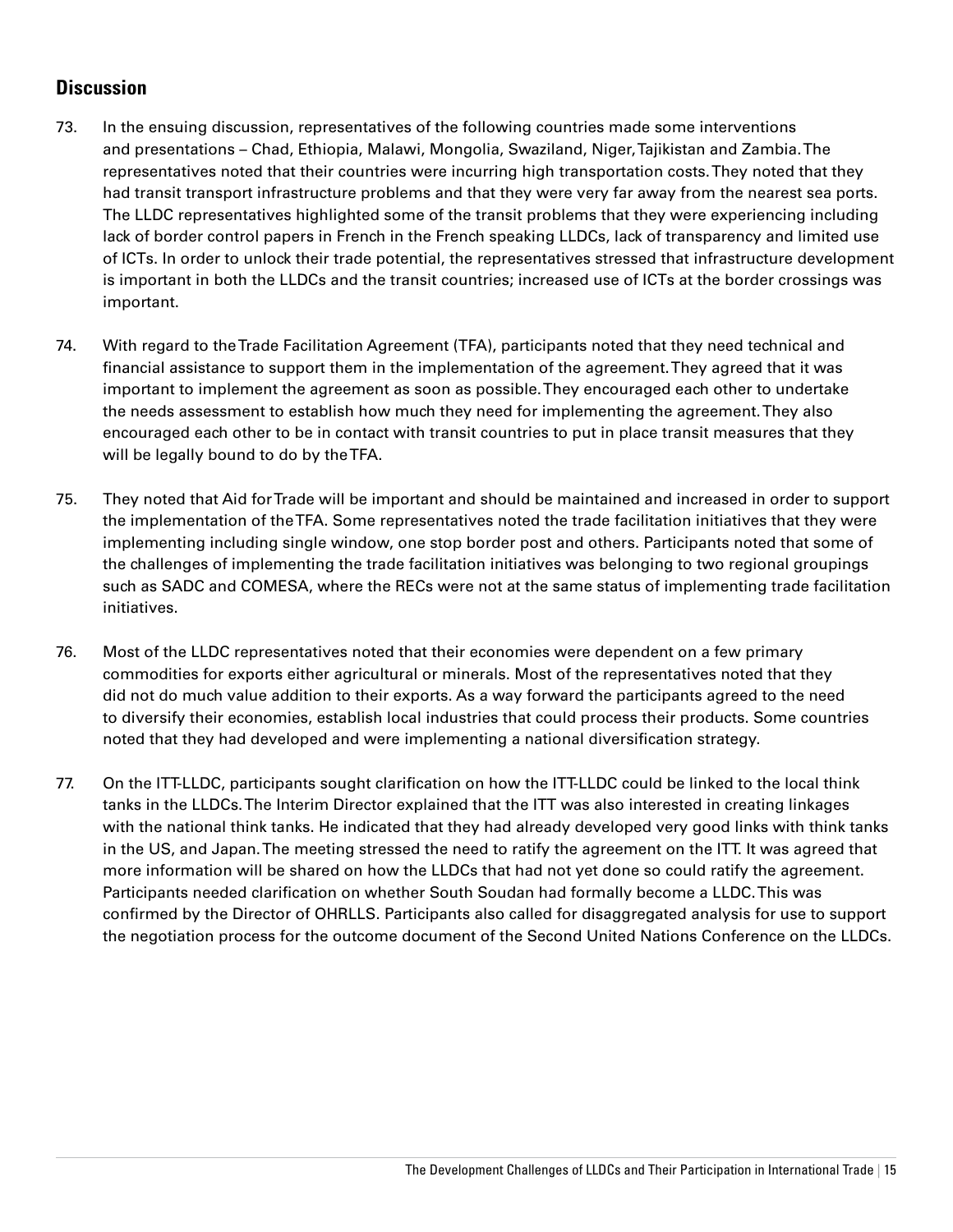## Discussion

73. In the ensuing discussion, representatives of the following countries made some interventions and presentations – Chad, Ethiopia, Malawi, Mongolia, Swaziland, Niger, Tajikistan and Zambia. The representatives noted that their countries were incurring high transportation costs. They noted that they had transit transport infrastructure problems and that they were very far away from the nearest sea ports. The LLDC representatives highlighted some of the transit problems that they were experiencing including lack of border control papers in French in the French speaking LLDCs, lack of transparency and limited use of ICTs. In order to unlock their trade potential, the representatives stressed that infrastructure development is important in both the LLDCs and the transit countries; increased use of ICTs at the border crossings was important.

74. With regard to the Trade Facilitation Agreement (TFA), participants noted that they need technical and financial assistance to support them in the implementation of the agreement. They agreed that it was important to implement the agreement as soon as possible. They encouraged each other to undertake the needs assessment to establish how much they need for implementing the agreement. They also encouraged each other to be in contact with transit countries to put in place transit measures that they will be legally bound to do by the TFA.

75. They noted that Aid for Trade will be important and should be maintained and increased in order to support the implementation of the TFA. Some representatives noted the trade facilitation initiatives that they were implementing including single window, one stop border post and others. Participants noted that some of the challenges of implementing the trade facilitation initiatives was belonging to two regional groupings such as SADC and COMESA, where the RECs were not at the same status of implementing trade facilitation initiatives.

76. Most of the LLDC representatives noted that their economies were dependent on a few primary commodities for exports either agricultural or minerals. Most of the representatives noted that they did not do much value addition to their exports. As a way forward the participants agreed to the need to diversify their economies, establish local industries that could process their products. Some countries noted that they had developed and were implementing a national diversification strategy.

77. On the ITT-LLDC, participants sought clarification on how the ITT-LLDC could be linked to the local think tanks in the LLDCs. The Interim Director explained that the ITT was also interested in creating linkages with the national think tanks. He indicated that they had already developed very good links with think tanks in the US, and Japan. The meeting stressed the need to ratify the agreement on the ITT. It was agreed that more information will be shared on how the LLDCs that had not yet done so could ratify the agreement. Participants needed clarification on whether South Soudan had formally become a LLDC. This was confirmed by the Director of OHRLLS. Participants also called for disaggregated analysis for use to support the negotiation process for the outcome document of the Second United Nations Conference on the LLDCs.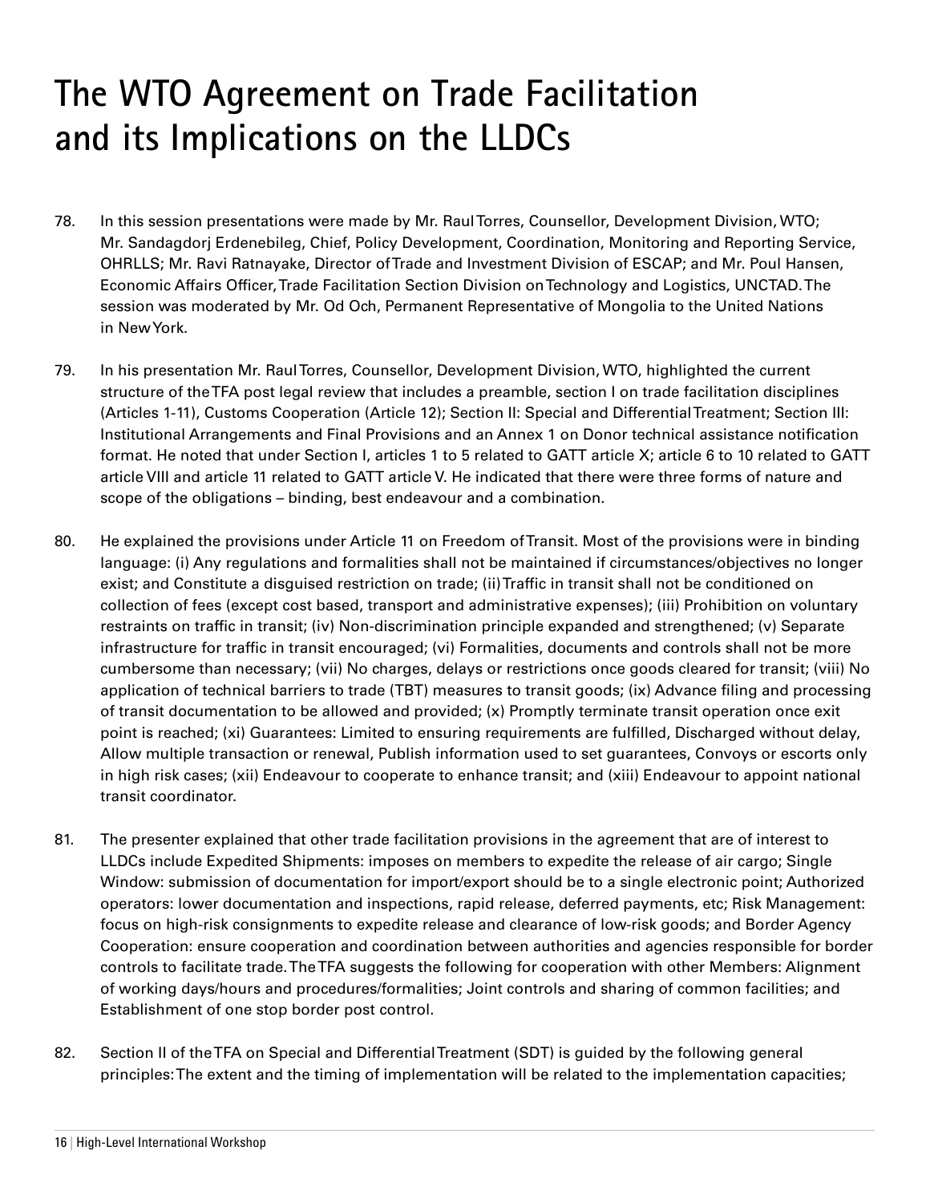# The WTO Agreement on Trade Facilitation and its Implications on the LLDCs

78. In this session presentations were made by Mr. Raul Torres, Counsellor, Development Division, WTO; Mr. Sandagdorj Erdenebileg, Chief, Policy Development, Coordination, Monitoring and Reporting Service, OHRLLS; Mr. Ravi Ratnayake, Director of Trade and Investment Division of ESCAP; and Mr. Poul Hansen, Economic Affairs Officer, Trade Facilitation Section Division on Technology and Logistics, UNCTAD. The session was moderated by Mr. Od Och, Permanent Representative of Mongolia to the United Nations in New York.

79. In his presentation Mr. Raul Torres, Counsellor, Development Division, WTO, highlighted the current structure of the TFA post legal review that includes a preamble, section I on trade facilitation disciplines (Articles 1-11), Customs Cooperation (Article 12); Section II: Special and Differential Treatment; Section III: Institutional Arrangements and Final Provisions and an Annex 1 on Donor technical assistance notification format. He noted that under Section I, articles 1 to 5 related to GATT article X; article 6 to 10 related to GATT article VIII and article 11 related to GATT article V. He indicated that there were three forms of nature and scope of the obligations – binding, best endeavour and a combination.

80. He explained the provisions under Article 11 on Freedom of Transit. Most of the provisions were in binding language: (i) Any regulations and formalities shall not be maintained if circumstances/objectives no longer exist; and Constitute a disguised restriction on trade; (ii) Traffic in transit shall not be conditioned on collection of fees (except cost based, transport and administrative expenses); (iii) Prohibition on voluntary restraints on traffic in transit; (iv) Non-discrimination principle expanded and strengthened; (v) Separate infrastructure for traffic in transit encouraged; (vi) Formalities, documents and controls shall not be more cumbersome than necessary; (vii) No charges, delays or restrictions once goods cleared for transit; (viii) No application of technical barriers to trade (TBT) measures to transit goods; (ix) Advance filing and processing of transit documentation to be allowed and provided; (x) Promptly terminate transit operation once exit point is reached; (xi) Guarantees: Limited to ensuring requirements are fulfilled, Discharged without delay, Allow multiple transaction or renewal, Publish information used to set guarantees, Convoys or escorts only in high risk cases; (xii) Endeavour to cooperate to enhance transit; and (xiii) Endeavour to appoint national transit coordinator.

81. The presenter explained that other trade facilitation provisions in the agreement that are of interest to LLDCs include Expedited Shipments: imposes on members to expedite the release of air cargo; Single Window: submission of documentation for import/export should be to a single electronic point; Authorized operators: lower documentation and inspections, rapid release, deferred payments, etc; Risk Management: focus on high-risk consignments to expedite release and clearance of low-risk goods; and Border Agency Cooperation: ensure cooperation and coordination between authorities and agencies responsible for border controls to facilitate trade. The TFA suggests the following for cooperation with other Members: Alignment of working days/hours and procedures/formalities; Joint controls and sharing of common facilities; and Establishment of one stop border post control.

82. Section II of the TFA on Special and Differential Treatment (SDT) is guided by the following general principles: The extent and the timing of implementation will be related to the implementation capacities;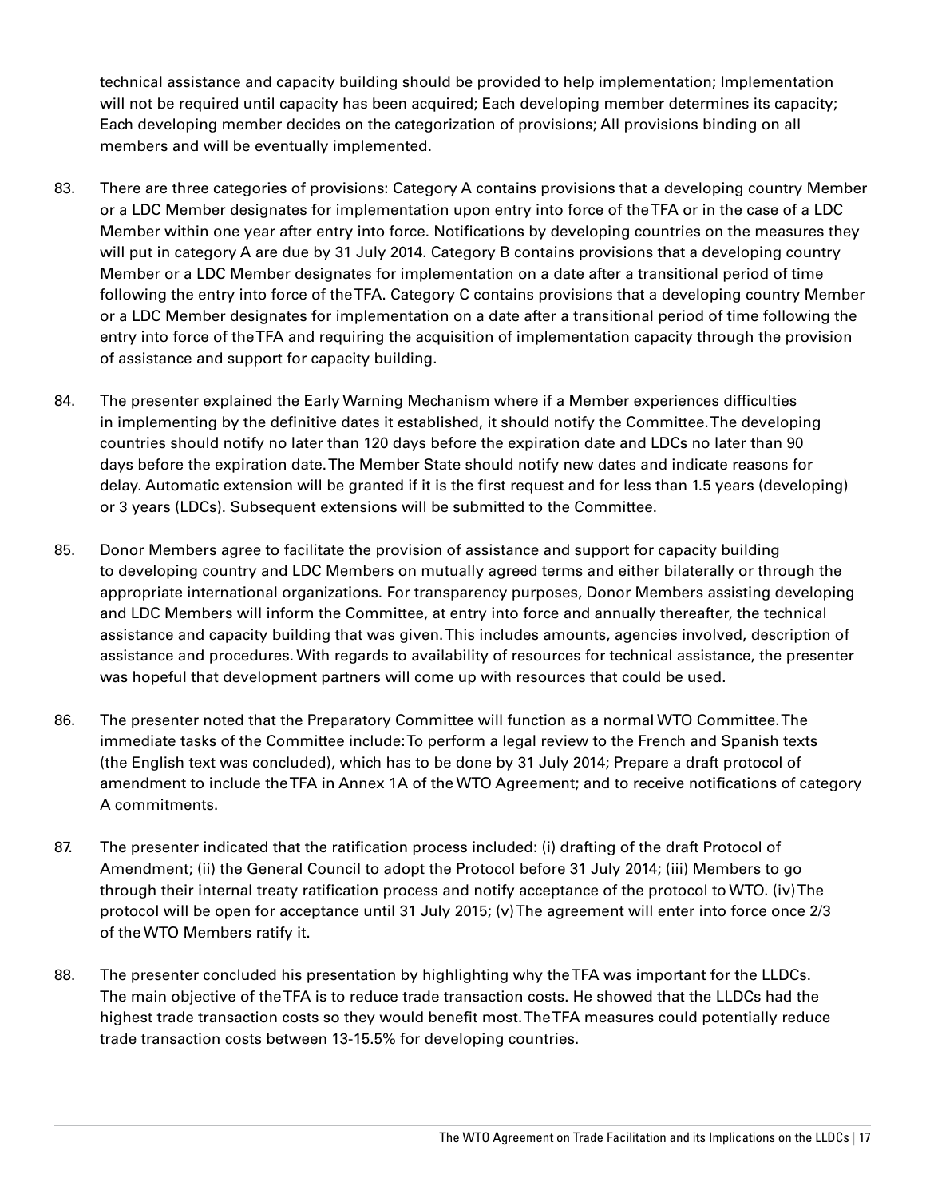technical assistance and capacity building should be provided to help implementation; Implementation will not be required until capacity has been acquired; Each developing member determines its capacity; Each developing member decides on the categorization of provisions; All provisions binding on all members and will be eventually implemented.

83. There are three categories of provisions: Category A contains provisions that a developing country Member or a LDC Member designates for implementation upon entry into force of the TFA or in the case of a LDC Member within one year after entry into force. Notifications by developing countries on the measures they will put in category A are due by 31 July 2014. Category B contains provisions that a developing country Member or a LDC Member designates for implementation on a date after a transitional period of time following the entry into force of the TFA. Category C contains provisions that a developing country Member or a LDC Member designates for implementation on a date after a transitional period of time following the entry into force of the TFA and requiring the acquisition of implementation capacity through the provision of assistance and support for capacity building.

84. The presenter explained the Early Warning Mechanism where if a Member experiences difficulties in implementing by the definitive dates it established, it should notify the Committee. The developing countries should notify no later than 120 days before the expiration date and LDCs no later than 90 days before the expiration date. The Member State should notify new dates and indicate reasons for delay. Automatic extension will be granted if it is the first request and for less than 1.5 years (developing) or 3 years (LDCs). Subsequent extensions will be submitted to the Committee.

85. Donor Members agree to facilitate the provision of assistance and support for capacity building to developing country and LDC Members on mutually agreed terms and either bilaterally or through the appropriate international organizations. For transparency purposes, Donor Members assisting developing and LDC Members will inform the Committee, at entry into force and annually thereafter, the technical assistance and capacity building that was given. This includes amounts, agencies involved, description of assistance and procedures. With regards to availability of resources for technical assistance, the presenter was hopeful that development partners will come up with resources that could be used.

86. The presenter noted that the Preparatory Committee will function as a normal WTO Committee. The immediate tasks of the Committee include: To perform a legal review to the French and Spanish texts (the English text was concluded), which has to be done by 31 July 2014; Prepare a draft protocol of amendment to include the TFA in Annex 1A of the WTO Agreement; and to receive notifications of category A commitments.

87. The presenter indicated that the ratification process included: (i) drafting of the draft Protocol of Amendment; (ii) the General Council to adopt the Protocol before 31 July 2014; (iii) Members to go through their internal treaty ratification process and notify acceptance of the protocol to WTO. (iv) The protocol will be open for acceptance until 31 July 2015; (v) The agreement will enter into force once 2/3 of the WTO Members ratify it.

88. The presenter concluded his presentation by highlighting why the TFA was important for the LLDCs. The main objective of the TFA is to reduce trade transaction costs. He showed that the LLDCs had the highest trade transaction costs so they would benefit most. The TFA measures could potentially reduce trade transaction costs between 13-15.5% for developing countries.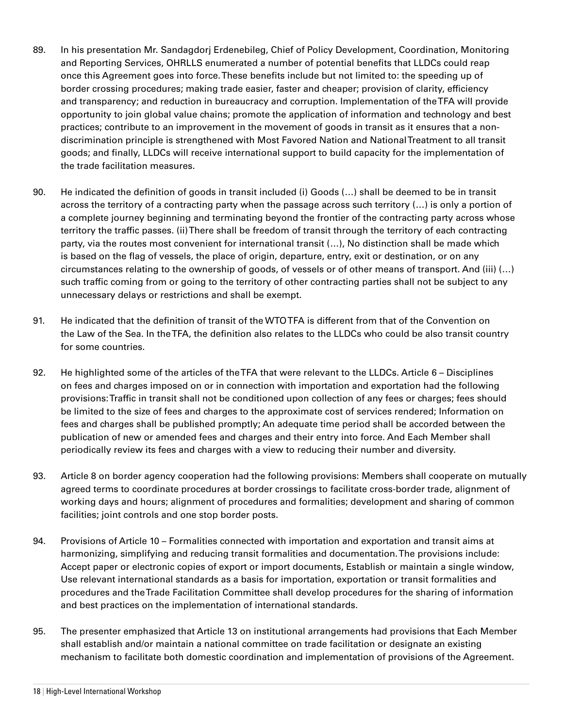89. In his presentation Mr. Sandagdorj Erdenebileg, Chief of Policy Development, Coordination, Monitoring and Reporting Services, OHRLLS enumerated a number of potential benefits that LLDCs could reap once this Agreement goes into force. These benefits include but not limited to: the speeding up of border crossing procedures; making trade easier, faster and cheaper; provision of clarity, efficiency and transparency; and reduction in bureaucracy and corruption. Implementation of the TFA will provide opportunity to join global value chains; promote the application of information and technology and best practices; contribute to an improvement in the movement of goods in transit as it ensures that a non-discrimination principle is strengthened with Most Favored Nation and National Treatment to all transit goods; and finally, LLDCs will receive international support to build capacity for the implementation of the trade facilitation measures.

90. He indicated the definition of goods in transit included (i) Goods (…) shall be deemed to be in transit across the territory of a contracting party when the passage across such territory (…) is only a portion of a complete journey beginning and terminating beyond the frontier of the contracting party across whose territory the traffic passes. (ii) There shall be freedom of transit through the territory of each contracting party, via the routes most convenient for international transit (…), No distinction shall be made which is based on the flag of vessels, the place of origin, departure, entry, exit or destination, or on any circumstances relating to the ownership of goods, of vessels or of other means of transport. And (iii) (…) such traffic coming from or going to the territory of other contracting parties shall not be subject to any unnecessary delays or restrictions and shall be exempt.

91. He indicated that the definition of transit of the WTO TFA is different from that of the Convention on the Law of the Sea. In the TFA, the definition also relates to the LLDCs who could be also transit country for some countries.

92. He highlighted some of the articles of the TFA that were relevant to the LLDCs. Article 6 – Disciplines on fees and charges imposed on or in connection with importation and exportation had the following provisions: Traffic in transit shall not be conditioned upon collection of any fees or charges; fees should be limited to the size of fees and charges to the approximate cost of services rendered; Information on fees and charges shall be published promptly; An adequate time period shall be accorded between the publication of new or amended fees and charges and their entry into force. And Each Member shall periodically review its fees and charges with a view to reducing their number and diversity.

93. Article 8 on border agency cooperation had the following provisions: Members shall cooperate on mutually agreed terms to coordinate procedures at border crossings to facilitate cross-border trade, alignment of working days and hours; alignment of procedures and formalities; development and sharing of common facilities; joint controls and one stop border posts.

94. Provisions of Article 10 – Formalities connected with importation and exportation and transit aims at harmonizing, simplifying and reducing transit formalities and documentation. The provisions include: Accept paper or electronic copies of export or import documents, Establish or maintain a single window, Use relevant international standards as a basis for importation, exportation or transit formalities and procedures and the Trade Facilitation Committee shall develop procedures for the sharing of information and best practices on the implementation of international standards.

95. The presenter emphasized that Article 13 on institutional arrangements had provisions that Each Member shall establish and/or maintain a national committee on trade facilitation or designate an existing mechanism to facilitate both domestic coordination and implementation of provisions of the Agreement.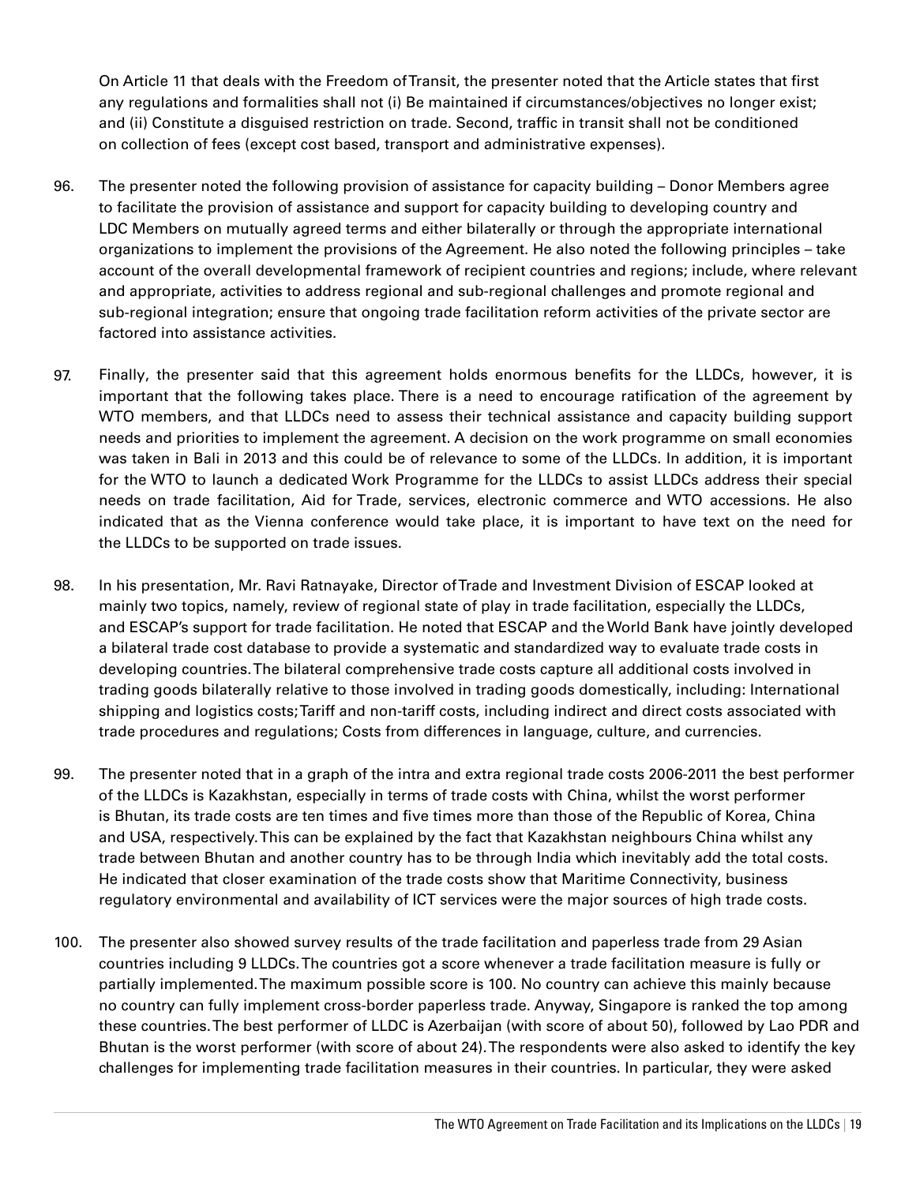On Article 11 that deals with the Freedom of Transit, the presenter noted that the Article states that first any regulations and formalities shall not (i) Be maintained if circumstances/objectives no longer exist; and (ii) Constitute a disguised restriction on trade. Second, traffic in transit shall not be conditioned on collection of fees (except cost based, transport and administrative expenses).

96. The presenter noted the following provision of assistance for capacity building – Donor Members agree to facilitate the provision of assistance and support for capacity building to developing country and LDC Members on mutually agreed terms and either bilaterally or through the appropriate international organizations to implement the provisions of the Agreement. He also noted the following principles – take account of the overall developmental framework of recipient countries and regions; include, where relevant and appropriate, activities to address regional and sub-regional challenges and promote regional and sub-regional integration; ensure that ongoing trade facilitation reform activities of the private sector are factored into assistance activities.

97. Finally, the presenter said that this agreement holds enormous benefits for the LLDCs, however, it is important that the following takes place. There is a need to encourage ratification of the agreement by WTO members, and that LLDCs need to assess their technical assistance and capacity building support needs and priorities to implement the agreement. A decision on the work programme on small economies was taken in Bali in 2013 and this could be of relevance to some of the LLDCs. In addition, it is important for the WTO to launch a dedicated Work Programme for the LLDCs to assist LLDCs address their special needs on trade facilitation, Aid for Trade, services, electronic commerce and WTO accessions. He also indicated that as the Vienna conference would take place, it is important to have text on the need for the LLDCs to be supported on trade issues.

98. In his presentation, Mr. Ravi Ratnayake, Director of Trade and Investment Division of ESCAP looked at mainly two topics, namely, review of regional state of play in trade facilitation, especially the LLDCs, and ESCAP's support for trade facilitation. He noted that ESCAP and the World Bank have jointly developed a bilateral trade cost database to provide a systematic and standardized way to evaluate trade costs in developing countries. The bilateral comprehensive trade costs capture all additional costs involved in trading goods bilaterally relative to those involved in trading goods domestically, including: International shipping and logistics costs; Tariff and non-tariff costs, including indirect and direct costs associated with trade procedures and regulations; Costs from differences in language, culture, and currencies.

99. The presenter noted that in a graph of the intra and extra regional trade costs 2006-2011 the best performer of the LLDCs is Kazakhstan, especially in terms of trade costs with China, whilst the worst performer is Bhutan, its trade costs are ten times and five times more than those of the Republic of Korea, China and USA, respectively. This can be explained by the fact that Kazakhstan neighbours China whilst any trade between Bhutan and another country has to be through India which inevitably add the total costs. He indicated that closer examination of the trade costs show that Maritime Connectivity, business regulatory environmental and availability of ICT services were the major sources of high trade costs.

100. The presenter also showed survey results of the trade facilitation and paperless trade from 29 Asian countries including 9 LLDCs. The countries got a score whenever a trade facilitation measure is fully or partially implemented. The maximum possible score is 100. No country can achieve this mainly because no country can fully implement cross-border paperless trade. Anyway, Singapore is ranked the top among these countries. The best performer of LLDC is Azerbaijan (with score of about 50), followed by Lao PDR and Bhutan is the worst performer (with score of about 24). The respondents were also asked to identify the key challenges for implementing trade facilitation measures in their countries. In particular, they were asked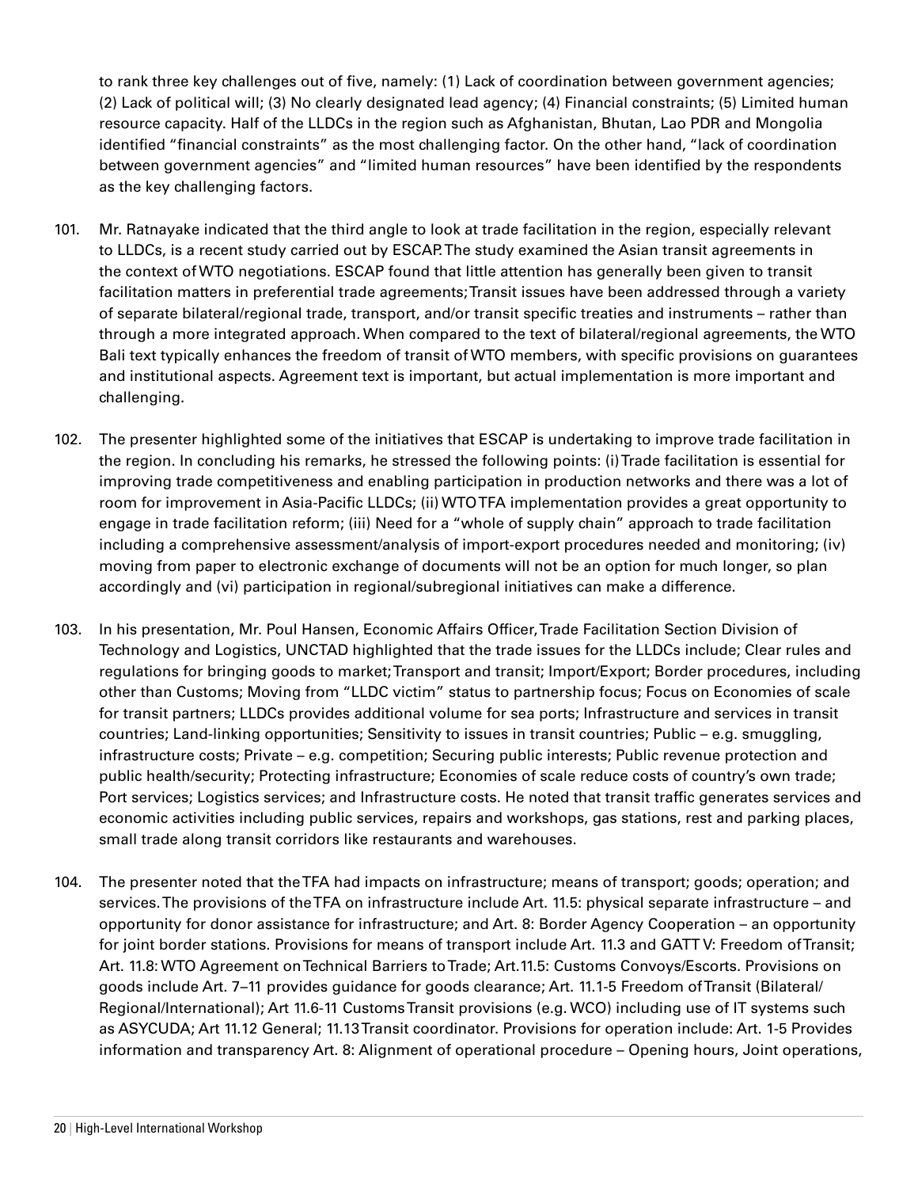to rank three key challenges out of five, namely: (1) Lack of coordination between government agencies; (2) Lack of political will; (3) No clearly designated lead agency; (4) Financial constraints; (5) Limited human resource capacity. Half of the LLDCs in the region such as Afghanistan, Bhutan, Lao PDR and Mongolia identified "financial constraints" as the most challenging factor. On the other hand, "lack of coordination between government agencies" and "limited human resources" have been identified by the respondents as the key challenging factors.

101. Mr. Ratnayake indicated that the third angle to look at trade facilitation in the region, especially relevant to LLDCs, is a recent study carried out by ESCAP. The study examined the Asian transit agreements in the context of WTO negotiations. ESCAP found that little attention has generally been given to transit facilitation matters in preferential trade agreements; Transit issues have been addressed through a variety of separate bilateral/regional trade, transport, and/or transit specific treaties and instruments – rather than through a more integrated approach. When compared to the text of bilateral/regional agreements, the WTO Bali text typically enhances the freedom of transit of WTO members, with specific provisions on guarantees and institutional aspects. Agreement text is important, but actual implementation is more important and challenging.

102. The presenter highlighted some of the initiatives that ESCAP is undertaking to improve trade facilitation in the region. In concluding his remarks, he stressed the following points: (i) Trade facilitation is essential for improving trade competitiveness and enabling participation in production networks and there was a lot of room for improvement in Asia-Pacific LLDCs; (ii) WTO TFA implementation provides a great opportunity to engage in trade facilitation reform; (iii) Need for a "whole of supply chain" approach to trade facilitation including a comprehensive assessment/analysis of import-export procedures needed and monitoring; (iv) moving from paper to electronic exchange of documents will not be an option for much longer, so plan accordingly and (vi) participation in regional/subregional initiatives can make a difference.

103. In his presentation, Mr. Poul Hansen, Economic Affairs Officer, Trade Facilitation Section Division of Technology and Logistics, UNCTAD highlighted that the trade issues for the LLDCs include; Clear rules and regulations for bringing goods to market; Transport and transit; Import/Export; Border procedures, including other than Customs; Moving from "LLDC victim" status to partnership focus; Focus on Economies of scale for transit partners; LLDCs provides additional volume for sea ports; Infrastructure and services in transit countries; Land-linking opportunities; Sensitivity to issues in transit countries; Public – e.g. smuggling, infrastructure costs; Private – e.g. competition; Securing public interests; Public revenue protection and public health/security; Protecting infrastructure; Economies of scale reduce costs of country's own trade; Port services; Logistics services; and Infrastructure costs. He noted that transit traffic generates services and economic activities including public services, repairs and workshops, gas stations, rest and parking places, small trade along transit corridors like restaurants and warehouses.

104. The presenter noted that the TFA had impacts on infrastructure; means of transport; goods; operation; and services. The provisions of the TFA on infrastructure include Art. 11.5: physical separate infrastructure – and opportunity for donor assistance for infrastructure; and Art. 8: Border Agency Cooperation – an opportunity for joint border stations. Provisions for means of transport include Art. 11.3 and GATT V: Freedom of Transit; Art. 11.8: WTO Agreement on Technical Barriers to Trade; Art.11.5: Customs Convoys/Escorts. Provisions on goods include Art. 7–11 provides guidance for goods clearance; Art. 11.1-5 Freedom of Transit (Bilateral/ Regional/International); Art 11.6-11 Customs Transit provisions (e.g. WCO) including use of IT systems such as ASYCUDA; Art 11.12 General; 11.13 Transit coordinator. Provisions for operation include: Art. 1-5 Provides information and transparency Art. 8: Alignment of operational procedure – Opening hours, Joint operations,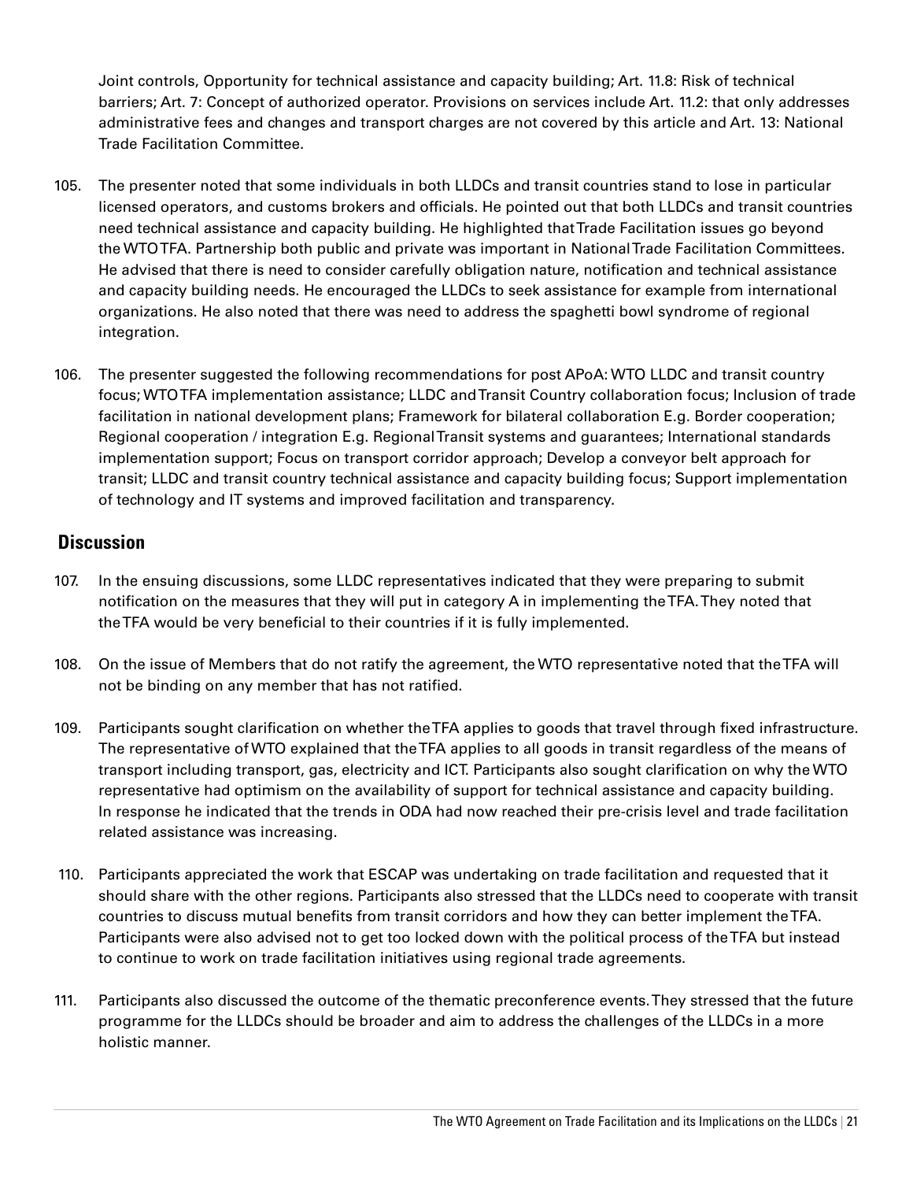Joint controls, Opportunity for technical assistance and capacity building; Art. 11.8: Risk of technical barriers; Art. 7: Concept of authorized operator. Provisions on services include Art. 11.2: that only addresses administrative fees and changes and transport charges are not covered by this article and Art. 13: National Trade Facilitation Committee.

105. The presenter noted that some individuals in both LLDCs and transit countries stand to lose in particular licensed operators, and customs brokers and officials. He pointed out that both LLDCs and transit countries need technical assistance and capacity building. He highlighted that Trade Facilitation issues go beyond the WTO TFA. Partnership both public and private was important in National Trade Facilitation Committees. He advised that there is need to consider carefully obligation nature, notification and technical assistance and capacity building needs. He encouraged the LLDCs to seek assistance for example from international organizations. He also noted that there was need to address the spaghetti bowl syndrome of regional integration.

106. The presenter suggested the following recommendations for post APoA: WTO LLDC and transit country focus; WTO TFA implementation assistance; LLDC and Transit Country collaboration focus; Inclusion of trade facilitation in national development plans; Framework for bilateral collaboration E.g. Border cooperation; Regional cooperation / integration E.g. Regional Transit systems and guarantees; International standards implementation support; Focus on transport corridor approach; Develop a conveyor belt approach for transit; LLDC and transit country technical assistance and capacity building focus; Support implementation of technology and IT systems and improved facilitation and transparency.

## Discussion

107. In the ensuing discussions, some LLDC representatives indicated that they were preparing to submit notification on the measures that they will put in category A in implementing the TFA. They noted that the TFA would be very beneficial to their countries if it is fully implemented.

108. On the issue of Members that do not ratify the agreement, the WTO representative noted that the TFA will not be binding on any member that has not ratified.

109. Participants sought clarification on whether the TFA applies to goods that travel through fixed infrastructure. The representative of WTO explained that the TFA applies to all goods in transit regardless of the means of transport including transport, gas, electricity and ICT. Participants also sought clarification on why the WTO representative had optimism on the availability of support for technical assistance and capacity building. In response he indicated that the trends in ODA had now reached their pre-crisis level and trade facilitation related assistance was increasing.

110. Participants appreciated the work that ESCAP was undertaking on trade facilitation and requested that it should share with the other regions. Participants also stressed that the LLDCs need to cooperate with transit countries to discuss mutual benefits from transit corridors and how they can better implement the TFA. Participants were also advised not to get too locked down with the political process of the TFA but instead to continue to work on trade facilitation initiatives using regional trade agreements.

111. Participants also discussed the outcome of the thematic preconference events. They stressed that the future programme for the LLDCs should be broader and aim to address the challenges of the LLDCs in a more holistic manner.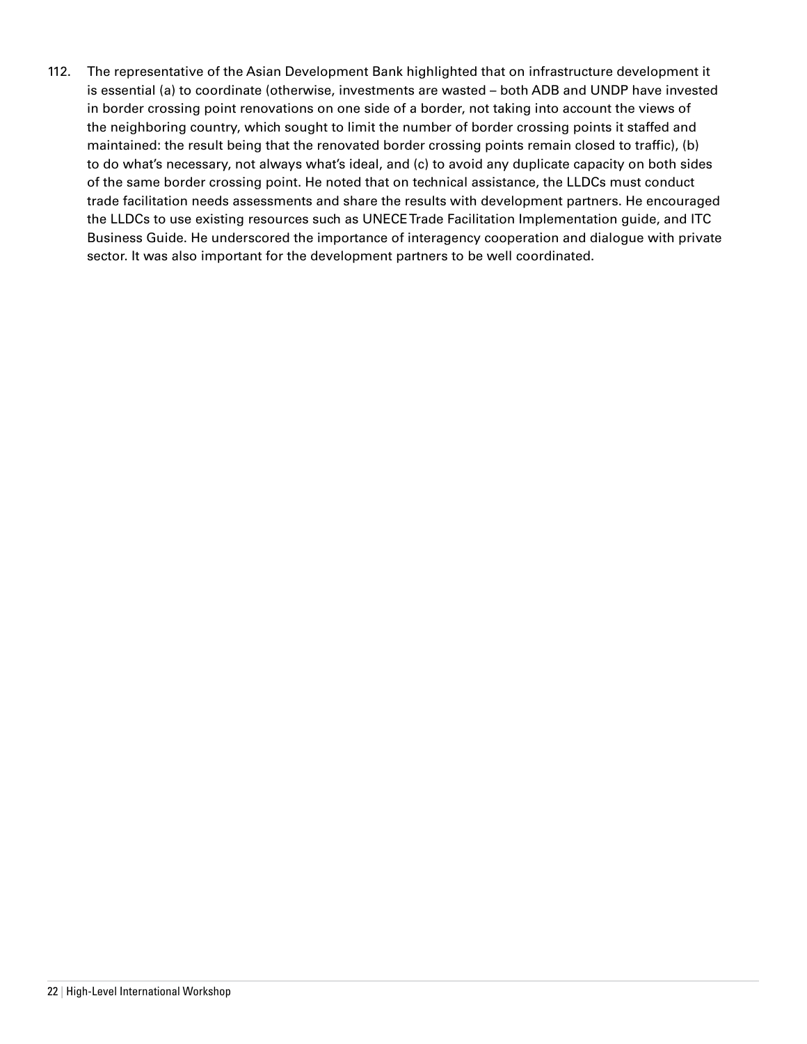112. The representative of the Asian Development Bank highlighted that on infrastructure development it is essential (a) to coordinate (otherwise, investments are wasted – both ADB and UNDP have invested in border crossing point renovations on one side of a border, not taking into account the views of the neighboring country, which sought to limit the number of border crossing points it staffed and maintained: the result being that the renovated border crossing points remain closed to traffic), (b) to do what's necessary, not always what's ideal, and (c) to avoid any duplicate capacity on both sides of the same border crossing point. He noted that on technical assistance, the LLDCs must conduct trade facilitation needs assessments and share the results with development partners. He encouraged the LLDCs to use existing resources such as UNECE Trade Facilitation Implementation guide, and ITC Business Guide. He underscored the importance of interagency cooperation and dialogue with private sector. It was also important for the development partners to be well coordinated.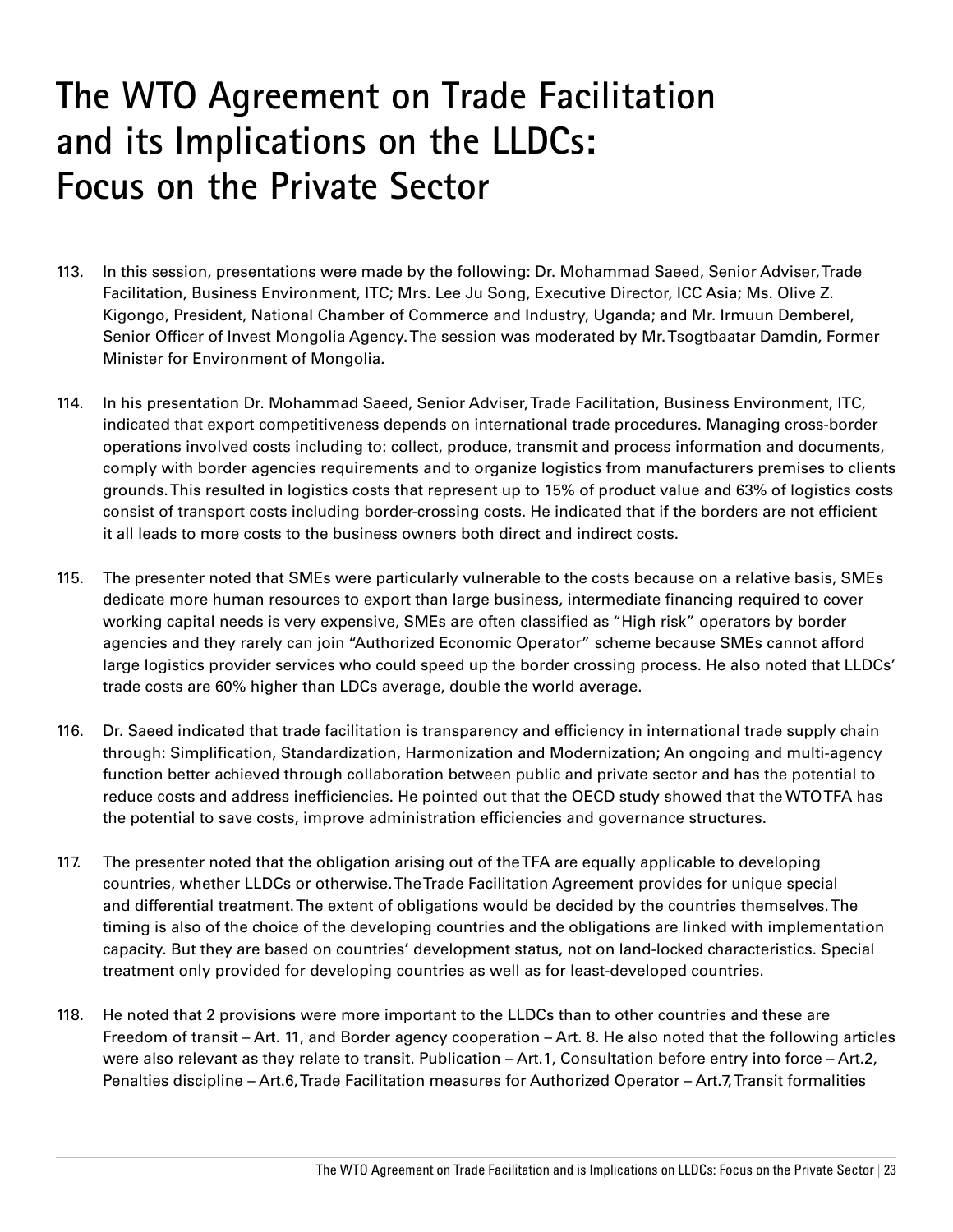# The WTO Agreement on Trade Facilitation and its Implications on the LLDCs: Focus on the Private Sector

113. In this session, presentations were made by the following: Dr. Mohammad Saeed, Senior Adviser, Trade Facilitation, Business Environment, ITC; Mrs. Lee Ju Song, Executive Director, ICC Asia; Ms. Olive Z. Kigongo, President, National Chamber of Commerce and Industry, Uganda; and Mr. Irmuun Demberel, Senior Officer of Invest Mongolia Agency. The session was moderated by Mr. Tsogtbaatar Damdin, Former Minister for Environment of Mongolia.

114. In his presentation Dr. Mohammad Saeed, Senior Adviser, Trade Facilitation, Business Environment, ITC, indicated that export competitiveness depends on international trade procedures. Managing cross-border operations involved costs including to: collect, produce, transmit and process information and documents, comply with border agencies requirements and to organize logistics from manufacturers premises to clients grounds. This resulted in logistics costs that represent up to 15% of product value and 63% of logistics costs consist of transport costs including border-crossing costs. He indicated that if the borders are not efficient it all leads to more costs to the business owners both direct and indirect costs.

115. The presenter noted that SMEs were particularly vulnerable to the costs because on a relative basis, SMEs dedicate more human resources to export than large business, intermediate financing required to cover working capital needs is very expensive, SMEs are often classified as "High risk" operators by border agencies and they rarely can join "Authorized Economic Operator" scheme because SMEs cannot afford large logistics provider services who could speed up the border crossing process. He also noted that LLDCs' trade costs are 60% higher than LDCs average, double the world average.

116. Dr. Saeed indicated that trade facilitation is transparency and efficiency in international trade supply chain through: Simplification, Standardization, Harmonization and Modernization; An ongoing and multi-agency function better achieved through collaboration between public and private sector and has the potential to reduce costs and address inefficiencies. He pointed out that the OECD study showed that the WTO TFA has the potential to save costs, improve administration efficiencies and governance structures.

117. The presenter noted that the obligation arising out of the TFA are equally applicable to developing countries, whether LLDCs or otherwise. The Trade Facilitation Agreement provides for unique special and differential treatment. The extent of obligations would be decided by the countries themselves. The timing is also of the choice of the developing countries and the obligations are linked with implementation capacity. But they are based on countries' development status, not on land-locked characteristics. Special treatment only provided for developing countries as well as for least-developed countries.

118. He noted that 2 provisions were more important to the LLDCs than to other countries and these are Freedom of transit – Art. 11, and Border agency cooperation – Art. 8. He also noted that the following articles were also relevant as they relate to transit. Publication – Art.1, Consultation before entry into force – Art.2, Penalties discipline – Art.6, Trade Facilitation measures for Authorized Operator – Art.7, Transit formalities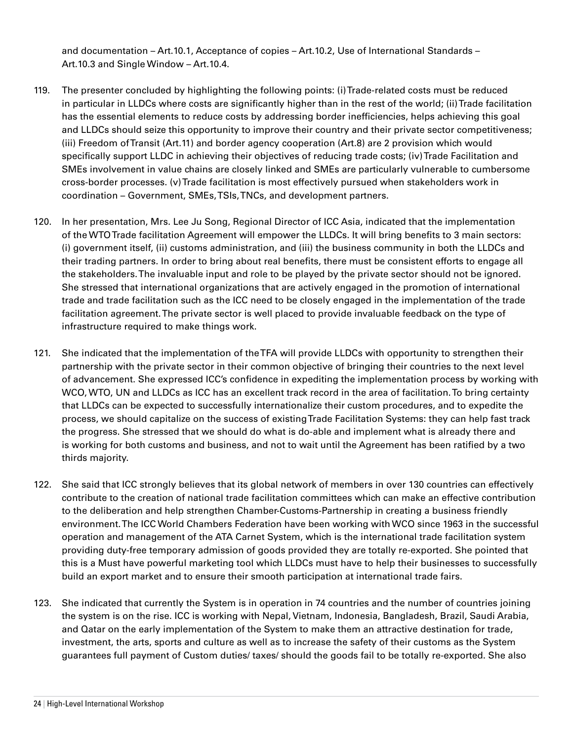and documentation – Art.10.1, Acceptance of copies – Art.10.2, Use of International Standards – Art.10.3 and Single Window – Art.10.4.

119. The presenter concluded by highlighting the following points: (i) Trade-related costs must be reduced in particular in LLDCs where costs are significantly higher than in the rest of the world; (ii) Trade facilitation has the essential elements to reduce costs by addressing border inefficiencies, helps achieving this goal and LLDCs should seize this opportunity to improve their country and their private sector competitiveness; (iii) Freedom of Transit (Art.11) and border agency cooperation (Art.8) are 2 provision which would specifically support LLDC in achieving their objectives of reducing trade costs; (iv) Trade Facilitation and SMEs involvement in value chains are closely linked and SMEs are particularly vulnerable to cumbersome cross-border processes. (v) Trade facilitation is most effectively pursued when stakeholders work in coordination – Government, SMEs, TSIs, TNCs, and development partners.

120. In her presentation, Mrs. Lee Ju Song, Regional Director of ICC Asia, indicated that the implementation of the WTO Trade facilitation Agreement will empower the LLDCs. It will bring benefits to 3 main sectors: (i) government itself, (ii) customs administration, and (iii) the business community in both the LLDCs and their trading partners. In order to bring about real benefits, there must be consistent efforts to engage all the stakeholders. The invaluable input and role to be played by the private sector should not be ignored. She stressed that international organizations that are actively engaged in the promotion of international trade and trade facilitation such as the ICC need to be closely engaged in the implementation of the trade facilitation agreement. The private sector is well placed to provide invaluable feedback on the type of infrastructure required to make things work.

121. She indicated that the implementation of the TFA will provide LLDCs with opportunity to strengthen their partnership with the private sector in their common objective of bringing their countries to the next level of advancement. She expressed ICC's confidence in expediting the implementation process by working with WCO, WTO, UN and LLDCs as ICC has an excellent track record in the area of facilitation. To bring certainty that LLDCs can be expected to successfully internationalize their custom procedures, and to expedite the process, we should capitalize on the success of existing Trade Facilitation Systems: they can help fast track the progress. She stressed that we should do what is do-able and implement what is already there and is working for both customs and business, and not to wait until the Agreement has been ratified by a two thirds majority.

122. She said that ICC strongly believes that its global network of members in over 130 countries can effectively contribute to the creation of national trade facilitation committees which can make an effective contribution to the deliberation and help strengthen Chamber-Customs-Partnership in creating a business friendly environment. The ICC World Chambers Federation have been working with WCO since 1963 in the successful operation and management of the ATA Carnet System, which is the international trade facilitation system providing duty-free temporary admission of goods provided they are totally re-exported. She pointed that this is a Must have powerful marketing tool which LLDCs must have to help their businesses to successfully build an export market and to ensure their smooth participation at international trade fairs.

123. She indicated that currently the System is in operation in 74 countries and the number of countries joining the system is on the rise. ICC is working with Nepal, Vietnam, Indonesia, Bangladesh, Brazil, Saudi Arabia, and Qatar on the early implementation of the System to make them an attractive destination for trade, investment, the arts, sports and culture as well as to increase the safety of their customs as the System guarantees full payment of Custom duties/ taxes/ should the goods fail to be totally re-exported. She also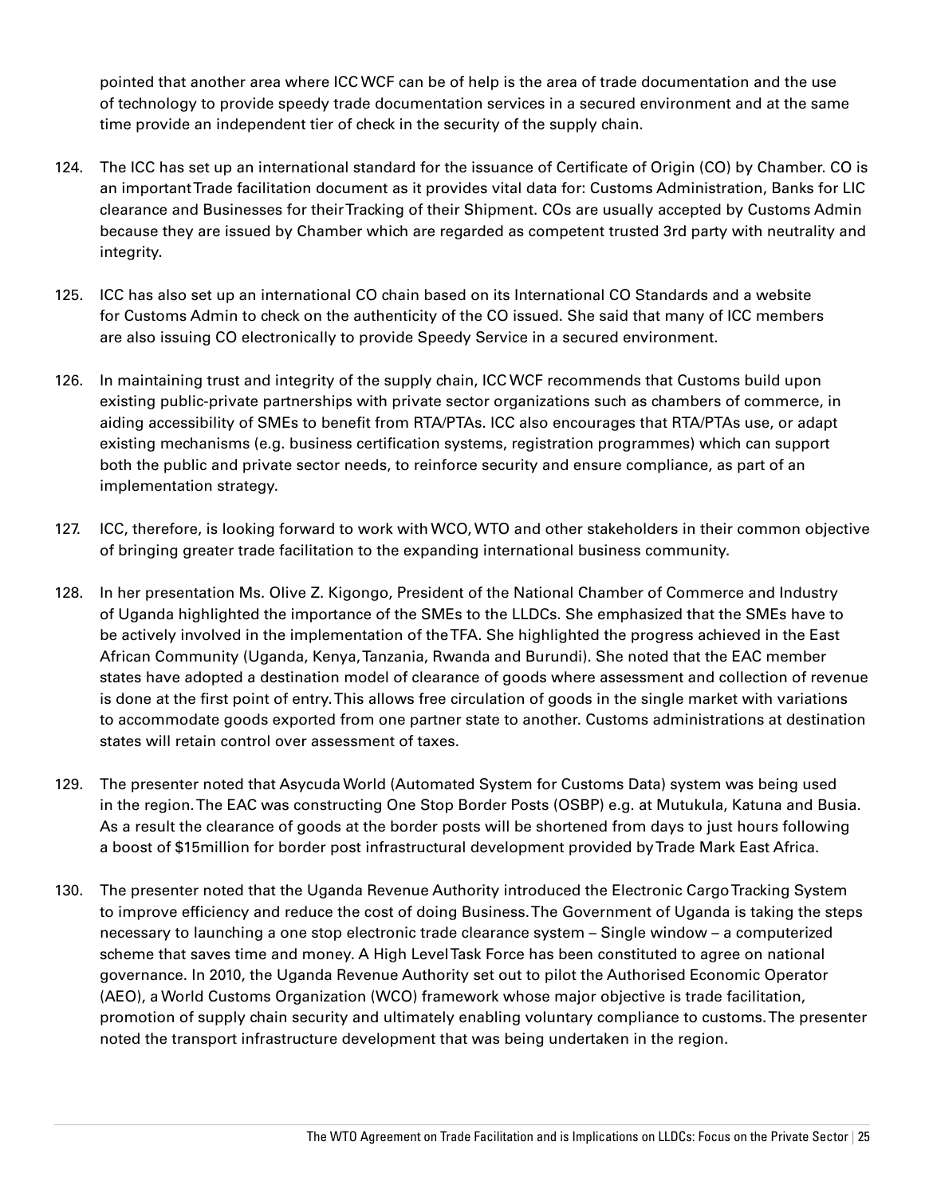pointed that another area where ICC WCF can be of help is the area of trade documentation and the use of technology to provide speedy trade documentation services in a secured environment and at the same time provide an independent tier of check in the security of the supply chain.

124. The ICC has set up an international standard for the issuance of Certificate of Origin (CO) by Chamber. CO is an important Trade facilitation document as it provides vital data for: Customs Administration, Banks for LIC clearance and Businesses for their Tracking of their Shipment. COs are usually accepted by Customs Admin because they are issued by Chamber which are regarded as competent trusted 3rd party with neutrality and integrity.

125. ICC has also set up an international CO chain based on its International CO Standards and a website for Customs Admin to check on the authenticity of the CO issued. She said that many of ICC members are also issuing CO electronically to provide Speedy Service in a secured environment.

126. In maintaining trust and integrity of the supply chain, ICC WCF recommends that Customs build upon existing public-private partnerships with private sector organizations such as chambers of commerce, in aiding accessibility of SMEs to benefit from RTA/PTAs. ICC also encourages that RTA/PTAs use, or adapt existing mechanisms (e.g. business certification systems, registration programmes) which can support both the public and private sector needs, to reinforce security and ensure compliance, as part of an implementation strategy.

127. ICC, therefore, is looking forward to work with WCO, WTO and other stakeholders in their common objective of bringing greater trade facilitation to the expanding international business community.

128. In her presentation Ms. Olive Z. Kigongo, President of the National Chamber of Commerce and Industry of Uganda highlighted the importance of the SMEs to the LLDCs. She emphasized that the SMEs have to be actively involved in the implementation of the TFA. She highlighted the progress achieved in the East African Community (Uganda, Kenya, Tanzania, Rwanda and Burundi). She noted that the EAC member states have adopted a destination model of clearance of goods where assessment and collection of revenue is done at the first point of entry. This allows free circulation of goods in the single market with variations to accommodate goods exported from one partner state to another. Customs administrations at destination states will retain control over assessment of taxes.

129. The presenter noted that Asycuda World (Automated System for Customs Data) system was being used in the region. The EAC was constructing One Stop Border Posts (OSBP) e.g. at Mutukula, Katuna and Busia. As a result the clearance of goods at the border posts will be shortened from days to just hours following a boost of $15million for border post infrastructural development provided by Trade Mark East Africa.

130. The presenter noted that the Uganda Revenue Authority introduced the Electronic Cargo Tracking System to improve efficiency and reduce the cost of doing Business. The Government of Uganda is taking the steps necessary to launching a one stop electronic trade clearance system – Single window – a computerized scheme that saves time and money. A High Level Task Force has been constituted to agree on national governance. In 2010, the Uganda Revenue Authority set out to pilot the Authorised Economic Operator (AEO), a World Customs Organization (WCO) framework whose major objective is trade facilitation, promotion of supply chain security and ultimately enabling voluntary compliance to customs. The presenter noted the transport infrastructure development that was being undertaken in the region.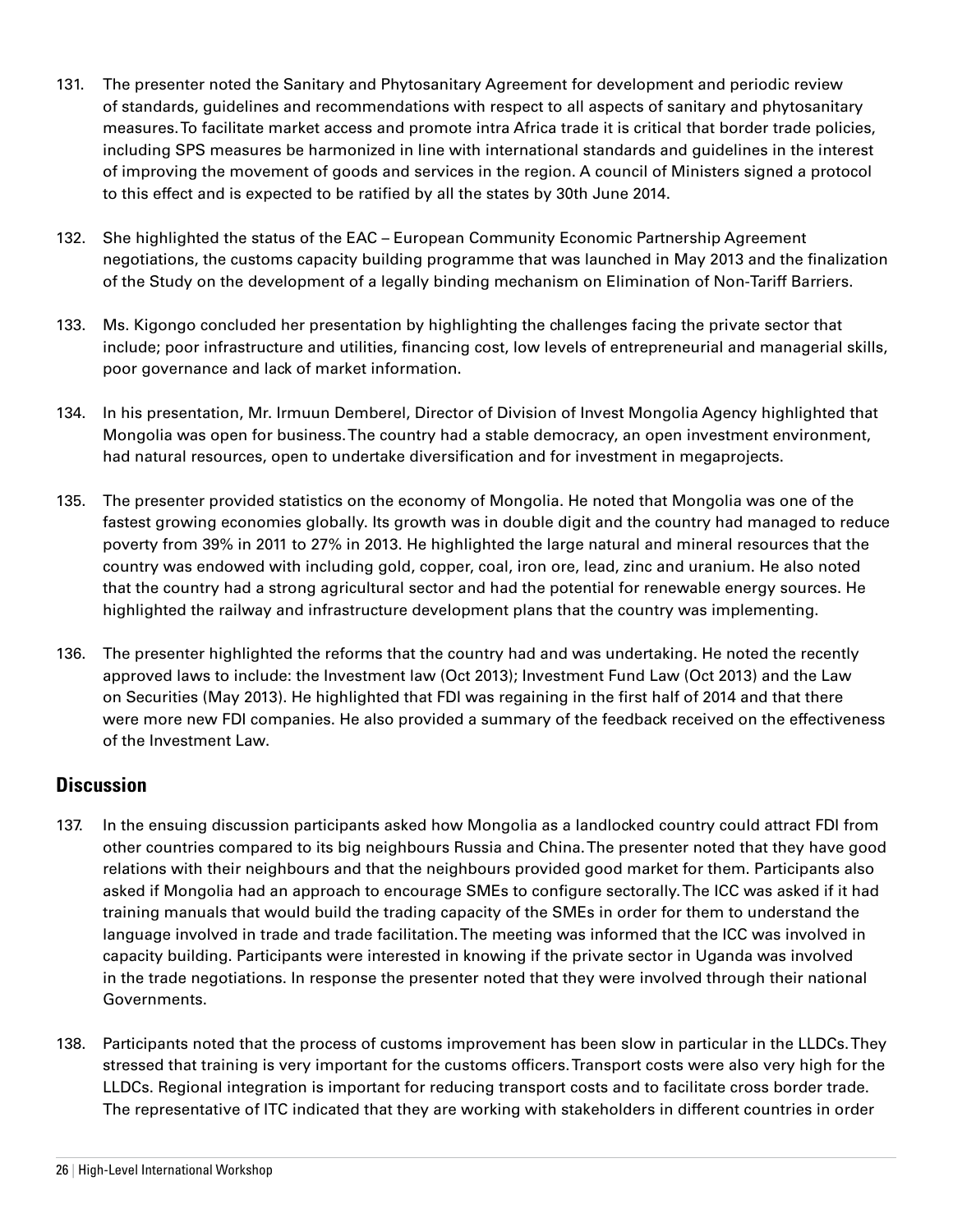131. The presenter noted the Sanitary and Phytosanitary Agreement for development and periodic review of standards, guidelines and recommendations with respect to all aspects of sanitary and phytosanitary measures. To facilitate market access and promote intra Africa trade it is critical that border trade policies, including SPS measures be harmonized in line with international standards and guidelines in the interest of improving the movement of goods and services in the region. A council of Ministers signed a protocol to this effect and is expected to be ratified by all the states by 30th June 2014.

132. She highlighted the status of the EAC – European Community Economic Partnership Agreement negotiations, the customs capacity building programme that was launched in May 2013 and the finalization of the Study on the development of a legally binding mechanism on Elimination of Non-Tariff Barriers.

133. Ms. Kigongo concluded her presentation by highlighting the challenges facing the private sector that include; poor infrastructure and utilities, financing cost, low levels of entrepreneurial and managerial skills, poor governance and lack of market information.

134. In his presentation, Mr. Irmuun Demberel, Director of Division of Invest Mongolia Agency highlighted that Mongolia was open for business. The country had a stable democracy, an open investment environment, had natural resources, open to undertake diversification and for investment in megaprojects.

135. The presenter provided statistics on the economy of Mongolia. He noted that Mongolia was one of the fastest growing economies globally. Its growth was in double digit and the country had managed to reduce poverty from 39% in 2011 to 27% in 2013. He highlighted the large natural and mineral resources that the country was endowed with including gold, copper, coal, iron ore, lead, zinc and uranium. He also noted that the country had a strong agricultural sector and had the potential for renewable energy sources. He highlighted the railway and infrastructure development plans that the country was implementing.

136. The presenter highlighted the reforms that the country had and was undertaking. He noted the recently approved laws to include: the Investment law (Oct 2013); Investment Fund Law (Oct 2013) and the Law on Securities (May 2013). He highlighted that FDI was regaining in the first half of 2014 and that there were more new FDI companies. He also provided a summary of the feedback received on the effectiveness of the Investment Law.

## Discussion

137. In the ensuing discussion participants asked how Mongolia as a landlocked country could attract FDI from other countries compared to its big neighbours Russia and China. The presenter noted that they have good relations with their neighbours and that the neighbours provided good market for them. Participants also asked if Mongolia had an approach to encourage SMEs to configure sectorally. The ICC was asked if it had training manuals that would build the trading capacity of the SMEs in order for them to understand the language involved in trade and trade facilitation. The meeting was informed that the ICC was involved in capacity building. Participants were interested in knowing if the private sector in Uganda was involved in the trade negotiations. In response the presenter noted that they were involved through their national Governments.

138. Participants noted that the process of customs improvement has been slow in particular in the LLDCs. They stressed that training is very important for the customs officers. Transport costs were also very high for the LLDCs. Regional integration is important for reducing transport costs and to facilitate cross border trade. The representative of ITC indicated that they are working with stakeholders in different countries in order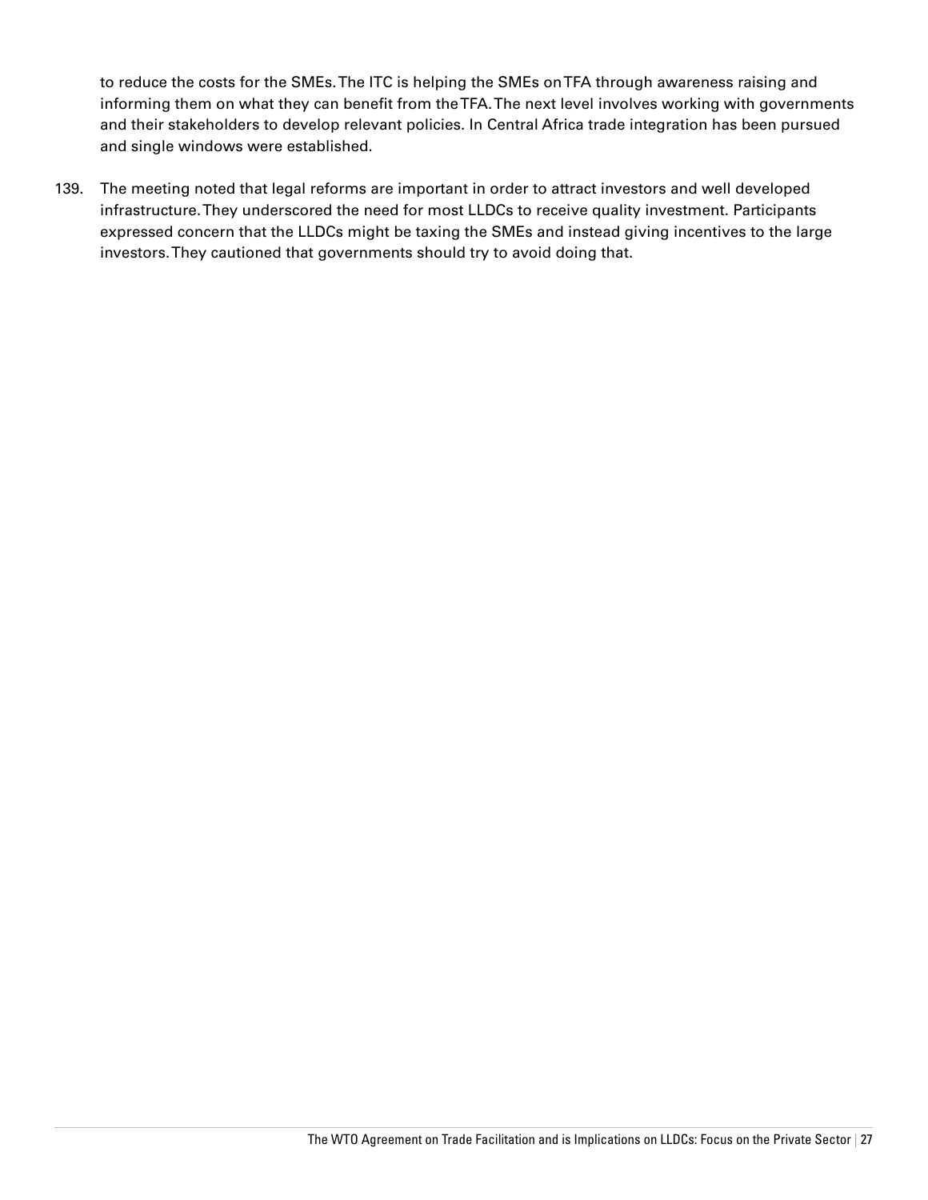to reduce the costs for the SMEs. The ITC is helping the SMEs on TFA through awareness raising and informing them on what they can benefit from the TFA. The next level involves working with governments and their stakeholders to develop relevant policies. In Central Africa trade integration has been pursued and single windows were established.

139. The meeting noted that legal reforms are important in order to attract investors and well developed infrastructure. They underscored the need for most LLDCs to receive quality investment. Participants expressed concern that the LLDCs might be taxing the SMEs and instead giving incentives to the large investors. They cautioned that governments should try to avoid doing that.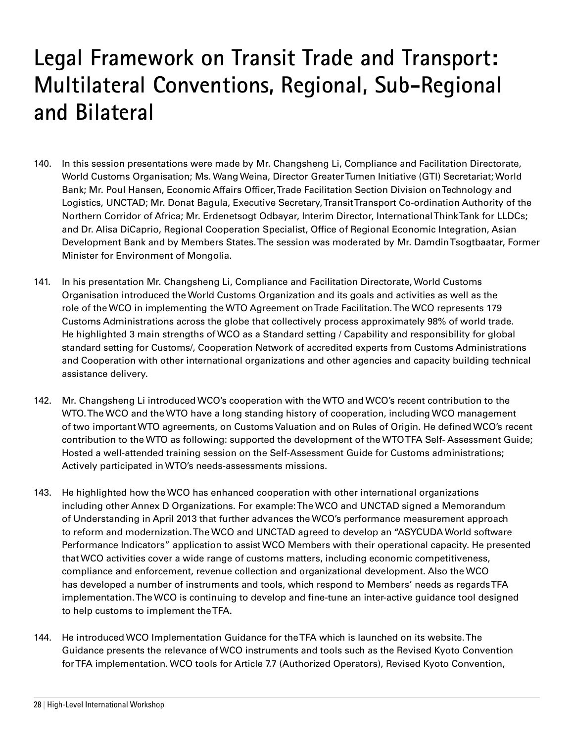# Legal Framework on Transit Trade and Transport: Multilateral Conventions, Regional, Sub-Regional and Bilateral

140. In this session presentations were made by Mr. Changsheng Li, Compliance and Facilitation Directorate, World Customs Organisation; Ms. Wang Weina, Director Greater Tumen Initiative (GTI) Secretariat; World Bank; Mr. Poul Hansen, Economic Affairs Officer, Trade Facilitation Section Division on Technology and Logistics, UNCTAD; Mr. Donat Bagula, Executive Secretary, Transit Transport Co-ordination Authority of the Northern Corridor of Africa; Mr. Erdenetsogt Odbayar, Interim Director, International Think Tank for LLDCs; and Dr. Alisa DiCaprio, Regional Cooperation Specialist, Office of Regional Economic Integration, Asian Development Bank and by Members States. The session was moderated by Mr. Damdin Tsogtbaatar, Former Minister for Environment of Mongolia.

141. In his presentation Mr. Changsheng Li, Compliance and Facilitation Directorate, World Customs Organisation introduced the World Customs Organization and its goals and activities as well as the role of the WCO in implementing the WTO Agreement on Trade Facilitation. The WCO represents 179 Customs Administrations across the globe that collectively process approximately 98% of world trade. He highlighted 3 main strengths of WCO as a Standard setting / Capability and responsibility for global standard setting for Customs/, Cooperation Network of accredited experts from Customs Administrations and Cooperation with other international organizations and other agencies and capacity building technical assistance delivery.

142. Mr. Changsheng Li introduced WCO's cooperation with the WTO and WCO's recent contribution to the WTO. The WCO and the WTO have a long standing history of cooperation, including WCO management of two important WTO agreements, on Customs Valuation and on Rules of Origin. He defined WCO's recent contribution to the WTO as following: supported the development of the WTO TFA Self- Assessment Guide; Hosted a well-attended training session on the Self-Assessment Guide for Customs administrations; Actively participated in WTO's needs-assessments missions.

143. He highlighted how the WCO has enhanced cooperation with other international organizations including other Annex D Organizations. For example: The WCO and UNCTAD signed a Memorandum of Understanding in April 2013 that further advances the WCO's performance measurement approach to reform and modernization. The WCO and UNCTAD agreed to develop an "ASYCUDA World software Performance Indicators" application to assist WCO Members with their operational capacity. He presented that WCO activities cover a wide range of customs matters, including economic competitiveness, compliance and enforcement, revenue collection and organizational development. Also the WCO has developed a number of instruments and tools, which respond to Members' needs as regards TFA implementation. The WCO is continuing to develop and fine-tune an inter-active guidance tool designed to help customs to implement the TFA.

144. He introduced WCO Implementation Guidance for the TFA which is launched on its website. The Guidance presents the relevance of WCO instruments and tools such as the Revised Kyoto Convention for TFA implementation. WCO tools for Article 7.7 (Authorized Operators), Revised Kyoto Convention,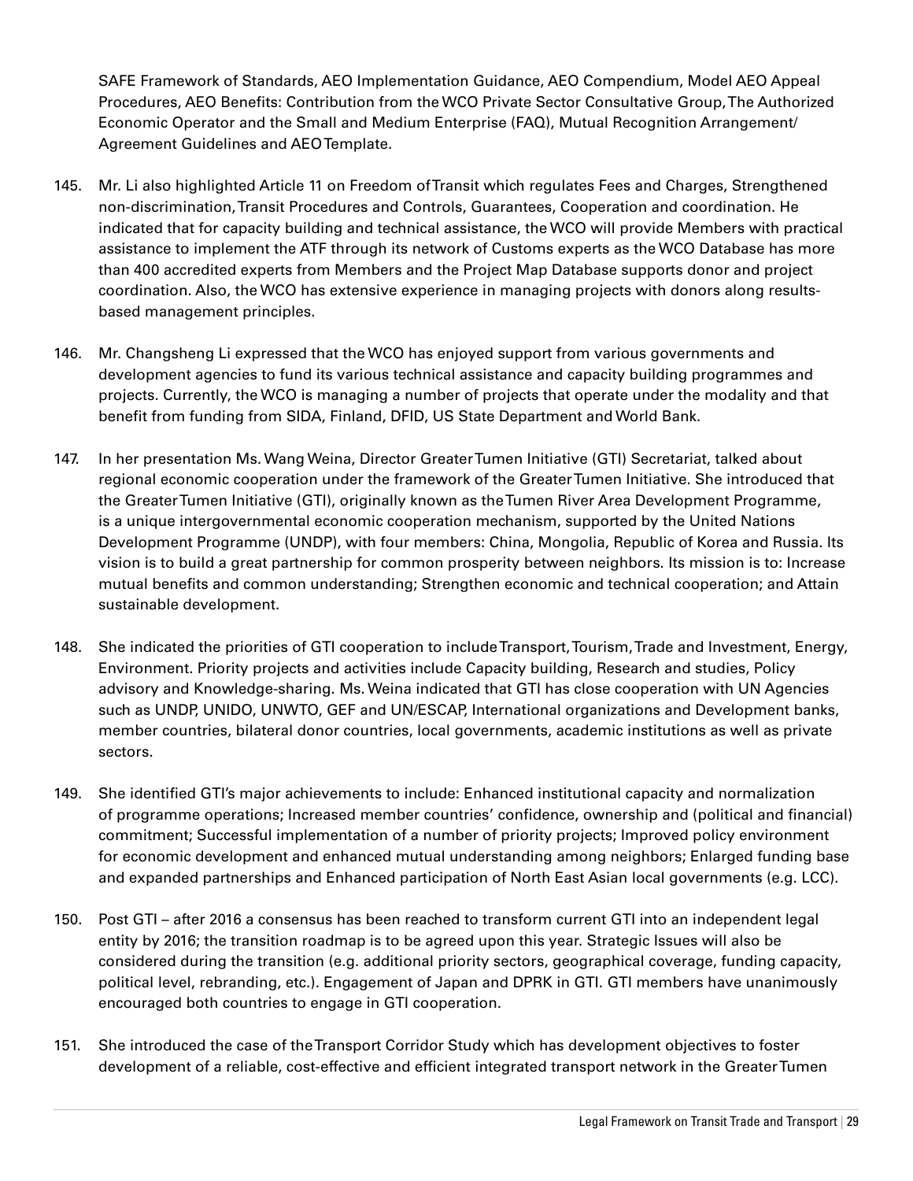SAFE Framework of Standards, AEO Implementation Guidance, AEO Compendium, Model AEO Appeal Procedures, AEO Benefits: Contribution from the WCO Private Sector Consultative Group, The Authorized Economic Operator and the Small and Medium Enterprise (FAQ), Mutual Recognition Arrangement/ Agreement Guidelines and AEO Template.

145. Mr. Li also highlighted Article 11 on Freedom of Transit which regulates Fees and Charges, Strengthened non-discrimination, Transit Procedures and Controls, Guarantees, Cooperation and coordination. He indicated that for capacity building and technical assistance, the WCO will provide Members with practical assistance to implement the ATF through its network of Customs experts as the WCO Database has more than 400 accredited experts from Members and the Project Map Database supports donor and project coordination. Also, the WCO has extensive experience in managing projects with donors along results-based management principles.

146. Mr. Changsheng Li expressed that the WCO has enjoyed support from various governments and development agencies to fund its various technical assistance and capacity building programmes and projects. Currently, the WCO is managing a number of projects that operate under the modality and that benefit from funding from SIDA, Finland, DFID, US State Department and World Bank.

147. In her presentation Ms. Wang Weina, Director Greater Tumen Initiative (GTI) Secretariat, talked about regional economic cooperation under the framework of the Greater Tumen Initiative. She introduced that the Greater Tumen Initiative (GTI), originally known as the Tumen River Area Development Programme, is a unique intergovernmental economic cooperation mechanism, supported by the United Nations Development Programme (UNDP), with four members: China, Mongolia, Republic of Korea and Russia. Its vision is to build a great partnership for common prosperity between neighbors. Its mission is to: Increase mutual benefits and common understanding; Strengthen economic and technical cooperation; and Attain sustainable development.

148. She indicated the priorities of GTI cooperation to include Transport, Tourism, Trade and Investment, Energy, Environment. Priority projects and activities include Capacity building, Research and studies, Policy advisory and Knowledge-sharing. Ms. Weina indicated that GTI has close cooperation with UN Agencies such as UNDP, UNIDO, UNWTO, GEF and UN/ESCAP, International organizations and Development banks, member countries, bilateral donor countries, local governments, academic institutions as well as private sectors.

149. She identified GTI's major achievements to include: Enhanced institutional capacity and normalization of programme operations; Increased member countries' confidence, ownership and (political and financial) commitment; Successful implementation of a number of priority projects; Improved policy environment for economic development and enhanced mutual understanding among neighbors; Enlarged funding base and expanded partnerships and Enhanced participation of North East Asian local governments (e.g. LCC).

150. Post GTI – after 2016 a consensus has been reached to transform current GTI into an independent legal entity by 2016; the transition roadmap is to be agreed upon this year. Strategic Issues will also be considered during the transition (e.g. additional priority sectors, geographical coverage, funding capacity, political level, rebranding, etc.). Engagement of Japan and DPRK in GTI. GTI members have unanimously encouraged both countries to engage in GTI cooperation.

151. She introduced the case of the Transport Corridor Study which has development objectives to foster development of a reliable, cost-effective and efficient integrated transport network in the Greater Tumen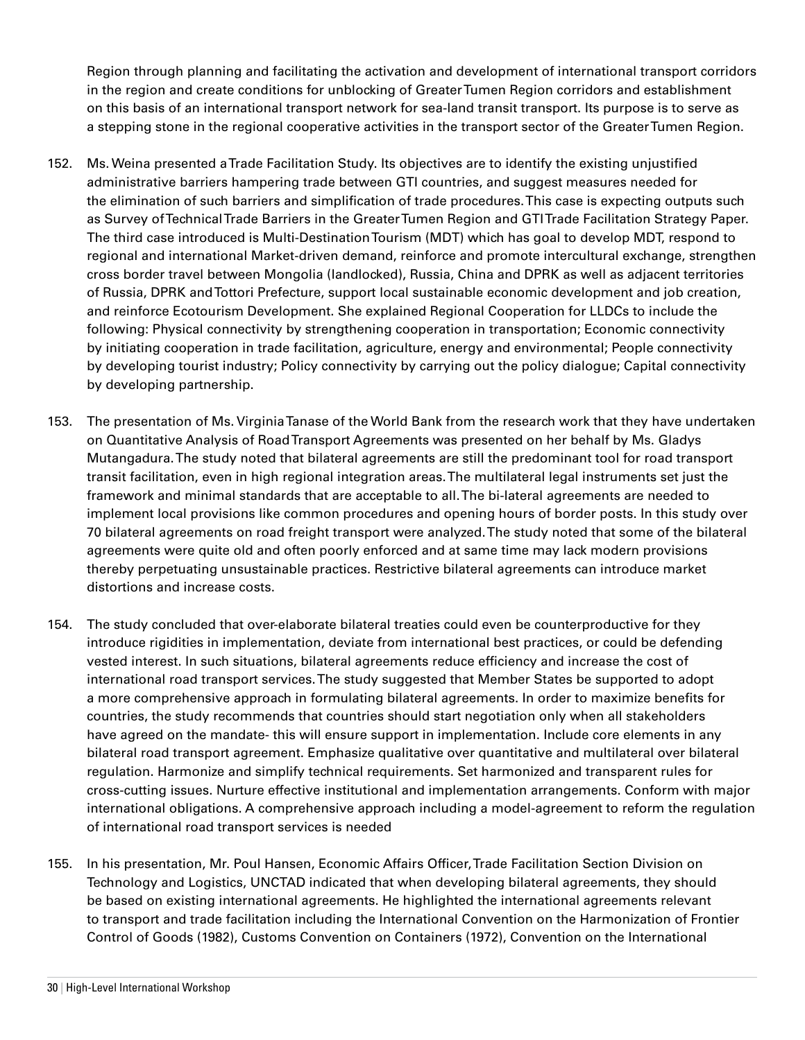Region through planning and facilitating the activation and development of international transport corridors in the region and create conditions for unblocking of Greater Tumen Region corridors and establishment on this basis of an international transport network for sea-land transit transport. Its purpose is to serve as a stepping stone in the regional cooperative activities in the transport sector of the Greater Tumen Region.

152. Ms. Weina presented a Trade Facilitation Study. Its objectives are to identify the existing unjustified administrative barriers hampering trade between GTI countries, and suggest measures needed for the elimination of such barriers and simplification of trade procedures. This case is expecting outputs such as Survey of Technical Trade Barriers in the Greater Tumen Region and GTI Trade Facilitation Strategy Paper. The third case introduced is Multi-Destination Tourism (MDT) which has goal to develop MDT, respond to regional and international Market-driven demand, reinforce and promote intercultural exchange, strengthen cross border travel between Mongolia (landlocked), Russia, China and DPRK as well as adjacent territories of Russia, DPRK and Tottori Prefecture, support local sustainable economic development and job creation, and reinforce Ecotourism Development. She explained Regional Cooperation for LLDCs to include the following: Physical connectivity by strengthening cooperation in transportation; Economic connectivity by initiating cooperation in trade facilitation, agriculture, energy and environmental; People connectivity by developing tourist industry; Policy connectivity by carrying out the policy dialogue; Capital connectivity by developing partnership.

153. The presentation of Ms. Virginia Tanase of the World Bank from the research work that they have undertaken on Quantitative Analysis of Road Transport Agreements was presented on her behalf by Ms. Gladys Mutangadura. The study noted that bilateral agreements are still the predominant tool for road transport transit facilitation, even in high regional integration areas. The multilateral legal instruments set just the framework and minimal standards that are acceptable to all. The bi-lateral agreements are needed to implement local provisions like common procedures and opening hours of border posts. In this study over 70 bilateral agreements on road freight transport were analyzed. The study noted that some of the bilateral agreements were quite old and often poorly enforced and at same time may lack modern provisions thereby perpetuating unsustainable practices. Restrictive bilateral agreements can introduce market distortions and increase costs.

154. The study concluded that over-elaborate bilateral treaties could even be counterproductive for they introduce rigidities in implementation, deviate from international best practices, or could be defending vested interest. In such situations, bilateral agreements reduce efficiency and increase the cost of international road transport services. The study suggested that Member States be supported to adopt a more comprehensive approach in formulating bilateral agreements. In order to maximize benefits for countries, the study recommends that countries should start negotiation only when all stakeholders have agreed on the mandate- this will ensure support in implementation. Include core elements in any bilateral road transport agreement. Emphasize qualitative over quantitative and multilateral over bilateral regulation. Harmonize and simplify technical requirements. Set harmonized and transparent rules for cross-cutting issues. Nurture effective institutional and implementation arrangements. Conform with major international obligations. A comprehensive approach including a model-agreement to reform the regulation of international road transport services is needed

155. In his presentation, Mr. Poul Hansen, Economic Affairs Officer, Trade Facilitation Section Division on Technology and Logistics, UNCTAD indicated that when developing bilateral agreements, they should be based on existing international agreements. He highlighted the international agreements relevant to transport and trade facilitation including the International Convention on the Harmonization of Frontier Control of Goods (1982), Customs Convention on Containers (1972), Convention on the International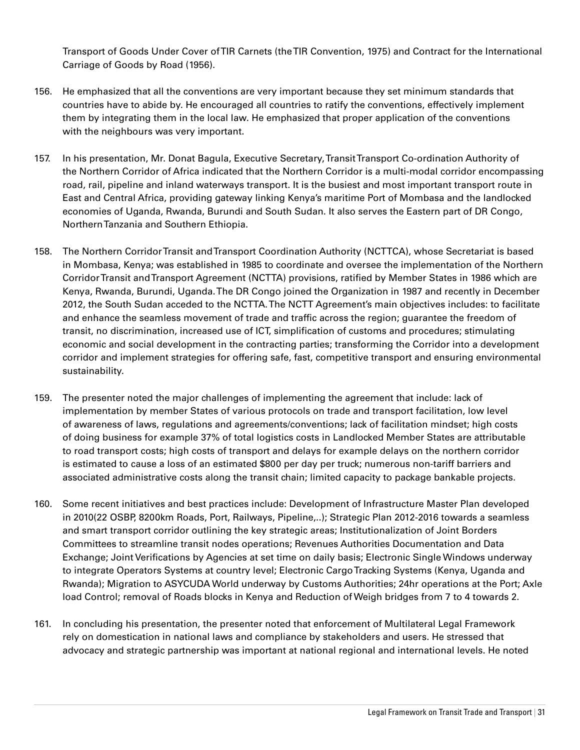Transport of Goods Under Cover of TIR Carnets (the TIR Convention, 1975) and Contract for the International Carriage of Goods by Road (1956).

156. He emphasized that all the conventions are very important because they set minimum standards that countries have to abide by. He encouraged all countries to ratify the conventions, effectively implement them by integrating them in the local law. He emphasized that proper application of the conventions with the neighbours was very important.

157. In his presentation, Mr. Donat Bagula, Executive Secretary, Transit Transport Co-ordination Authority of the Northern Corridor of Africa indicated that the Northern Corridor is a multi-modal corridor encompassing road, rail, pipeline and inland waterways transport. It is the busiest and most important transport route in East and Central Africa, providing gateway linking Kenya's maritime Port of Mombasa and the landlocked economies of Uganda, Rwanda, Burundi and South Sudan. It also serves the Eastern part of DR Congo, Northern Tanzania and Southern Ethiopia.

158. The Northern Corridor Transit and Transport Coordination Authority (NCTTCA), whose Secretariat is based in Mombasa, Kenya; was established in 1985 to coordinate and oversee the implementation of the Northern Corridor Transit and Transport Agreement (NCTTA) provisions, ratified by Member States in 1986 which are Kenya, Rwanda, Burundi, Uganda. The DR Congo joined the Organization in 1987 and recently in December 2012, the South Sudan acceded to the NCTTA. The NCTT Agreement's main objectives includes: to facilitate and enhance the seamless movement of trade and traffic across the region; guarantee the freedom of transit, no discrimination, increased use of ICT, simplification of customs and procedures; stimulating economic and social development in the contracting parties; transforming the Corridor into a development corridor and implement strategies for offering safe, fast, competitive transport and ensuring environmental sustainability.

159. The presenter noted the major challenges of implementing the agreement that include: lack of implementation by member States of various protocols on trade and transport facilitation, low level of awareness of laws, regulations and agreements/conventions; lack of facilitation mindset; high costs of doing business for example 37% of total logistics costs in Landlocked Member States are attributable to road transport costs; high costs of transport and delays for example delays on the northern corridor is estimated to cause a loss of an estimated $800 per day per truck; numerous non-tariff barriers and associated administrative costs along the transit chain; limited capacity to package bankable projects.

160. Some recent initiatives and best practices include: Development of Infrastructure Master Plan developed in 2010(22 OSBP, 8200km Roads, Port, Railways, Pipeline,..); Strategic Plan 2012-2016 towards a seamless and smart transport corridor outlining the key strategic areas; Institutionalization of Joint Borders Committees to streamline transit nodes operations; Revenues Authorities Documentation and Data Exchange; Joint Verifications by Agencies at set time on daily basis; Electronic Single Windows underway to integrate Operators Systems at country level; Electronic Cargo Tracking Systems (Kenya, Uganda and Rwanda); Migration to ASYCUDA World underway by Customs Authorities; 24hr operations at the Port; Axle load Control; removal of Roads blocks in Kenya and Reduction of Weigh bridges from 7 to 4 towards 2.

161. In concluding his presentation, the presenter noted that enforcement of Multilateral Legal Framework rely on domestication in national laws and compliance by stakeholders and users. He stressed that advocacy and strategic partnership was important at national regional and international levels. He noted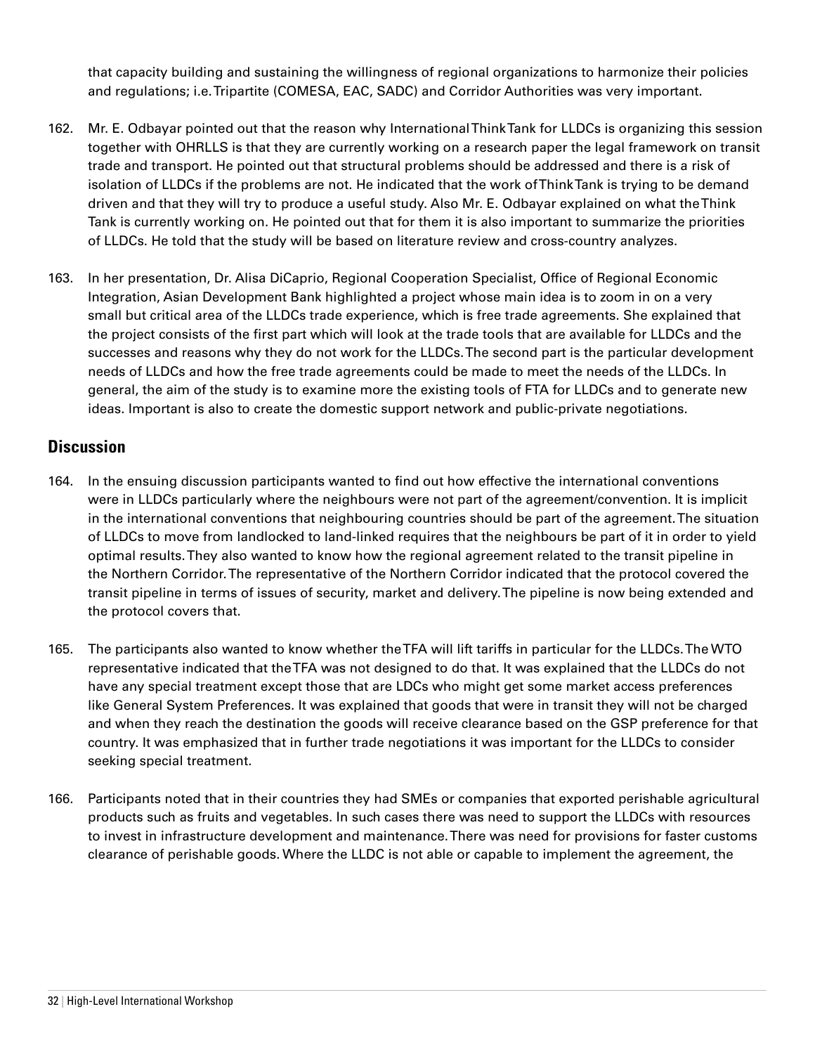that capacity building and sustaining the willingness of regional organizations to harmonize their policies and regulations; i.e. Tripartite (COMESA, EAC, SADC) and Corridor Authorities was very important.

162. Mr. E. Odbayar pointed out that the reason why International Think Tank for LLDCs is organizing this session together with OHRLLS is that they are currently working on a research paper the legal framework on transit trade and transport. He pointed out that structural problems should be addressed and there is a risk of isolation of LLDCs if the problems are not. He indicated that the work of Think Tank is trying to be demand driven and that they will try to produce a useful study. Also Mr. E. Odbayar explained on what the Think Tank is currently working on. He pointed out that for them it is also important to summarize the priorities of LLDCs. He told that the study will be based on literature review and cross-country analyzes.

163. In her presentation, Dr. Alisa DiCaprio, Regional Cooperation Specialist, Office of Regional Economic Integration, Asian Development Bank highlighted a project whose main idea is to zoom in on a very small but critical area of the LLDCs trade experience, which is free trade agreements. She explained that the project consists of the first part which will look at the trade tools that are available for LLDCs and the successes and reasons why they do not work for the LLDCs. The second part is the particular development needs of LLDCs and how the free trade agreements could be made to meet the needs of the LLDCs. In general, the aim of the study is to examine more the existing tools of FTA for LLDCs and to generate new ideas. Important is also to create the domestic support network and public-private negotiations.

## Discussion

164. In the ensuing discussion participants wanted to find out how effective the international conventions were in LLDCs particularly where the neighbours were not part of the agreement/convention. It is implicit in the international conventions that neighbouring countries should be part of the agreement. The situation of LLDCs to move from landlocked to land-linked requires that the neighbours be part of it in order to yield optimal results. They also wanted to know how the regional agreement related to the transit pipeline in the Northern Corridor. The representative of the Northern Corridor indicated that the protocol covered the transit pipeline in terms of issues of security, market and delivery. The pipeline is now being extended and the protocol covers that.

165. The participants also wanted to know whether the TFA will lift tariffs in particular for the LLDCs. The WTO representative indicated that the TFA was not designed to do that. It was explained that the LLDCs do not have any special treatment except those that are LDCs who might get some market access preferences like General System Preferences. It was explained that goods that were in transit they will not be charged and when they reach the destination the goods will receive clearance based on the GSP preference for that country. It was emphasized that in further trade negotiations it was important for the LLDCs to consider seeking special treatment.

166. Participants noted that in their countries they had SMEs or companies that exported perishable agricultural products such as fruits and vegetables. In such cases there was need to support the LLDCs with resources to invest in infrastructure development and maintenance. There was need for provisions for faster customs clearance of perishable goods. Where the LLDC is not able or capable to implement the agreement, the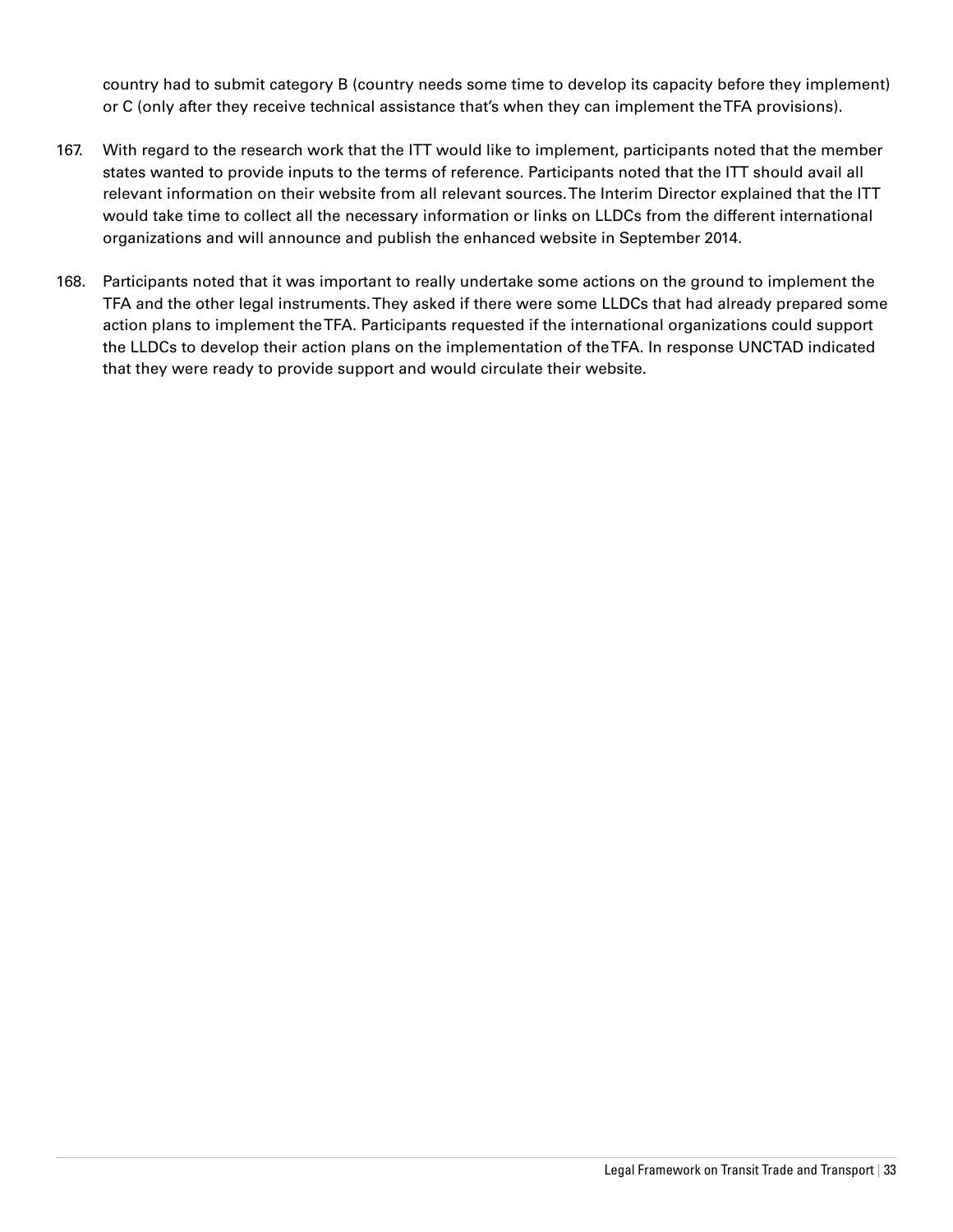country had to submit category B (country needs some time to develop its capacity before they implement) or C (only after they receive technical assistance that's when they can implement the TFA provisions).

167. With regard to the research work that the ITT would like to implement, participants noted that the member states wanted to provide inputs to the terms of reference. Participants noted that the ITT should avail all relevant information on their website from all relevant sources. The Interim Director explained that the ITT would take time to collect all the necessary information or links on LLDCs from the different international organizations and will announce and publish the enhanced website in September 2014.

168. Participants noted that it was important to really undertake some actions on the ground to implement the TFA and the other legal instruments. They asked if there were some LLDCs that had already prepared some action plans to implement the TFA. Participants requested if the international organizations could support the LLDCs to develop their action plans on the implementation of the TFA. In response UNCTAD indicated that they were ready to provide support and would circulate their website.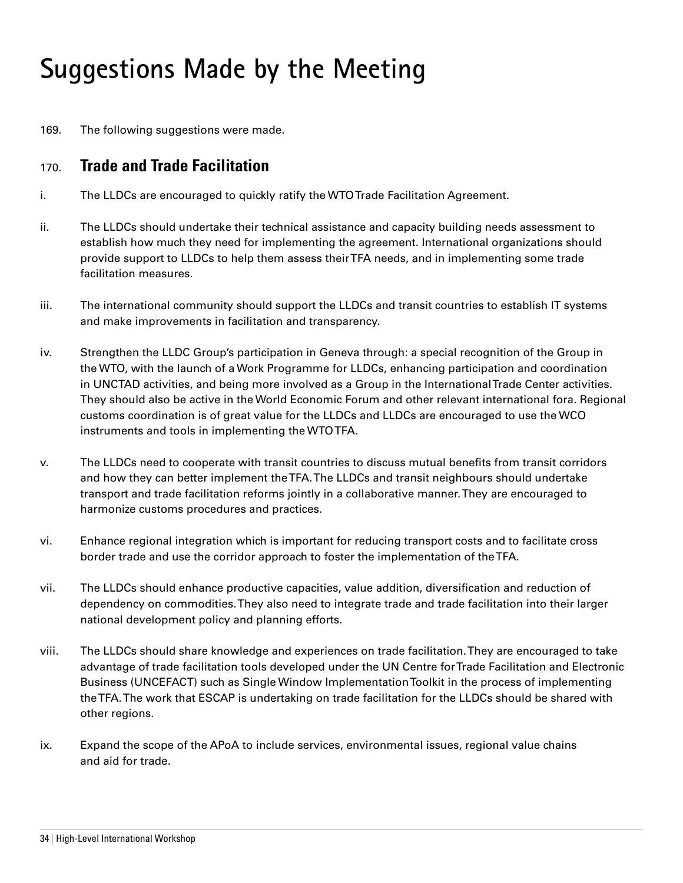# Suggestions Made by the Meeting

169. The following suggestions were made.

## 170. **Trade and Trade Facilitation**

i. The LLDCs are encouraged to quickly ratify the WTO Trade Facilitation Agreement.

ii. The LLDCs should undertake their technical assistance and capacity building needs assessment to establish how much they need for implementing the agreement. International organizations should provide support to LLDCs to help them assess their TFA needs, and in implementing some trade facilitation measures.

iii. The international community should support the LLDCs and transit countries to establish IT systems and make improvements in facilitation and transparency.

iv. Strengthen the LLDC Group's participation in Geneva through: a special recognition of the Group in the WTO, with the launch of a Work Programme for LLDCs, enhancing participation and coordination in UNCTAD activities, and being more involved as a Group in the International Trade Center activities. They should also be active in the World Economic Forum and other relevant international fora. Regional customs coordination is of great value for the LLDCs and LLDCs are encouraged to use the WCO instruments and tools in implementing the WTO TFA.

v. The LLDCs need to cooperate with transit countries to discuss mutual benefits from transit corridors and how they can better implement the TFA. The LLDCs and transit neighbours should undertake transport and trade facilitation reforms jointly in a collaborative manner. They are encouraged to harmonize customs procedures and practices.

vi. Enhance regional integration which is important for reducing transport costs and to facilitate cross border trade and use the corridor approach to foster the implementation of the TFA.

vii. The LLDCs should enhance productive capacities, value addition, diversification and reduction of dependency on commodities. They also need to integrate trade and trade facilitation into their larger national development policy and planning efforts.

viii. The LLDCs should share knowledge and experiences on trade facilitation. They are encouraged to take advantage of trade facilitation tools developed under the UN Centre for Trade Facilitation and Electronic Business (UNCEFACT) such as Single Window Implementation Toolkit in the process of implementing the TFA. The work that ESCAP is undertaking on trade facilitation for the LLDCs should be shared with other regions.

ix. Expand the scope of the APoA to include services, environmental issues, regional value chains and aid for trade.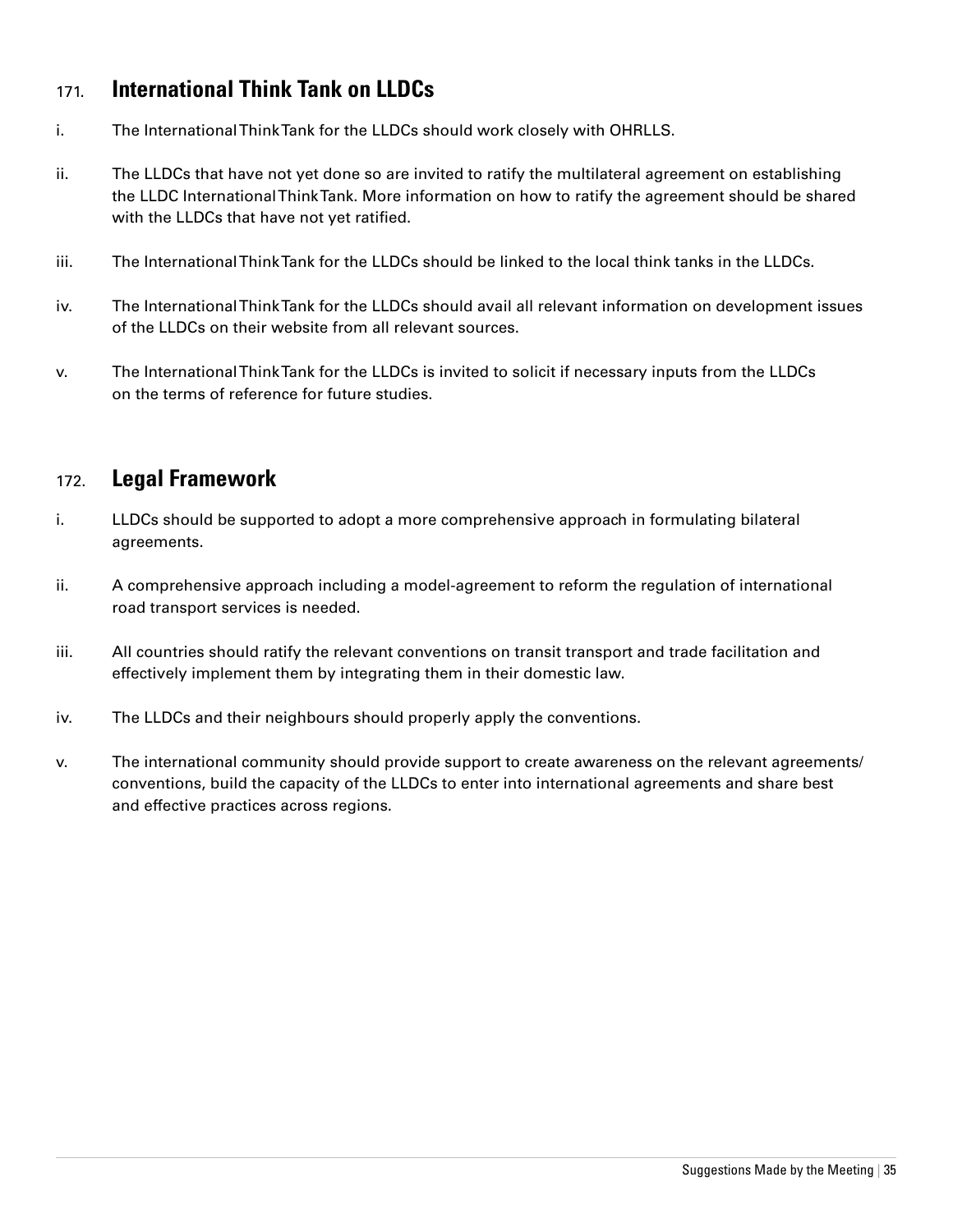## 171. International Think Tank on LLDCs

i. The International Think Tank for the LLDCs should work closely with OHRLLS.

ii. The LLDCs that have not yet done so are invited to ratify the multilateral agreement on establishing the LLDC International Think Tank. More information on how to ratify the agreement should be shared with the LLDCs that have not yet ratified.

iii. The International Think Tank for the LLDCs should be linked to the local think tanks in the LLDCs.

iv. The International Think Tank for the LLDCs should avail all relevant information on development issues of the LLDCs on their website from all relevant sources.

v. The International Think Tank for the LLDCs is invited to solicit if necessary inputs from the LLDCs on the terms of reference for future studies.

## 172. Legal Framework

i. LLDCs should be supported to adopt a more comprehensive approach in formulating bilateral agreements.

ii. A comprehensive approach including a model-agreement to reform the regulation of international road transport services is needed.

iii. All countries should ratify the relevant conventions on transit transport and trade facilitation and effectively implement them by integrating them in their domestic law.

iv. The LLDCs and their neighbours should properly apply the conventions.

v. The international community should provide support to create awareness on the relevant agreements/conventions, build the capacity of the LLDCs to enter into international agreements and share best and effective practices across regions.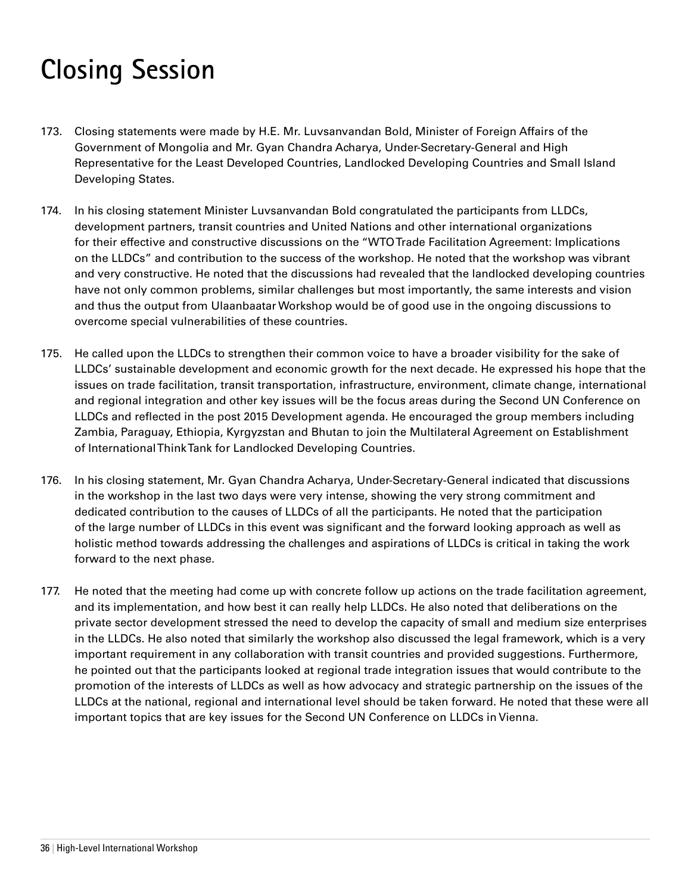# Closing Session

173. Closing statements were made by H.E. Mr. Luvsanvandan Bold, Minister of Foreign Affairs of the Government of Mongolia and Mr. Gyan Chandra Acharya, Under-Secretary-General and High Representative for the Least Developed Countries, Landlocked Developing Countries and Small Island Developing States.

174. In his closing statement Minister Luvsanvandan Bold congratulated the participants from LLDCs, development partners, transit countries and United Nations and other international organizations for their effective and constructive discussions on the "WTO Trade Facilitation Agreement: Implications on the LLDCs" and contribution to the success of the workshop. He noted that the workshop was vibrant and very constructive. He noted that the discussions had revealed that the landlocked developing countries have not only common problems, similar challenges but most importantly, the same interests and vision and thus the output from Ulaanbaatar Workshop would be of good use in the ongoing discussions to overcome special vulnerabilities of these countries.

175. He called upon the LLDCs to strengthen their common voice to have a broader visibility for the sake of LLDCs' sustainable development and economic growth for the next decade. He expressed his hope that the issues on trade facilitation, transit transportation, infrastructure, environment, climate change, international and regional integration and other key issues will be the focus areas during the Second UN Conference on LLDCs and reflected in the post 2015 Development agenda. He encouraged the group members including Zambia, Paraguay, Ethiopia, Kyrgyzstan and Bhutan to join the Multilateral Agreement on Establishment of International Think Tank for Landlocked Developing Countries.

176. In his closing statement, Mr. Gyan Chandra Acharya, Under-Secretary-General indicated that discussions in the workshop in the last two days were very intense, showing the very strong commitment and dedicated contribution to the causes of LLDCs of all the participants. He noted that the participation of the large number of LLDCs in this event was significant and the forward looking approach as well as holistic method towards addressing the challenges and aspirations of LLDCs is critical in taking the work forward to the next phase.

177. He noted that the meeting had come up with concrete follow up actions on the trade facilitation agreement, and its implementation, and how best it can really help LLDCs. He also noted that deliberations on the private sector development stressed the need to develop the capacity of small and medium size enterprises in the LLDCs. He also noted that similarly the workshop also discussed the legal framework, which is a very important requirement in any collaboration with transit countries and provided suggestions. Furthermore, he pointed out that the participants looked at regional trade integration issues that would contribute to the promotion of the interests of LLDCs as well as how advocacy and strategic partnership on the issues of the LLDCs at the national, regional and international level should be taken forward. He noted that these were all important topics that are key issues for the Second UN Conference on LLDCs in Vienna.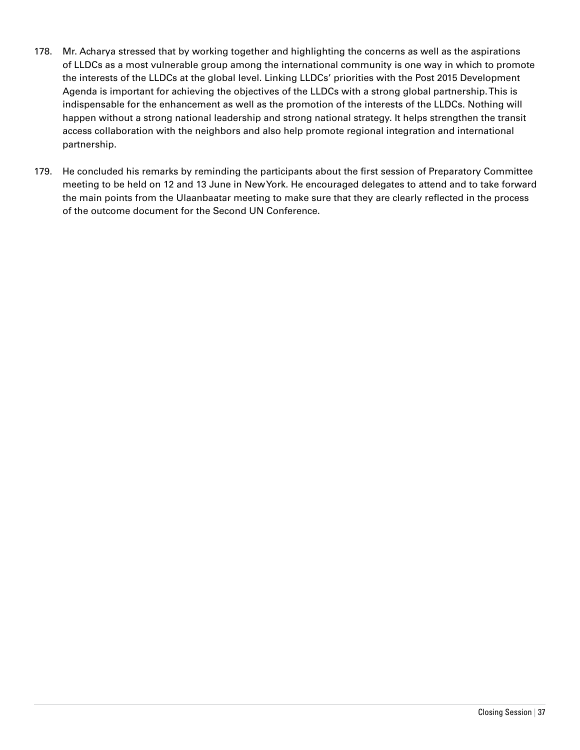178. Mr. Acharya stressed that by working together and highlighting the concerns as well as the aspirations of LLDCs as a most vulnerable group among the international community is one way in which to promote the interests of the LLDCs at the global level. Linking LLDCs' priorities with the Post 2015 Development Agenda is important for achieving the objectives of the LLDCs with a strong global partnership. This is indispensable for the enhancement as well as the promotion of the interests of the LLDCs. Nothing will happen without a strong national leadership and strong national strategy. It helps strengthen the transit access collaboration with the neighbors and also help promote regional integration and international partnership.

179. He concluded his remarks by reminding the participants about the first session of Preparatory Committee meeting to be held on 12 and 13 June in New York. He encouraged delegates to attend and to take forward the main points from the Ulaanbaatar meeting to make sure that they are clearly reflected in the process of the outcome document for the Second UN Conference.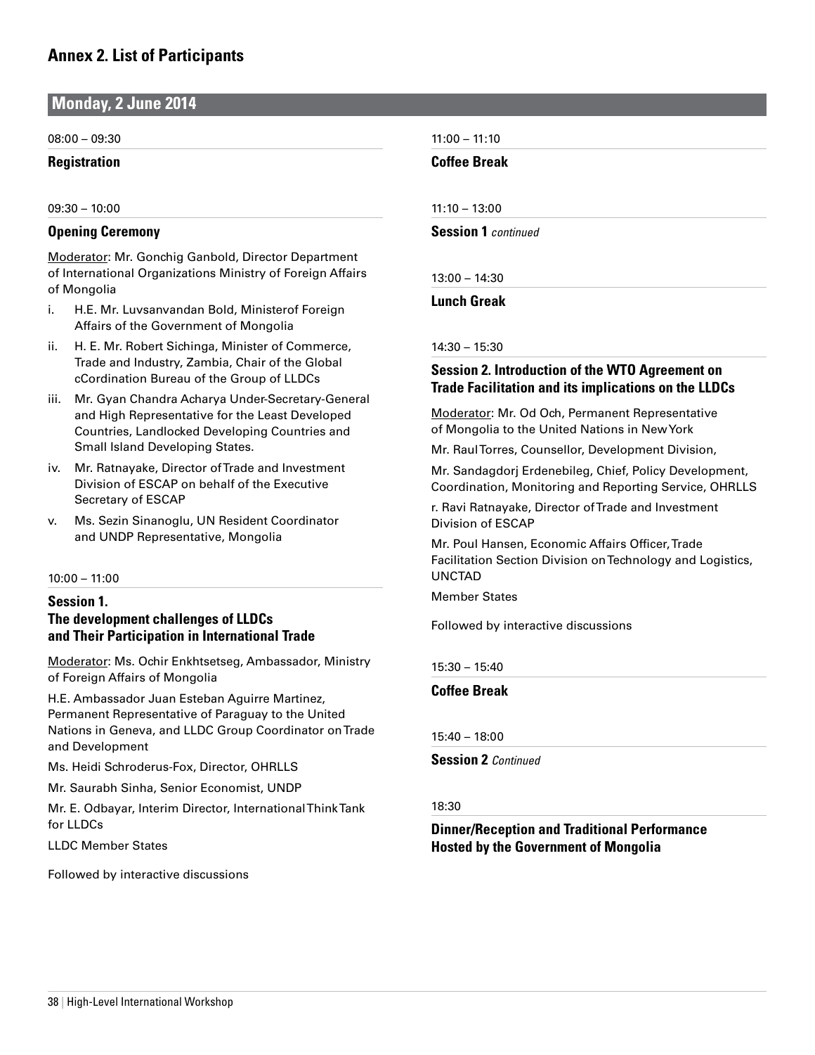## Annex 2. List of Participants

### Monday, 2 June 2014

08:00 – 09:30

**Registration**

09:30 – 10:00

**Opening Ceremony**

Moderator: Mr. Gonchig Ganbold, Director Department of International Organizations Ministry of Foreign Affairs of Mongolia

i. H.E. Mr. Luvsanvandan Bold, Ministerof Foreign Affairs of the Government of Mongolia
ii. H. E. Mr. Robert Sichinga, Minister of Commerce, Trade and Industry, Zambia, Chair of the Global cCordination Bureau of the Group of LLDCs
iii. Mr. Gyan Chandra Acharya Under-Secretary-General and High Representative for the Least Developed Countries, Landlocked Developing Countries and Small Island Developing States.
iv. Mr. Ratnayake, Director of Trade and Investment Division of ESCAP on behalf of the Executive Secretary of ESCAP
v. Ms. Sezin Sinanoglu, UN Resident Coordinator and UNDP Representative, Mongolia

10:00 – 11:00

**Session 1.**
**The development challenges of LLDCs and Their Participation in International Trade**

Moderator: Ms. Ochir Enkhtsetseg, Ambassador, Ministry of Foreign Affairs of Mongolia

H.E. Ambassador Juan Esteban Aguirre Martinez, Permanent Representative of Paraguay to the United Nations in Geneva, and LLDC Group Coordinator on Trade and Development

Ms. Heidi Schroderus-Fox, Director, OHRLLS

Mr. Saurabh Sinha, Senior Economist, UNDP

Mr. E. Odbayar, Interim Director, International Think Tank for LLDCs

LLDC Member States

Followed by interactive discussions

11:00 – 11:10

**Coffee Break**

11:10 – 13:00

**Session 1** *continued*

13:00 – 14:30

**Lunch Greak**

14:30 – 15:30

**Session 2. Introduction of the WTO Agreement on Trade Facilitation and its implications on the LLDCs**

Moderator: Mr. Od Och, Permanent Representative of Mongolia to the United Nations in New York

Mr. Raul Torres, Counsellor, Development Division,

Mr. Sandagdorj Erdenebileg, Chief, Policy Development, Coordination, Monitoring and Reporting Service, OHRLLS

r. Ravi Ratnayake, Director of Trade and Investment Division of ESCAP

Mr. Poul Hansen, Economic Affairs Officer, Trade Facilitation Section Division on Technology and Logistics, UNCTAD

Member States

Followed by interactive discussions

15:30 – 15:40

**Coffee Break**

15:40 – 18:00

**Session 2** *Continued*

18:30

**Dinner/Reception and Traditional Performance Hosted by the Government of Mongolia**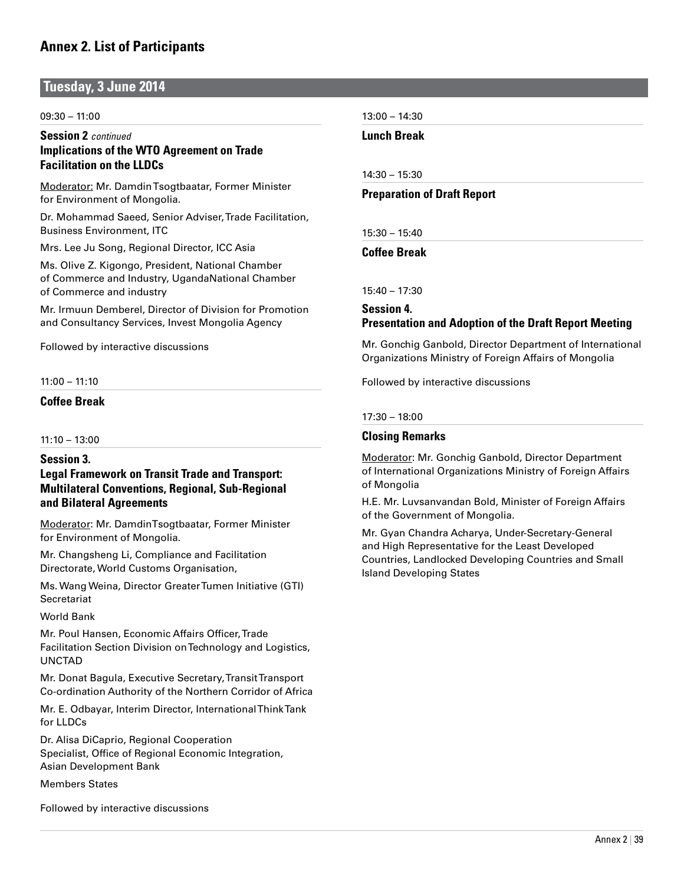## Annex 2. List of Participants

### Tuesday, 3 June 2014

09:30 – 11:00

**Session 2** *continued*
**Implications of the WTO Agreement on Trade Facilitation on the LLDCs**

Moderator: Mr. Damdin Tsogtbaatar, Former Minister for Environment of Mongolia.

Dr. Mohammad Saeed, Senior Adviser, Trade Facilitation, Business Environment, ITC

Mrs. Lee Ju Song, Regional Director, ICC Asia

Ms. Olive Z. Kigongo, President, National Chamber of Commerce and Industry, UgandaNational Chamber of Commerce and industry

Mr. Irmuun Demberel, Director of Division for Promotion and Consultancy Services, Invest Mongolia Agency

Followed by interactive discussions

11:00 – 11:10

**Coffee Break**

11:10 – 13:00

**Session 3.**
**Legal Framework on Transit Trade and Transport: Multilateral Conventions, Regional, Sub-Regional and Bilateral Agreements**

Moderator: Mr. DamdinTsogtbaatar, Former Minister for Environment of Mongolia.

Mr. Changsheng Li, Compliance and Facilitation Directorate, World Customs Organisation,

Ms. Wang Weina, Director Greater Tumen Initiative (GTI) Secretariat

World Bank

Mr. Poul Hansen, Economic Affairs Officer, Trade Facilitation Section Division on Technology and Logistics, UNCTAD

Mr. Donat Bagula, Executive Secretary, Transit Transport Co-ordination Authority of the Northern Corridor of Africa

Mr. E. Odbayar, Interim Director, International Think Tank for LLDCs

Dr. Alisa DiCaprio, Regional Cooperation Specialist, Office of Regional Economic Integration, Asian Development Bank

Members States

Followed by interactive discussions

13:00 – 14:30

**Lunch Break**

14:30 – 15:30

**Preparation of Draft Report**

15:30 – 15:40

**Coffee Break**

15:40 – 17:30

**Session 4.**
**Presentation and Adoption of the Draft Report Meeting**

Mr. Gonchig Ganbold, Director Department of International Organizations Ministry of Foreign Affairs of Mongolia

Followed by interactive discussions

17:30 – 18:00

**Closing Remarks**

Moderator: Mr. Gonchig Ganbold, Director Department of International Organizations Ministry of Foreign Affairs of Mongolia

H.E. Mr. Luvsanvandan Bold, Minister of Foreign Affairs of the Government of Mongolia.

Mr. Gyan Chandra Acharya, Under-Secretary-General and High Representative for the Least Developed Countries, Landlocked Developing Countries and Small Island Developing States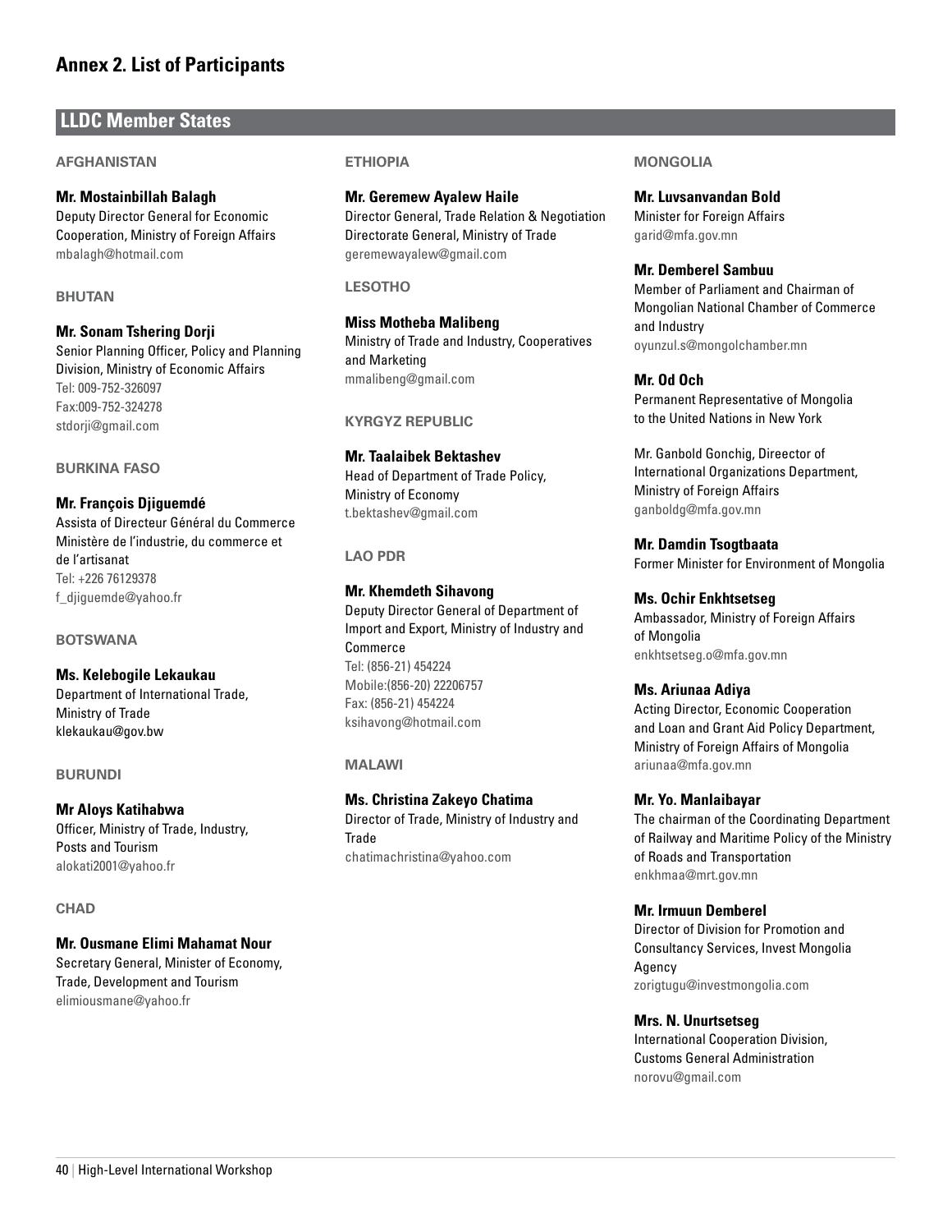# Annex 2. List of Participants

## LLDC Member States

### AFGHANISTAN

**Mr. Mostainbillah Balagh**
Deputy Director General for Economic Cooperation, Ministry of Foreign Affairs
mbalagh@hotmail.com

### BHUTAN

**Mr. Sonam Tshering Dorji**
Senior Planning Officer, Policy and Planning Division, Ministry of Economic Affairs
Tel: 009-752-326097
Fax:009-752-324278
stdorji@gmail.com

### BURKINA FASO

**Mr. François Djiguemdé**
Assista of Directeur Général du Commerce Ministère de l'industrie, du commerce et de l'artisanat
Tel: +226 76129378
f_djiguemde@yahoo.fr

### BOTSWANA

**Ms. Kelebogile Lekaukau**
Department of International Trade, Ministry of Trade
klekaukau@gov.bw

### BURUNDI

**Mr Aloys Katihabwa**
Officer, Ministry of Trade, Industry, Posts and Tourism
alokati2001@yahoo.fr

### CHAD

**Mr. Ousmane Elimi Mahamat Nour**
Secretary General, Minister of Economy, Trade, Development and Tourism
elimiousmane@yahoo.fr

### ETHIOPIA

**Mr. Geremew Ayalew Haile**
Director General, Trade Relation & Negotiation Directorate General, Ministry of Trade
geremewayalew@gmail.com

### LESOTHO

**Miss Motheba Malibeng**
Ministry of Trade and Industry, Cooperatives and Marketing
mmalibeng@gmail.com

### KYRGYZ REPUBLIC

**Mr. Taalaibek Bektashev**
Head of Department of Trade Policy, Ministry of Economy
t.bektashev@gmail.com

### LAO PDR

**Mr. Khemdeth Sihavong**
Deputy Director General of Department of Import and Export, Ministry of Industry and Commerce
Tel: (856-21) 454224
Mobile:(856-20) 22206757
Fax: (856-21) 454224
ksihavong@hotmail.com

### MALAWI

**Ms. Christina Zakeyo Chatima**
Director of Trade, Ministry of Industry and Trade
chatimachristina@yahoo.com

### MONGOLIA

**Mr. Luvsanvandan Bold**
Minister for Foreign Affairs
garid@mfa.gov.mn

**Mr. Demberel Sambuu**
Member of Parliament and Chairman of Mongolian National Chamber of Commerce and Industry
oyunzul.s@mongolchamber.mn

**Mr. Od Och**
Permanent Representative of Mongolia to the United Nations in New York

Mr. Ganbold Gonchig, Director of International Organizations Department, Ministry of Foreign Affairs
ganboldg@mfa.gov.mn

**Mr. Damdin Tsogtbaata**
Former Minister for Environment of Mongolia

**Ms. Ochir Enkhtsetseg**
Ambassador, Ministry of Foreign Affairs of Mongolia
enkhtsetseg.o@mfa.gov.mn

**Ms. Ariunaa Adiya**
Acting Director, Economic Cooperation and Loan and Grant Aid Policy Department, Ministry of Foreign Affairs of Mongolia
ariunaa@mfa.gov.mn

**Mr. Yo. Manlaibayar**
The chairman of the Coordinating Department of Railway and Maritime Policy of the Ministry of Roads and Transportation
enkhmaa@mrt.gov.mn

**Mr. Irmuun Demberel**
Director of Division for Promotion and Consultancy Services, Invest Mongolia Agency
zorigtugu@investmongolia.com

**Mrs. N. Unurtsetseg**
International Cooperation Division, Customs General Administration
norovu@gmail.com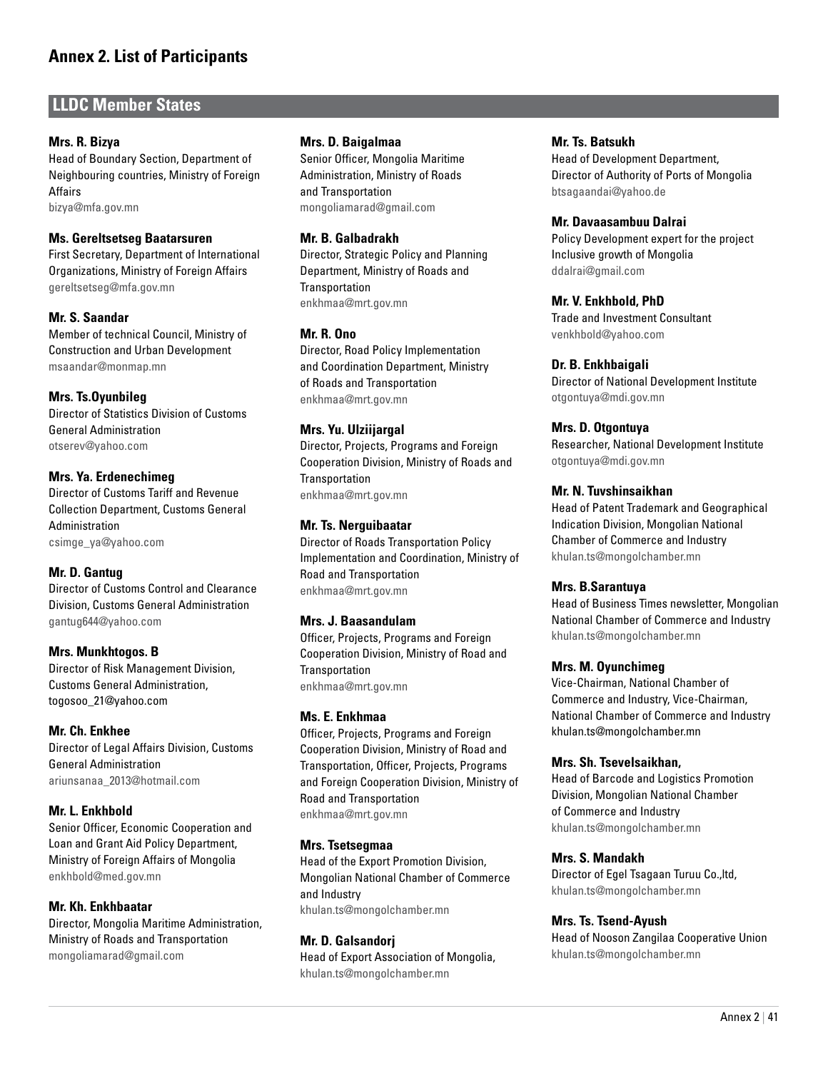## Annex 2. List of Participants

### LLDC Member States

**Mrs. R. Bizya**
Head of Boundary Section, Department of Neighbouring countries, Ministry of Foreign Affairs
bizya@mfa.gov.mn

**Ms. Gereltsetseg Baatarsuren**
First Secretary, Department of International Organizations, Ministry of Foreign Affairs
gereltsetseg@mfa.gov.mn

**Mr. S. Saandar**
Member of technical Council, Ministry of Construction and Urban Development
msaandar@monmap.mn

**Mrs. Ts.Oyunbileg**
Director of Statistics Division of Customs General Administration
otserev@yahoo.com

**Mrs. Ya. Erdenechimeg**
Director of Customs Tariff and Revenue Collection Department, Customs General Administration
csimge_ya@yahoo.com

**Mr. D. Gantug**
Director of Customs Control and Clearance Division, Customs General Administration
gantug644@yahoo.com

**Mrs. Munkhtogos. B**
Director of Risk Management Division, Customs General Administration,
togosoo_21@yahoo.com

**Mr. Ch. Enkhee**
Director of Legal Affairs Division, Customs General Administration
ariunsanaa_2013@hotmail.com

**Mr. L. Enkhbold**
Senior Officer, Economic Cooperation and Loan and Grant Aid Policy Department, Ministry of Foreign Affairs of Mongolia
enkhbold@med.gov.mn

**Mr. Kh. Enkhbaatar**
Director, Mongolia Maritime Administration, Ministry of Roads and Transportation
mongoliamarad@gmail.com

**Mrs. D. Baigalmaa**
Senior Officer, Mongolia Maritime Administration, Ministry of Roads and Transportation
mongoliamarad@gmail.com

**Mr. B. Galbadrakh**
Director, Strategic Policy and Planning Department, Ministry of Roads and Transportation
enkhmaa@mrt.gov.mn

**Mr. R. Ono**
Director, Road Policy Implementation and Coordination Department, Ministry of Roads and Transportation
enkhmaa@mrt.gov.mn

**Mrs. Yu. Ulziijargal**
Director, Projects, Programs and Foreign Cooperation Division, Ministry of Roads and Transportation
enkhmaa@mrt.gov.mn

**Mr. Ts. Nerguibaatar**
Director of Roads Transportation Policy Implementation and Coordination, Ministry of Road and Transportation
enkhmaa@mrt.gov.mn

**Mrs. J. Baasandulam**
Officer, Projects, Programs and Foreign Cooperation Division, Ministry of Road and Transportation
enkhmaa@mrt.gov.mn

**Ms. E. Enkhmaa**
Officer, Projects, Programs and Foreign Cooperation Division, Ministry of Road and Transportation, Officer, Projects, Programs and Foreign Cooperation Division, Ministry of Road and Transportation
enkhmaa@mrt.gov.mn

**Mrs. Tsetsegmaa**
Head of the Export Promotion Division, Mongolian National Chamber of Commerce and Industry
khulan.ts@mongolchamber.mn

**Mr. D. Galsandorj**
Head of Export Association of Mongolia,
khulan.ts@mongolchamber.mn

**Mr. Ts. Batsukh**
Head of Development Department, Director of Authority of Ports of Mongolia
btsagaandai@yahoo.de

**Mr. Davaasambuu Dalrai**
Policy Development expert for the project Inclusive growth of Mongolia
ddalrai@gmail.com

**Mr. V. Enkhbold, PhD**
Trade and Investment Consultant
venkhbold@yahoo.com

**Dr. B. Enkhbaigali**
Director of National Development Institute
otgontuya@mdi.gov.mn

**Mrs. D. Otgontuya**
Researcher, National Development Institute
otgontuya@mdi.gov.mn

**Mr. N. Tuvshinsaikhan**
Head of Patent Trademark and Geographical Indication Division, Mongolian National Chamber of Commerce and Industry
khulan.ts@mongolchamber.mn

**Mrs. B.Sarantuya**
Head of Business Times newsletter, Mongolian National Chamber of Commerce and Industry
khulan.ts@mongolchamber.mn

**Mrs. M. Oyunchimeg**
Vice-Chairman, National Chamber of Commerce and Industry, Vice-Chairman, National Chamber of Commerce and Industry
khulan.ts@mongolchamber.mn

**Mrs. Sh. Tsevelsaikhan,**
Head of Barcode and Logistics Promotion Division, Mongolian National Chamber of Commerce and Industry
khulan.ts@mongolchamber.mn

**Mrs. S. Mandakh**
Director of Egel Tsagaan Turuu Co.,ltd,
khulan.ts@mongolchamber.mn

**Mrs. Ts. Tsend-Ayush**
Head of Nooson Zangilaa Cooperative Union
khulan.ts@mongolchamber.mn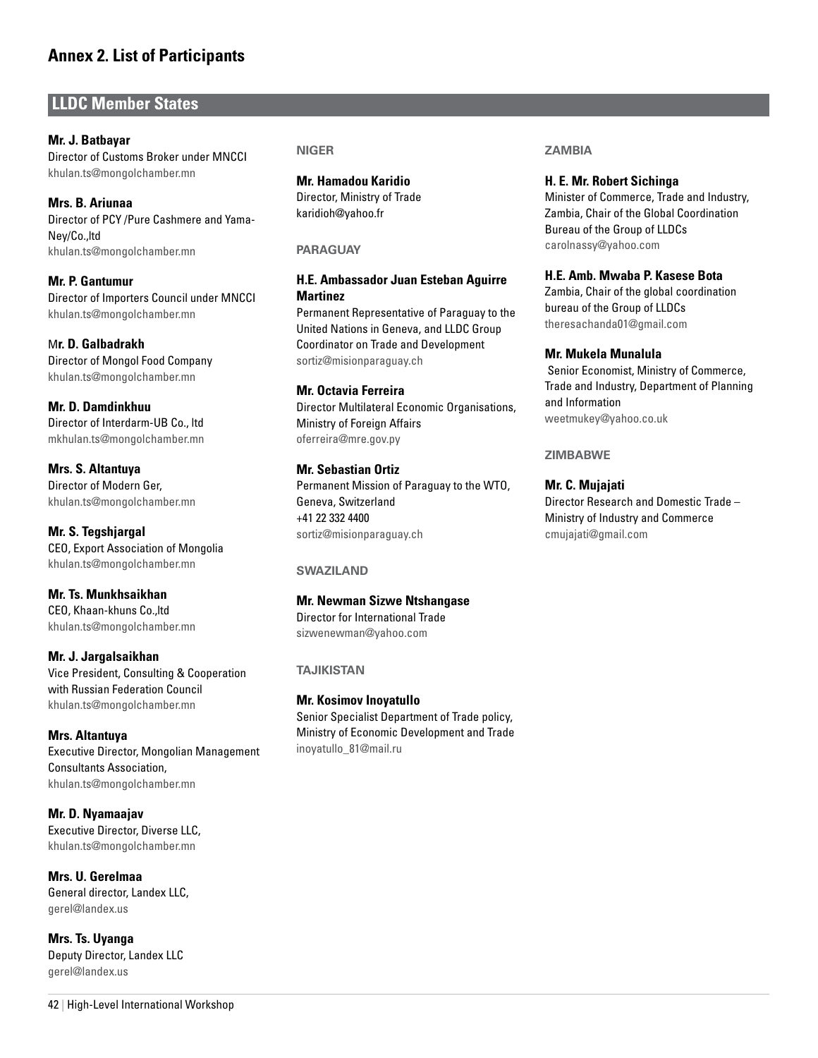## Annex 2. List of Participants

### LLDC Member States

**Mr. J. Batbayar**
Director of Customs Broker under MNCCI
khulan.ts@mongolchamber.mn

**Mrs. B. Ariunaa**
Director of PCY /Pure Cashmere and Yama-Ney/Co.,ltd
khulan.ts@mongolchamber.mn

**Mr. P. Gantumur**
Director of Importers Council under MNCCI
khulan.ts@mongolchamber.mn

M**r. D. Galbadrakh**
Director of Mongol Food Company
khulan.ts@mongolchamber.mn

**Mr. D. Damdinkhuu**
Director of Interdarm-UB Co., ltd
mkhulan.ts@mongolchamber.mn

**Mrs. S. Altantuya**
Director of Modern Ger,
khulan.ts@mongolchamber.mn

**Mr. S. Tegshjargal**
CEO, Export Association of Mongolia
khulan.ts@mongolchamber.mn

**Mr. Ts. Munkhsaikhan**
CEO, Khaan-khuns Co.,ltd
khulan.ts@mongolchamber.mn

**Mr. J. Jargalsaikhan**
Vice President, Consulting & Cooperation with Russian Federation Council
khulan.ts@mongolchamber.mn

**Mrs. Altantuya**
Executive Director, Mongolian Management Consultants Association,
khulan.ts@mongolchamber.mn

**Mr. D. Nyamaajav**
Executive Director, Diverse LLC,
khulan.ts@mongolchamber.mn

**Mrs. U. Gerelmaa**
General director, Landex LLC,
gerel@landex.us

**Mrs. Ts. Uyanga**
Deputy Director, Landex LLC
gerel@landex.us

**NIGER**

**Mr. Hamadou Karidio**
Director, Ministry of Trade
karidioh@yahoo.fr

**PARAGUAY**

**H.E. Ambassador Juan Esteban Aguirre Martinez**
Permanent Representative of Paraguay to the United Nations in Geneva, and LLDC Group Coordinator on Trade and Development
sortiz@misionparaguay.ch

**Mr. Octavia Ferreira**
Director Multilateral Economic Organisations, Ministry of Foreign Affairs
oferreira@mre.gov.py

**Mr. Sebastian Ortiz**
Permanent Mission of Paraguay to the WTO, Geneva, Switzerland
+41 22 332 4400
sortiz@misionparaguay.ch

**SWAZILAND**

**Mr. Newman Sizwe Ntshangase**
Director for International Trade
sizwenewman@yahoo.com

**TAJIKISTAN**

**Mr. Kosimov Inoyatullo**
Senior Specialist Department of Trade policy, Ministry of Economic Development and Trade
inoyatullo_81@mail.ru

**ZAMBIA**

**H. E. Mr. Robert Sichinga**
Minister of Commerce, Trade and Industry, Zambia, Chair of the Global Coordination Bureau of the Group of LLDCs
carolnassy@yahoo.com

**H.E. Amb. Mwaba P. Kasese Bota**
Zambia, Chair of the global coordination bureau of the Group of LLDCs
theresachanda01@gmail.com

**Mr. Mukela Munalula**
Senior Economist, Ministry of Commerce, Trade and Industry, Department of Planning and Information
weetmukey@yahoo.co.uk

**ZIMBABWE**

**Mr. C. Mujajati**
Director Research and Domestic Trade – Ministry of Industry and Commerce
cmujajati@gmail.com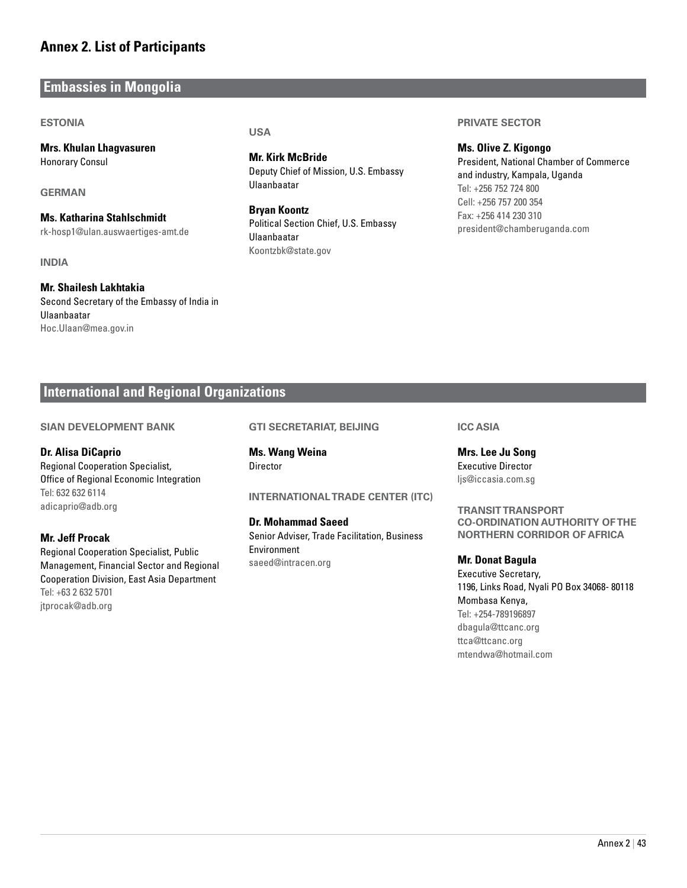# Annex 2. List of Participants

## Embassies in Mongolia

### ESTONIA

**Mrs. Khulan Lhagvasuren**
Honorary Consul

### GERMAN

**Ms. Katharina Stahlschmidt**
rk-hosp1@ulan.auswaertiges-amt.de

### INDIA

**Mr. Shailesh Lakhtakia**
Second Secretary of the Embassy of India in Ulaanbaatar
Hoc.Ulaan@mea.gov.in

### USA

**Mr. Kirk McBride**
Deputy Chief of Mission, U.S. Embassy Ulaanbaatar

**Bryan Koontz**
Political Section Chief, U.S. Embassy Ulaanbaatar
Koontzbk@state.gov

### PRIVATE SECTOR

**Ms. Olive Z. Kigongo**
President, National Chamber of Commerce and industry, Kampala, Uganda
Tel: +256 752 724 800
Cell: +256 757 200 354
Fax: +256 414 230 310
president@chamberuganda.com

## International and Regional Organizations

### SIAN DEVELOPMENT BANK

**Dr. Alisa DiCaprio**
Regional Cooperation Specialist,
Office of Regional Economic Integration
Tel: 632 632 6114
adicaprio@adb.org

**Mr. Jeff Procak**
Regional Cooperation Specialist, Public Management, Financial Sector and Regional Cooperation Division, East Asia Department
Tel: +63 2 632 5701
jtprocak@adb.org

### GTI SECRETARIAT, BEIJING

**Ms. Wang Weina**
Director

### INTERNATIONAL TRADE CENTER (ITC)

**Dr. Mohammad Saeed**
Senior Adviser, Trade Facilitation, Business Environment
saeed@intracen.org

### ICC ASIA

**Mrs. Lee Ju Song**
Executive Director
ljs@iccasia.com.sg

### TRANSIT TRANSPORT CO-ORDINATION AUTHORITY OF THE NORTHERN CORRIDOR OF AFRICA

**Mr. Donat Bagula**
Executive Secretary,
1196, Links Road, Nyali PO Box 34068- 80118
Mombasa Kenya,
Tel: +254-789196897
dbagula@ttcanc.org
ttca@ttcanc.org
mtendwa@hotmail.com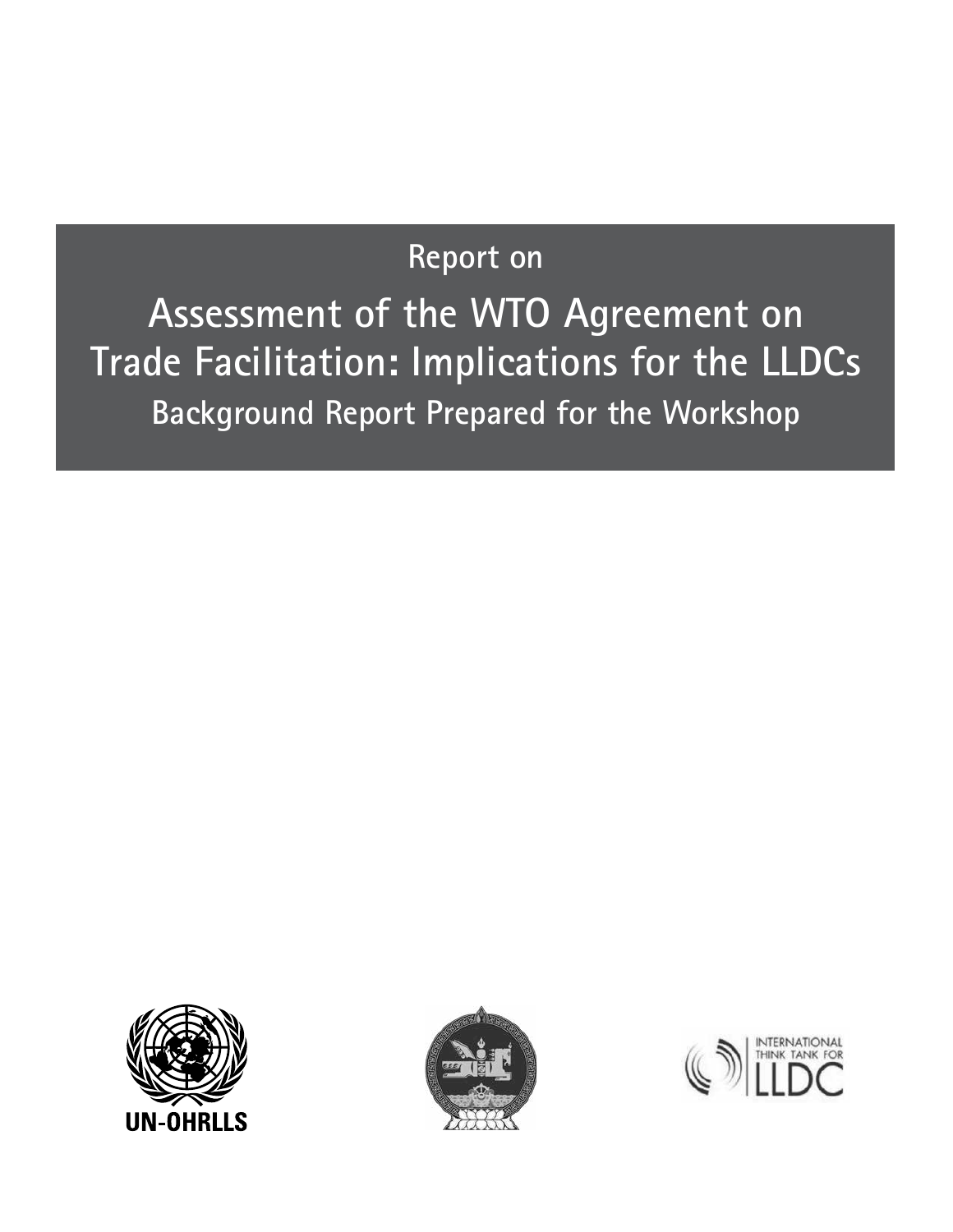Report on

# Assessment of the WTO Agreement on Trade Facilitation: Implications for the LLDCs

## Background Report Prepared for the Workshop

UN-OHRLLS

INTERNATIONAL THINK TANK FOR LLDC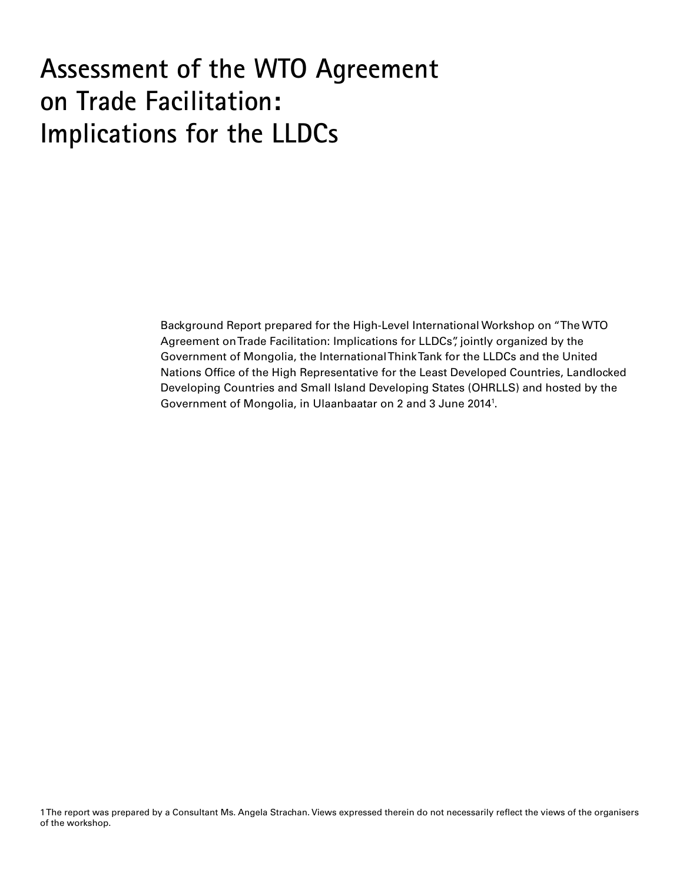# Assessment of the WTO Agreement on Trade Facilitation: Implications for the LLDCs

Background Report prepared for the High-Level International Workshop on "The WTO Agreement on Trade Facilitation: Implications for LLDCs", jointly organized by the Government of Mongolia, the International Think Tank for the LLDCs and the United Nations Office of the High Representative for the Least Developed Countries, Landlocked Developing Countries and Small Island Developing States (OHRLLS) and hosted by the Government of Mongolia, in Ulaanbaatar on 2 and 3 June 2014[1].

1 The report was prepared by a Consultant Ms. Angela Strachan. Views expressed therein do not necessarily reflect the views of the organisers of the workshop.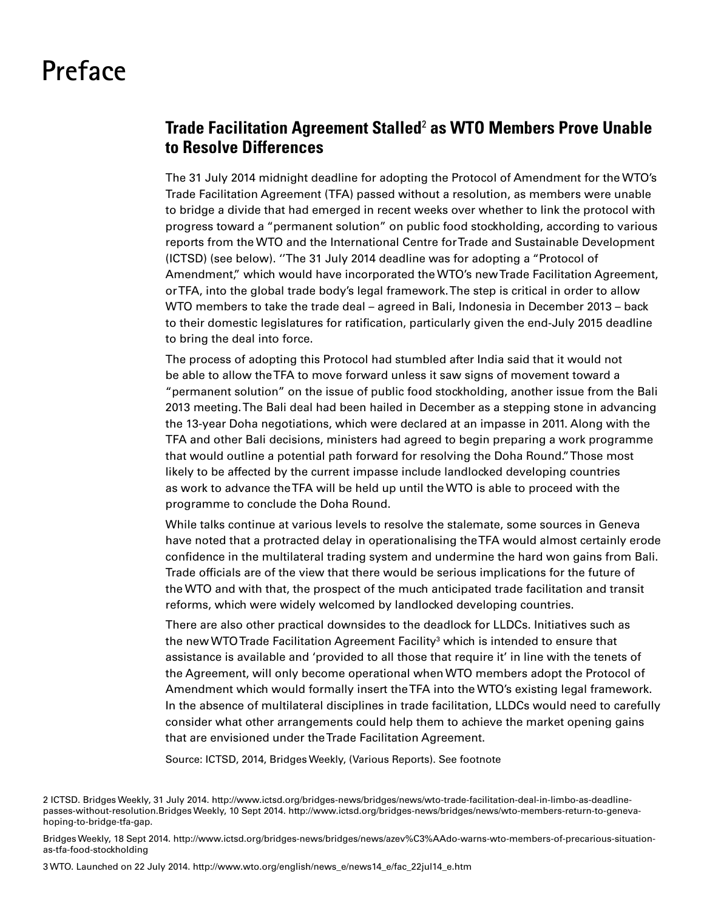# Preface

## Trade Facilitation Agreement Stalled[2] as WTO Members Prove Unable to Resolve Differences

The 31 July 2014 midnight deadline for adopting the Protocol of Amendment for the WTO's Trade Facilitation Agreement (TFA) passed without a resolution, as members were unable to bridge a divide that had emerged in recent weeks over whether to link the protocol with progress toward a "permanent solution" on public food stockholding, according to various reports from the WTO and the International Centre for Trade and Sustainable Development (ICTSD) (see below). ''The 31 July 2014 deadline was for adopting a "Protocol of Amendment," which would have incorporated the WTO's new Trade Facilitation Agreement, or TFA, into the global trade body's legal framework. The step is critical in order to allow WTO members to take the trade deal – agreed in Bali, Indonesia in December 2013 – back to their domestic legislatures for ratification, particularly given the end-July 2015 deadline to bring the deal into force.

The process of adopting this Protocol had stumbled after India said that it would not be able to allow the TFA to move forward unless it saw signs of movement toward a "permanent solution" on the issue of public food stockholding, another issue from the Bali 2013 meeting. The Bali deal had been hailed in December as a stepping stone in advancing the 13-year Doha negotiations, which were declared at an impasse in 2011. Along with the TFA and other Bali decisions, ministers had agreed to begin preparing a work programme that would outline a potential path forward for resolving the Doha Round." Those most likely to be affected by the current impasse include landlocked developing countries as work to advance the TFA will be held up until the WTO is able to proceed with the programme to conclude the Doha Round.

While talks continue at various levels to resolve the stalemate, some sources in Geneva have noted that a protracted delay in operationalising the TFA would almost certainly erode confidence in the multilateral trading system and undermine the hard won gains from Bali. Trade officials are of the view that there would be serious implications for the future of the WTO and with that, the prospect of the much anticipated trade facilitation and transit reforms, which were widely welcomed by landlocked developing countries.

There are also other practical downsides to the deadlock for LLDCs. Initiatives such as the new WTO Trade Facilitation Agreement Facility[3] which is intended to ensure that assistance is available and 'provided to all those that require it' in line with the tenets of the Agreement, will only become operational when WTO members adopt the Protocol of Amendment which would formally insert the TFA into the WTO's existing legal framework. In the absence of multilateral disciplines in trade facilitation, LLDCs would need to carefully consider what other arrangements could help them to achieve the market opening gains that are envisioned under the Trade Facilitation Agreement.

Source: ICTSD, 2014, Bridges Weekly, (Various Reports). See footnote

---

2 ICTSD. Bridges Weekly, 31 July 2014. http://www.ictsd.org/bridges-news/bridges/news/wto-trade-facilitation-deal-in-limbo-as-deadline-passes-without-resolution.Bridges Weekly, 10 Sept 2014. http://www.ictsd.org/bridges-news/bridges/news/wto-members-return-to-geneva-hoping-to-bridge-tfa-gap.

Bridges Weekly, 18 Sept 2014. http://www.ictsd.org/bridges-news/bridges/news/azev%C3%AAdo-warns-wto-members-of-precarious-situation-as-tfa-food-stockholding

3 WTO. Launched on 22 July 2014. http://www.wto.org/english/news_e/news14_e/fac_22jul14_e.htm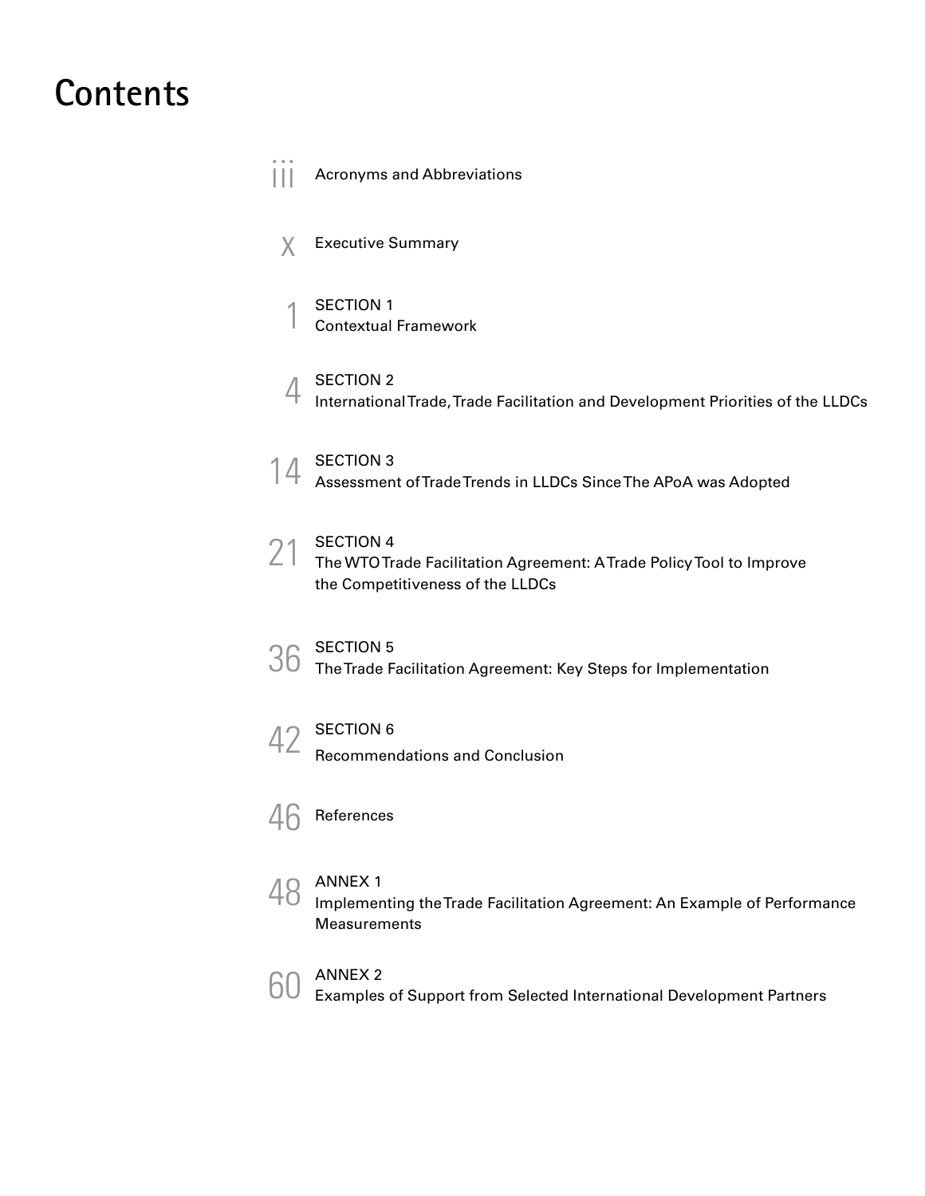# Contents

iii Acronyms and Abbreviations

x Executive Summary

1 SECTION 1
Contextual Framework

4 SECTION 2
International Trade, Trade Facilitation and Development Priorities of the LLDCs

14 SECTION 3
Assessment of Trade Trends in LLDCs Since The APoA was Adopted

21 SECTION 4
The WTO Trade Facilitation Agreement: A Trade Policy Tool to Improve the Competitiveness of the LLDCs

36 SECTION 5
The Trade Facilitation Agreement: Key Steps for Implementation

42 SECTION 6
Recommendations and Conclusion

46 References

48 ANNEX 1
Implementing the Trade Facilitation Agreement: An Example of Performance Measurements

60 ANNEX 2
Examples of Support from Selected International Development Partners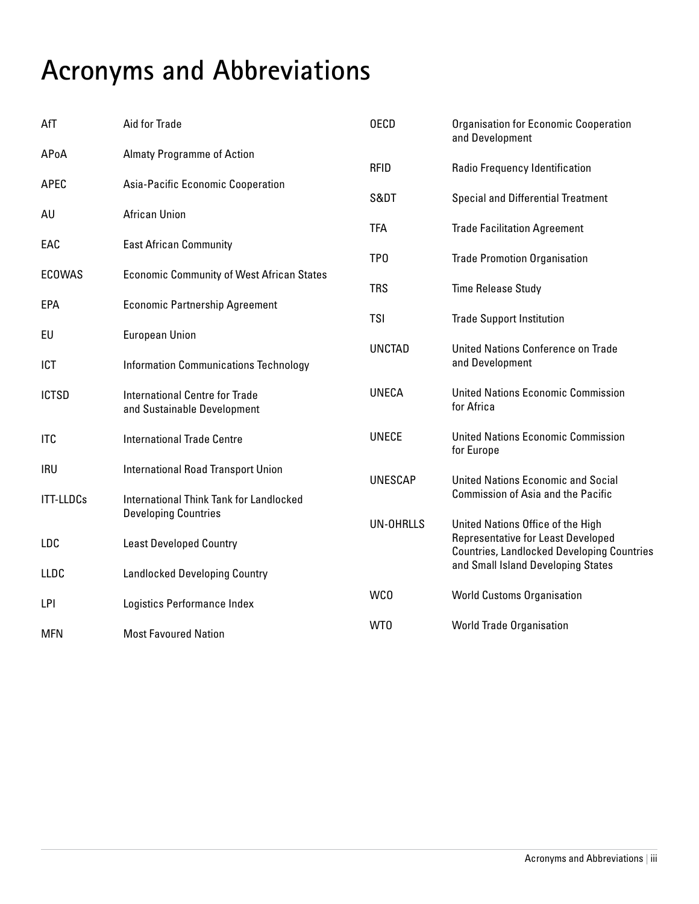# Acronyms and Abbreviations

| | |
|---|---|
| AfT | Aid for Trade |
| APoA | Almaty Programme of Action |
| APEC | Asia-Pacific Economic Cooperation |
| AU | African Union |
| EAC | East African Community |
| ECOWAS | Economic Community of West African States |
| EPA | Economic Partnership Agreement |
| EU | European Union |
| ICT | Information Communications Technology |
| ICTSD | International Centre for Trade and Sustainable Development |
| ITC | International Trade Centre |
| IRU | International Road Transport Union |
| ITT-LLDCs | International Think Tank for Landlocked Developing Countries |
| LDC | Least Developed Country |
| LLDC | Landlocked Developing Country |
| LPI | Logistics Performance Index |
| MFN | Most Favoured Nation |
| OECD | Organisation for Economic Cooperation and Development |
| RFID | Radio Frequency Identification |
| S&DT | Special and Differential Treatment |
| TFA | Trade Facilitation Agreement |
| TPO | Trade Promotion Organisation |
| TRS | Time Release Study |
| TSI | Trade Support Institution |
| UNCTAD | United Nations Conference on Trade and Development |
| UNECA | United Nations Economic Commission for Africa |
| UNECE | United Nations Economic Commission for Europe |
| UNESCAP | United Nations Economic and Social Commission of Asia and the Pacific |
| UN-OHRLLS | United Nations Office of the High Representative for Least Developed Countries, Landlocked Developing Countries and Small Island Developing States |
| WCO | World Customs Organisation |
| WTO | World Trade Organisation |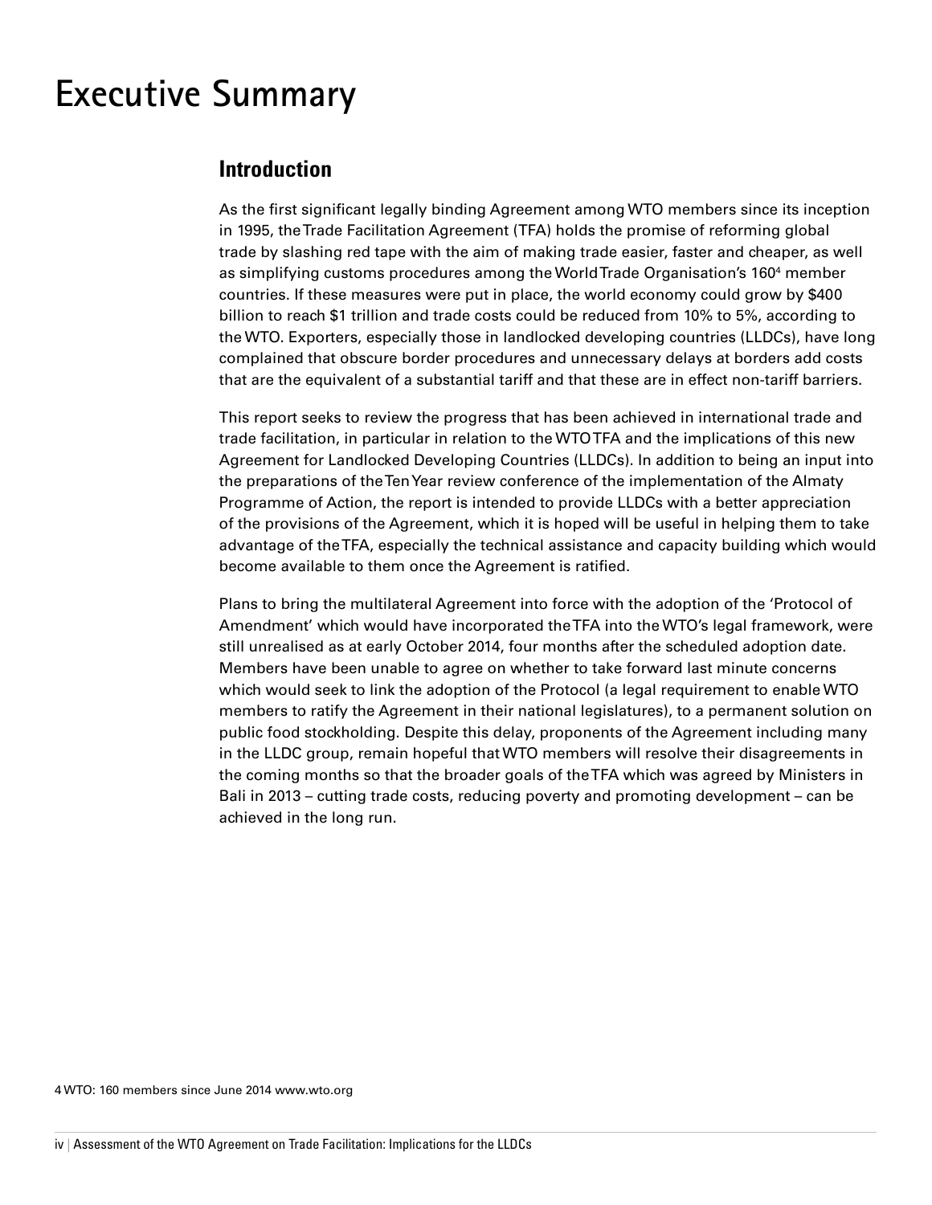# Executive Summary

## Introduction

As the first significant legally binding Agreement among WTO members since its inception in 1995, the Trade Facilitation Agreement (TFA) holds the promise of reforming global trade by slashing red tape with the aim of making trade easier, faster and cheaper, as well as simplifying customs procedures among the World Trade Organisation's 160[4] member countries. If these measures were put in place, the world economy could grow by $400 billion to reach $1 trillion and trade costs could be reduced from 10% to 5%, according to the WTO. Exporters, especially those in landlocked developing countries (LLDCs), have long complained that obscure border procedures and unnecessary delays at borders add costs that are the equivalent of a substantial tariff and that these are in effect non-tariff barriers.

This report seeks to review the progress that has been achieved in international trade and trade facilitation, in particular in relation to the WTO TFA and the implications of this new Agreement for Landlocked Developing Countries (LLDCs). In addition to being an input into the preparations of the Ten Year review conference of the implementation of the Almaty Programme of Action, the report is intended to provide LLDCs with a better appreciation of the provisions of the Agreement, which it is hoped will be useful in helping them to take advantage of the TFA, especially the technical assistance and capacity building which would become available to them once the Agreement is ratified.

Plans to bring the multilateral Agreement into force with the adoption of the 'Protocol of Amendment' which would have incorporated the TFA into the WTO's legal framework, were still unrealised as at early October 2014, four months after the scheduled adoption date. Members have been unable to agree on whether to take forward last minute concerns which would seek to link the adoption of the Protocol (a legal requirement to enable WTO members to ratify the Agreement in their national legislatures), to a permanent solution on public food stockholding. Despite this delay, proponents of the Agreement including many in the LLDC group, remain hopeful that WTO members will resolve their disagreements in the coming months so that the broader goals of the TFA which was agreed by Ministers in Bali in 2013 – cutting trade costs, reducing poverty and promoting development – can be achieved in the long run.

4 WTO: 160 members since June 2014 www.wto.org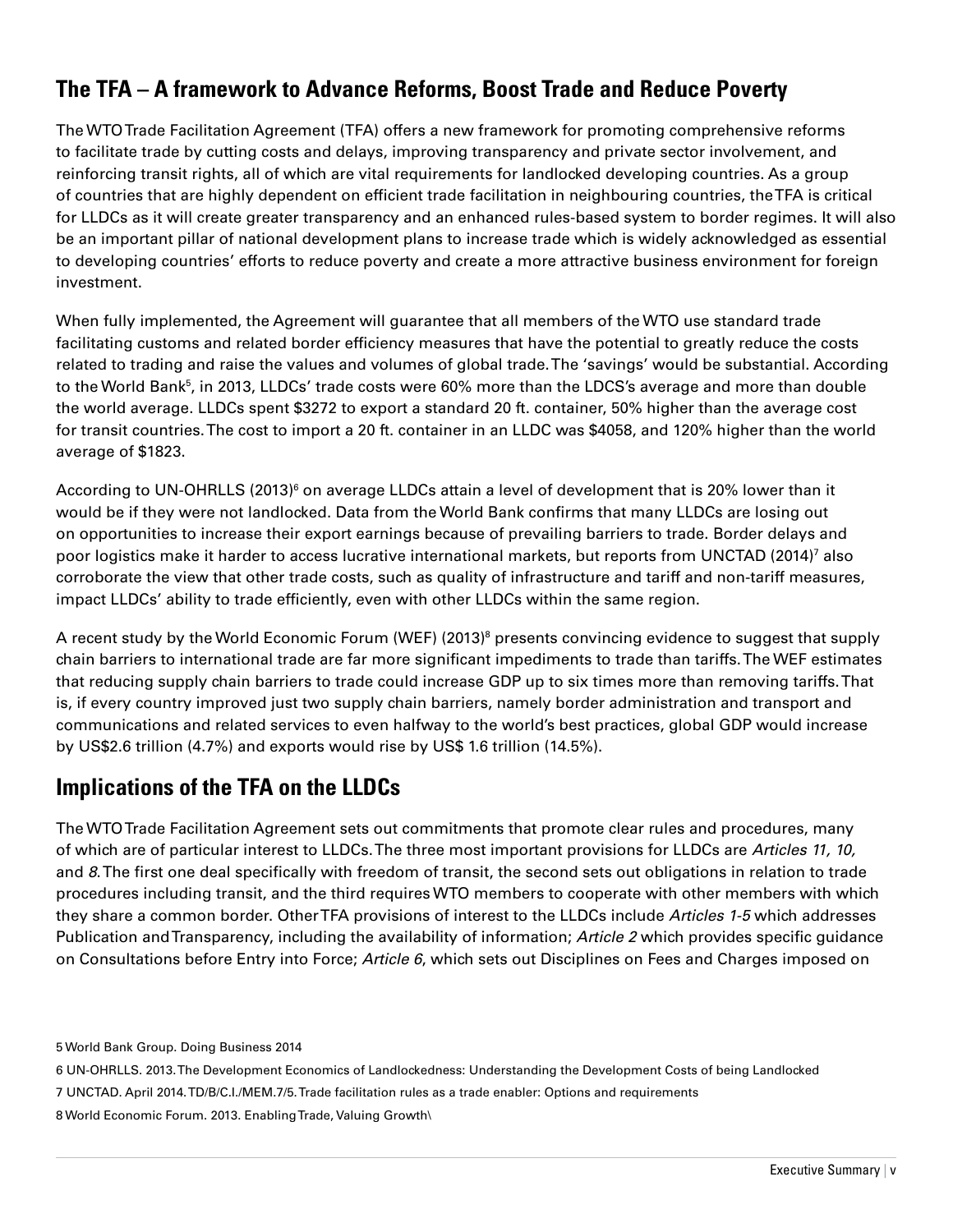## The TFA – A framework to Advance Reforms, Boost Trade and Reduce Poverty

The WTO Trade Facilitation Agreement (TFA) offers a new framework for promoting comprehensive reforms to facilitate trade by cutting costs and delays, improving transparency and private sector involvement, and reinforcing transit rights, all of which are vital requirements for landlocked developing countries. As a group of countries that are highly dependent on efficient trade facilitation in neighbouring countries, the TFA is critical for LLDCs as it will create greater transparency and an enhanced rules-based system to border regimes. It will also be an important pillar of national development plans to increase trade which is widely acknowledged as essential to developing countries' efforts to reduce poverty and create a more attractive business environment for foreign investment.

When fully implemented, the Agreement will guarantee that all members of the WTO use standard trade facilitating customs and related border efficiency measures that have the potential to greatly reduce the costs related to trading and raise the values and volumes of global trade. The 'savings' would be substantial. According to the World Bank[5], in 2013, LLDCs' trade costs were 60% more than the LDCS's average and more than double the world average. LLDCs spent $3272 to export a standard 20 ft. container, 50% higher than the average cost for transit countries. The cost to import a 20 ft. container in an LLDC was $4058, and 120% higher than the world average of $1823.

According to UN-OHRLLS (2013)[6] on average LLDCs attain a level of development that is 20% lower than it would be if they were not landlocked. Data from the World Bank confirms that many LLDCs are losing out on opportunities to increase their export earnings because of prevailing barriers to trade. Border delays and poor logistics make it harder to access lucrative international markets, but reports from UNCTAD (2014)[7] also corroborate the view that other trade costs, such as quality of infrastructure and tariff and non-tariff measures, impact LLDCs' ability to trade efficiently, even with other LLDCs within the same region.

A recent study by the World Economic Forum (WEF) (2013)[8] presents convincing evidence to suggest that supply chain barriers to international trade are far more significant impediments to trade than tariffs. The WEF estimates that reducing supply chain barriers to trade could increase GDP up to six times more than removing tariffs. That is, if every country improved just two supply chain barriers, namely border administration and transport and communications and related services to even halfway to the world's best practices, global GDP would increase by US$2.6 trillion (4.7%) and exports would rise by US$ 1.6 trillion (14.5%).

## Implications of the TFA on the LLDCs

The WTO Trade Facilitation Agreement sets out commitments that promote clear rules and procedures, many of which are of particular interest to LLDCs. The three most important provisions for LLDCs are *Articles 11, 10,* and *8*. The first one deal specifically with freedom of transit, the second sets out obligations in relation to trade procedures including transit, and the third requires WTO members to cooperate with other members with which they share a common border. Other TFA provisions of interest to the LLDCs include *Articles 1-5* which addresses Publication and Transparency, including the availability of information; *Article 2* which provides specific guidance on Consultations before Entry into Force; *Article 6*, which sets out Disciplines on Fees and Charges imposed on

5 World Bank Group. Doing Business 2014

6 UN-OHRLLS. 2013. The Development Economics of Landlockedness: Understanding the Development Costs of being Landlocked

7 UNCTAD. April 2014. TD/B/C.I./MEM.7/5. Trade facilitation rules as a trade enabler: Options and requirements

8 World Economic Forum. 2013. Enabling Trade, Valuing Growth\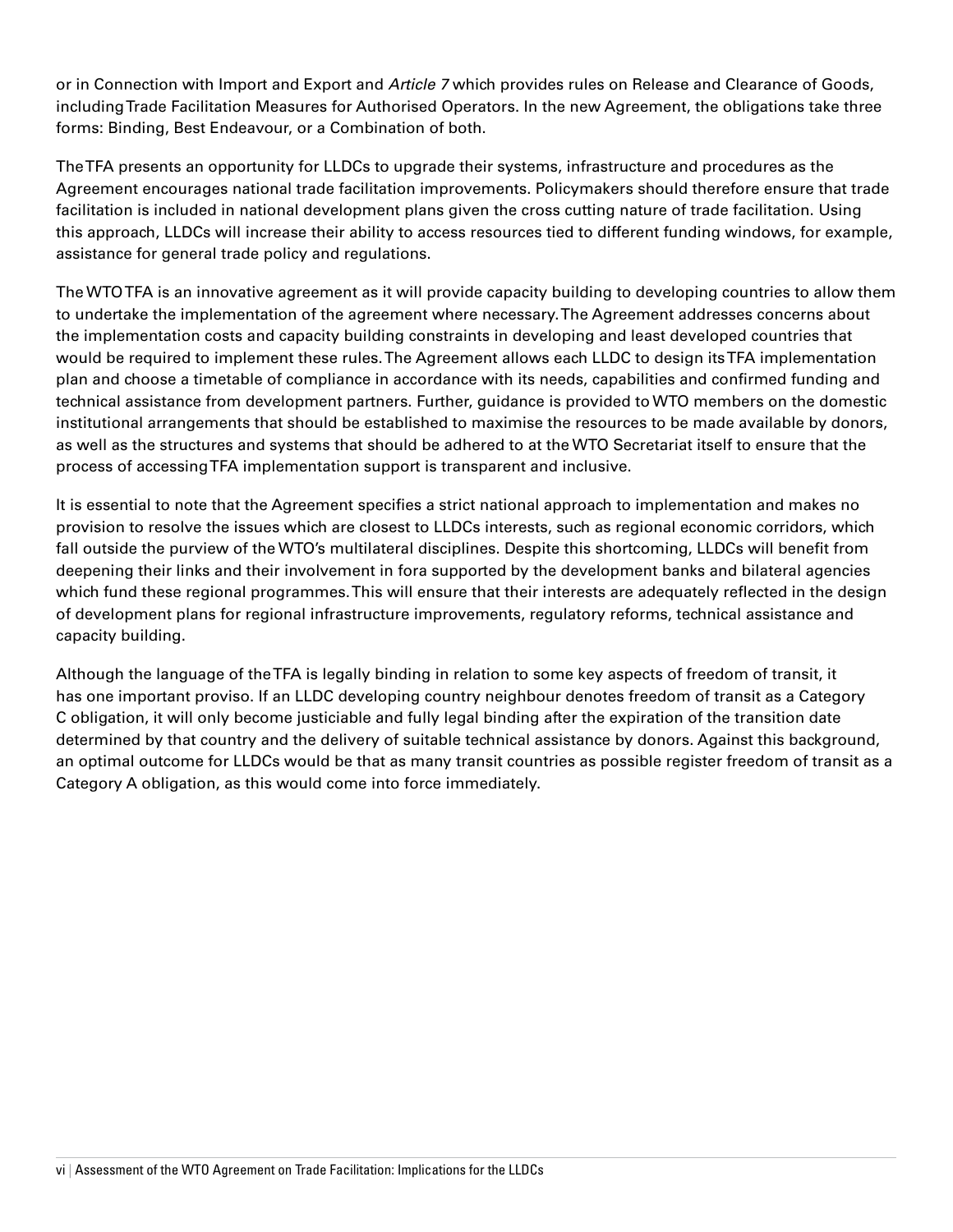or in Connection with Import and Export and *Article 7* which provides rules on Release and Clearance of Goods, including Trade Facilitation Measures for Authorised Operators. In the new Agreement, the obligations take three forms: Binding, Best Endeavour, or a Combination of both.

The TFA presents an opportunity for LLDCs to upgrade their systems, infrastructure and procedures as the Agreement encourages national trade facilitation improvements. Policymakers should therefore ensure that trade facilitation is included in national development plans given the cross cutting nature of trade facilitation. Using this approach, LLDCs will increase their ability to access resources tied to different funding windows, for example, assistance for general trade policy and regulations.

The WTO TFA is an innovative agreement as it will provide capacity building to developing countries to allow them to undertake the implementation of the agreement where necessary. The Agreement addresses concerns about the implementation costs and capacity building constraints in developing and least developed countries that would be required to implement these rules. The Agreement allows each LLDC to design its TFA implementation plan and choose a timetable of compliance in accordance with its needs, capabilities and confirmed funding and technical assistance from development partners. Further, guidance is provided to WTO members on the domestic institutional arrangements that should be established to maximise the resources to be made available by donors, as well as the structures and systems that should be adhered to at the WTO Secretariat itself to ensure that the process of accessing TFA implementation support is transparent and inclusive.

It is essential to note that the Agreement specifies a strict national approach to implementation and makes no provision to resolve the issues which are closest to LLDCs interests, such as regional economic corridors, which fall outside the purview of the WTO's multilateral disciplines. Despite this shortcoming, LLDCs will benefit from deepening their links and their involvement in fora supported by the development banks and bilateral agencies which fund these regional programmes. This will ensure that their interests are adequately reflected in the design of development plans for regional infrastructure improvements, regulatory reforms, technical assistance and capacity building.

Although the language of the TFA is legally binding in relation to some key aspects of freedom of transit, it has one important proviso. If an LLDC developing country neighbour denotes freedom of transit as a Category C obligation, it will only become justiciable and fully legal binding after the expiration of the transition date determined by that country and the delivery of suitable technical assistance by donors. Against this background, an optimal outcome for LLDCs would be that as many transit countries as possible register freedom of transit as a Category A obligation, as this would come into force immediately.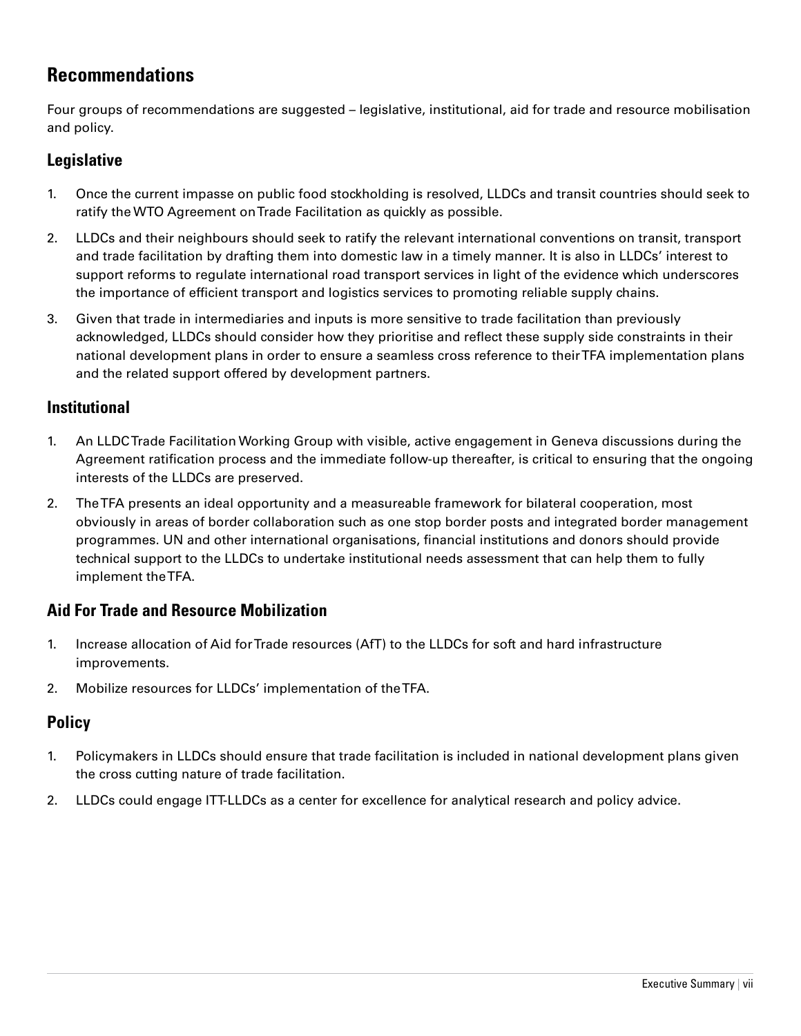## Recommendations

Four groups of recommendations are suggested – legislative, institutional, aid for trade and resource mobilisation and policy.

### Legislative

1. Once the current impasse on public food stockholding is resolved, LLDCs and transit countries should seek to ratify the WTO Agreement on Trade Facilitation as quickly as possible.
2. LLDCs and their neighbours should seek to ratify the relevant international conventions on transit, transport and trade facilitation by drafting them into domestic law in a timely manner. It is also in LLDCs' interest to support reforms to regulate international road transport services in light of the evidence which underscores the importance of efficient transport and logistics services to promoting reliable supply chains.
3. Given that trade in intermediaries and inputs is more sensitive to trade facilitation than previously acknowledged, LLDCs should consider how they prioritise and reflect these supply side constraints in their national development plans in order to ensure a seamless cross reference to their TFA implementation plans and the related support offered by development partners.

### Institutional

1. An LLDC Trade Facilitation Working Group with visible, active engagement in Geneva discussions during the Agreement ratification process and the immediate follow-up thereafter, is critical to ensuring that the ongoing interests of the LLDCs are preserved.
2. The TFA presents an ideal opportunity and a measureable framework for bilateral cooperation, most obviously in areas of border collaboration such as one stop border posts and integrated border management programmes. UN and other international organisations, financial institutions and donors should provide technical support to the LLDCs to undertake institutional needs assessment that can help them to fully implement the TFA.

### Aid For Trade and Resource Mobilization

1. Increase allocation of Aid for Trade resources (AfT) to the LLDCs for soft and hard infrastructure improvements.
2. Mobilize resources for LLDCs' implementation of the TFA.

### Policy

1. Policymakers in LLDCs should ensure that trade facilitation is included in national development plans given the cross cutting nature of trade facilitation.
2. LLDCs could engage ITT-LLDCs as a center for excellence for analytical research and policy advice.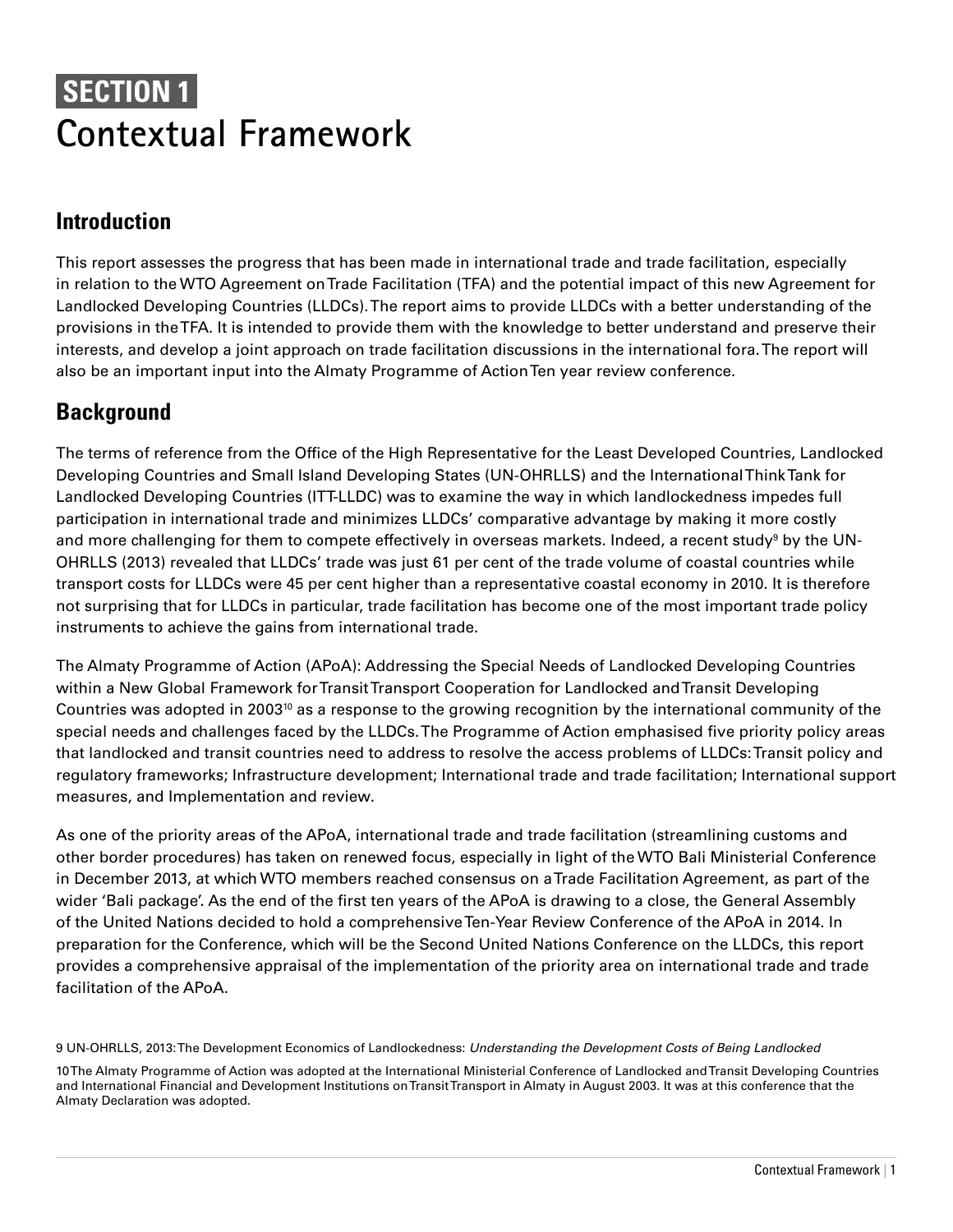# SECTION 1
# Contextual Framework

## Introduction

This report assesses the progress that has been made in international trade and trade facilitation, especially in relation to the WTO Agreement on Trade Facilitation (TFA) and the potential impact of this new Agreement for Landlocked Developing Countries (LLDCs). The report aims to provide LLDCs with a better understanding of the provisions in the TFA. It is intended to provide them with the knowledge to better understand and preserve their interests, and develop a joint approach on trade facilitation discussions in the international fora. The report will also be an important input into the Almaty Programme of Action Ten year review conference.

## Background

The terms of reference from the Office of the High Representative for the Least Developed Countries, Landlocked Developing Countries and Small Island Developing States (UN-OHRLLS) and the International Think Tank for Landlocked Developing Countries (ITT-LLDC) was to examine the way in which landlockedness impedes full participation in international trade and minimizes LLDCs' comparative advantage by making it more costly and more challenging for them to compete effectively in overseas markets. Indeed, a recent study[9] by the UN-OHRLLS (2013) revealed that LLDCs' trade was just 61 per cent of the trade volume of coastal countries while transport costs for LLDCs were 45 per cent higher than a representative coastal economy in 2010. It is therefore not surprising that for LLDCs in particular, trade facilitation has become one of the most important trade policy instruments to achieve the gains from international trade.

The Almaty Programme of Action (APoA): Addressing the Special Needs of Landlocked Developing Countries within a New Global Framework for Transit Transport Cooperation for Landlocked and Transit Developing Countries was adopted in 2003[10] as a response to the growing recognition by the international community of the special needs and challenges faced by the LLDCs. The Programme of Action emphasised five priority policy areas that landlocked and transit countries need to address to resolve the access problems of LLDCs: Transit policy and regulatory frameworks; Infrastructure development; International trade and trade facilitation; International support measures, and Implementation and review.

As one of the priority areas of the APoA, international trade and trade facilitation (streamlining customs and other border procedures) has taken on renewed focus, especially in light of the WTO Bali Ministerial Conference in December 2013, at which WTO members reached consensus on a Trade Facilitation Agreement, as part of the wider 'Bali package'. As the end of the first ten years of the APoA is drawing to a close, the General Assembly of the United Nations decided to hold a comprehensive Ten-Year Review Conference of the APoA in 2014. In preparation for the Conference, which will be the Second United Nations Conference on the LLDCs, this report provides a comprehensive appraisal of the implementation of the priority area on international trade and trade facilitation of the APoA.

9 UN-OHRLLS, 2013: The Development Economics of Landlockedness: *Understanding the Development Costs of Being Landlocked*

10 The Almaty Programme of Action was adopted at the International Ministerial Conference of Landlocked and Transit Developing Countries and International Financial and Development Institutions on Transit Transport in Almaty in August 2003. It was at this conference that the Almaty Declaration was adopted.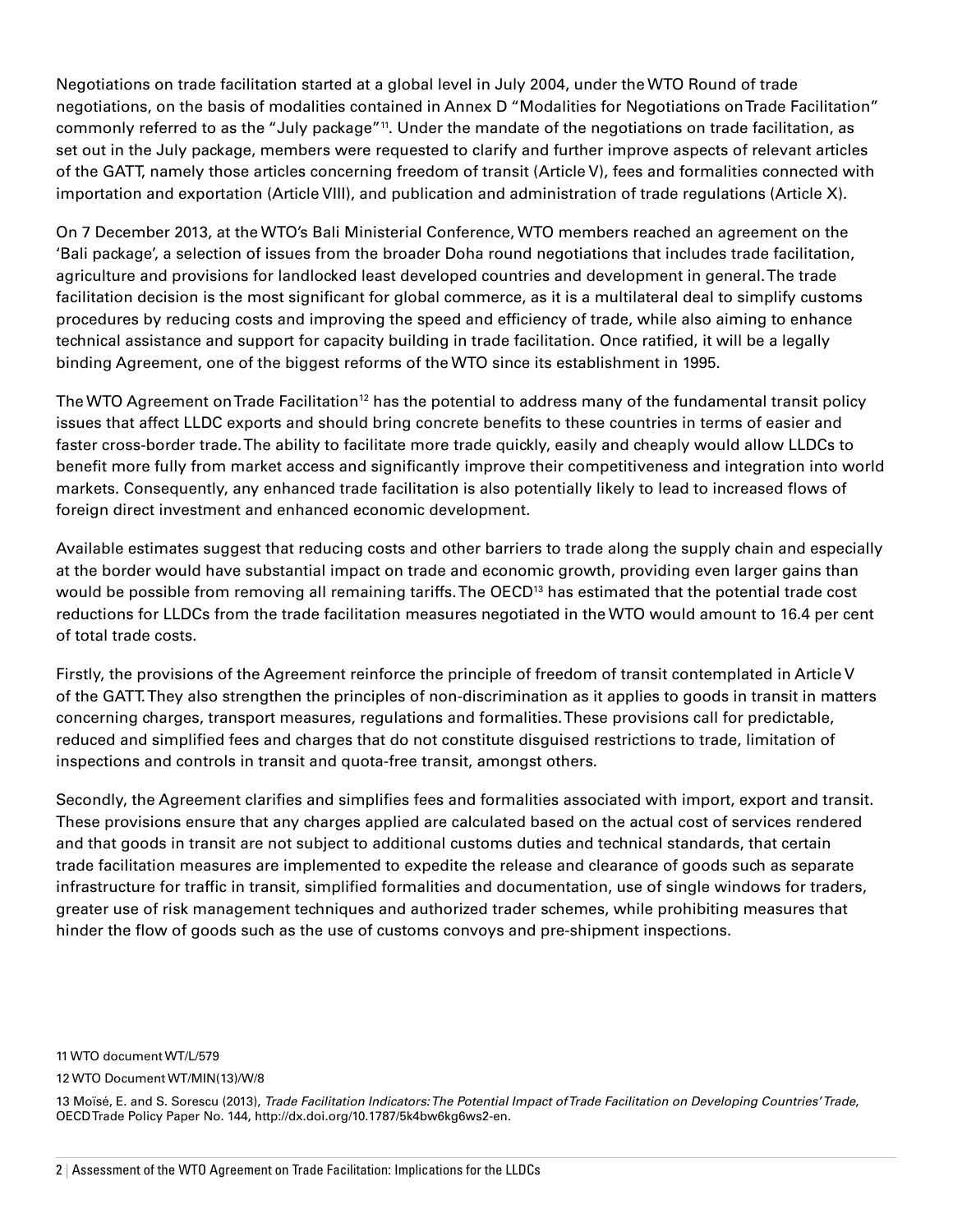Negotiations on trade facilitation started at a global level in July 2004, under the WTO Round of trade negotiations, on the basis of modalities contained in Annex D "Modalities for Negotiations on Trade Facilitation" commonly referred to as the "July package"[11]. Under the mandate of the negotiations on trade facilitation, as set out in the July package, members were requested to clarify and further improve aspects of relevant articles of the GATT, namely those articles concerning freedom of transit (Article V), fees and formalities connected with importation and exportation (Article VIII), and publication and administration of trade regulations (Article X).

On 7 December 2013, at the WTO's Bali Ministerial Conference, WTO members reached an agreement on the 'Bali package', a selection of issues from the broader Doha round negotiations that includes trade facilitation, agriculture and provisions for landlocked least developed countries and development in general. The trade facilitation decision is the most significant for global commerce, as it is a multilateral deal to simplify customs procedures by reducing costs and improving the speed and efficiency of trade, while also aiming to enhance technical assistance and support for capacity building in trade facilitation. Once ratified, it will be a legally binding Agreement, one of the biggest reforms of the WTO since its establishment in 1995.

The WTO Agreement on Trade Facilitation[12] has the potential to address many of the fundamental transit policy issues that affect LLDC exports and should bring concrete benefits to these countries in terms of easier and faster cross-border trade. The ability to facilitate more trade quickly, easily and cheaply would allow LLDCs to benefit more fully from market access and significantly improve their competitiveness and integration into world markets. Consequently, any enhanced trade facilitation is also potentially likely to lead to increased flows of foreign direct investment and enhanced economic development.

Available estimates suggest that reducing costs and other barriers to trade along the supply chain and especially at the border would have substantial impact on trade and economic growth, providing even larger gains than would be possible from removing all remaining tariffs. The OECD[13] has estimated that the potential trade cost reductions for LLDCs from the trade facilitation measures negotiated in the WTO would amount to 16.4 per cent of total trade costs.

Firstly, the provisions of the Agreement reinforce the principle of freedom of transit contemplated in Article V of the GATT. They also strengthen the principles of non-discrimination as it applies to goods in transit in matters concerning charges, transport measures, regulations and formalities. These provisions call for predictable, reduced and simplified fees and charges that do not constitute disguised restrictions to trade, limitation of inspections and controls in transit and quota-free transit, amongst others.

Secondly, the Agreement clarifies and simplifies fees and formalities associated with import, export and transit. These provisions ensure that any charges applied are calculated based on the actual cost of services rendered and that goods in transit are not subject to additional customs duties and technical standards, that certain trade facilitation measures are implemented to expedite the release and clearance of goods such as separate infrastructure for traffic in transit, simplified formalities and documentation, use of single windows for traders, greater use of risk management techniques and authorized trader schemes, while prohibiting measures that hinder the flow of goods such as the use of customs convoys and pre-shipment inspections.

11 WTO document WT/L/579

12 WTO Document WT/MIN(13)/W/8

13 Moïsé, E. and S. Sorescu (2013), *Trade Facilitation Indicators: The Potential Impact of Trade Facilitation on Developing Countries' Trade*, OECD Trade Policy Paper No. 144, http://dx.doi.org/10.1787/5k4bw6kg6ws2-en.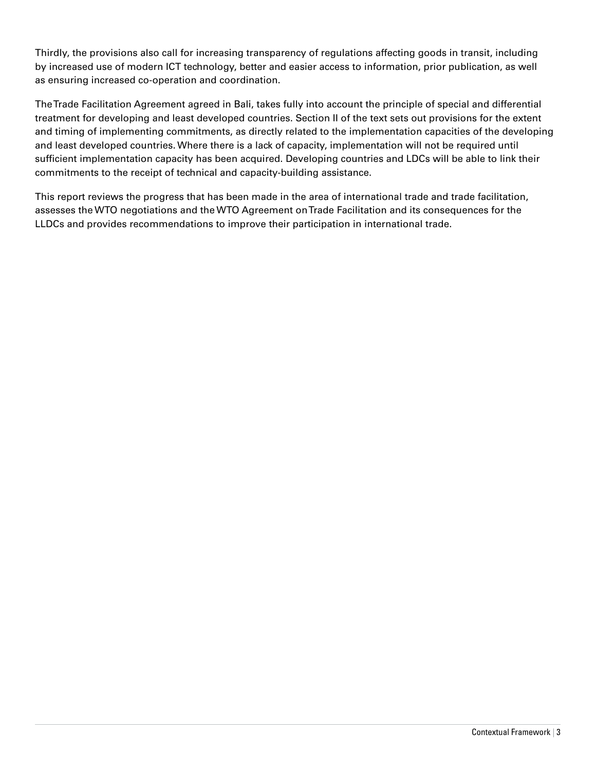Thirdly, the provisions also call for increasing transparency of regulations affecting goods in transit, including by increased use of modern ICT technology, better and easier access to information, prior publication, as well as ensuring increased co-operation and coordination.

The Trade Facilitation Agreement agreed in Bali, takes fully into account the principle of special and differential treatment for developing and least developed countries. Section II of the text sets out provisions for the extent and timing of implementing commitments, as directly related to the implementation capacities of the developing and least developed countries. Where there is a lack of capacity, implementation will not be required until sufficient implementation capacity has been acquired. Developing countries and LDCs will be able to link their commitments to the receipt of technical and capacity-building assistance.

This report reviews the progress that has been made in the area of international trade and trade facilitation, assesses the WTO negotiations and the WTO Agreement on Trade Facilitation and its consequences for the LLDCs and provides recommendations to improve their participation in international trade.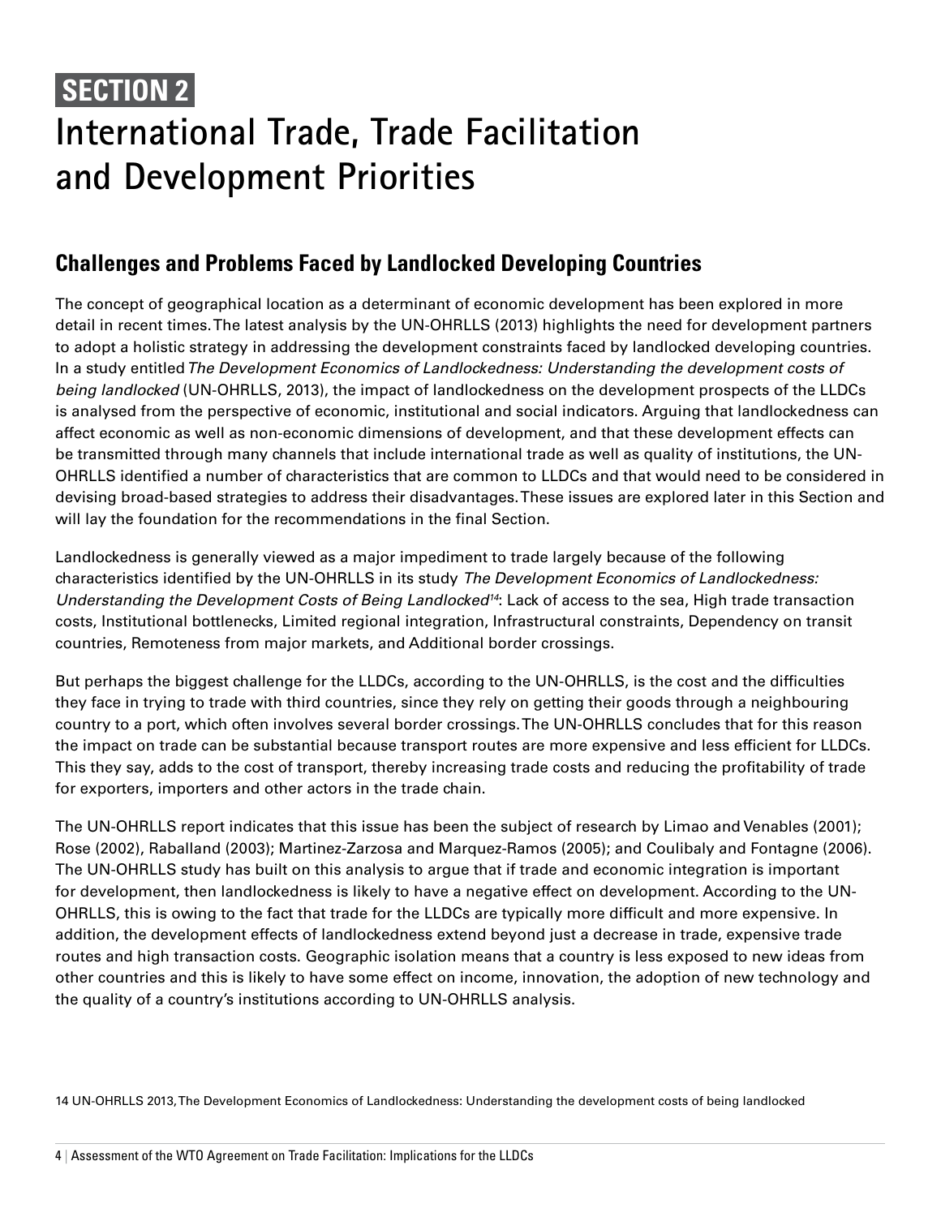# SECTION 2

# International Trade, Trade Facilitation and Development Priorities

## Challenges and Problems Faced by Landlocked Developing Countries

The concept of geographical location as a determinant of economic development has been explored in more detail in recent times. The latest analysis by the UN-OHRLLS (2013) highlights the need for development partners to adopt a holistic strategy in addressing the development constraints faced by landlocked developing countries. In a study entitled *The Development Economics of Landlockedness: Understanding the development costs of being landlocked* (UN-OHRLLS, 2013), the impact of landlockedness on the development prospects of the LLDCs is analysed from the perspective of economic, institutional and social indicators. Arguing that landlockedness can affect economic as well as non-economic dimensions of development, and that these development effects can be transmitted through many channels that include international trade as well as quality of institutions, the UN-OHRLLS identified a number of characteristics that are common to LLDCs and that would need to be considered in devising broad-based strategies to address their disadvantages. These issues are explored later in this Section and will lay the foundation for the recommendations in the final Section.

Landlockedness is generally viewed as a major impediment to trade largely because of the following characteristics identified by the UN-OHRLLS in its study *The Development Economics of Landlockedness: Understanding the Development Costs of Being Landlocked*[14]: Lack of access to the sea, High trade transaction costs, Institutional bottlenecks, Limited regional integration, Infrastructural constraints, Dependency on transit countries, Remoteness from major markets, and Additional border crossings.

But perhaps the biggest challenge for the LLDCs, according to the UN-OHRLLS, is the cost and the difficulties they face in trying to trade with third countries, since they rely on getting their goods through a neighbouring country to a port, which often involves several border crossings. The UN-OHRLLS concludes that for this reason the impact on trade can be substantial because transport routes are more expensive and less efficient for LLDCs. This they say, adds to the cost of transport, thereby increasing trade costs and reducing the profitability of trade for exporters, importers and other actors in the trade chain.

The UN-OHRLLS report indicates that this issue has been the subject of research by Limao and Venables (2001); Rose (2002), Raballand (2003); Martinez-Zarzosa and Marquez-Ramos (2005); and Coulibaly and Fontagne (2006). The UN-OHRLLS study has built on this analysis to argue that if trade and economic integration is important for development, then landlockedness is likely to have a negative effect on development. According to the UN-OHRLLS, this is owing to the fact that trade for the LLDCs are typically more difficult and more expensive. In addition, the development effects of landlockedness extend beyond just a decrease in trade, expensive trade routes and high transaction costs. Geographic isolation means that a country is less exposed to new ideas from other countries and this is likely to have some effect on income, innovation, the adoption of new technology and the quality of a country's institutions according to UN-OHRLLS analysis.

14 UN-OHRLLS 2013, The Development Economics of Landlockedness: Understanding the development costs of being landlocked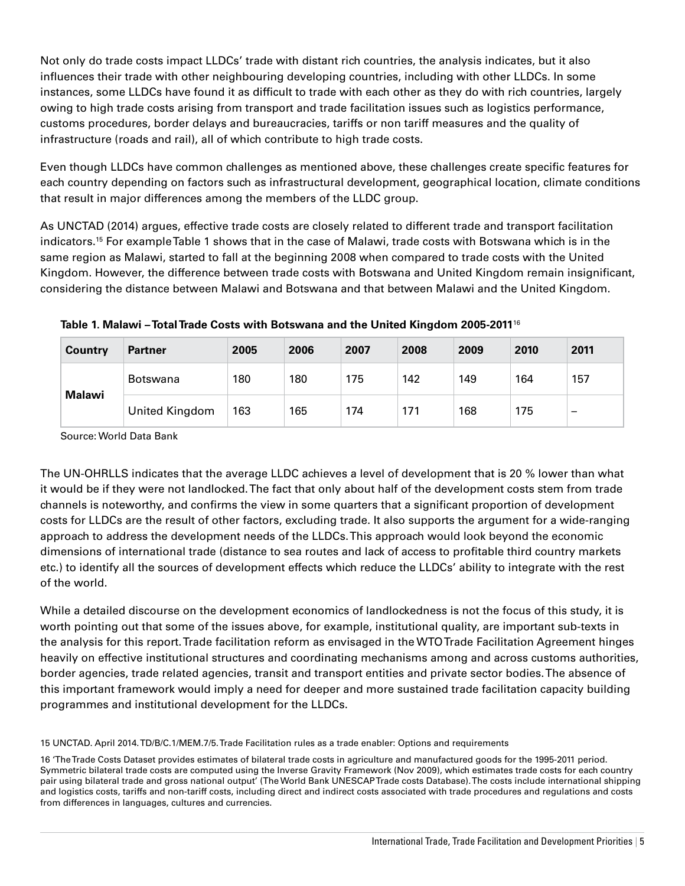Not only do trade costs impact LLDCs' trade with distant rich countries, the analysis indicates, but it also influences their trade with other neighbouring developing countries, including with other LLDCs. In some instances, some LLDCs have found it as difficult to trade with each other as they do with rich countries, largely owing to high trade costs arising from transport and trade facilitation issues such as logistics performance, customs procedures, border delays and bureaucracies, tariffs or non tariff measures and the quality of infrastructure (roads and rail), all of which contribute to high trade costs.

Even though LLDCs have common challenges as mentioned above, these challenges create specific features for each country depending on factors such as infrastructural development, geographical location, climate conditions that result in major differences among the members of the LLDC group.

As UNCTAD (2014) argues, effective trade costs are closely related to different trade and transport facilitation indicators.[15] For example Table 1 shows that in the case of Malawi, trade costs with Botswana which is in the same region as Malawi, started to fall at the beginning 2008 when compared to trade costs with the United Kingdom. However, the difference between trade costs with Botswana and United Kingdom remain insignificant, considering the distance between Malawi and Botswana and that between Malawi and the United Kingdom.

**Table 1. Malawi – Total Trade Costs with Botswana and the United Kingdom 2005-2011**[16]

| Country | Partner | 2005 | 2006 | 2007 | 2008 | 2009 | 2010 | 2011 |
|---|---|---|---|---|---|---|---|---|
| Malawi | Botswana | 180 | 180 | 175 | 142 | 149 | 164 | 157 |
| | United Kingdom | 163 | 165 | 174 | 171 | 168 | 175 | – |

Source: World Data Bank

The UN-OHRLLS indicates that the average LLDC achieves a level of development that is 20 % lower than what it would be if they were not landlocked. The fact that only about half of the development costs stem from trade channels is noteworthy, and confirms the view in some quarters that a significant proportion of development costs for LLDCs are the result of other factors, excluding trade. It also supports the argument for a wide-ranging approach to address the development needs of the LLDCs. This approach would look beyond the economic dimensions of international trade (distance to sea routes and lack of access to profitable third country markets etc.) to identify all the sources of development effects which reduce the LLDCs' ability to integrate with the rest of the world.

While a detailed discourse on the development economics of landlockedness is not the focus of this study, it is worth pointing out that some of the issues above, for example, institutional quality, are important sub-texts in the analysis for this report. Trade facilitation reform as envisaged in the WTO Trade Facilitation Agreement hinges heavily on effective institutional structures and coordinating mechanisms among and across customs authorities, border agencies, trade related agencies, transit and transport entities and private sector bodies. The absence of this important framework would imply a need for deeper and more sustained trade facilitation capacity building programmes and institutional development for the LLDCs.

15 UNCTAD. April 2014. TD/B/C.1/MEM.7/5. Trade Facilitation rules as a trade enabler: Options and requirements

16 'The Trade Costs Dataset provides estimates of bilateral trade costs in agriculture and manufactured goods for the 1995-2011 period. Symmetric bilateral trade costs are computed using the Inverse Gravity Framework (Nov 2009), which estimates trade costs for each country pair using bilateral trade and gross national output' (The World Bank UNESCAP Trade costs Database). The costs include international shipping and logistics costs, tariffs and non-tariff costs, including direct and indirect costs associated with trade procedures and regulations and costs from differences in languages, cultures and currencies.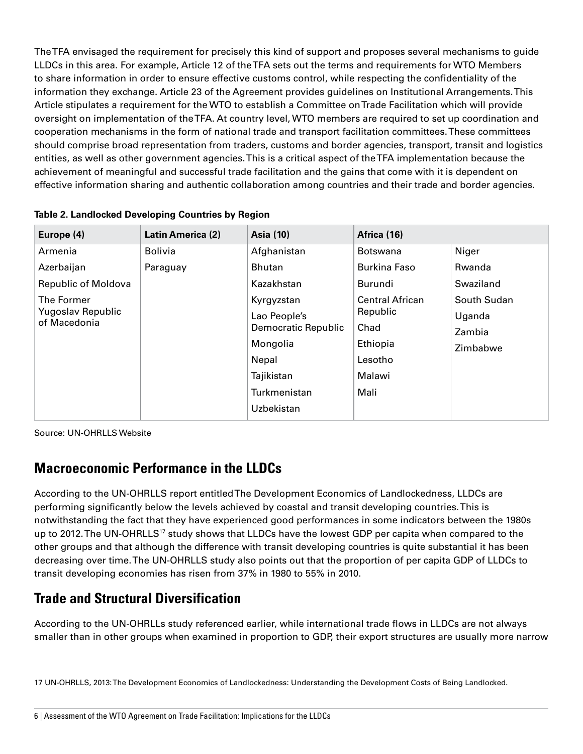The TFA envisaged the requirement for precisely this kind of support and proposes several mechanisms to guide LLDCs in this area. For example, Article 12 of the TFA sets out the terms and requirements for WTO Members to share information in order to ensure effective customs control, while respecting the confidentiality of the information they exchange. Article 23 of the Agreement provides guidelines on Institutional Arrangements. This Article stipulates a requirement for the WTO to establish a Committee on Trade Facilitation which will provide oversight on implementation of the TFA. At country level, WTO members are required to set up coordination and cooperation mechanisms in the form of national trade and transport facilitation committees. These committees should comprise broad representation from traders, customs and border agencies, transport, transit and logistics entities, as well as other government agencies. This is a critical aspect of the TFA implementation because the achievement of meaningful and successful trade facilitation and the gains that come with it is dependent on effective information sharing and authentic collaboration among countries and their trade and border agencies.

**Table 2. Landlocked Developing Countries by Region**

| Europe (4) | Latin America (2) | Asia (10) | Africa (16) | |
|---|---|---|---|---|
| Armenia | Bolivia | Afghanistan | Botswana | Niger |
| Azerbaijan | Paraguay | Bhutan | Burkina Faso | Rwanda |
| Republic of Moldova | | Kazakhstan | Burundi | Swaziland |
| The Former Yugoslav Republic of Macedonia | | Kyrgyzstan | Central African Republic | South Sudan |
| | | Lao People's Democratic Republic | Chad | Uganda |
| | | Mongolia | Ethiopia | Zambia |
| | | Nepal | Lesotho | Zimbabwe |
| | | Tajikistan | Malawi | |
| | | Turkmenistan | Mali | |
| | | Uzbekistan | | |

Source: UN-OHRLLS Website

## Macroeconomic Performance in the LLDCs

According to the UN-OHRLLS report entitled The Development Economics of Landlockedness, LLDCs are performing significantly below the levels achieved by coastal and transit developing countries. This is notwithstanding the fact that they have experienced good performances in some indicators between the 1980s up to 2012. The UN-OHRLLS[17] study shows that LLDCs have the lowest GDP per capita when compared to the other groups and that although the difference with transit developing countries is quite substantial it has been decreasing over time. The UN-OHRLLS study also points out that the proportion of per capita GDP of LLDCs to transit developing economies has risen from 37% in 1980 to 55% in 2010.

## Trade and Structural Diversification

According to the UN-OHRLLs study referenced earlier, while international trade flows in LLDCs are not always smaller than in other groups when examined in proportion to GDP, their export structures are usually more narrow

17 UN-OHRLLS, 2013: The Development Economics of Landlockedness: Understanding the Development Costs of Being Landlocked.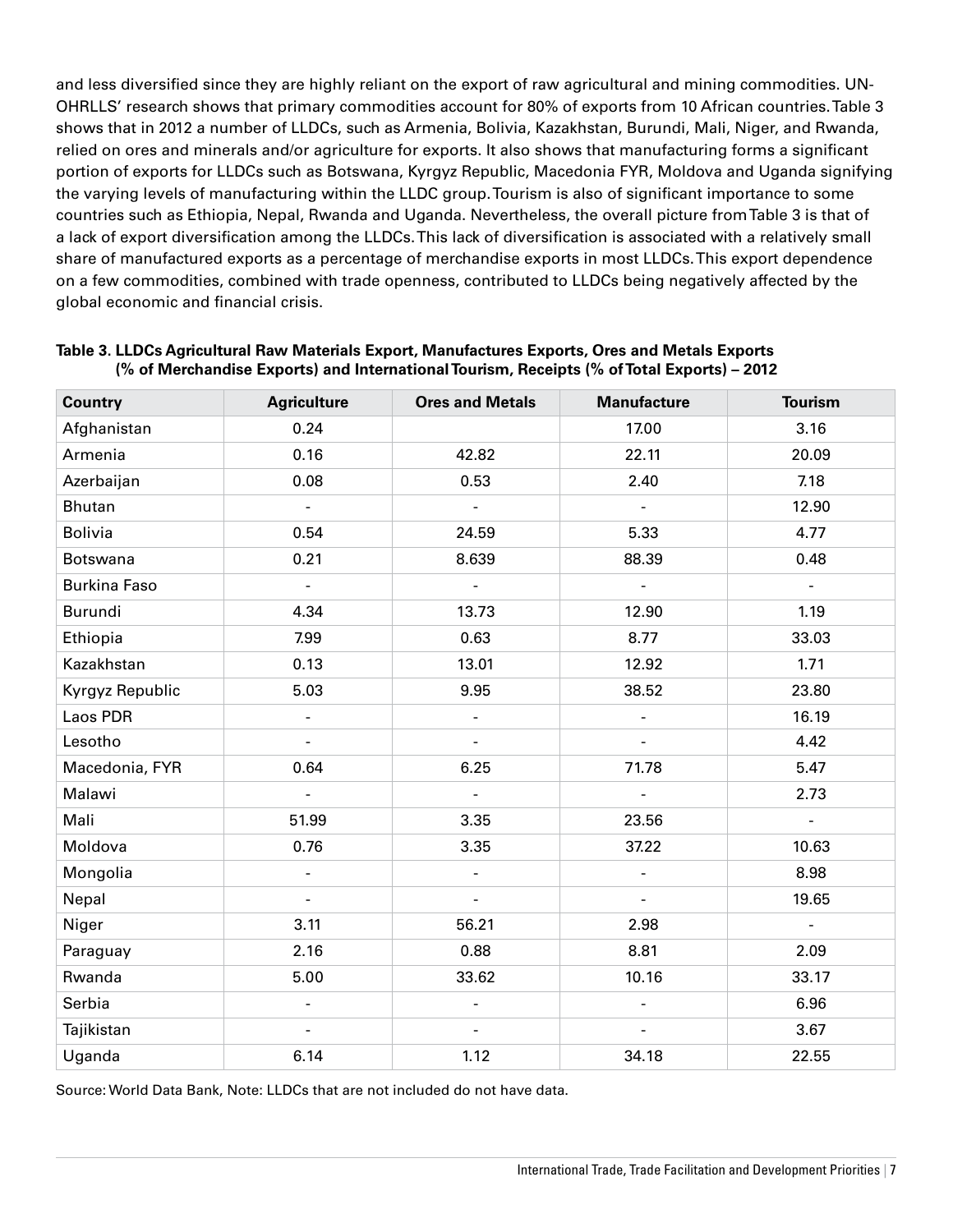and less diversified since they are highly reliant on the export of raw agricultural and mining commodities. UN-OHRLLS' research shows that primary commodities account for 80% of exports from 10 African countries. Table 3 shows that in 2012 a number of LLDCs, such as Armenia, Bolivia, Kazakhstan, Burundi, Mali, Niger, and Rwanda, relied on ores and minerals and/or agriculture for exports. It also shows that manufacturing forms a significant portion of exports for LLDCs such as Botswana, Kyrgyz Republic, Macedonia FYR, Moldova and Uganda signifying the varying levels of manufacturing within the LLDC group. Tourism is also of significant importance to some countries such as Ethiopia, Nepal, Rwanda and Uganda. Nevertheless, the overall picture from Table 3 is that of a lack of export diversification among the LLDCs. This lack of diversification is associated with a relatively small share of manufactured exports as a percentage of merchandise exports in most LLDCs. This export dependence on a few commodities, combined with trade openness, contributed to LLDCs being negatively affected by the global economic and financial crisis.

**Table 3. LLDCs Agricultural Raw Materials Export, Manufactures Exports, Ores and Metals Exports (% of Merchandise Exports) and International Tourism, Receipts (% of Total Exports) – 2012**

| Country | Agriculture | Ores and Metals | Manufacture | Tourism |
|---|---|---|---|---|
| Afghanistan | 0.24 | | 17.00 | 3.16 |
| Armenia | 0.16 | 42.82 | 22.11 | 20.09 |
| Azerbaijan | 0.08 | 0.53 | 2.40 | 7.18 |
| Bhutan | - | - | - | 12.90 |
| Bolivia | 0.54 | 24.59 | 5.33 | 4.77 |
| Botswana | 0.21 | 8.639 | 88.39 | 0.48 |
| Burkina Faso | - | - | - | - |
| Burundi | 4.34 | 13.73 | 12.90 | 1.19 |
| Ethiopia | 7.99 | 0.63 | 8.77 | 33.03 |
| Kazakhstan | 0.13 | 13.01 | 12.92 | 1.71 |
| Kyrgyz Republic | 5.03 | 9.95 | 38.52 | 23.80 |
| Laos PDR | - | - | - | 16.19 |
| Lesotho | - | - | - | 4.42 |
| Macedonia, FYR | 0.64 | 6.25 | 71.78 | 5.47 |
| Malawi | - | - | - | 2.73 |
| Mali | 51.99 | 3.35 | 23.56 | - |
| Moldova | 0.76 | 3.35 | 37.22 | 10.63 |
| Mongolia | - | - | - | 8.98 |
| Nepal | - | - | - | 19.65 |
| Niger | 3.11 | 56.21 | 2.98 | - |
| Paraguay | 2.16 | 0.88 | 8.81 | 2.09 |
| Rwanda | 5.00 | 33.62 | 10.16 | 33.17 |
| Serbia | - | - | - | 6.96 |
| Tajikistan | - | - | - | 3.67 |
| Uganda | 6.14 | 1.12 | 34.18 | 22.55 |

Source: World Data Bank, Note: LLDCs that are not included do not have data.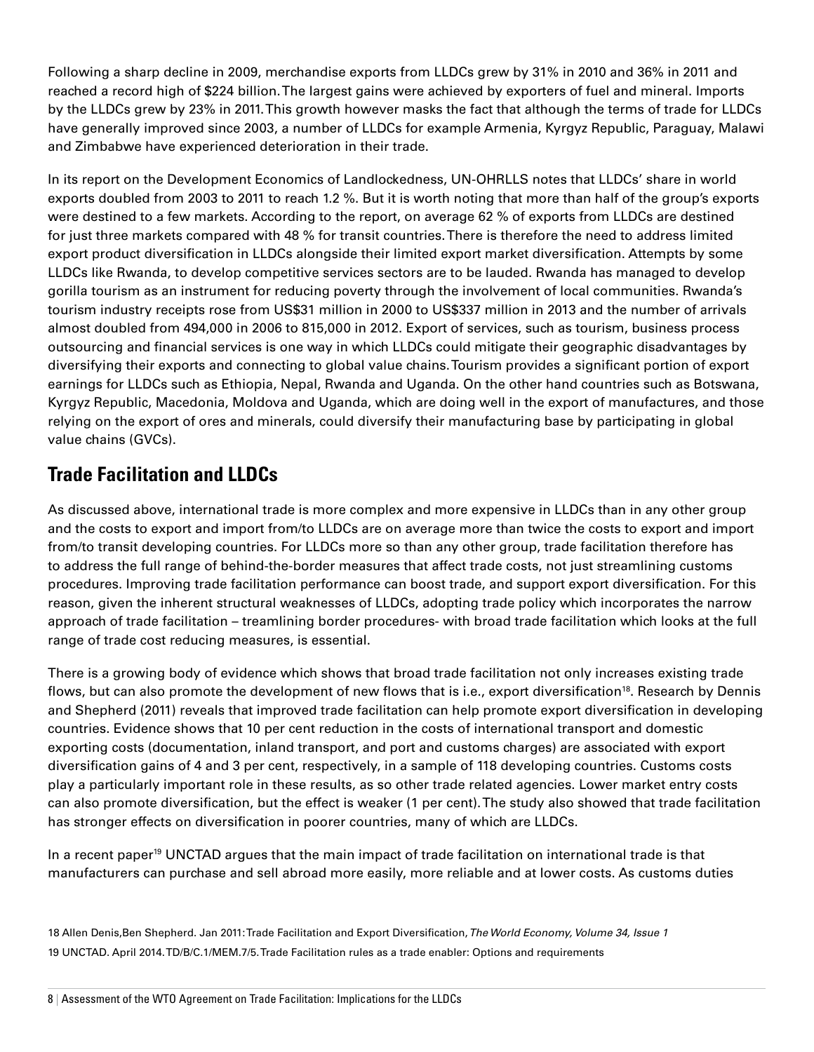Following a sharp decline in 2009, merchandise exports from LLDCs grew by 31% in 2010 and 36% in 2011 and reached a record high of $224 billion. The largest gains were achieved by exporters of fuel and mineral. Imports by the LLDCs grew by 23% in 2011. This growth however masks the fact that although the terms of trade for LLDCs have generally improved since 2003, a number of LLDCs for example Armenia, Kyrgyz Republic, Paraguay, Malawi and Zimbabwe have experienced deterioration in their trade.

In its report on the Development Economics of Landlockedness, UN-OHRLLS notes that LLDCs' share in world exports doubled from 2003 to 2011 to reach 1.2 %. But it is worth noting that more than half of the group's exports were destined to a few markets. According to the report, on average 62 % of exports from LLDCs are destined for just three markets compared with 48 % for transit countries. There is therefore the need to address limited export product diversification in LLDCs alongside their limited export market diversification. Attempts by some LLDCs like Rwanda, to develop competitive services sectors are to be lauded. Rwanda has managed to develop gorilla tourism as an instrument for reducing poverty through the involvement of local communities. Rwanda's tourism industry receipts rose from US$31 million in 2000 to US$337 million in 2013 and the number of arrivals almost doubled from 494,000 in 2006 to 815,000 in 2012. Export of services, such as tourism, business process outsourcing and financial services is one way in which LLDCs could mitigate their geographic disadvantages by diversifying their exports and connecting to global value chains. Tourism provides a significant portion of export earnings for LLDCs such as Ethiopia, Nepal, Rwanda and Uganda. On the other hand countries such as Botswana, Kyrgyz Republic, Macedonia, Moldova and Uganda, which are doing well in the export of manufactures, and those relying on the export of ores and minerals, could diversify their manufacturing base by participating in global value chains (GVCs).

## Trade Facilitation and LLDCs

As discussed above, international trade is more complex and more expensive in LLDCs than in any other group and the costs to export and import from/to LLDCs are on average more than twice the costs to export and import from/to transit developing countries. For LLDCs more so than any other group, trade facilitation therefore has to address the full range of behind-the-border measures that affect trade costs, not just streamlining customs procedures. Improving trade facilitation performance can boost trade, and support export diversification. For this reason, given the inherent structural weaknesses of LLDCs, adopting trade policy which incorporates the narrow approach of trade facilitation – treamlining border procedures- with broad trade facilitation which looks at the full range of trade cost reducing measures, is essential.

There is a growing body of evidence which shows that broad trade facilitation not only increases existing trade flows, but can also promote the development of new flows that is i.e., export diversification[18]. Research by Dennis and Shepherd (2011) reveals that improved trade facilitation can help promote export diversification in developing countries. Evidence shows that 10 per cent reduction in the costs of international transport and domestic exporting costs (documentation, inland transport, and port and customs charges) are associated with export diversification gains of 4 and 3 per cent, respectively, in a sample of 118 developing countries. Customs costs play a particularly important role in these results, as so other trade related agencies. Lower market entry costs can also promote diversification, but the effect is weaker (1 per cent). The study also showed that trade facilitation has stronger effects on diversification in poorer countries, many of which are LLDCs.

In a recent paper[19] UNCTAD argues that the main impact of trade facilitation on international trade is that manufacturers can purchase and sell abroad more easily, more reliable and at lower costs. As customs duties

18 Allen Denis,Ben Shepherd. Jan 2011: Trade Facilitation and Export Diversification, *The World Economy, Volume 34, Issue 1*

19 UNCTAD. April 2014. TD/B/C.1/MEM.7/5. Trade Facilitation rules as a trade enabler: Options and requirements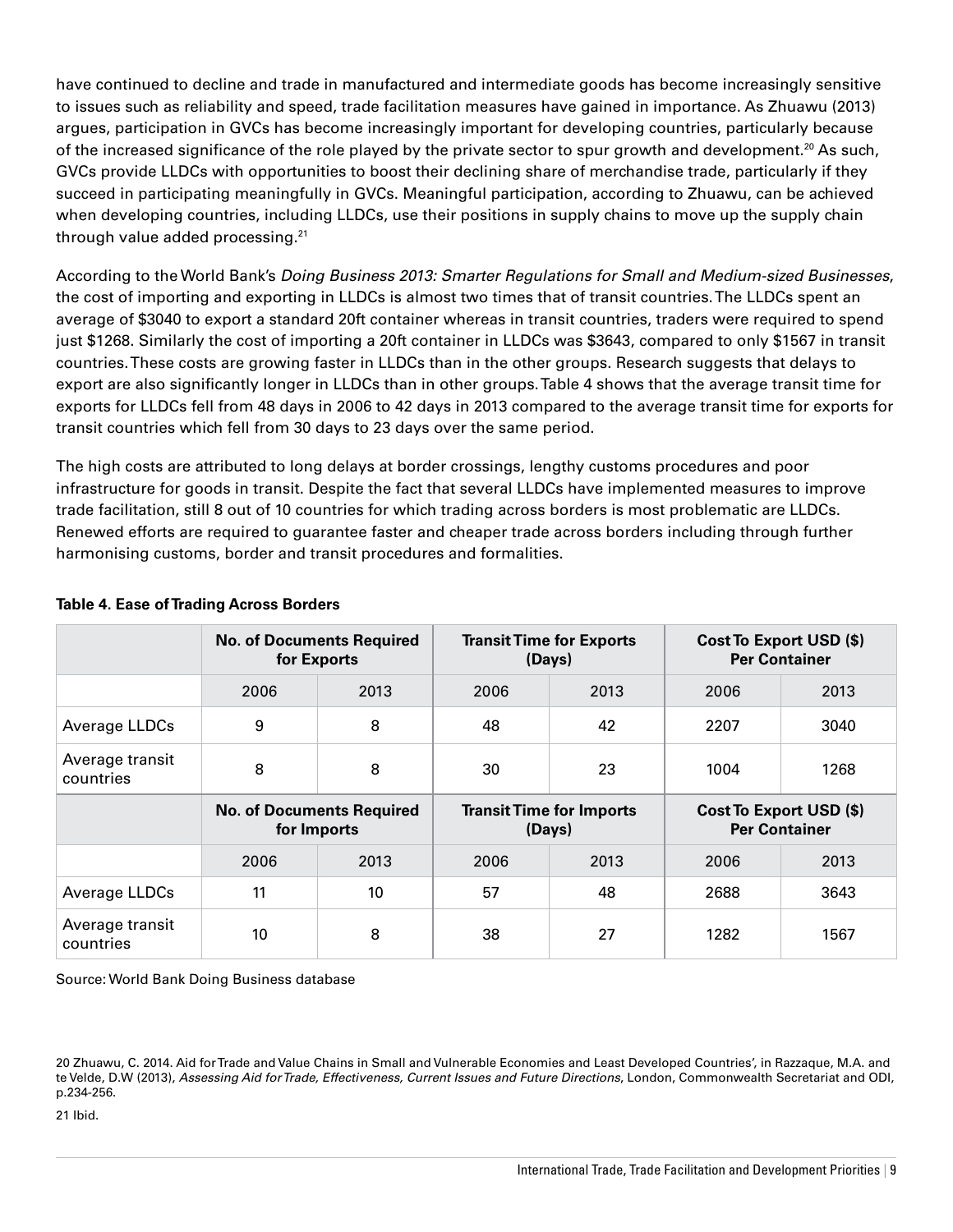have continued to decline and trade in manufactured and intermediate goods has become increasingly sensitive to issues such as reliability and speed, trade facilitation measures have gained in importance. As Zhuawu (2013) argues, participation in GVCs has become increasingly important for developing countries, particularly because of the increased significance of the role played by the private sector to spur growth and development.[20] As such, GVCs provide LLDCs with opportunities to boost their declining share of merchandise trade, particularly if they succeed in participating meaningfully in GVCs. Meaningful participation, according to Zhuawu, can be achieved when developing countries, including LLDCs, use their positions in supply chains to move up the supply chain through value added processing.[21]

According to the World Bank's *Doing Business 2013: Smarter Regulations for Small and Medium-sized Businesses*, the cost of importing and exporting in LLDCs is almost two times that of transit countries. The LLDCs spent an average of $3040 to export a standard 20ft container whereas in transit countries, traders were required to spend just $1268. Similarly the cost of importing a 20ft container in LLDCs was $3643, compared to only $1567 in transit countries. These costs are growing faster in LLDCs than in the other groups. Research suggests that delays to export are also significantly longer in LLDCs than in other groups. Table 4 shows that the average transit time for exports for LLDCs fell from 48 days in 2006 to 42 days in 2013 compared to the average transit time for exports for transit countries which fell from 30 days to 23 days over the same period.

The high costs are attributed to long delays at border crossings, lengthy customs procedures and poor infrastructure for goods in transit. Despite the fact that several LLDCs have implemented measures to improve trade facilitation, still 8 out of 10 countries for which trading across borders is most problematic are LLDCs. Renewed efforts are required to guarantee faster and cheaper trade across borders including through further harmonising customs, border and transit procedures and formalities.

**Table 4. Ease of Trading Across Borders**

| | **No. of Documents Required for Exports** | | **Transit Time for Exports (Days)** | | **Cost To Export USD ($) Per Container** | |
|---|---|---|---|---|---|---|
| | 2006 | 2013 | 2006 | 2013 | 2006 | 2013 |
| Average LLDCs | 9 | 8 | 48 | 42 | 2207 | 3040 |
| Average transit countries | 8 | 8 | 30 | 23 | 1004 | 1268 |
| | **No. of Documents Required for Imports** | | **Transit Time for Imports (Days)** | | **Cost To Export USD ($) Per Container** | |
| | 2006 | 2013 | 2006 | 2013 | 2006 | 2013 |
| Average LLDCs | 11 | 10 | 57 | 48 | 2688 | 3643 |
| Average transit countries | 10 | 8 | 38 | 27 | 1282 | 1567 |

Source: World Bank Doing Business database

20 Zhuawu, C. 2014. Aid for Trade and Value Chains in Small and Vulnerable Economies and Least Developed Countries', in Razzaque, M.A. and te Velde, D.W (2013), *Assessing Aid for Trade, Effectiveness, Current Issues and Future Directions*, London, Commonwealth Secretariat and ODI, p.234-256.

21 Ibid.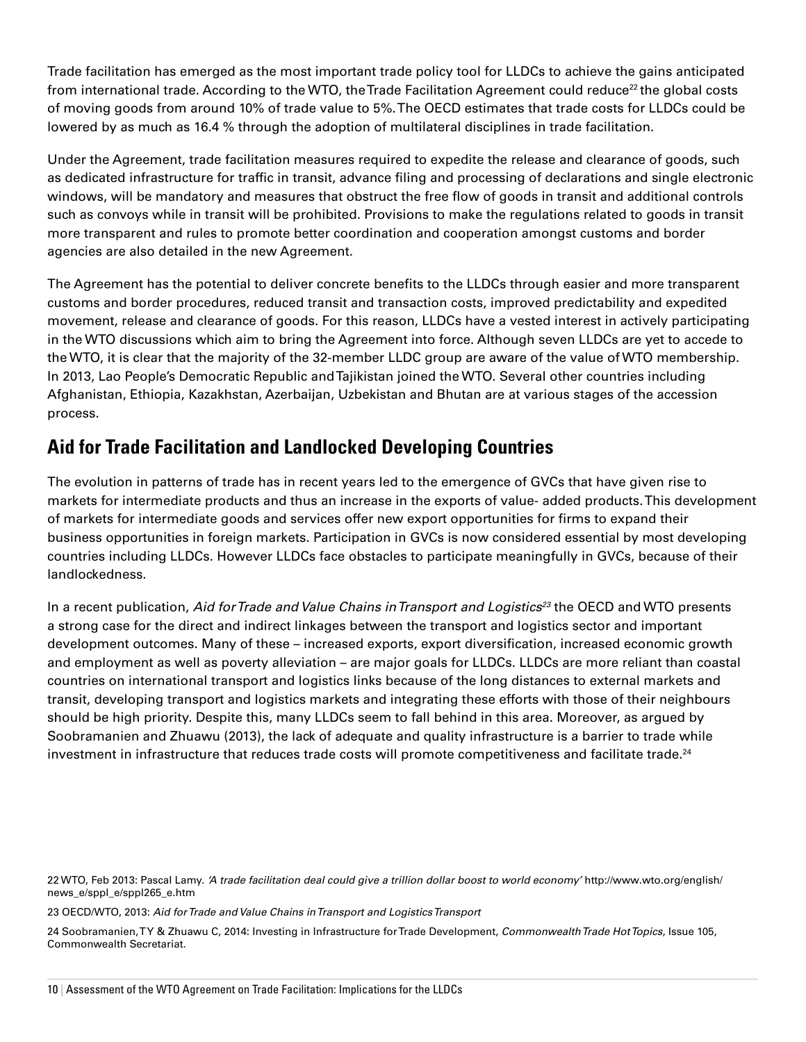Trade facilitation has emerged as the most important trade policy tool for LLDCs to achieve the gains anticipated from international trade. According to the WTO, the Trade Facilitation Agreement could reduce[22] the global costs of moving goods from around 10% of trade value to 5%. The OECD estimates that trade costs for LLDCs could be lowered by as much as 16.4 % through the adoption of multilateral disciplines in trade facilitation.

Under the Agreement, trade facilitation measures required to expedite the release and clearance of goods, such as dedicated infrastructure for traffic in transit, advance filing and processing of declarations and single electronic windows, will be mandatory and measures that obstruct the free flow of goods in transit and additional controls such as convoys while in transit will be prohibited. Provisions to make the regulations related to goods in transit more transparent and rules to promote better coordination and cooperation amongst customs and border agencies are also detailed in the new Agreement.

The Agreement has the potential to deliver concrete benefits to the LLDCs through easier and more transparent customs and border procedures, reduced transit and transaction costs, improved predictability and expedited movement, release and clearance of goods. For this reason, LLDCs have a vested interest in actively participating in the WTO discussions which aim to bring the Agreement into force. Although seven LLDCs are yet to accede to the WTO, it is clear that the majority of the 32-member LLDC group are aware of the value of WTO membership. In 2013, Lao People's Democratic Republic and Tajikistan joined the WTO. Several other countries including Afghanistan, Ethiopia, Kazakhstan, Azerbaijan, Uzbekistan and Bhutan are at various stages of the accession process.

## Aid for Trade Facilitation and Landlocked Developing Countries

The evolution in patterns of trade has in recent years led to the emergence of GVCs that have given rise to markets for intermediate products and thus an increase in the exports of value- added products. This development of markets for intermediate goods and services offer new export opportunities for firms to expand their business opportunities in foreign markets. Participation in GVCs is now considered essential by most developing countries including LLDCs. However LLDCs face obstacles to participate meaningfully in GVCs, because of their landlockedness.

In a recent publication, *Aid for Trade and Value Chains in Transport and Logistics*[23] the OECD and WTO presents a strong case for the direct and indirect linkages between the transport and logistics sector and important development outcomes. Many of these – increased exports, export diversification, increased economic growth and employment as well as poverty alleviation – are major goals for LLDCs. LLDCs are more reliant than coastal countries on international transport and logistics links because of the long distances to external markets and transit, developing transport and logistics markets and integrating these efforts with those of their neighbours should be high priority. Despite this, many LLDCs seem to fall behind in this area. Moreover, as argued by Soobramanien and Zhuawu (2013), the lack of adequate and quality infrastructure is a barrier to trade while investment in infrastructure that reduces trade costs will promote competitiveness and facilitate trade.[24]

22 WTO, Feb 2013: Pascal Lamy. *'A trade facilitation deal could give a trillion dollar boost to world economy'* http://www.wto.org/english/news_e/sppl_e/sppl265_e.htm

23 OECD/WTO, 2013: *Aid for Trade and Value Chains in Transport and Logistics Transport*

24 Soobramanien, TY & Zhuawu C, 2014: Investing in Infrastructure for Trade Development, *Commonwealth Trade Hot Topics*, Issue 105, Commonwealth Secretariat.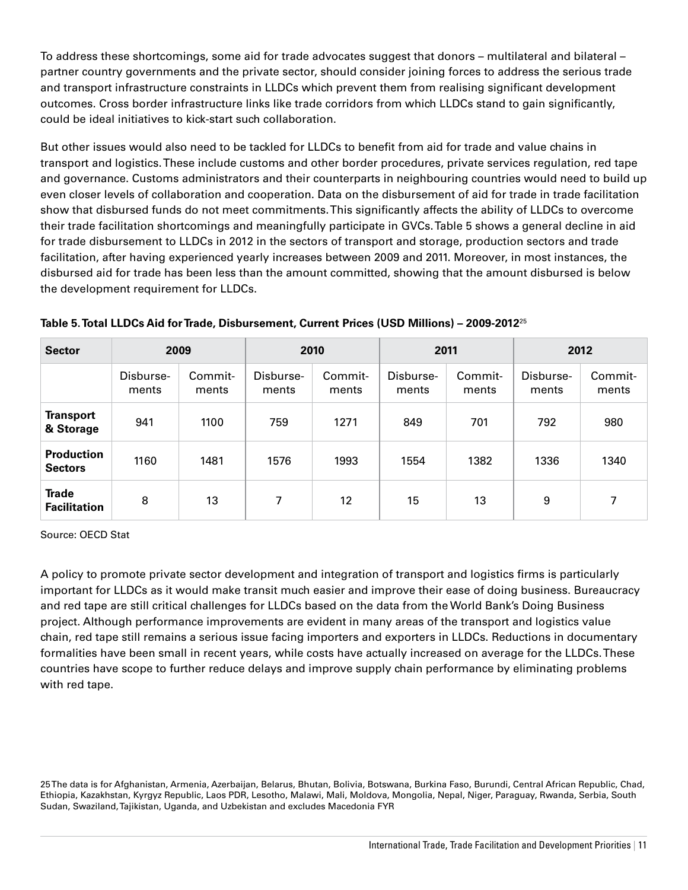To address these shortcomings, some aid for trade advocates suggest that donors – multilateral and bilateral – partner country governments and the private sector, should consider joining forces to address the serious trade and transport infrastructure constraints in LLDCs which prevent them from realising significant development outcomes. Cross border infrastructure links like trade corridors from which LLDCs stand to gain significantly, could be ideal initiatives to kick-start such collaboration.

But other issues would also need to be tackled for LLDCs to benefit from aid for trade and value chains in transport and logistics. These include customs and other border procedures, private services regulation, red tape and governance. Customs administrators and their counterparts in neighbouring countries would need to build up even closer levels of collaboration and cooperation. Data on the disbursement of aid for trade in trade facilitation show that disbursed funds do not meet commitments. This significantly affects the ability of LLDCs to overcome their trade facilitation shortcomings and meaningfully participate in GVCs. Table 5 shows a general decline in aid for trade disbursement to LLDCs in 2012 in the sectors of transport and storage, production sectors and trade facilitation, after having experienced yearly increases between 2009 and 2011. Moreover, in most instances, the disbursed aid for trade has been less than the amount committed, showing that the amount disbursed is below the development requirement for LLDCs.

**Table 5. Total LLDCs Aid for Trade, Disbursement, Current Prices (USD Millions) – 2009-2012**[25]

| Sector | 2009 | | 2010 | | 2011 | | 2012 | |
|---|---|---|---|---|---|---|---|---|
| | Disburse-ments | Commit-ments | Disburse-ments | Commit-ments | Disburse-ments | Commit-ments | Disburse-ments | Commit-ments |
| **Transport & Storage** | 941 | 1100 | 759 | 1271 | 849 | 701 | 792 | 980 |
| **Production Sectors** | 1160 | 1481 | 1576 | 1993 | 1554 | 1382 | 1336 | 1340 |
| **Trade Facilitation** | 8 | 13 | 7 | 12 | 15 | 13 | 9 | 7 |

Source: OECD Stat

A policy to promote private sector development and integration of transport and logistics firms is particularly important for LLDCs as it would make transit much easier and improve their ease of doing business. Bureaucracy and red tape are still critical challenges for LLDCs based on the data from the World Bank's Doing Business project. Although performance improvements are evident in many areas of the transport and logistics value chain, red tape still remains a serious issue facing importers and exporters in LLDCs. Reductions in documentary formalities have been small in recent years, while costs have actually increased on average for the LLDCs. These countries have scope to further reduce delays and improve supply chain performance by eliminating problems with red tape.

25 The data is for Afghanistan, Armenia, Azerbaijan, Belarus, Bhutan, Bolivia, Botswana, Burkina Faso, Burundi, Central African Republic, Chad, Ethiopia, Kazakhstan, Kyrgyz Republic, Laos PDR, Lesotho, Malawi, Mali, Moldova, Mongolia, Nepal, Niger, Paraguay, Rwanda, Serbia, South Sudan, Swaziland, Tajikistan, Uganda, and Uzbekistan and excludes Macedonia FYR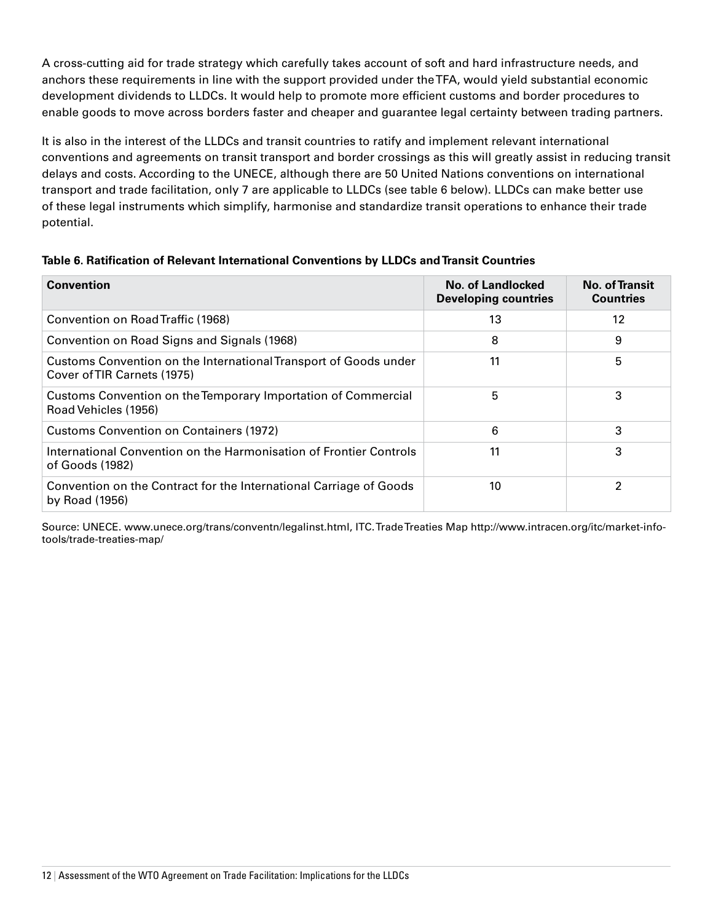A cross-cutting aid for trade strategy which carefully takes account of soft and hard infrastructure needs, and anchors these requirements in line with the support provided under the TFA, would yield substantial economic development dividends to LLDCs. It would help to promote more efficient customs and border procedures to enable goods to move across borders faster and cheaper and guarantee legal certainty between trading partners.

It is also in the interest of the LLDCs and transit countries to ratify and implement relevant international conventions and agreements on transit transport and border crossings as this will greatly assist in reducing transit delays and costs. According to the UNECE, although there are 50 United Nations conventions on international transport and trade facilitation, only 7 are applicable to LLDCs (see table 6 below). LLDCs can make better use of these legal instruments which simplify, harmonise and standardize transit operations to enhance their trade potential.

**Table 6. Ratification of Relevant International Conventions by LLDCs and Transit Countries**

| Convention | No. of Landlocked Developing countries | No. of Transit Countries |
|---|---|---|
| Convention on Road Traffic (1968) | 13 | 12 |
| Convention on Road Signs and Signals (1968) | 8 | 9 |
| Customs Convention on the International Transport of Goods under Cover of TIR Carnets (1975) | 11 | 5 |
| Customs Convention on the Temporary Importation of Commercial Road Vehicles (1956) | 5 | 3 |
| Customs Convention on Containers (1972) | 6 | 3 |
| International Convention on the Harmonisation of Frontier Controls of Goods (1982) | 11 | 3 |
| Convention on the Contract for the International Carriage of Goods by Road (1956) | 10 | 2 |

Source: UNECE. www.unece.org/trans/conventn/legalinst.html, ITC. Trade Treaties Map http://www.intracen.org/itc/market-info-tools/trade-treaties-map/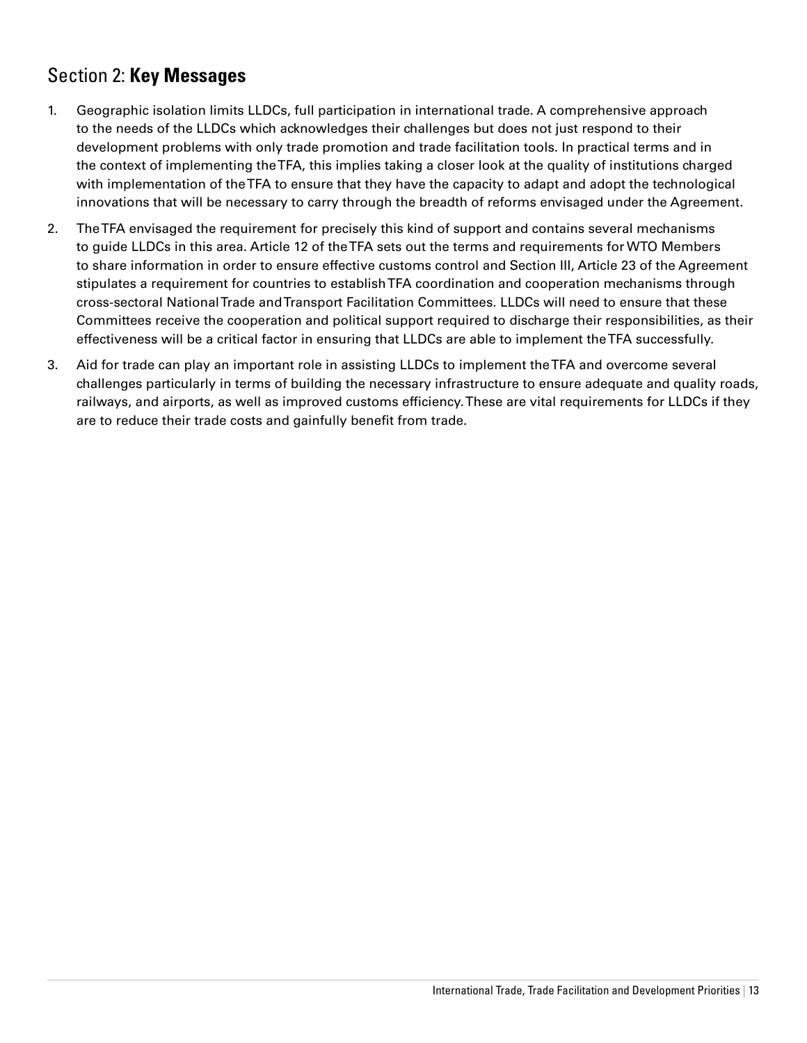## Section 2: **Key Messages**

1. Geographic isolation limits LLDCs, full participation in international trade. A comprehensive approach to the needs of the LLDCs which acknowledges their challenges but does not just respond to their development problems with only trade promotion and trade facilitation tools. In practical terms and in the context of implementing the TFA, this implies taking a closer look at the quality of institutions charged with implementation of the TFA to ensure that they have the capacity to adapt and adopt the technological innovations that will be necessary to carry through the breadth of reforms envisaged under the Agreement.
2. The TFA envisaged the requirement for precisely this kind of support and contains several mechanisms to guide LLDCs in this area. Article 12 of the TFA sets out the terms and requirements for WTO Members to share information in order to ensure effective customs control and Section III, Article 23 of the Agreement stipulates a requirement for countries to establish TFA coordination and cooperation mechanisms through cross-sectoral National Trade and Transport Facilitation Committees. LLDCs will need to ensure that these Committees receive the cooperation and political support required to discharge their responsibilities, as their effectiveness will be a critical factor in ensuring that LLDCs are able to implement the TFA successfully.
3. Aid for trade can play an important role in assisting LLDCs to implement the TFA and overcome several challenges particularly in terms of building the necessary infrastructure to ensure adequate and quality roads, railways, and airports, as well as improved customs efficiency. These are vital requirements for LLDCs if they are to reduce their trade costs and gainfully benefit from trade.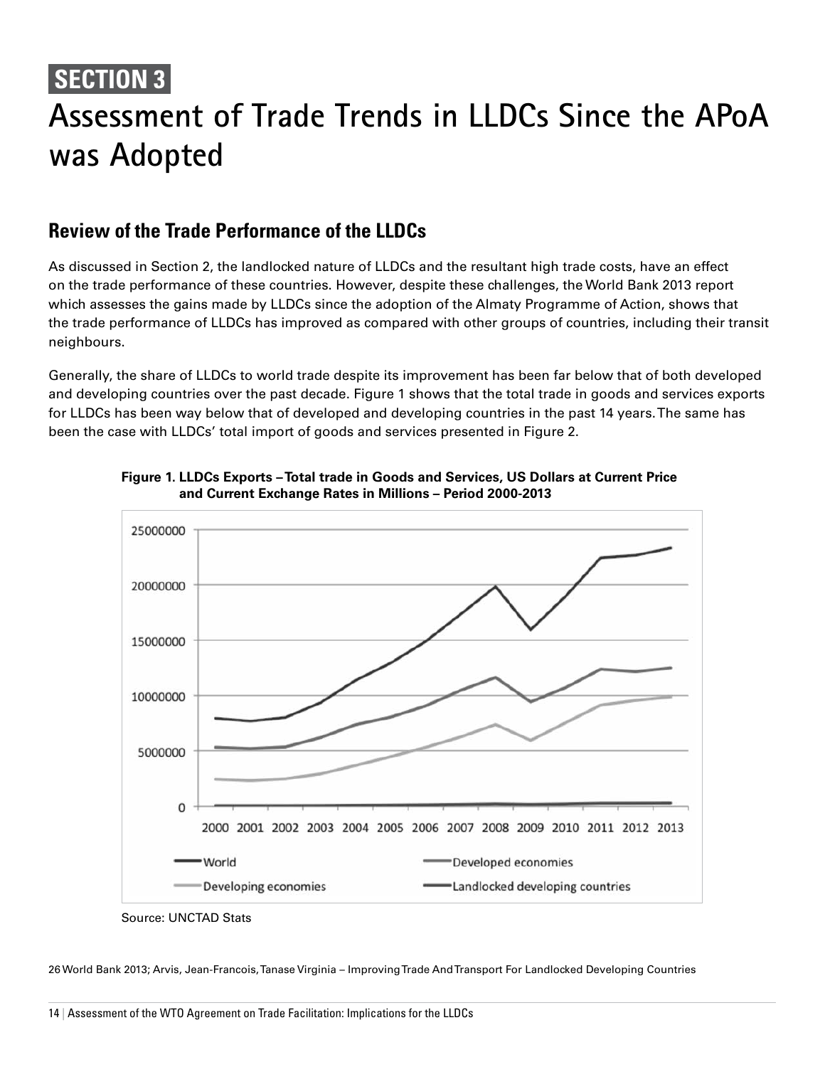# SECTION 3

# Assessment of Trade Trends in LLDCs Since the APoA was Adopted

## Review of the Trade Performance of the LLDCs

As discussed in Section 2, the landlocked nature of LLDCs and the resultant high trade costs, have an effect on the trade performance of these countries. However, despite these challenges, the World Bank 2013 report which assesses the gains made by LLDCs since the adoption of the Almaty Programme of Action, shows that the trade performance of LLDCs has improved as compared with other groups of countries, including their transit neighbours.

Generally, the share of LLDCs to world trade despite its improvement has been far below that of both developed and developing countries over the past decade. Figure 1 shows that the total trade in goods and services exports for LLDCs has been way below that of developed and developing countries in the past 14 years. The same has been the case with LLDCs' total import of goods and services presented in Figure 2.

**Figure 1. LLDCs Exports – Total trade in Goods and Services, US Dollars at Current Price and Current Exchange Rates in Millions – Period 2000-2013**

Source: UNCTAD Stats

26 World Bank 2013; Arvis, Jean-Francois, Tanase Virginia – Improving Trade And Transport For Landlocked Developing Countries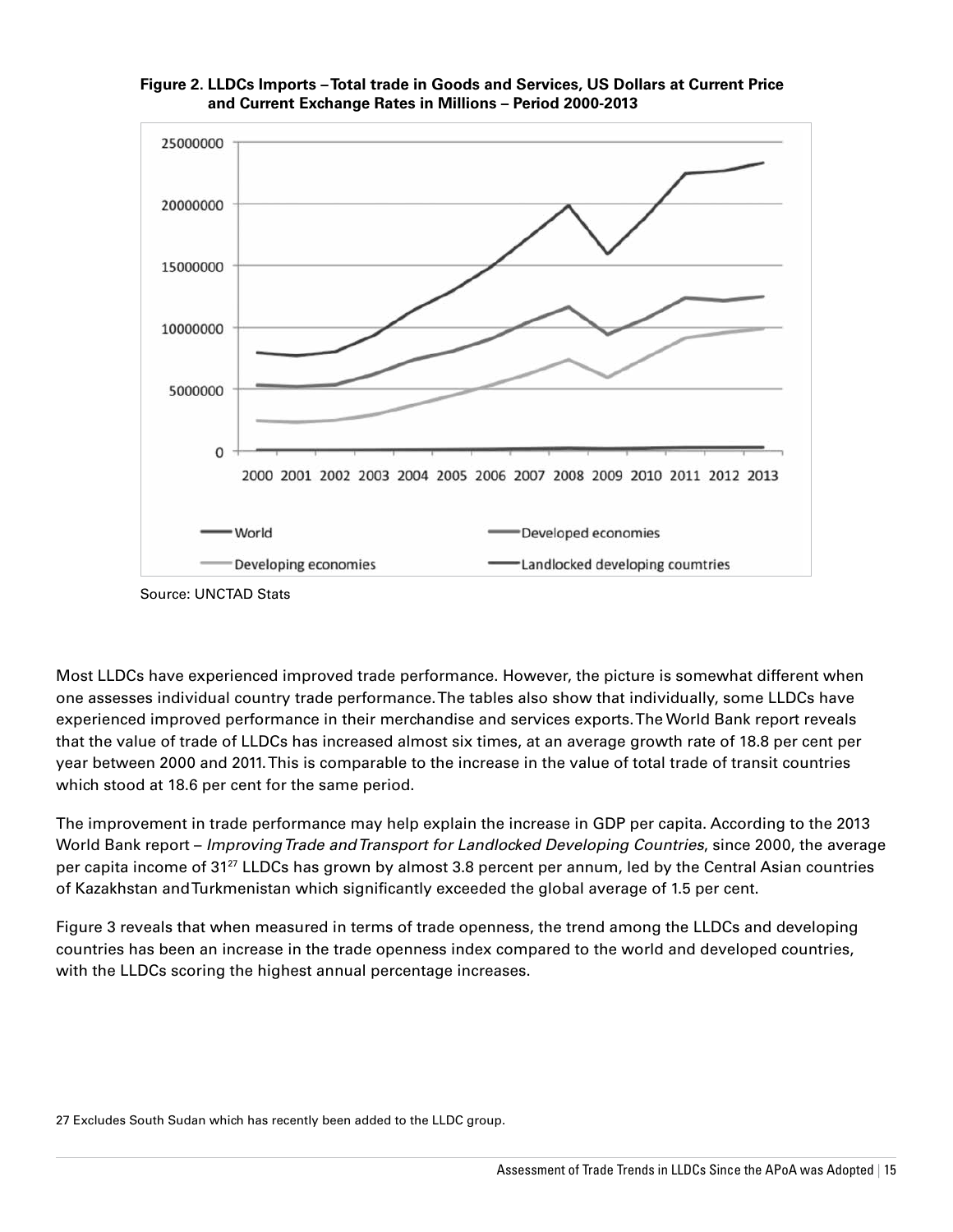**Figure 2. LLDCs Imports – Total trade in Goods and Services, US Dollars at Current Price and Current Exchange Rates in Millions – Period 2000-2013**

Source: UNCTAD Stats

Most LLDCs have experienced improved trade performance. However, the picture is somewhat different when one assesses individual country trade performance. The tables also show that individually, some LLDCs have experienced improved performance in their merchandise and services exports. The World Bank report reveals that the value of trade of LLDCs has increased almost six times, at an average growth rate of 18.8 per cent per year between 2000 and 2011. This is comparable to the increase in the value of total trade of transit countries which stood at 18.6 per cent for the same period.

The improvement in trade performance may help explain the increase in GDP per capita. According to the 2013 World Bank report – *Improving Trade and Transport for Landlocked Developing Countries*, since 2000, the average per capita income of 31[27] LLDCs has grown by almost 3.8 percent per annum, led by the Central Asian countries of Kazakhstan and Turkmenistan which significantly exceeded the global average of 1.5 per cent.

Figure 3 reveals that when measured in terms of trade openness, the trend among the LLDCs and developing countries has been an increase in the trade openness index compared to the world and developed countries, with the LLDCs scoring the highest annual percentage increases.

27 Excludes South Sudan which has recently been added to the LLDC group.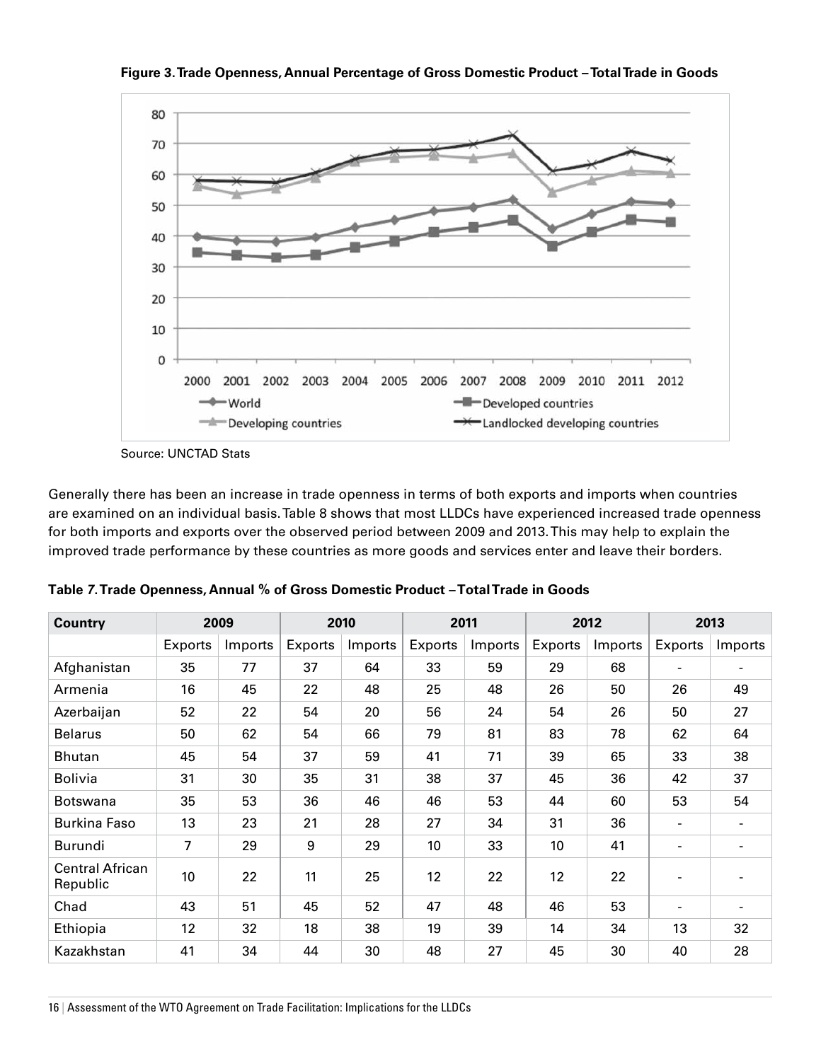**Figure 3. Trade Openness, Annual Percentage of Gross Domestic Product – Total Trade in Goods**

Source: UNCTAD Stats

Generally there has been an increase in trade openness in terms of both exports and imports when countries are examined on an individual basis. Table 8 shows that most LLDCs have experienced increased trade openness for both imports and exports over the observed period between 2009 and 2013. This may help to explain the improved trade performance by these countries as more goods and services enter and leave their borders.

**Table 7. Trade Openness, Annual % of Gross Domestic Product – Total Trade in Goods**

| Country | 2009 | | 2010 | | 2011 | | 2012 | | 2013 | |
|---|---|---|---|---|---|---|---|---|---|---|
| | Exports | Imports | Exports | Imports | Exports | Imports | Exports | Imports | Exports | Imports |
| Afghanistan | 35 | 77 | 37 | 64 | 33 | 59 | 29 | 68 | - | - |
| Armenia | 16 | 45 | 22 | 48 | 25 | 48 | 26 | 50 | 26 | 49 |
| Azerbaijan | 52 | 22 | 54 | 20 | 56 | 24 | 54 | 26 | 50 | 27 |
| Belarus | 50 | 62 | 54 | 66 | 79 | 81 | 83 | 78 | 62 | 64 |
| Bhutan | 45 | 54 | 37 | 59 | 41 | 71 | 39 | 65 | 33 | 38 |
| Bolivia | 31 | 30 | 35 | 31 | 38 | 37 | 45 | 36 | 42 | 37 |
| Botswana | 35 | 53 | 36 | 46 | 46 | 53 | 44 | 60 | 53 | 54 |
| Burkina Faso | 13 | 23 | 21 | 28 | 27 | 34 | 31 | 36 | - | - |
| Burundi | 7 | 29 | 9 | 29 | 10 | 33 | 10 | 41 | - | - |
| Central African Republic | 10 | 22 | 11 | 25 | 12 | 22 | 12 | 22 | - | - |
| Chad | 43 | 51 | 45 | 52 | 47 | 48 | 46 | 53 | - | - |
| Ethiopia | 12 | 32 | 18 | 38 | 19 | 39 | 14 | 34 | 13 | 32 |
| Kazakhstan | 41 | 34 | 44 | 30 | 48 | 27 | 45 | 30 | 40 | 28 |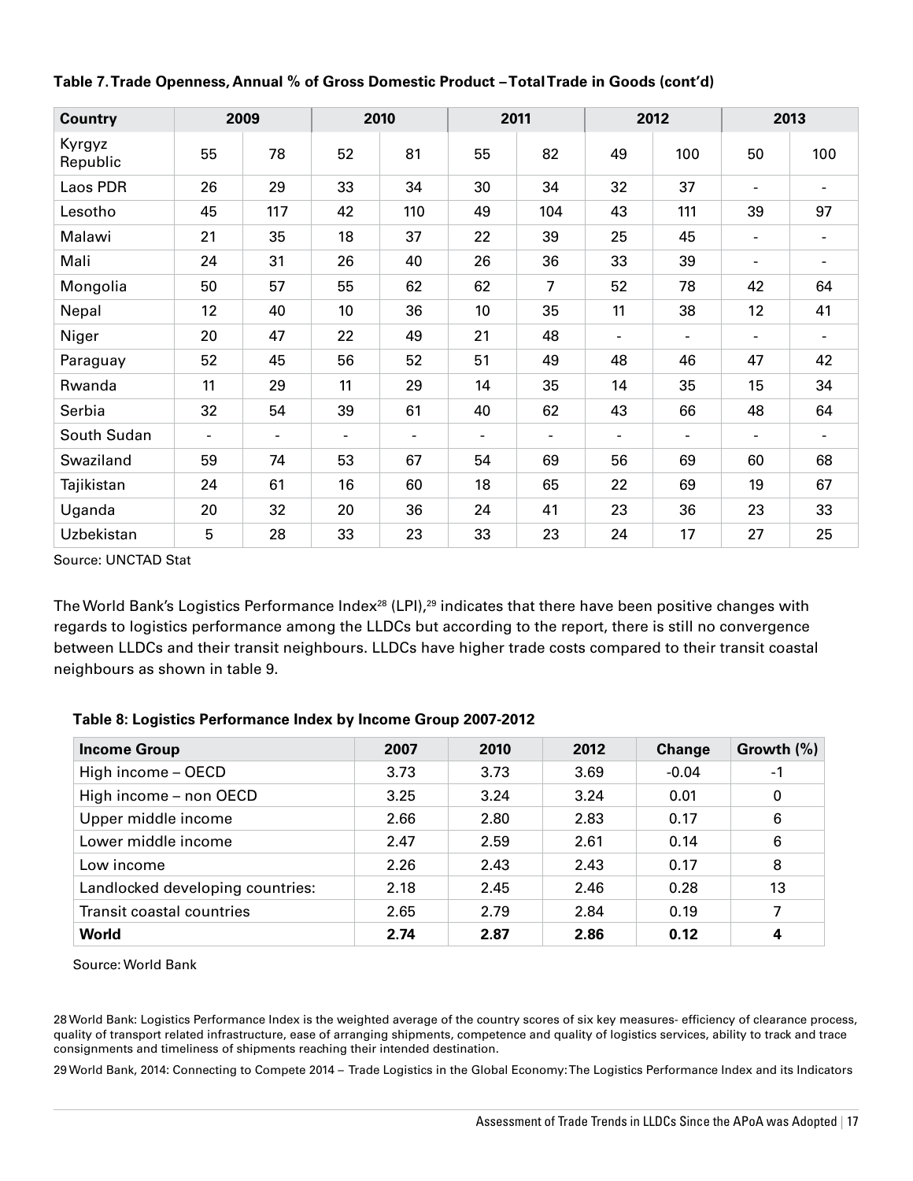**Table 7. Trade Openness, Annual % of Gross Domestic Product – Total Trade in Goods (cont'd)**

| Country | 2009 | | 2010 | | 2011 | | 2012 | | 2013 | |
|---|---|---|---|---|---|---|---|---|---|---|
| Kyrgyz Republic | 55 | 78 | 52 | 81 | 55 | 82 | 49 | 100 | 50 | 100 |
| Laos PDR | 26 | 29 | 33 | 34 | 30 | 34 | 32 | 37 | - | - |
| Lesotho | 45 | 117 | 42 | 110 | 49 | 104 | 43 | 111 | 39 | 97 |
| Malawi | 21 | 35 | 18 | 37 | 22 | 39 | 25 | 45 | - | - |
| Mali | 24 | 31 | 26 | 40 | 26 | 36 | 33 | 39 | - | - |
| Mongolia | 50 | 57 | 55 | 62 | 62 | 7 | 52 | 78 | 42 | 64 |
| Nepal | 12 | 40 | 10 | 36 | 10 | 35 | 11 | 38 | 12 | 41 |
| Niger | 20 | 47 | 22 | 49 | 21 | 48 | - | - | - | - |
| Paraguay | 52 | 45 | 56 | 52 | 51 | 49 | 48 | 46 | 47 | 42 |
| Rwanda | 11 | 29 | 11 | 29 | 14 | 35 | 14 | 35 | 15 | 34 |
| Serbia | 32 | 54 | 39 | 61 | 40 | 62 | 43 | 66 | 48 | 64 |
| South Sudan | - | - | - | - | - | - | - | - | - | - |
| Swaziland | 59 | 74 | 53 | 67 | 54 | 69 | 56 | 69 | 60 | 68 |
| Tajikistan | 24 | 61 | 16 | 60 | 18 | 65 | 22 | 69 | 19 | 67 |
| Uganda | 20 | 32 | 20 | 36 | 24 | 41 | 23 | 36 | 23 | 33 |
| Uzbekistan | 5 | 28 | 33 | 23 | 33 | 23 | 24 | 17 | 27 | 25 |

Source: UNCTAD Stat

The World Bank's Logistics Performance Index[28] (LPI),[29] indicates that there have been positive changes with regards to logistics performance among the LLDCs but according to the report, there is still no convergence between LLDCs and their transit neighbours. LLDCs have higher trade costs compared to their transit coastal neighbours as shown in table 9.

**Table 8: Logistics Performance Index by Income Group 2007-2012**

| Income Group | 2007 | 2010 | 2012 | Change | Growth (%) |
|---|---|---|---|---|---|
| High income – OECD | 3.73 | 3.73 | 3.69 | -0.04 | -1 |
| High income – non OECD | 3.25 | 3.24 | 3.24 | 0.01 | 0 |
| Upper middle income | 2.66 | 2.80 | 2.83 | 0.17 | 6 |
| Lower middle income | 2.47 | 2.59 | 2.61 | 0.14 | 6 |
| Low income | 2.26 | 2.43 | 2.43 | 0.17 | 8 |
| Landlocked developing countries: | 2.18 | 2.45 | 2.46 | 0.28 | 13 |
| Transit coastal countries | 2.65 | 2.79 | 2.84 | 0.19 | 7 |
| **World** | **2.74** | **2.87** | **2.86** | **0.12** | **4** |

Source: World Bank

28 World Bank: Logistics Performance Index is the weighted average of the country scores of six key measures- efficiency of clearance process, quality of transport related infrastructure, ease of arranging shipments, competence and quality of logistics services, ability to track and trace consignments and timeliness of shipments reaching their intended destination.

29 World Bank, 2014: Connecting to Compete 2014 – Trade Logistics in the Global Economy: The Logistics Performance Index and its Indicators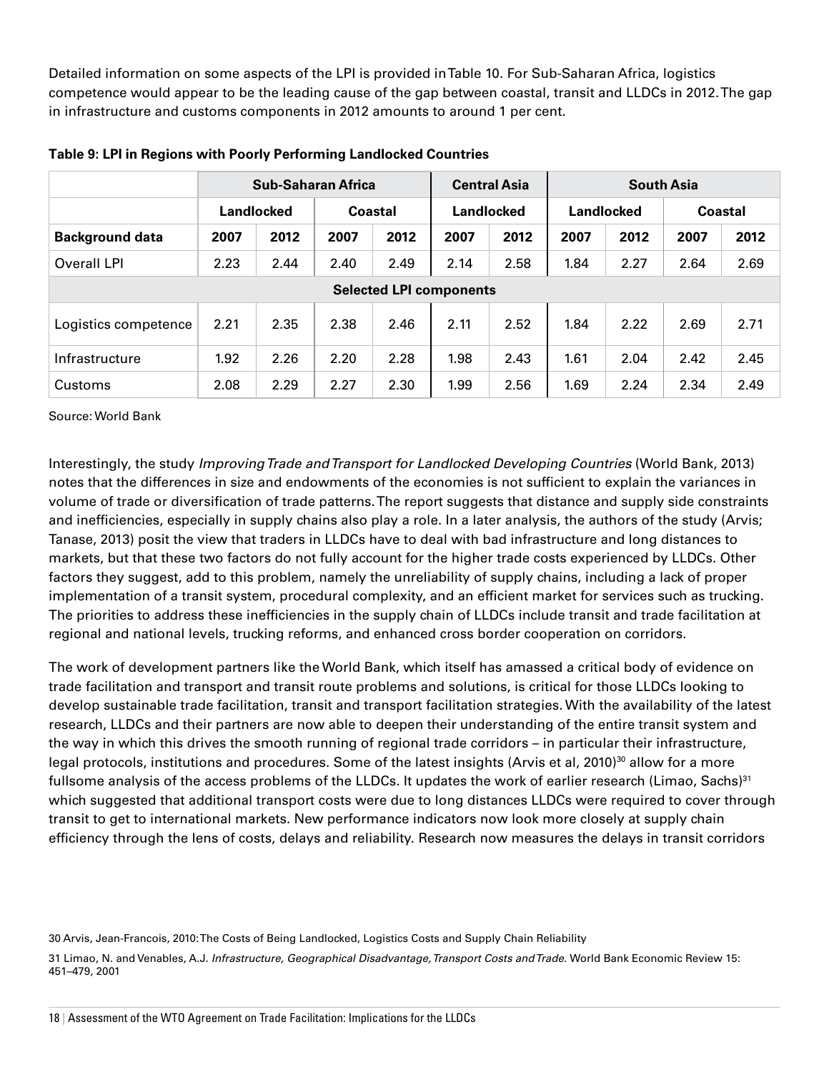Detailed information on some aspects of the LPI is provided in Table 10. For Sub-Saharan Africa, logistics competence would appear to be the leading cause of the gap between coastal, transit and LLDCs in 2012. The gap in infrastructure and customs components in 2012 amounts to around 1 per cent.

**Table 9: LPI in Regions with Poorly Performing Landlocked Countries**

| | Sub-Saharan Africa | | | | Central Asia | | South Asia | | | |
|---|---|---|---|---|---|---|---|---|---|---|
| | Landlocked | | Coastal | | Landlocked | | Landlocked | | Coastal | |
| **Background data** | **2007** | **2012** | **2007** | **2012** | **2007** | **2012** | **2007** | **2012** | **2007** | **2012** |
| Overall LPI | 2.23 | 2.44 | 2.40 | 2.49 | 2.14 | 2.58 | 1.84 | 2.27 | 2.64 | 2.69 |
| **Selected LPI components** | | | | | | | | | | |
| Logistics competence | 2.21 | 2.35 | 2.38 | 2.46 | 2.11 | 2.52 | 1.84 | 2.22 | 2.69 | 2.71 |
| Infrastructure | 1.92 | 2.26 | 2.20 | 2.28 | 1.98 | 2.43 | 1.61 | 2.04 | 2.42 | 2.45 |
| Customs | 2.08 | 2.29 | 2.27 | 2.30 | 1.99 | 2.56 | 1.69 | 2.24 | 2.34 | 2.49 |

Source: World Bank

Interestingly, the study *Improving Trade and Transport for Landlocked Developing Countries* (World Bank, 2013) notes that the differences in size and endowments of the economies is not sufficient to explain the variances in volume of trade or diversification of trade patterns. The report suggests that distance and supply side constraints and inefficiencies, especially in supply chains also play a role. In a later analysis, the authors of the study (Arvis; Tanase, 2013) posit the view that traders in LLDCs have to deal with bad infrastructure and long distances to markets, but that these two factors do not fully account for the higher trade costs experienced by LLDCs. Other factors they suggest, add to this problem, namely the unreliability of supply chains, including a lack of proper implementation of a transit system, procedural complexity, and an efficient market for services such as trucking. The priorities to address these inefficiencies in the supply chain of LLDCs include transit and trade facilitation at regional and national levels, trucking reforms, and enhanced cross border cooperation on corridors.

The work of development partners like the World Bank, which itself has amassed a critical body of evidence on trade facilitation and transport and transit route problems and solutions, is critical for those LLDCs looking to develop sustainable trade facilitation, transit and transport facilitation strategies. With the availability of the latest research, LLDCs and their partners are now able to deepen their understanding of the entire transit system and the way in which this drives the smooth running of regional trade corridors – in particular their infrastructure, legal protocols, institutions and procedures. Some of the latest insights (Arvis et al, 2010)[30] allow for a more fullsome analysis of the access problems of the LLDCs. It updates the work of earlier research (Limao, Sachs)[31] which suggested that additional transport costs were due to long distances LLDCs were required to cover through transit to get to international markets. New performance indicators now look more closely at supply chain efficiency through the lens of costs, delays and reliability. Research now measures the delays in transit corridors

30 Arvis, Jean-Francois, 2010: The Costs of Being Landlocked, Logistics Costs and Supply Chain Reliability

31 Limao, N. and Venables, A.J. *Infrastructure, Geographical Disadvantage, Transport Costs and Trade.* World Bank Economic Review 15: 451–479, 2001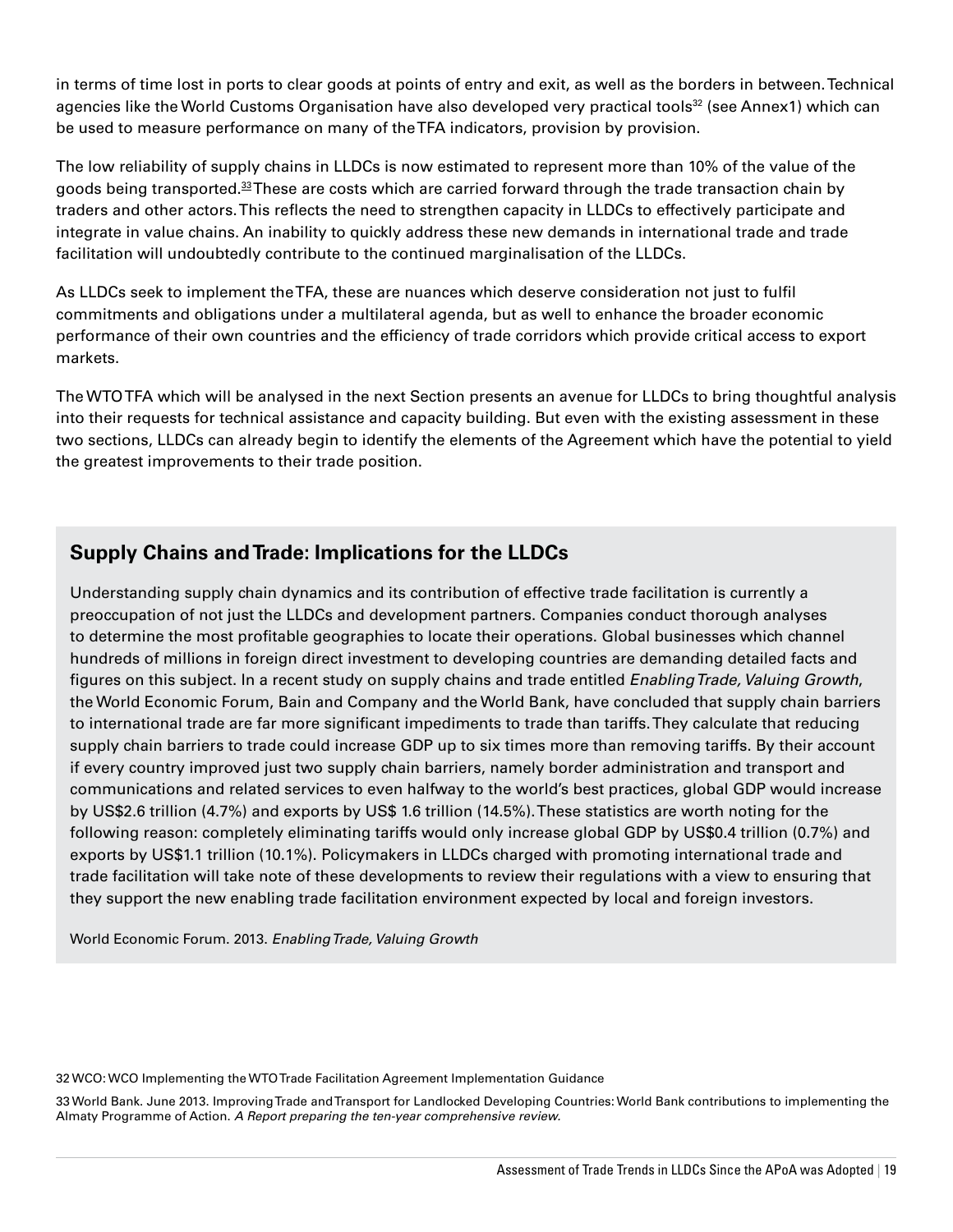in terms of time lost in ports to clear goods at points of entry and exit, as well as the borders in between. Technical agencies like the World Customs Organisation have also developed very practical tools[32] (see Annex1) which can be used to measure performance on many of the TFA indicators, provision by provision.

The low reliability of supply chains in LLDCs is now estimated to represent more than 10% of the value of the goods being transported.[33] These are costs which are carried forward through the trade transaction chain by traders and other actors. This reflects the need to strengthen capacity in LLDCs to effectively participate and integrate in value chains. An inability to quickly address these new demands in international trade and trade facilitation will undoubtedly contribute to the continued marginalisation of the LLDCs.

As LLDCs seek to implement the TFA, these are nuances which deserve consideration not just to fulfil commitments and obligations under a multilateral agenda, but as well to enhance the broader economic performance of their own countries and the efficiency of trade corridors which provide critical access to export markets.

The WTO TFA which will be analysed in the next Section presents an avenue for LLDCs to bring thoughtful analysis into their requests for technical assistance and capacity building. But even with the existing assessment in these two sections, LLDCs can already begin to identify the elements of the Agreement which have the potential to yield the greatest improvements to their trade position.

## Supply Chains and Trade: Implications for the LLDCs

Understanding supply chain dynamics and its contribution of effective trade facilitation is currently a preoccupation of not just the LLDCs and development partners. Companies conduct thorough analyses to determine the most profitable geographies to locate their operations. Global businesses which channel hundreds of millions in foreign direct investment to developing countries are demanding detailed facts and figures on this subject. In a recent study on supply chains and trade entitled *Enabling Trade, Valuing Growth*, the World Economic Forum, Bain and Company and the World Bank, have concluded that supply chain barriers to international trade are far more significant impediments to trade than tariffs. They calculate that reducing supply chain barriers to trade could increase GDP up to six times more than removing tariffs. By their account if every country improved just two supply chain barriers, namely border administration and transport and communications and related services to even halfway to the world's best practices, global GDP would increase by US$2.6 trillion (4.7%) and exports by US$ 1.6 trillion (14.5%). These statistics are worth noting for the following reason: completely eliminating tariffs would only increase global GDP by US$0.4 trillion (0.7%) and exports by US$1.1 trillion (10.1%). Policymakers in LLDCs charged with promoting international trade and trade facilitation will take note of these developments to review their regulations with a view to ensuring that they support the new enabling trade facilitation environment expected by local and foreign investors.

World Economic Forum. 2013. *Enabling Trade, Valuing Growth*

32 WCO: WCO Implementing the WTO Trade Facilitation Agreement Implementation Guidance

33 World Bank. June 2013. Improving Trade and Transport for Landlocked Developing Countries: World Bank contributions to implementing the Almaty Programme of Action. *A Report preparing the ten-year comprehensive review.*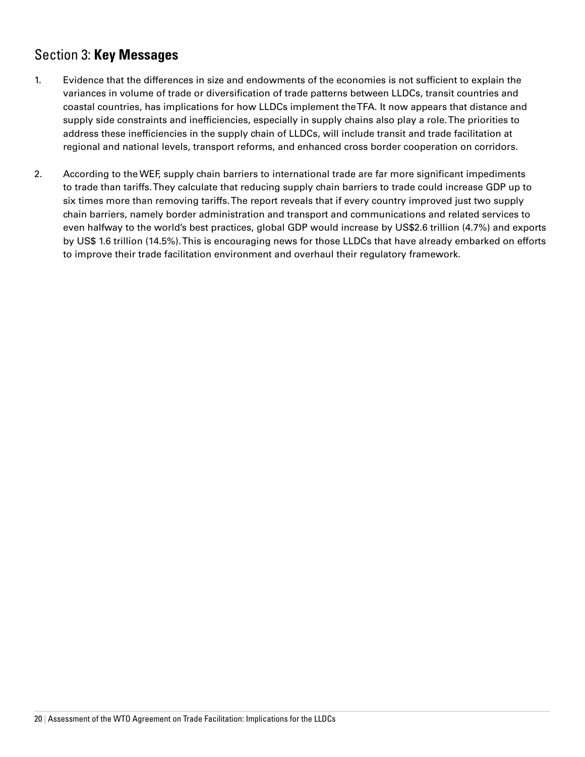## Section 3: **Key Messages**

1. Evidence that the differences in size and endowments of the economies is not sufficient to explain the variances in volume of trade or diversification of trade patterns between LLDCs, transit countries and coastal countries, has implications for how LLDCs implement the TFA. It now appears that distance and supply side constraints and inefficiencies, especially in supply chains also play a role. The priorities to address these inefficiencies in the supply chain of LLDCs, will include transit and trade facilitation at regional and national levels, transport reforms, and enhanced cross border cooperation on corridors.

2. According to the WEF, supply chain barriers to international trade are far more significant impediments to trade than tariffs. They calculate that reducing supply chain barriers to trade could increase GDP up to six times more than removing tariffs. The report reveals that if every country improved just two supply chain barriers, namely border administration and transport and communications and related services to even halfway to the world's best practices, global GDP would increase by US$2.6 trillion (4.7%) and exports by US$ 1.6 trillion (14.5%). This is encouraging news for those LLDCs that have already embarked on efforts to improve their trade facilitation environment and overhaul their regulatory framework.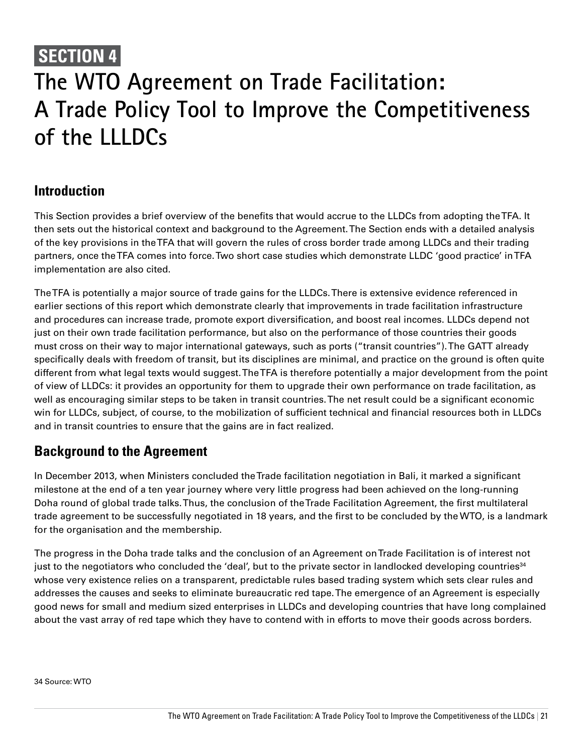## SECTION 4

# The WTO Agreement on Trade Facilitation: A Trade Policy Tool to Improve the Competitiveness of the LLLDCs

## Introduction

This Section provides a brief overview of the benefits that would accrue to the LLDCs from adopting the TFA. It then sets out the historical context and background to the Agreement. The Section ends with a detailed analysis of the key provisions in the TFA that will govern the rules of cross border trade among LLDCs and their trading partners, once the TFA comes into force. Two short case studies which demonstrate LLDC 'good practice' in TFA implementation are also cited.

The TFA is potentially a major source of trade gains for the LLDCs. There is extensive evidence referenced in earlier sections of this report which demonstrate clearly that improvements in trade facilitation infrastructure and procedures can increase trade, promote export diversification, and boost real incomes. LLDCs depend not just on their own trade facilitation performance, but also on the performance of those countries their goods must cross on their way to major international gateways, such as ports ("transit countries"). The GATT already specifically deals with freedom of transit, but its disciplines are minimal, and practice on the ground is often quite different from what legal texts would suggest. The TFA is therefore potentially a major development from the point of view of LLDCs: it provides an opportunity for them to upgrade their own performance on trade facilitation, as well as encouraging similar steps to be taken in transit countries. The net result could be a significant economic win for LLDCs, subject, of course, to the mobilization of sufficient technical and financial resources both in LLDCs and in transit countries to ensure that the gains are in fact realized.

## Background to the Agreement

In December 2013, when Ministers concluded the Trade facilitation negotiation in Bali, it marked a significant milestone at the end of a ten year journey where very little progress had been achieved on the long-running Doha round of global trade talks. Thus, the conclusion of the Trade Facilitation Agreement, the first multilateral trade agreement to be successfully negotiated in 18 years, and the first to be concluded by the WTO, is a landmark for the organisation and the membership.

The progress in the Doha trade talks and the conclusion of an Agreement on Trade Facilitation is of interest not just to the negotiators who concluded the 'deal', but to the private sector in landlocked developing countries[34] whose very existence relies on a transparent, predictable rules based trading system which sets clear rules and addresses the causes and seeks to eliminate bureaucratic red tape. The emergence of an Agreement is especially good news for small and medium sized enterprises in LLDCs and developing countries that have long complained about the vast array of red tape which they have to contend with in efforts to move their goods across borders.

34 Source: WTO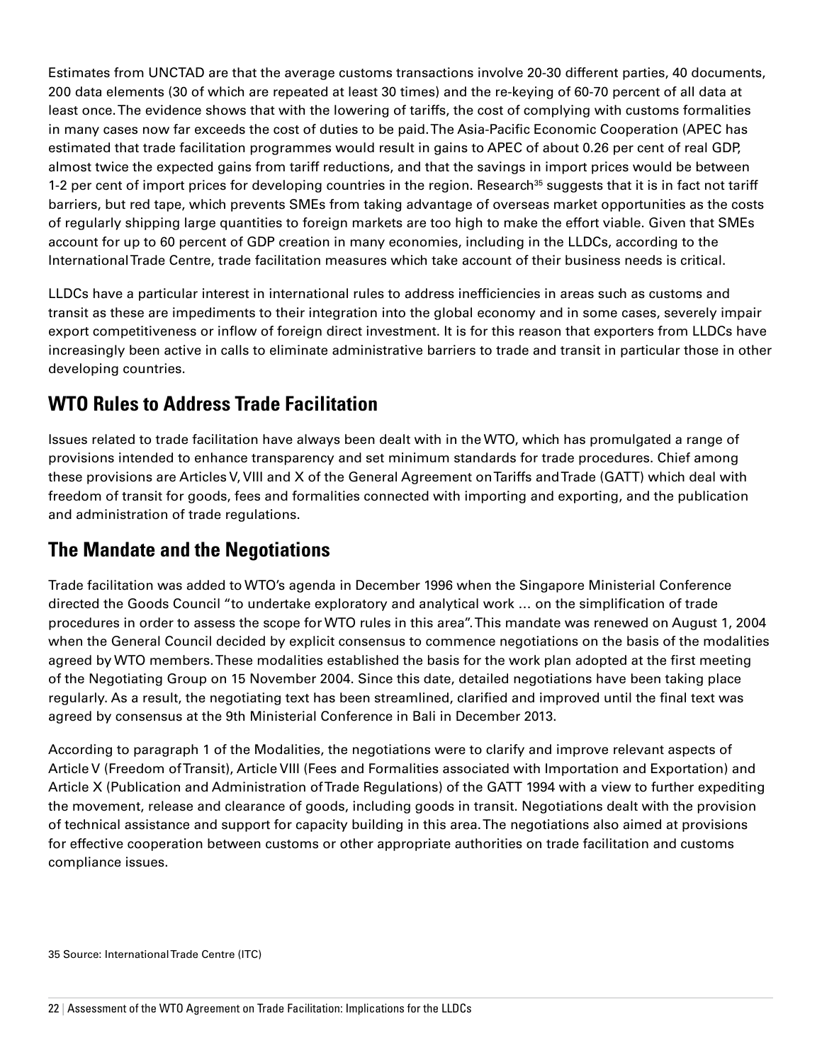Estimates from UNCTAD are that the average customs transactions involve 20-30 different parties, 40 documents, 200 data elements (30 of which are repeated at least 30 times) and the re-keying of 60-70 percent of all data at least once. The evidence shows that with the lowering of tariffs, the cost of complying with customs formalities in many cases now far exceeds the cost of duties to be paid. The Asia-Pacific Economic Cooperation (APEC has estimated that trade facilitation programmes would result in gains to APEC of about 0.26 per cent of real GDP, almost twice the expected gains from tariff reductions, and that the savings in import prices would be between 1-2 per cent of import prices for developing countries in the region. Research[35] suggests that it is in fact not tariff barriers, but red tape, which prevents SMEs from taking advantage of overseas market opportunities as the costs of regularly shipping large quantities to foreign markets are too high to make the effort viable. Given that SMEs account for up to 60 percent of GDP creation in many economies, including in the LLDCs, according to the International Trade Centre, trade facilitation measures which take account of their business needs is critical.

LLDCs have a particular interest in international rules to address inefficiencies in areas such as customs and transit as these are impediments to their integration into the global economy and in some cases, severely impair export competitiveness or inflow of foreign direct investment. It is for this reason that exporters from LLDCs have increasingly been active in calls to eliminate administrative barriers to trade and transit in particular those in other developing countries.

## WTO Rules to Address Trade Facilitation

Issues related to trade facilitation have always been dealt with in the WTO, which has promulgated a range of provisions intended to enhance transparency and set minimum standards for trade procedures. Chief among these provisions are Articles V, VIII and X of the General Agreement on Tariffs and Trade (GATT) which deal with freedom of transit for goods, fees and formalities connected with importing and exporting, and the publication and administration of trade regulations.

## The Mandate and the Negotiations

Trade facilitation was added to WTO's agenda in December 1996 when the Singapore Ministerial Conference directed the Goods Council "to undertake exploratory and analytical work … on the simplification of trade procedures in order to assess the scope for WTO rules in this area". This mandate was renewed on August 1, 2004 when the General Council decided by explicit consensus to commence negotiations on the basis of the modalities agreed by WTO members. These modalities established the basis for the work plan adopted at the first meeting of the Negotiating Group on 15 November 2004. Since this date, detailed negotiations have been taking place regularly. As a result, the negotiating text has been streamlined, clarified and improved until the final text was agreed by consensus at the 9th Ministerial Conference in Bali in December 2013.

According to paragraph 1 of the Modalities, the negotiations were to clarify and improve relevant aspects of Article V (Freedom of Transit), Article VIII (Fees and Formalities associated with Importation and Exportation) and Article X (Publication and Administration of Trade Regulations) of the GATT 1994 with a view to further expediting the movement, release and clearance of goods, including goods in transit. Negotiations dealt with the provision of technical assistance and support for capacity building in this area. The negotiations also aimed at provisions for effective cooperation between customs or other appropriate authorities on trade facilitation and customs compliance issues.

35 Source: International Trade Centre (ITC)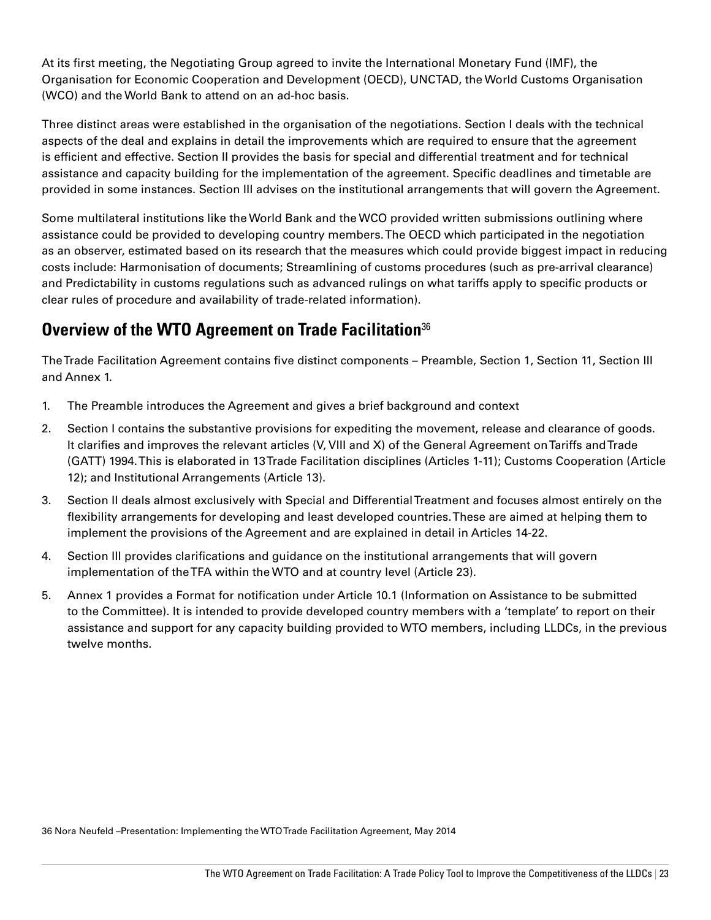At its first meeting, the Negotiating Group agreed to invite the International Monetary Fund (IMF), the Organisation for Economic Cooperation and Development (OECD), UNCTAD, the World Customs Organisation (WCO) and the World Bank to attend on an ad-hoc basis.

Three distinct areas were established in the organisation of the negotiations. Section I deals with the technical aspects of the deal and explains in detail the improvements which are required to ensure that the agreement is efficient and effective. Section II provides the basis for special and differential treatment and for technical assistance and capacity building for the implementation of the agreement. Specific deadlines and timetable are provided in some instances. Section III advises on the institutional arrangements that will govern the Agreement.

Some multilateral institutions like the World Bank and the WCO provided written submissions outlining where assistance could be provided to developing country members. The OECD which participated in the negotiation as an observer, estimated based on its research that the measures which could provide biggest impact in reducing costs include: Harmonisation of documents; Streamlining of customs procedures (such as pre-arrival clearance) and Predictability in customs regulations such as advanced rulings on what tariffs apply to specific products or clear rules of procedure and availability of trade-related information).

## Overview of the WTO Agreement on Trade Facilitation[36]

The Trade Facilitation Agreement contains five distinct components – Preamble, Section 1, Section 11, Section III and Annex 1.

1. The Preamble introduces the Agreement and gives a brief background and context
2. Section I contains the substantive provisions for expediting the movement, release and clearance of goods. It clarifies and improves the relevant articles (V, VIII and X) of the General Agreement on Tariffs and Trade (GATT) 1994. This is elaborated in 13 Trade Facilitation disciplines (Articles 1-11); Customs Cooperation (Article 12); and Institutional Arrangements (Article 13).
3. Section II deals almost exclusively with Special and Differential Treatment and focuses almost entirely on the flexibility arrangements for developing and least developed countries. These are aimed at helping them to implement the provisions of the Agreement and are explained in detail in Articles 14-22.
4. Section III provides clarifications and guidance on the institutional arrangements that will govern implementation of the TFA within the WTO and at country level (Article 23).
5. Annex 1 provides a Format for notification under Article 10.1 (Information on Assistance to be submitted to the Committee). It is intended to provide developed country members with a 'template' to report on their assistance and support for any capacity building provided to WTO members, including LLDCs, in the previous twelve months.

36 Nora Neufeld –Presentation: Implementing the WTO Trade Facilitation Agreement, May 2014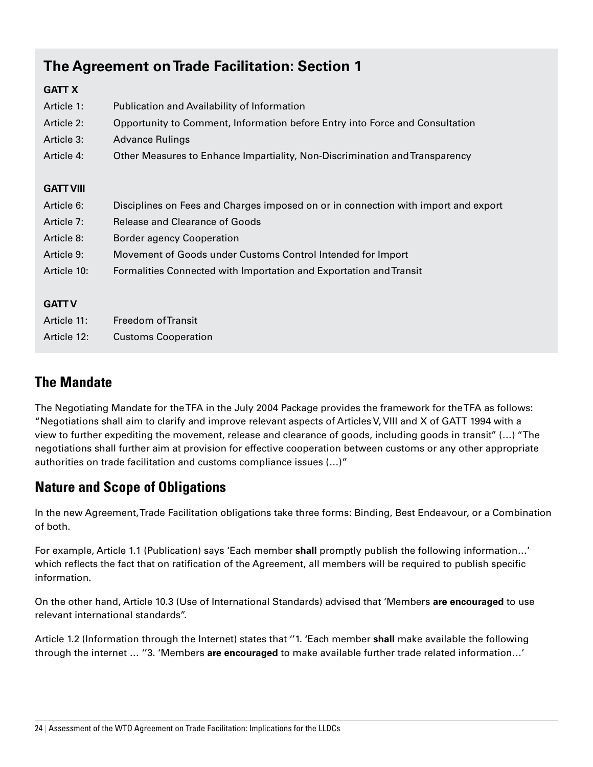## The Agreement on Trade Facilitation: Section 1

**GATT X**

| | |
|---|---|
| Article 1: | Publication and Availability of Information |
| Article 2: | Opportunity to Comment, Information before Entry into Force and Consultation |
| Article 3: | Advance Rulings |
| Article 4: | Other Measures to Enhance Impartiality, Non-Discrimination and Transparency |

**GATT VIII**

| | |
|---|---|
| Article 6: | Disciplines on Fees and Charges imposed on or in connection with import and export |
| Article 7: | Release and Clearance of Goods |
| Article 8: | Border agency Cooperation |
| Article 9: | Movement of Goods under Customs Control Intended for Import |
| Article 10: | Formalities Connected with Importation and Exportation and Transit |

**GATT V**

| | |
|---|---|
| Article 11: | Freedom of Transit |
| Article 12: | Customs Cooperation |

## The Mandate

The Negotiating Mandate for the TFA in the July 2004 Package provides the framework for the TFA as follows: "Negotiations shall aim to clarify and improve relevant aspects of Articles V, VIII and X of GATT 1994 with a view to further expediting the movement, release and clearance of goods, including goods in transit" (…) "The negotiations shall further aim at provision for effective cooperation between customs or any other appropriate authorities on trade facilitation and customs compliance issues (…)"

## Nature and Scope of Obligations

In the new Agreement, Trade Facilitation obligations take three forms: Binding, Best Endeavour, or a Combination of both.

For example, Article 1.1 (Publication) says 'Each member **shall** promptly publish the following information…' which reflects the fact that on ratification of the Agreement, all members will be required to publish specific information.

On the other hand, Article 10.3 (Use of International Standards) advised that 'Members **are encouraged** to use relevant international standards".

Article 1.2 (Information through the Internet) states that ''1. 'Each member **shall** make available the following through the internet … ''3. 'Members **are encouraged** to make available further trade related information…'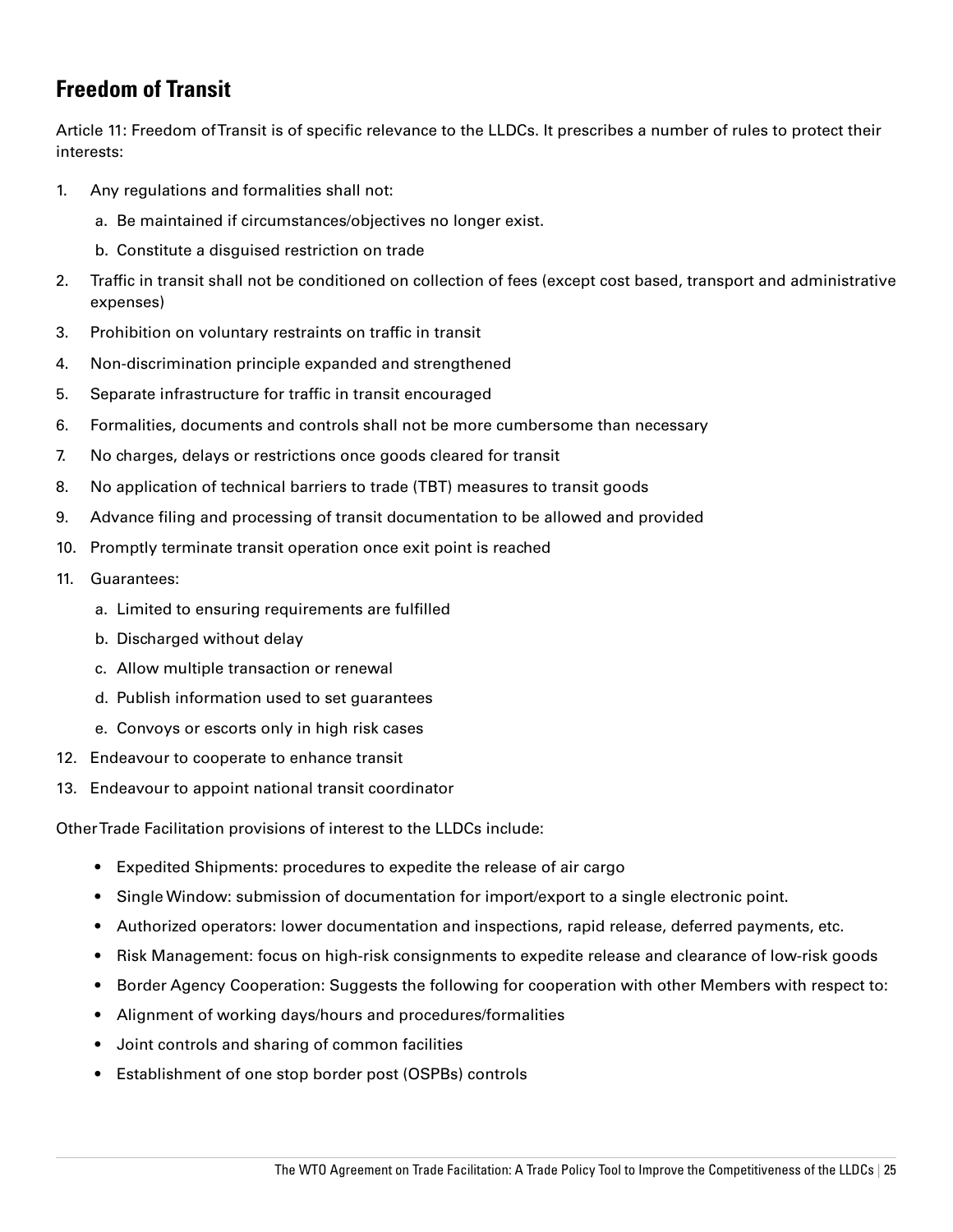## Freedom of Transit

Article 11: Freedom of Transit is of specific relevance to the LLDCs. It prescribes a number of rules to protect their interests:

1. Any regulations and formalities shall not:
   a. Be maintained if circumstances/objectives no longer exist.
   b. Constitute a disguised restriction on trade
2. Traffic in transit shall not be conditioned on collection of fees (except cost based, transport and administrative expenses)
3. Prohibition on voluntary restraints on traffic in transit
4. Non-discrimination principle expanded and strengthened
5. Separate infrastructure for traffic in transit encouraged
6. Formalities, documents and controls shall not be more cumbersome than necessary
7. No charges, delays or restrictions once goods cleared for transit
8. No application of technical barriers to trade (TBT) measures to transit goods
9. Advance filing and processing of transit documentation to be allowed and provided
10. Promptly terminate transit operation once exit point is reached
11. Guarantees:
    a. Limited to ensuring requirements are fulfilled
    b. Discharged without delay
    c. Allow multiple transaction or renewal
    d. Publish information used to set guarantees
    e. Convoys or escorts only in high risk cases
12. Endeavour to cooperate to enhance transit
13. Endeavour to appoint national transit coordinator

Other Trade Facilitation provisions of interest to the LLDCs include:

- Expedited Shipments: procedures to expedite the release of air cargo
- Single Window: submission of documentation for import/export to a single electronic point.
- Authorized operators: lower documentation and inspections, rapid release, deferred payments, etc.
- Risk Management: focus on high-risk consignments to expedite release and clearance of low-risk goods
- Border Agency Cooperation: Suggests the following for cooperation with other Members with respect to:
- Alignment of working days/hours and procedures/formalities
- Joint controls and sharing of common facilities
- Establishment of one stop border post (OSPBs) controls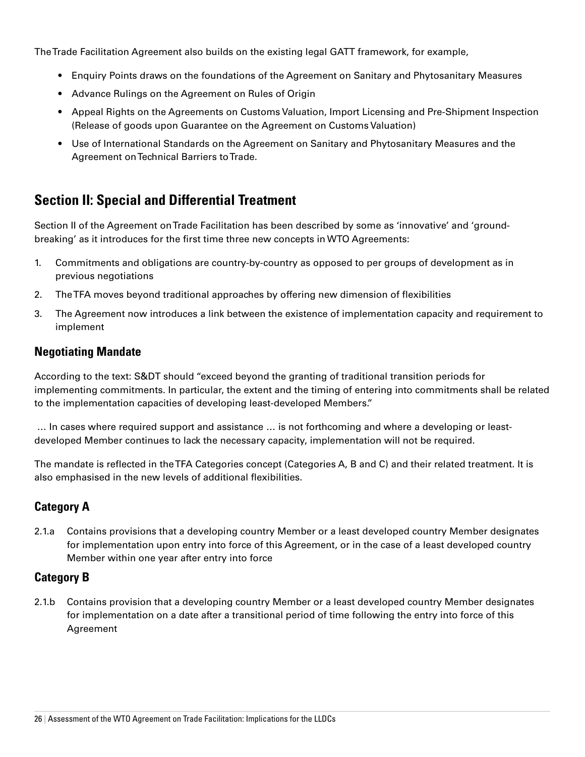The Trade Facilitation Agreement also builds on the existing legal GATT framework, for example,

- Enquiry Points draws on the foundations of the Agreement on Sanitary and Phytosanitary Measures
- Advance Rulings on the Agreement on Rules of Origin
- Appeal Rights on the Agreements on Customs Valuation, Import Licensing and Pre-Shipment Inspection (Release of goods upon Guarantee on the Agreement on Customs Valuation)
- Use of International Standards on the Agreement on Sanitary and Phytosanitary Measures and the Agreement on Technical Barriers to Trade.

## Section II: Special and Differential Treatment

Section II of the Agreement on Trade Facilitation has been described by some as 'innovative' and 'ground-breaking' as it introduces for the first time three new concepts in WTO Agreements:

1. Commitments and obligations are country-by-country as opposed to per groups of development as in previous negotiations
2. The TFA moves beyond traditional approaches by offering new dimension of flexibilities
3. The Agreement now introduces a link between the existence of implementation capacity and requirement to implement

### Negotiating Mandate

According to the text: S&DT should "exceed beyond the granting of traditional transition periods for implementing commitments. In particular, the extent and the timing of entering into commitments shall be related to the implementation capacities of developing least-developed Members."

… In cases where required support and assistance … is not forthcoming and where a developing or least-developed Member continues to lack the necessary capacity, implementation will not be required.

The mandate is reflected in the TFA Categories concept (Categories A, B and C) and their related treatment. It is also emphasised in the new levels of additional flexibilities.

### Category A

2.1.a Contains provisions that a developing country Member or a least developed country Member designates for implementation upon entry into force of this Agreement, or in the case of a least developed country Member within one year after entry into force

### Category B

2.1.b Contains provision that a developing country Member or a least developed country Member designates for implementation on a date after a transitional period of time following the entry into force of this Agreement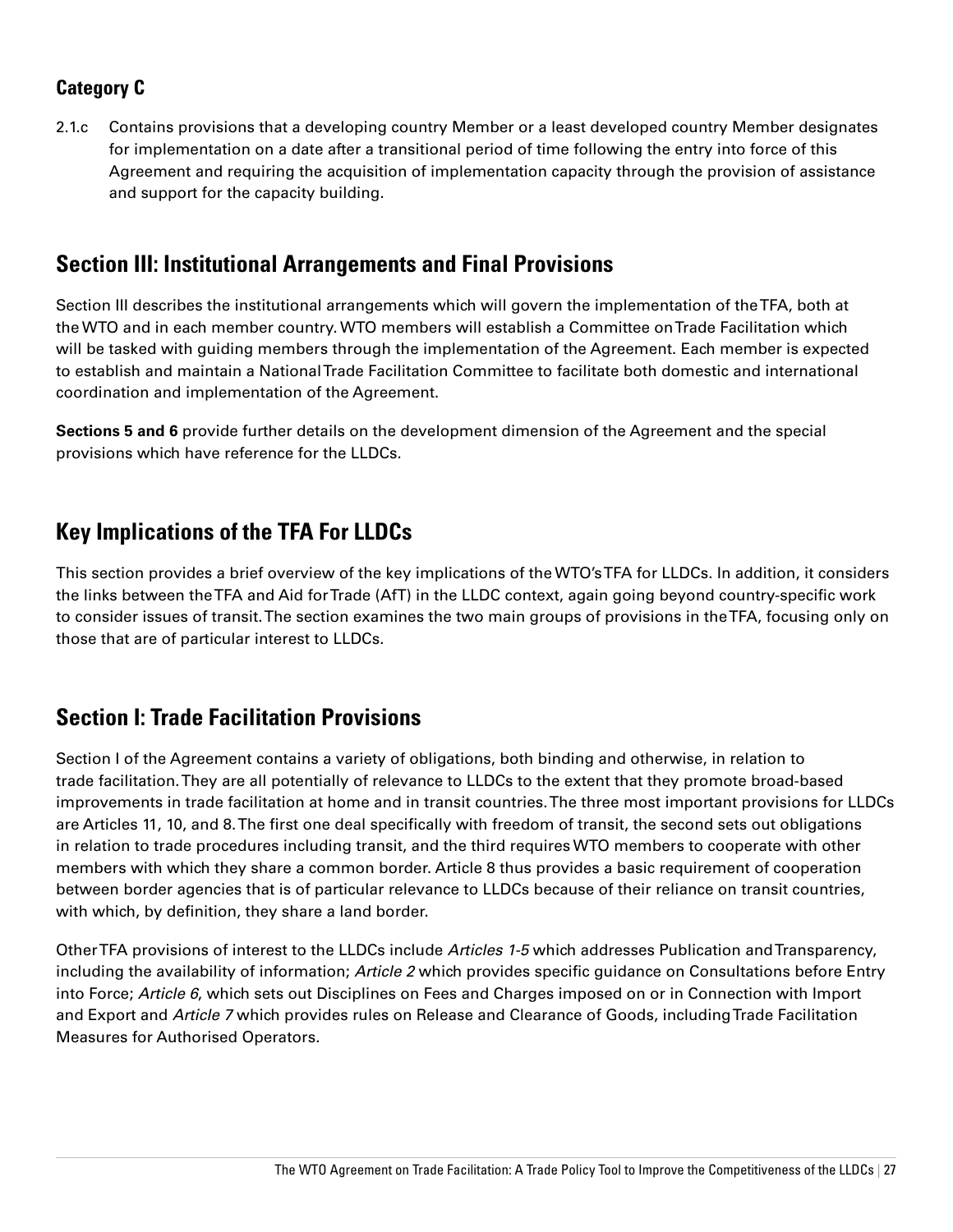### Category C

2.1.c Contains provisions that a developing country Member or a least developed country Member designates for implementation on a date after a transitional period of time following the entry into force of this Agreement and requiring the acquisition of implementation capacity through the provision of assistance and support for the capacity building.

## Section III: Institutional Arrangements and Final Provisions

Section III describes the institutional arrangements which will govern the implementation of the TFA, both at the WTO and in each member country. WTO members will establish a Committee on Trade Facilitation which will be tasked with guiding members through the implementation of the Agreement. Each member is expected to establish and maintain a National Trade Facilitation Committee to facilitate both domestic and international coordination and implementation of the Agreement.

**Sections 5 and 6** provide further details on the development dimension of the Agreement and the special provisions which have reference for the LLDCs.

## Key Implications of the TFA For LLDCs

This section provides a brief overview of the key implications of the WTO's TFA for LLDCs. In addition, it considers the links between the TFA and Aid for Trade (AfT) in the LLDC context, again going beyond country-specific work to consider issues of transit. The section examines the two main groups of provisions in the TFA, focusing only on those that are of particular interest to LLDCs.

## Section I: Trade Facilitation Provisions

Section I of the Agreement contains a variety of obligations, both binding and otherwise, in relation to trade facilitation. They are all potentially of relevance to LLDCs to the extent that they promote broad-based improvements in trade facilitation at home and in transit countries. The three most important provisions for LLDCs are Articles 11, 10, and 8. The first one deal specifically with freedom of transit, the second sets out obligations in relation to trade procedures including transit, and the third requires WTO members to cooperate with other members with which they share a common border. Article 8 thus provides a basic requirement of cooperation between border agencies that is of particular relevance to LLDCs because of their reliance on transit countries, with which, by definition, they share a land border.

Other TFA provisions of interest to the LLDCs include *Articles 1-5* which addresses Publication and Transparency, including the availability of information; *Article 2* which provides specific guidance on Consultations before Entry into Force; *Article 6*, which sets out Disciplines on Fees and Charges imposed on or in Connection with Import and Export and *Article 7* which provides rules on Release and Clearance of Goods, including Trade Facilitation Measures for Authorised Operators.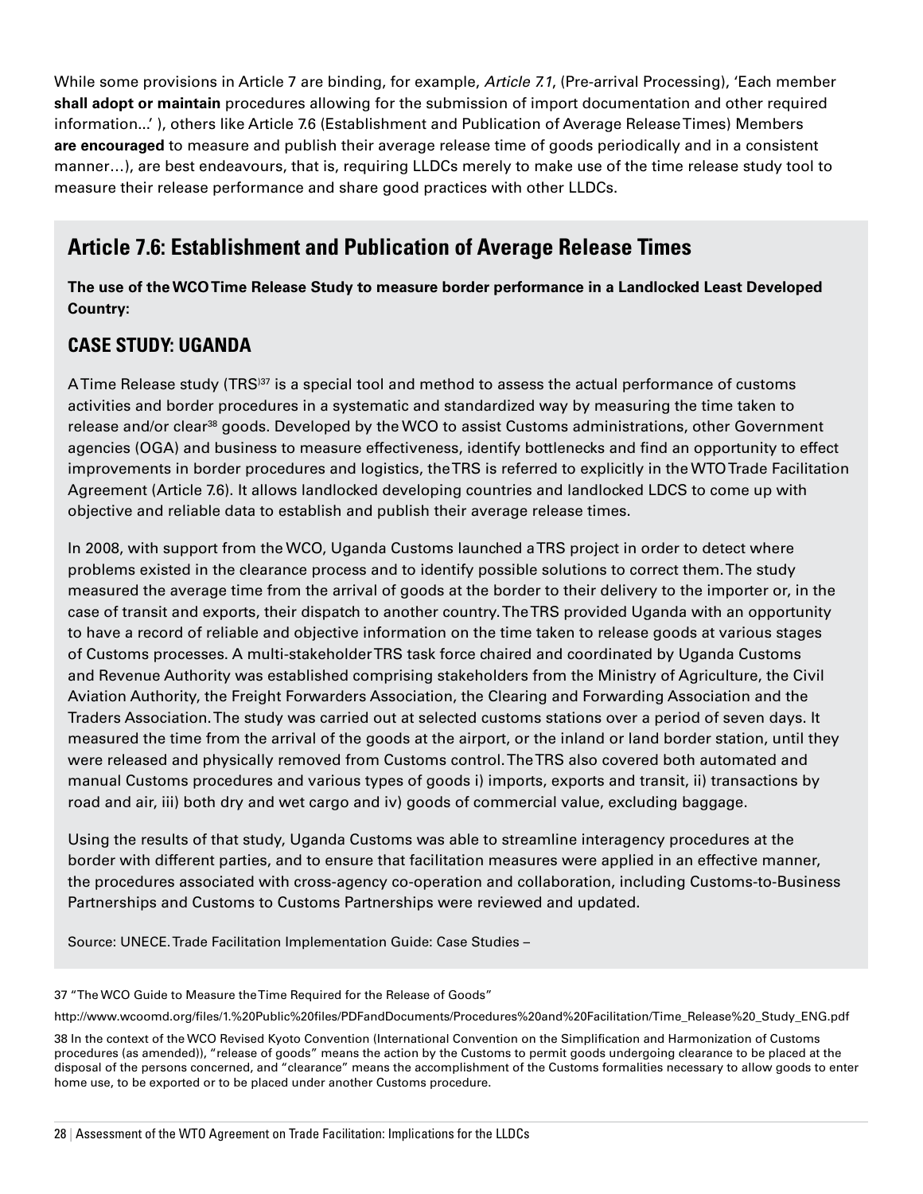While some provisions in Article 7 are binding, for example, *Article 7.1*, (Pre-arrival Processing), 'Each member **shall adopt or maintain** procedures allowing for the submission of import documentation and other required information...' ), others like Article 7.6 (Establishment and Publication of Average Release Times) Members **are encouraged** to measure and publish their average release time of goods periodically and in a consistent manner…), are best endeavours, that is, requiring LLDCs merely to make use of the time release study tool to measure their release performance and share good practices with other LLDCs.

## Article 7.6: Establishment and Publication of Average Release Times

**The use of the WCO Time Release Study to measure border performance in a Landlocked Least Developed Country:**

### CASE STUDY: UGANDA

A Time Release study (TRS)[37] is a special tool and method to assess the actual performance of customs activities and border procedures in a systematic and standardized way by measuring the time taken to release and/or clear[38] goods. Developed by the WCO to assist Customs administrations, other Government agencies (OGA) and business to measure effectiveness, identify bottlenecks and find an opportunity to effect improvements in border procedures and logistics, the TRS is referred to explicitly in the WTO Trade Facilitation Agreement (Article 7.6). It allows landlocked developing countries and landlocked LDCS to come up with objective and reliable data to establish and publish their average release times.

In 2008, with support from the WCO, Uganda Customs launched a TRS project in order to detect where problems existed in the clearance process and to identify possible solutions to correct them. The study measured the average time from the arrival of goods at the border to their delivery to the importer or, in the case of transit and exports, their dispatch to another country. The TRS provided Uganda with an opportunity to have a record of reliable and objective information on the time taken to release goods at various stages of Customs processes. A multi-stakeholder TRS task force chaired and coordinated by Uganda Customs and Revenue Authority was established comprising stakeholders from the Ministry of Agriculture, the Civil Aviation Authority, the Freight Forwarders Association, the Clearing and Forwarding Association and the Traders Association. The study was carried out at selected customs stations over a period of seven days. It measured the time from the arrival of the goods at the airport, or the inland or land border station, until they were released and physically removed from Customs control. The TRS also covered both automated and manual Customs procedures and various types of goods i) imports, exports and transit, ii) transactions by road and air, iii) both dry and wet cargo and iv) goods of commercial value, excluding baggage.

Using the results of that study, Uganda Customs was able to streamline interagency procedures at the border with different parties, and to ensure that facilitation measures were applied in an effective manner, the procedures associated with cross-agency co-operation and collaboration, including Customs-to-Business Partnerships and Customs to Customs Partnerships were reviewed and updated.

Source: UNECE. Trade Facilitation Implementation Guide: Case Studies –

37 "The WCO Guide to Measure the Time Required for the Release of Goods"

http://www.wcoomd.org/files/1.%20Public%20files/PDFandDocuments/Procedures%20and%20Facilitation/Time_Release%20_Study_ENG.pdf

38 In the context of the WCO Revised Kyoto Convention (International Convention on the Simplification and Harmonization of Customs procedures (as amended)), "release of goods" means the action by the Customs to permit goods undergoing clearance to be placed at the disposal of the persons concerned, and "clearance" means the accomplishment of the Customs formalities necessary to allow goods to enter home use, to be exported or to be placed under another Customs procedure.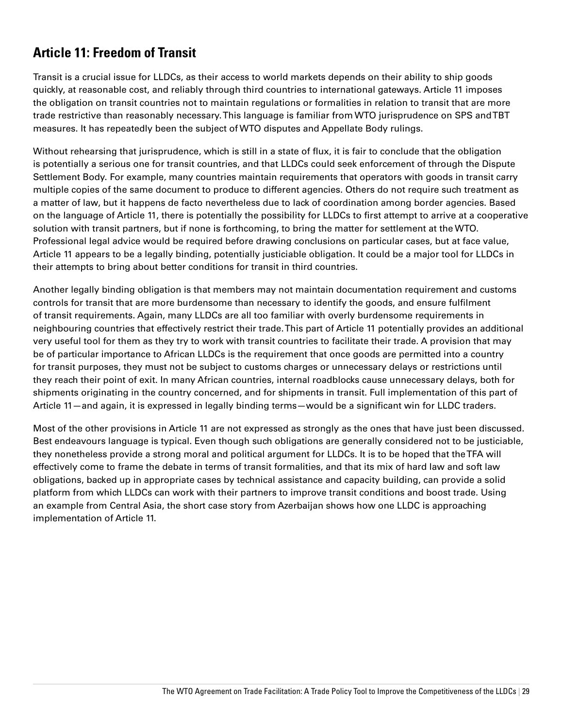## Article 11: Freedom of Transit

Transit is a crucial issue for LLDCs, as their access to world markets depends on their ability to ship goods quickly, at reasonable cost, and reliably through third countries to international gateways. Article 11 imposes the obligation on transit countries not to maintain regulations or formalities in relation to transit that are more trade restrictive than reasonably necessary. This language is familiar from WTO jurisprudence on SPS and TBT measures. It has repeatedly been the subject of WTO disputes and Appellate Body rulings.

Without rehearsing that jurisprudence, which is still in a state of flux, it is fair to conclude that the obligation is potentially a serious one for transit countries, and that LLDCs could seek enforcement of through the Dispute Settlement Body. For example, many countries maintain requirements that operators with goods in transit carry multiple copies of the same document to produce to different agencies. Others do not require such treatment as a matter of law, but it happens de facto nevertheless due to lack of coordination among border agencies. Based on the language of Article 11, there is potentially the possibility for LLDCs to first attempt to arrive at a cooperative solution with transit partners, but if none is forthcoming, to bring the matter for settlement at the WTO. Professional legal advice would be required before drawing conclusions on particular cases, but at face value, Article 11 appears to be a legally binding, potentially justiciable obligation. It could be a major tool for LLDCs in their attempts to bring about better conditions for transit in third countries.

Another legally binding obligation is that members may not maintain documentation requirement and customs controls for transit that are more burdensome than necessary to identify the goods, and ensure fulfilment of transit requirements. Again, many LLDCs are all too familiar with overly burdensome requirements in neighbouring countries that effectively restrict their trade. This part of Article 11 potentially provides an additional very useful tool for them as they try to work with transit countries to facilitate their trade. A provision that may be of particular importance to African LLDCs is the requirement that once goods are permitted into a country for transit purposes, they must not be subject to customs charges or unnecessary delays or restrictions until they reach their point of exit. In many African countries, internal roadblocks cause unnecessary delays, both for shipments originating in the country concerned, and for shipments in transit. Full implementation of this part of Article 11—and again, it is expressed in legally binding terms—would be a significant win for LLDC traders.

Most of the other provisions in Article 11 are not expressed as strongly as the ones that have just been discussed. Best endeavours language is typical. Even though such obligations are generally considered not to be justiciable, they nonetheless provide a strong moral and political argument for LLDCs. It is to be hoped that the TFA will effectively come to frame the debate in terms of transit formalities, and that its mix of hard law and soft law obligations, backed up in appropriate cases by technical assistance and capacity building, can provide a solid platform from which LLDCs can work with their partners to improve transit conditions and boost trade. Using an example from Central Asia, the short case story from Azerbaijan shows how one LLDC is approaching implementation of Article 11.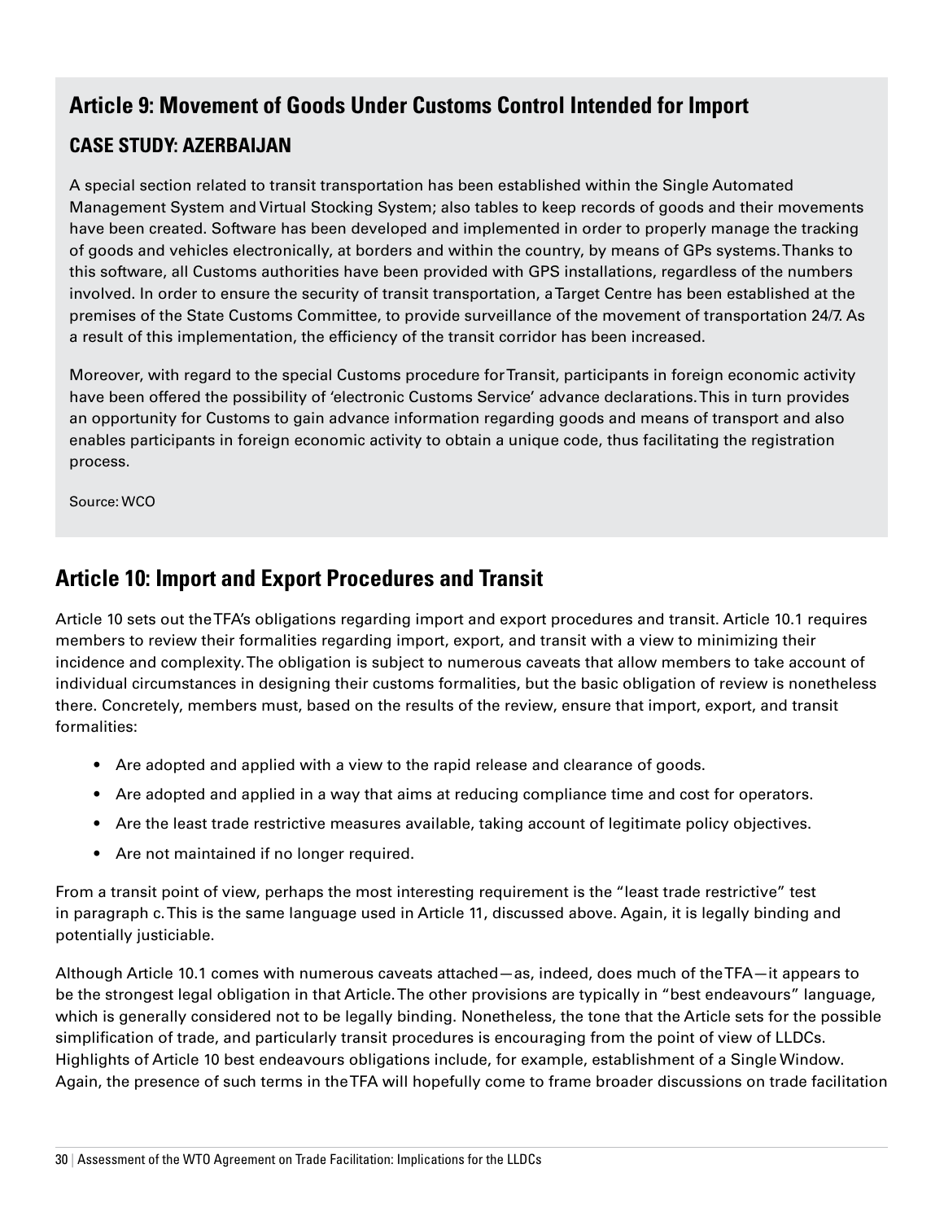## Article 9: Movement of Goods Under Customs Control Intended for Import

### CASE STUDY: AZERBAIJAN

A special section related to transit transportation has been established within the Single Automated Management System and Virtual Stocking System; also tables to keep records of goods and their movements have been created. Software has been developed and implemented in order to properly manage the tracking of goods and vehicles electronically, at borders and within the country, by means of GPs systems. Thanks to this software, all Customs authorities have been provided with GPS installations, regardless of the numbers involved. In order to ensure the security of transit transportation, a Target Centre has been established at the premises of the State Customs Committee, to provide surveillance of the movement of transportation 24/7. As a result of this implementation, the efficiency of the transit corridor has been increased.

Moreover, with regard to the special Customs procedure for Transit, participants in foreign economic activity have been offered the possibility of 'electronic Customs Service' advance declarations. This in turn provides an opportunity for Customs to gain advance information regarding goods and means of transport and also enables participants in foreign economic activity to obtain a unique code, thus facilitating the registration process.

Source: WCO

## Article 10: Import and Export Procedures and Transit

Article 10 sets out the TFA's obligations regarding import and export procedures and transit. Article 10.1 requires members to review their formalities regarding import, export, and transit with a view to minimizing their incidence and complexity. The obligation is subject to numerous caveats that allow members to take account of individual circumstances in designing their customs formalities, but the basic obligation of review is nonetheless there. Concretely, members must, based on the results of the review, ensure that import, export, and transit formalities:

- Are adopted and applied with a view to the rapid release and clearance of goods.
- Are adopted and applied in a way that aims at reducing compliance time and cost for operators.
- Are the least trade restrictive measures available, taking account of legitimate policy objectives.
- Are not maintained if no longer required.

From a transit point of view, perhaps the most interesting requirement is the "least trade restrictive" test in paragraph c. This is the same language used in Article 11, discussed above. Again, it is legally binding and potentially justiciable.

Although Article 10.1 comes with numerous caveats attached—as, indeed, does much of the TFA—it appears to be the strongest legal obligation in that Article. The other provisions are typically in "best endeavours" language, which is generally considered not to be legally binding. Nonetheless, the tone that the Article sets for the possible simplification of trade, and particularly transit procedures is encouraging from the point of view of LLDCs. Highlights of Article 10 best endeavours obligations include, for example, establishment of a Single Window. Again, the presence of such terms in the TFA will hopefully come to frame broader discussions on trade facilitation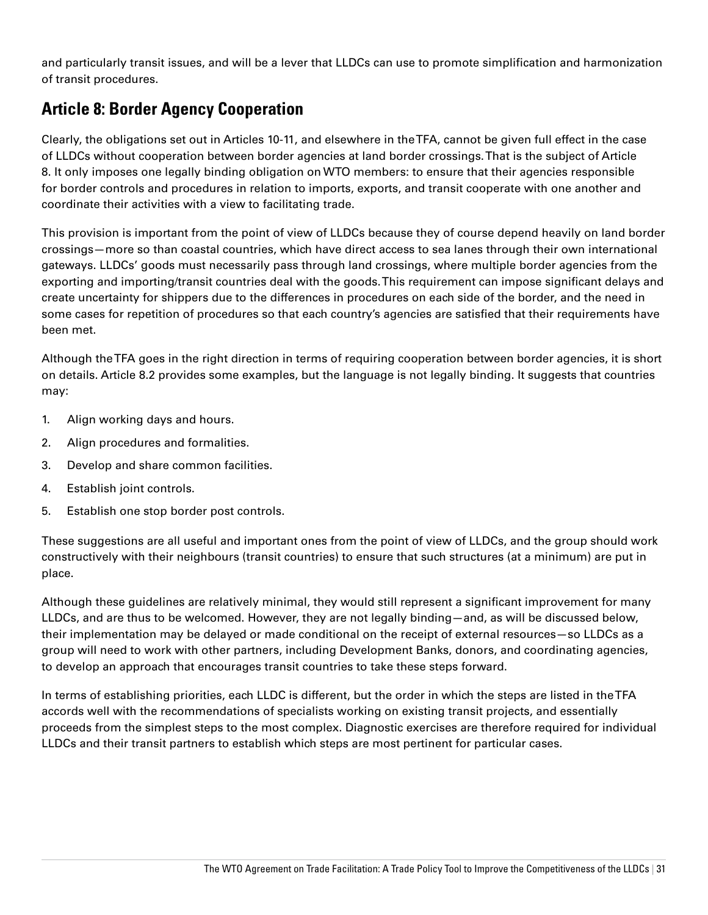and particularly transit issues, and will be a lever that LLDCs can use to promote simplification and harmonization of transit procedures.

## Article 8: Border Agency Cooperation

Clearly, the obligations set out in Articles 10-11, and elsewhere in the TFA, cannot be given full effect in the case of LLDCs without cooperation between border agencies at land border crossings. That is the subject of Article 8. It only imposes one legally binding obligation on WTO members: to ensure that their agencies responsible for border controls and procedures in relation to imports, exports, and transit cooperate with one another and coordinate their activities with a view to facilitating trade.

This provision is important from the point of view of LLDCs because they of course depend heavily on land border crossings—more so than coastal countries, which have direct access to sea lanes through their own international gateways. LLDCs' goods must necessarily pass through land crossings, where multiple border agencies from the exporting and importing/transit countries deal with the goods. This requirement can impose significant delays and create uncertainty for shippers due to the differences in procedures on each side of the border, and the need in some cases for repetition of procedures so that each country's agencies are satisfied that their requirements have been met.

Although the TFA goes in the right direction in terms of requiring cooperation between border agencies, it is short on details. Article 8.2 provides some examples, but the language is not legally binding. It suggests that countries may:

1. Align working days and hours.
2. Align procedures and formalities.
3. Develop and share common facilities.
4. Establish joint controls.
5. Establish one stop border post controls.

These suggestions are all useful and important ones from the point of view of LLDCs, and the group should work constructively with their neighbours (transit countries) to ensure that such structures (at a minimum) are put in place.

Although these guidelines are relatively minimal, they would still represent a significant improvement for many LLDCs, and are thus to be welcomed. However, they are not legally binding—and, as will be discussed below, their implementation may be delayed or made conditional on the receipt of external resources—so LLDCs as a group will need to work with other partners, including Development Banks, donors, and coordinating agencies, to develop an approach that encourages transit countries to take these steps forward.

In terms of establishing priorities, each LLDC is different, but the order in which the steps are listed in the TFA accords well with the recommendations of specialists working on existing transit projects, and essentially proceeds from the simplest steps to the most complex. Diagnostic exercises are therefore required for individual LLDCs and their transit partners to establish which steps are most pertinent for particular cases.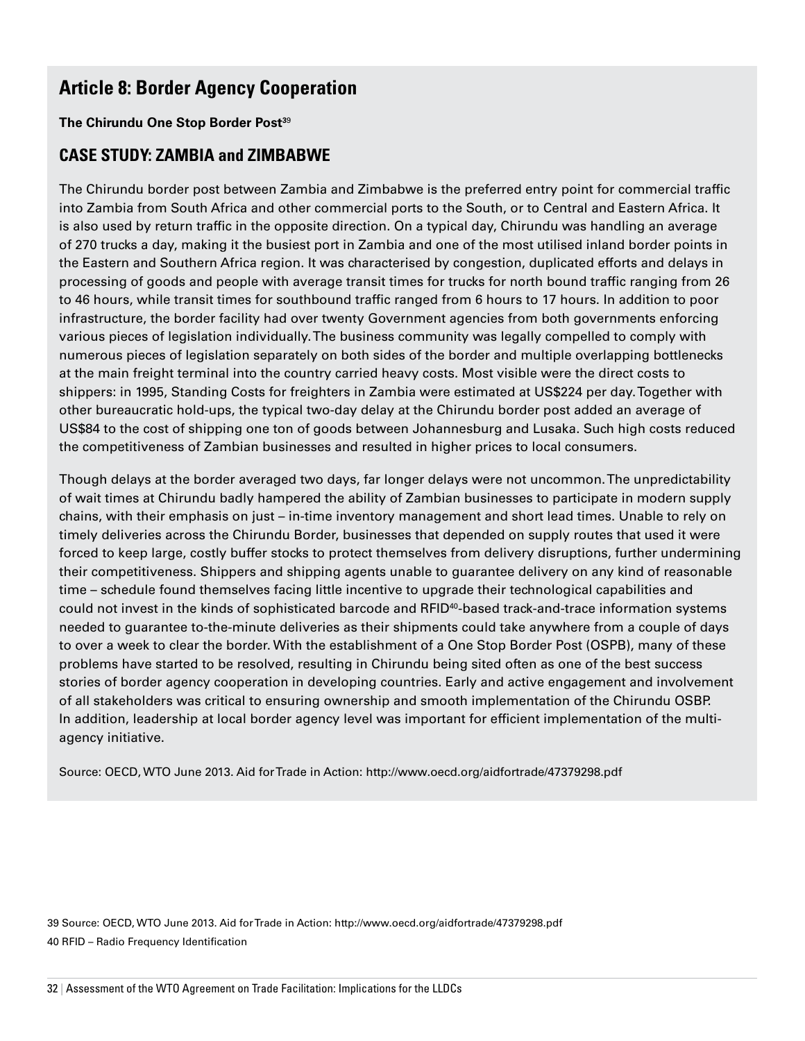## Article 8: Border Agency Cooperation

**The Chirundu One Stop Border Post[39]**

### CASE STUDY: ZAMBIA and ZIMBABWE

The Chirundu border post between Zambia and Zimbabwe is the preferred entry point for commercial traffic into Zambia from South Africa and other commercial ports to the South, or to Central and Eastern Africa. It is also used by return traffic in the opposite direction. On a typical day, Chirundu was handling an average of 270 trucks a day, making it the busiest port in Zambia and one of the most utilised inland border points in the Eastern and Southern Africa region. It was characterised by congestion, duplicated efforts and delays in processing of goods and people with average transit times for trucks for north bound traffic ranging from 26 to 46 hours, while transit times for southbound traffic ranged from 6 hours to 17 hours. In addition to poor infrastructure, the border facility had over twenty Government agencies from both governments enforcing various pieces of legislation individually. The business community was legally compelled to comply with numerous pieces of legislation separately on both sides of the border and multiple overlapping bottlenecks at the main freight terminal into the country carried heavy costs. Most visible were the direct costs to shippers: in 1995, Standing Costs for freighters in Zambia were estimated at US$224 per day. Together with other bureaucratic hold-ups, the typical two-day delay at the Chirundu border post added an average of US$84 to the cost of shipping one ton of goods between Johannesburg and Lusaka. Such high costs reduced the competitiveness of Zambian businesses and resulted in higher prices to local consumers.

Though delays at the border averaged two days, far longer delays were not uncommon. The unpredictability of wait times at Chirundu badly hampered the ability of Zambian businesses to participate in modern supply chains, with their emphasis on just – in-time inventory management and short lead times. Unable to rely on timely deliveries across the Chirundu Border, businesses that depended on supply routes that used it were forced to keep large, costly buffer stocks to protect themselves from delivery disruptions, further undermining their competitiveness. Shippers and shipping agents unable to guarantee delivery on any kind of reasonable time – schedule found themselves facing little incentive to upgrade their technological capabilities and could not invest in the kinds of sophisticated barcode and RFID[40]-based track-and-trace information systems needed to guarantee to-the-minute deliveries as their shipments could take anywhere from a couple of days to over a week to clear the border. With the establishment of a One Stop Border Post (OSPB), many of these problems have started to be resolved, resulting in Chirundu being sited often as one of the best success stories of border agency cooperation in developing countries. Early and active engagement and involvement of all stakeholders was critical to ensuring ownership and smooth implementation of the Chirundu OSBP. In addition, leadership at local border agency level was important for efficient implementation of the multi-agency initiative.

Source: OECD, WTO June 2013. Aid for Trade in Action: http://www.oecd.org/aidfortrade/47379298.pdf

39 Source: OECD, WTO June 2013. Aid for Trade in Action: http://www.oecd.org/aidfortrade/47379298.pdf

40 RFID – Radio Frequency Identification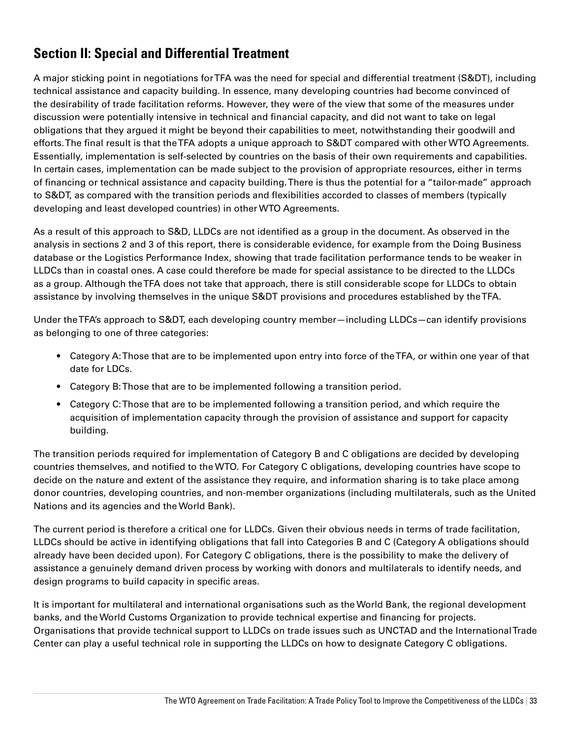## Section II: Special and Differential Treatment

A major sticking point in negotiations for TFA was the need for special and differential treatment (S&DT), including technical assistance and capacity building. In essence, many developing countries had become convinced of the desirability of trade facilitation reforms. However, they were of the view that some of the measures under discussion were potentially intensive in technical and financial capacity, and did not want to take on legal obligations that they argued it might be beyond their capabilities to meet, notwithstanding their goodwill and efforts. The final result is that the TFA adopts a unique approach to S&DT compared with other WTO Agreements. Essentially, implementation is self-selected by countries on the basis of their own requirements and capabilities. In certain cases, implementation can be made subject to the provision of appropriate resources, either in terms of financing or technical assistance and capacity building. There is thus the potential for a "tailor-made" approach to S&DT, as compared with the transition periods and flexibilities accorded to classes of members (typically developing and least developed countries) in other WTO Agreements.

As a result of this approach to S&D, LLDCs are not identified as a group in the document. As observed in the analysis in sections 2 and 3 of this report, there is considerable evidence, for example from the Doing Business database or the Logistics Performance Index, showing that trade facilitation performance tends to be weaker in LLDCs than in coastal ones. A case could therefore be made for special assistance to be directed to the LLDCs as a group. Although the TFA does not take that approach, there is still considerable scope for LLDCs to obtain assistance by involving themselves in the unique S&DT provisions and procedures established by the TFA.

Under the TFA's approach to S&DT, each developing country member—including LLDCs—can identify provisions as belonging to one of three categories:

- Category A: Those that are to be implemented upon entry into force of the TFA, or within one year of that date for LDCs.
- Category B: Those that are to be implemented following a transition period.
- Category C: Those that are to be implemented following a transition period, and which require the acquisition of implementation capacity through the provision of assistance and support for capacity building.

The transition periods required for implementation of Category B and C obligations are decided by developing countries themselves, and notified to the WTO. For Category C obligations, developing countries have scope to decide on the nature and extent of the assistance they require, and information sharing is to take place among donor countries, developing countries, and non-member organizations (including multilaterals, such as the United Nations and its agencies and the World Bank).

The current period is therefore a critical one for LLDCs. Given their obvious needs in terms of trade facilitation, LLDCs should be active in identifying obligations that fall into Categories B and C (Category A obligations should already have been decided upon). For Category C obligations, there is the possibility to make the delivery of assistance a genuinely demand driven process by working with donors and multilaterals to identify needs, and design programs to build capacity in specific areas.

It is important for multilateral and international organisations such as the World Bank, the regional development banks, and the World Customs Organization to provide technical expertise and financing for projects. Organisations that provide technical support to LLDCs on trade issues such as UNCTAD and the International Trade Center can play a useful technical role in supporting the LLDCs on how to designate Category C obligations.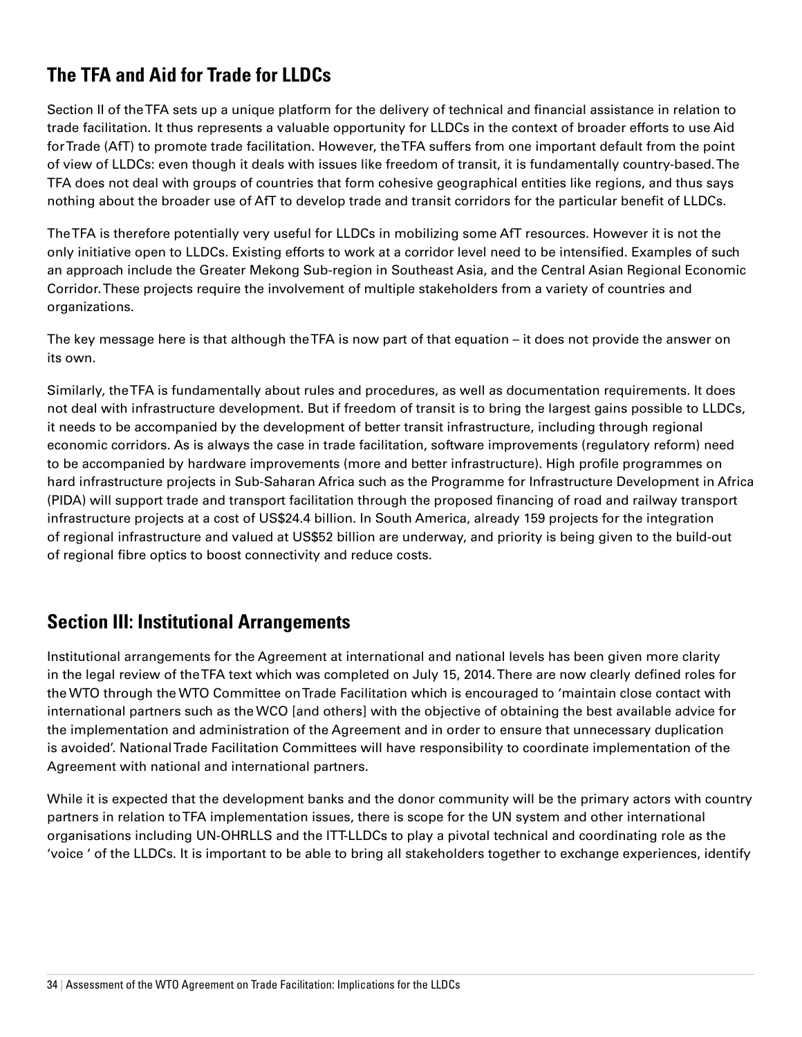## The TFA and Aid for Trade for LLDCs

Section II of the TFA sets up a unique platform for the delivery of technical and financial assistance in relation to trade facilitation. It thus represents a valuable opportunity for LLDCs in the context of broader efforts to use Aid for Trade (AfT) to promote trade facilitation. However, the TFA suffers from one important default from the point of view of LLDCs: even though it deals with issues like freedom of transit, it is fundamentally country-based. The TFA does not deal with groups of countries that form cohesive geographical entities like regions, and thus says nothing about the broader use of AfT to develop trade and transit corridors for the particular benefit of LLDCs.

The TFA is therefore potentially very useful for LLDCs in mobilizing some AfT resources. However it is not the only initiative open to LLDCs. Existing efforts to work at a corridor level need to be intensified. Examples of such an approach include the Greater Mekong Sub-region in Southeast Asia, and the Central Asian Regional Economic Corridor. These projects require the involvement of multiple stakeholders from a variety of countries and organizations.

The key message here is that although the TFA is now part of that equation – it does not provide the answer on its own.

Similarly, the TFA is fundamentally about rules and procedures, as well as documentation requirements. It does not deal with infrastructure development. But if freedom of transit is to bring the largest gains possible to LLDCs, it needs to be accompanied by the development of better transit infrastructure, including through regional economic corridors. As is always the case in trade facilitation, software improvements (regulatory reform) need to be accompanied by hardware improvements (more and better infrastructure). High profile programmes on hard infrastructure projects in Sub-Saharan Africa such as the Programme for Infrastructure Development in Africa (PIDA) will support trade and transport facilitation through the proposed financing of road and railway transport infrastructure projects at a cost of US$24.4 billion. In South America, already 159 projects for the integration of regional infrastructure and valued at US$52 billion are underway, and priority is being given to the build-out of regional fibre optics to boost connectivity and reduce costs.

## Section III: Institutional Arrangements

Institutional arrangements for the Agreement at international and national levels has been given more clarity in the legal review of the TFA text which was completed on July 15, 2014. There are now clearly defined roles for the WTO through the WTO Committee on Trade Facilitation which is encouraged to 'maintain close contact with international partners such as the WCO [and others] with the objective of obtaining the best available advice for the implementation and administration of the Agreement and in order to ensure that unnecessary duplication is avoided'. National Trade Facilitation Committees will have responsibility to coordinate implementation of the Agreement with national and international partners.

While it is expected that the development banks and the donor community will be the primary actors with country partners in relation to TFA implementation issues, there is scope for the UN system and other international organisations including UN-OHRLLS and the ITT-LLDCs to play a pivotal technical and coordinating role as the 'voice ' of the LLDCs. It is important to be able to bring all stakeholders together to exchange experiences, identify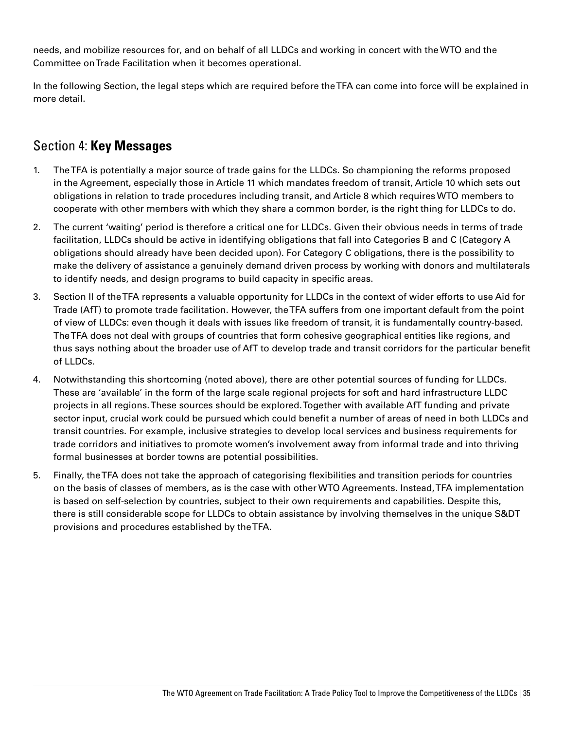needs, and mobilize resources for, and on behalf of all LLDCs and working in concert with the WTO and the Committee on Trade Facilitation when it becomes operational.

In the following Section, the legal steps which are required before the TFA can come into force will be explained in more detail.

## Section 4: **Key Messages**

1. The TFA is potentially a major source of trade gains for the LLDCs. So championing the reforms proposed in the Agreement, especially those in Article 11 which mandates freedom of transit, Article 10 which sets out obligations in relation to trade procedures including transit, and Article 8 which requires WTO members to cooperate with other members with which they share a common border, is the right thing for LLDCs to do.

2. The current 'waiting' period is therefore a critical one for LLDCs. Given their obvious needs in terms of trade facilitation, LLDCs should be active in identifying obligations that fall into Categories B and C (Category A obligations should already have been decided upon). For Category C obligations, there is the possibility to make the delivery of assistance a genuinely demand driven process by working with donors and multilaterals to identify needs, and design programs to build capacity in specific areas.

3. Section II of the TFA represents a valuable opportunity for LLDCs in the context of wider efforts to use Aid for Trade (AfT) to promote trade facilitation. However, the TFA suffers from one important default from the point of view of LLDCs: even though it deals with issues like freedom of transit, it is fundamentally country-based. The TFA does not deal with groups of countries that form cohesive geographical entities like regions, and thus says nothing about the broader use of AfT to develop trade and transit corridors for the particular benefit of LLDCs.

4. Notwithstanding this shortcoming (noted above), there are other potential sources of funding for LLDCs. These are 'available' in the form of the large scale regional projects for soft and hard infrastructure LLDC projects in all regions. These sources should be explored. Together with available AfT funding and private sector input, crucial work could be pursued which could benefit a number of areas of need in both LLDCs and transit countries. For example, inclusive strategies to develop local services and business requirements for trade corridors and initiatives to promote women's involvement away from informal trade and into thriving formal businesses at border towns are potential possibilities.

5. Finally, the TFA does not take the approach of categorising flexibilities and transition periods for countries on the basis of classes of members, as is the case with other WTO Agreements. Instead, TFA implementation is based on self-selection by countries, subject to their own requirements and capabilities. Despite this, there is still considerable scope for LLDCs to obtain assistance by involving themselves in the unique S&DT provisions and procedures established by the TFA.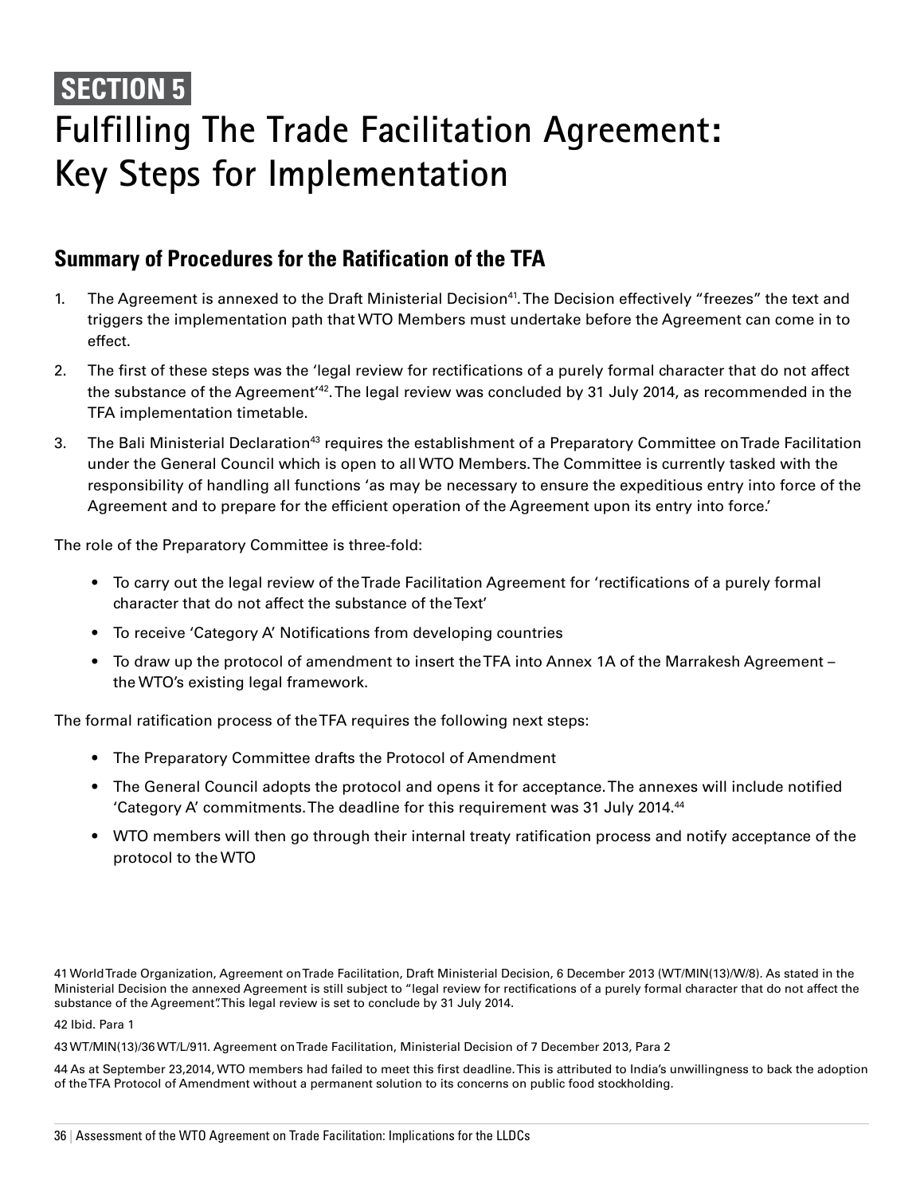# SECTION 5

# Fulfilling The Trade Facilitation Agreement: Key Steps for Implementation

## Summary of Procedures for the Ratification of the TFA

1. The Agreement is annexed to the Draft Ministerial Decision[41]. The Decision effectively "freezes" the text and triggers the implementation path that WTO Members must undertake before the Agreement can come in to effect.
2. The first of these steps was the 'legal review for rectifications of a purely formal character that do not affect the substance of the Agreement'[42]. The legal review was concluded by 31 July 2014, as recommended in the TFA implementation timetable.
3. The Bali Ministerial Declaration[43] requires the establishment of a Preparatory Committee on Trade Facilitation under the General Council which is open to all WTO Members. The Committee is currently tasked with the responsibility of handling all functions 'as may be necessary to ensure the expeditious entry into force of the Agreement and to prepare for the efficient operation of the Agreement upon its entry into force.'

The role of the Preparatory Committee is three-fold:

- To carry out the legal review of the Trade Facilitation Agreement for 'rectifications of a purely formal character that do not affect the substance of the Text'
- To receive 'Category A' Notifications from developing countries
- To draw up the protocol of amendment to insert the TFA into Annex 1A of the Marrakesh Agreement – the WTO's existing legal framework.

The formal ratification process of the TFA requires the following next steps:

- The Preparatory Committee drafts the Protocol of Amendment
- The General Council adopts the protocol and opens it for acceptance. The annexes will include notified 'Category A' commitments. The deadline for this requirement was 31 July 2014.[44]
- WTO members will then go through their internal treaty ratification process and notify acceptance of the protocol to the WTO

---

41 World Trade Organization, Agreement on Trade Facilitation, Draft Ministerial Decision, 6 December 2013 (WT/MIN(13)/W/8). As stated in the Ministerial Decision the annexed Agreement is still subject to "legal review for rectifications of a purely formal character that do not affect the substance of the Agreement". This legal review is set to conclude by 31 July 2014.

42 Ibid. Para 1

43 WT/MIN(13)/36 WT/L/911. Agreement on Trade Facilitation, Ministerial Decision of 7 December 2013, Para 2

44 As at September 23,2014, WTO members had failed to meet this first deadline. This is attributed to India's unwillingness to back the adoption of the TFA Protocol of Amendment without a permanent solution to its concerns on public food stockholding.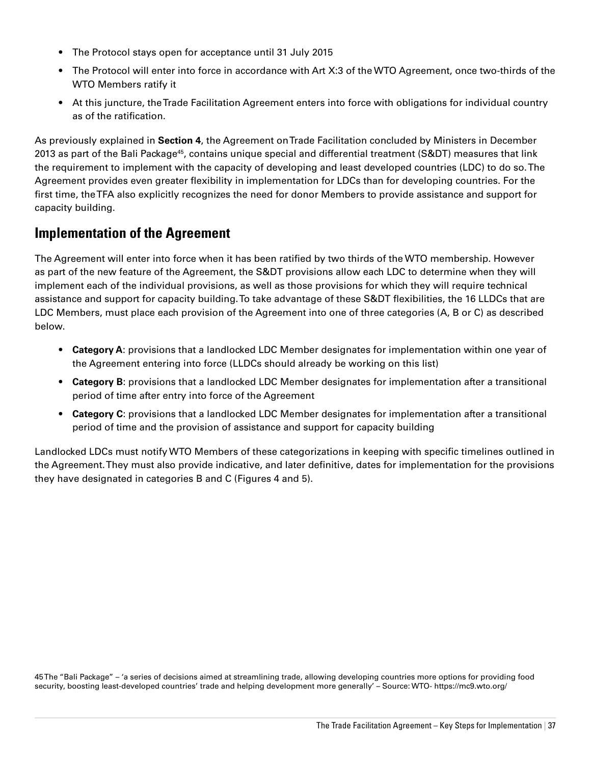- The Protocol stays open for acceptance until 31 July 2015
- The Protocol will enter into force in accordance with Art X:3 of the WTO Agreement, once two-thirds of the WTO Members ratify it
- At this juncture, the Trade Facilitation Agreement enters into force with obligations for individual country as of the ratification.

As previously explained in **Section 4**, the Agreement on Trade Facilitation concluded by Ministers in December 2013 as part of the Bali Package[45], contains unique special and differential treatment (S&DT) measures that link the requirement to implement with the capacity of developing and least developed countries (LDC) to do so. The Agreement provides even greater flexibility in implementation for LDCs than for developing countries. For the first time, the TFA also explicitly recognizes the need for donor Members to provide assistance and support for capacity building.

## Implementation of the Agreement

The Agreement will enter into force when it has been ratified by two thirds of the WTO membership. However as part of the new feature of the Agreement, the S&DT provisions allow each LDC to determine when they will implement each of the individual provisions, as well as those provisions for which they will require technical assistance and support for capacity building. To take advantage of these S&DT flexibilities, the 16 LLDCs that are LDC Members, must place each provision of the Agreement into one of three categories (A, B or C) as described below.

- **Category A**: provisions that a landlocked LDC Member designates for implementation within one year of the Agreement entering into force (LLDCs should already be working on this list)
- **Category B**: provisions that a landlocked LDC Member designates for implementation after a transitional period of time after entry into force of the Agreement
- **Category C**: provisions that a landlocked LDC Member designates for implementation after a transitional period of time and the provision of assistance and support for capacity building

Landlocked LDCs must notify WTO Members of these categorizations in keeping with specific timelines outlined in the Agreement. They must also provide indicative, and later definitive, dates for implementation for the provisions they have designated in categories B and C (Figures 4 and 5).

45 The "Bali Package" – 'a series of decisions aimed at streamlining trade, allowing developing countries more options for providing food security, boosting least-developed countries' trade and helping development more generally' – Source: WTO- https://mc9.wto.org/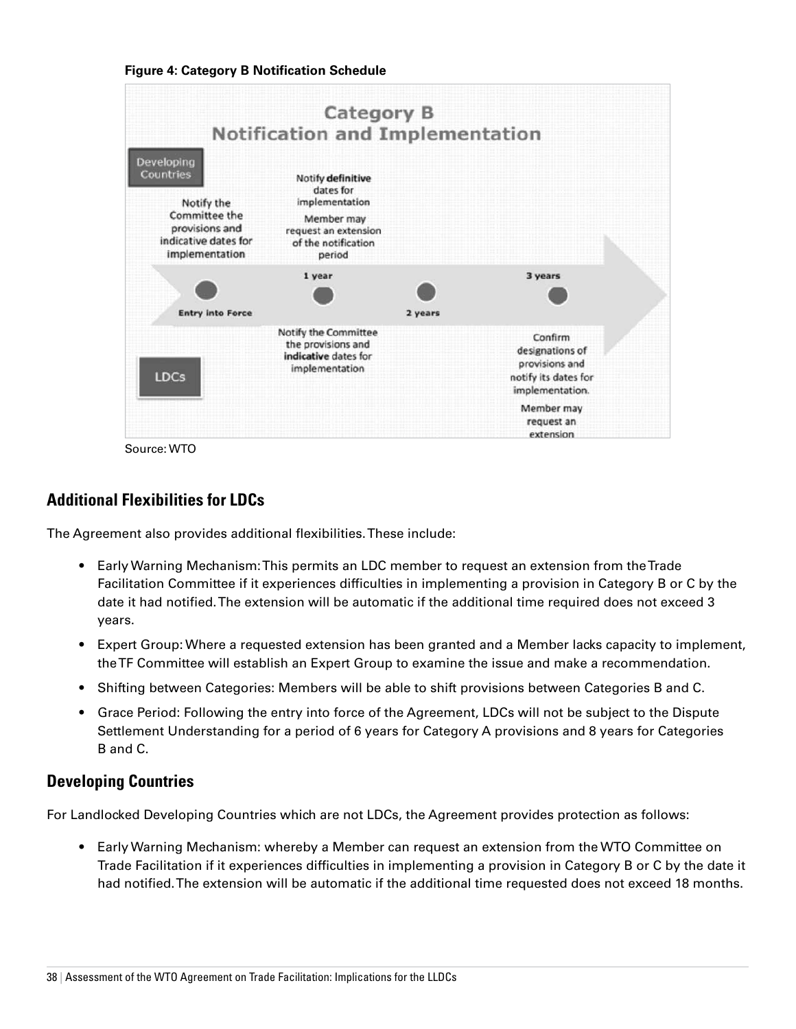**Figure 4: Category B Notification Schedule**

Category B
Notification and Implementation

Developing Countries

Notify the Committee the provisions and indicative dates for implementation

Notify **definitive** dates for implementation

Member may request an extension of the notification period

Entry into Force

1 year

2 years

3 years

LDCs

Notify the Committee the provisions and **indicative** dates for implementation

Confirm designations of provisions and notify its dates for implementation.

Member may request an extension

Source: WTO

## Additional Flexibilities for LDCs

The Agreement also provides additional flexibilities. These include:

- Early Warning Mechanism: This permits an LDC member to request an extension from the Trade Facilitation Committee if it experiences difficulties in implementing a provision in Category B or C by the date it had notified. The extension will be automatic if the additional time required does not exceed 3 years.
- Expert Group: Where a requested extension has been granted and a Member lacks capacity to implement, the TF Committee will establish an Expert Group to examine the issue and make a recommendation.
- Shifting between Categories: Members will be able to shift provisions between Categories B and C.
- Grace Period: Following the entry into force of the Agreement, LDCs will not be subject to the Dispute Settlement Understanding for a period of 6 years for Category A provisions and 8 years for Categories B and C.

## Developing Countries

For Landlocked Developing Countries which are not LDCs, the Agreement provides protection as follows:

- Early Warning Mechanism: whereby a Member can request an extension from the WTO Committee on Trade Facilitation if it experiences difficulties in implementing a provision in Category B or C by the date it had notified. The extension will be automatic if the additional time requested does not exceed 18 months.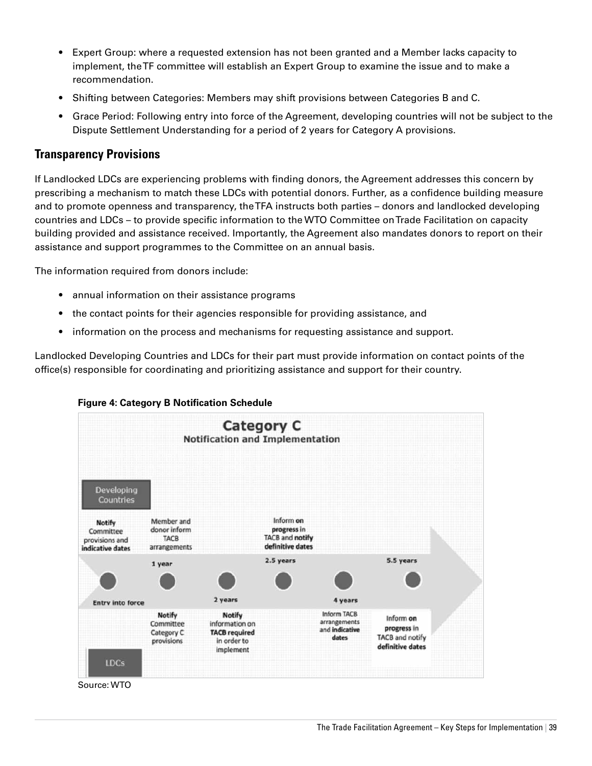- Expert Group: where a requested extension has not been granted and a Member lacks capacity to implement, the TF committee will establish an Expert Group to examine the issue and to make a recommendation.
- Shifting between Categories: Members may shift provisions between Categories B and C.
- Grace Period: Following entry into force of the Agreement, developing countries will not be subject to the Dispute Settlement Understanding for a period of 2 years for Category A provisions.

## Transparency Provisions

If Landlocked LDCs are experiencing problems with finding donors, the Agreement addresses this concern by prescribing a mechanism to match these LDCs with potential donors. Further, as a confidence building measure and to promote openness and transparency, the TFA instructs both parties – donors and landlocked developing countries and LDCs – to provide specific information to the WTO Committee on Trade Facilitation on capacity building provided and assistance received. Importantly, the Agreement also mandates donors to report on their assistance and support programmes to the Committee on an annual basis.

The information required from donors include:

- annual information on their assistance programs
- the contact points for their agencies responsible for providing assistance, and
- information on the process and mechanisms for requesting assistance and support.

Landlocked Developing Countries and LDCs for their part must provide information on contact points of the office(s) responsible for coordinating and prioritizing assistance and support for their country.

**Figure 4: Category B Notification Schedule**

**Category C**
**Notification and Implementation**

Developing Countries

- Entry into force: **Notify** Committee provisions and **indicative dates**
- 1 year: Member and donor inform TACB arrangements
- 2.5 years: Inform **on progress** in TACB and **notify definitive dates**

LDCs

- 1 year: **Notify** Committee Category C provisions
- 2 years: **Notify** information on **TACB required** in order to implement
- 4 years: Inform TACB arrangements and **indicative dates**
- 5.5 years: Inform **on progress** in TACB and notify **definitive dates**

Source: WTO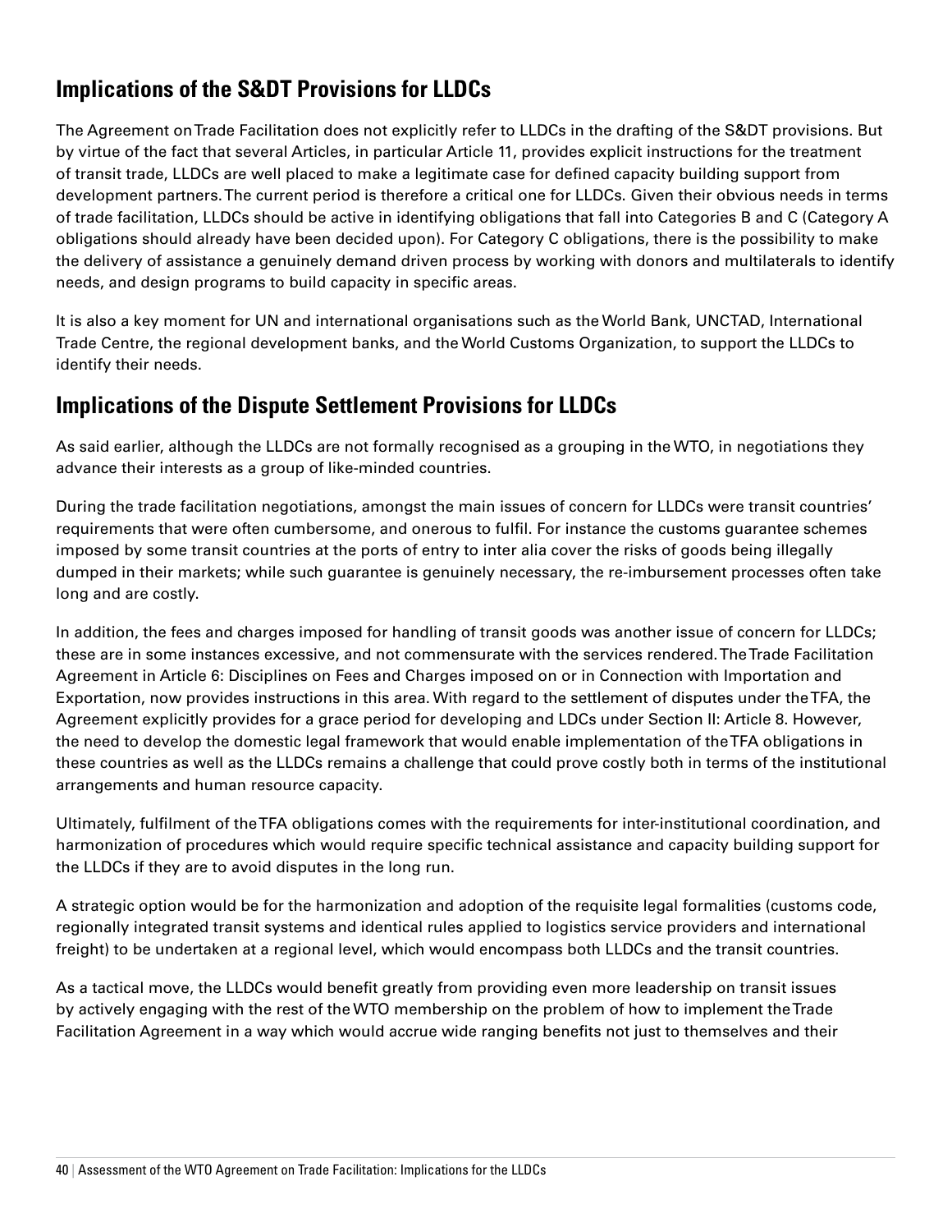## Implications of the S&DT Provisions for LLDCs

The Agreement on Trade Facilitation does not explicitly refer to LLDCs in the drafting of the S&DT provisions. But by virtue of the fact that several Articles, in particular Article 11, provides explicit instructions for the treatment of transit trade, LLDCs are well placed to make a legitimate case for defined capacity building support from development partners. The current period is therefore a critical one for LLDCs. Given their obvious needs in terms of trade facilitation, LLDCs should be active in identifying obligations that fall into Categories B and C (Category A obligations should already have been decided upon). For Category C obligations, there is the possibility to make the delivery of assistance a genuinely demand driven process by working with donors and multilaterals to identify needs, and design programs to build capacity in specific areas.

It is also a key moment for UN and international organisations such as the World Bank, UNCTAD, International Trade Centre, the regional development banks, and the World Customs Organization, to support the LLDCs to identify their needs.

## Implications of the Dispute Settlement Provisions for LLDCs

As said earlier, although the LLDCs are not formally recognised as a grouping in the WTO, in negotiations they advance their interests as a group of like-minded countries.

During the trade facilitation negotiations, amongst the main issues of concern for LLDCs were transit countries' requirements that were often cumbersome, and onerous to fulfil. For instance the customs guarantee schemes imposed by some transit countries at the ports of entry to inter alia cover the risks of goods being illegally dumped in their markets; while such guarantee is genuinely necessary, the re-imbursement processes often take long and are costly.

In addition, the fees and charges imposed for handling of transit goods was another issue of concern for LLDCs; these are in some instances excessive, and not commensurate with the services rendered. The Trade Facilitation Agreement in Article 6: Disciplines on Fees and Charges imposed on or in Connection with Importation and Exportation, now provides instructions in this area. With regard to the settlement of disputes under the TFA, the Agreement explicitly provides for a grace period for developing and LDCs under Section II: Article 8. However, the need to develop the domestic legal framework that would enable implementation of the TFA obligations in these countries as well as the LLDCs remains a challenge that could prove costly both in terms of the institutional arrangements and human resource capacity.

Ultimately, fulfilment of the TFA obligations comes with the requirements for inter-institutional coordination, and harmonization of procedures which would require specific technical assistance and capacity building support for the LLDCs if they are to avoid disputes in the long run.

A strategic option would be for the harmonization and adoption of the requisite legal formalities (customs code, regionally integrated transit systems and identical rules applied to logistics service providers and international freight) to be undertaken at a regional level, which would encompass both LLDCs and the transit countries.

As a tactical move, the LLDCs would benefit greatly from providing even more leadership on transit issues by actively engaging with the rest of the WTO membership on the problem of how to implement the Trade Facilitation Agreement in a way which would accrue wide ranging benefits not just to themselves and their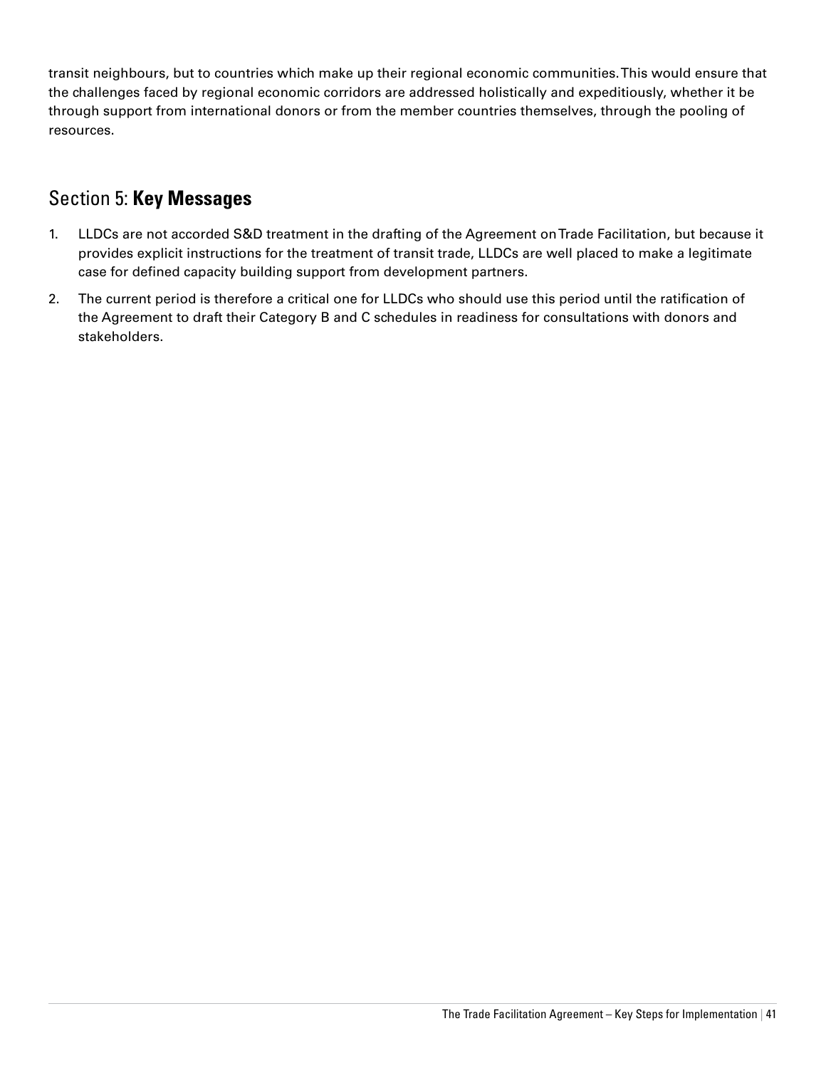transit neighbours, but to countries which make up their regional economic communities. This would ensure that the challenges faced by regional economic corridors are addressed holistically and expeditiously, whether it be through support from international donors or from the member countries themselves, through the pooling of resources.

## Section 5: **Key Messages**

1. LLDCs are not accorded S&D treatment in the drafting of the Agreement on Trade Facilitation, but because it provides explicit instructions for the treatment of transit trade, LLDCs are well placed to make a legitimate case for defined capacity building support from development partners.
2. The current period is therefore a critical one for LLDCs who should use this period until the ratification of the Agreement to draft their Category B and C schedules in readiness for consultations with donors and stakeholders.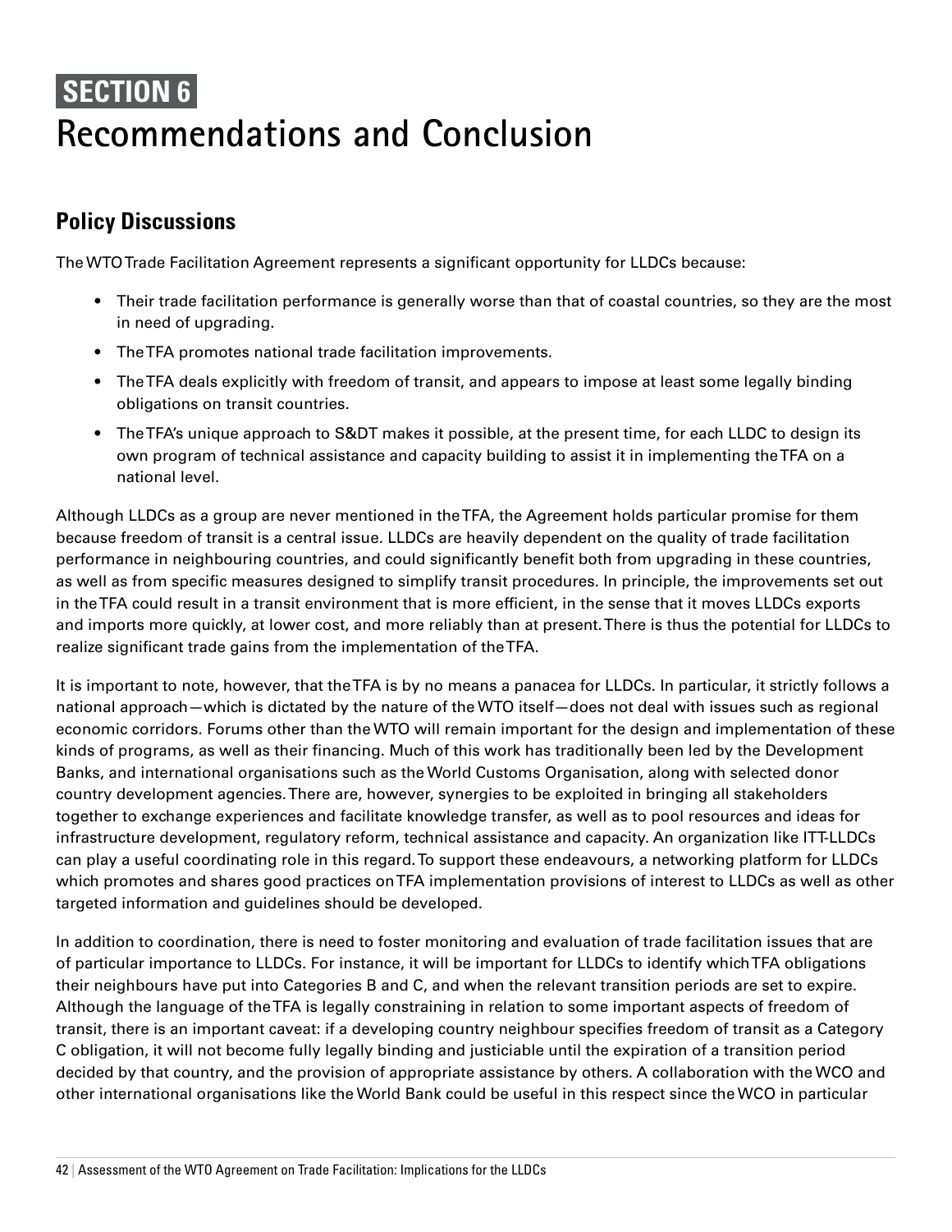# SECTION 6
# Recommendations and Conclusion

## Policy Discussions

The WTO Trade Facilitation Agreement represents a significant opportunity for LLDCs because:

- Their trade facilitation performance is generally worse than that of coastal countries, so they are the most in need of upgrading.
- The TFA promotes national trade facilitation improvements.
- The TFA deals explicitly with freedom of transit, and appears to impose at least some legally binding obligations on transit countries.
- The TFA's unique approach to S&DT makes it possible, at the present time, for each LLDC to design its own program of technical assistance and capacity building to assist it in implementing the TFA on a national level.

Although LLDCs as a group are never mentioned in the TFA, the Agreement holds particular promise for them because freedom of transit is a central issue. LLDCs are heavily dependent on the quality of trade facilitation performance in neighbouring countries, and could significantly benefit both from upgrading in these countries, as well as from specific measures designed to simplify transit procedures. In principle, the improvements set out in the TFA could result in a transit environment that is more efficient, in the sense that it moves LLDCs exports and imports more quickly, at lower cost, and more reliably than at present. There is thus the potential for LLDCs to realize significant trade gains from the implementation of the TFA.

It is important to note, however, that the TFA is by no means a panacea for LLDCs. In particular, it strictly follows a national approach—which is dictated by the nature of the WTO itself—does not deal with issues such as regional economic corridors. Forums other than the WTO will remain important for the design and implementation of these kinds of programs, as well as their financing. Much of this work has traditionally been led by the Development Banks, and international organisations such as the World Customs Organisation, along with selected donor country development agencies. There are, however, synergies to be exploited in bringing all stakeholders together to exchange experiences and facilitate knowledge transfer, as well as to pool resources and ideas for infrastructure development, regulatory reform, technical assistance and capacity. An organization like ITT-LLDCs can play a useful coordinating role in this regard. To support these endeavours, a networking platform for LLDCs which promotes and shares good practices on TFA implementation provisions of interest to LLDCs as well as other targeted information and guidelines should be developed.

In addition to coordination, there is need to foster monitoring and evaluation of trade facilitation issues that are of particular importance to LLDCs. For instance, it will be important for LLDCs to identify which TFA obligations their neighbours have put into Categories B and C, and when the relevant transition periods are set to expire. Although the language of the TFA is legally constraining in relation to some important aspects of freedom of transit, there is an important caveat: if a developing country neighbour specifies freedom of transit as a Category C obligation, it will not become fully legally binding and justiciable until the expiration of a transition period decided by that country, and the provision of appropriate assistance by others. A collaboration with the WCO and other international organisations like the World Bank could be useful in this respect since the WCO in particular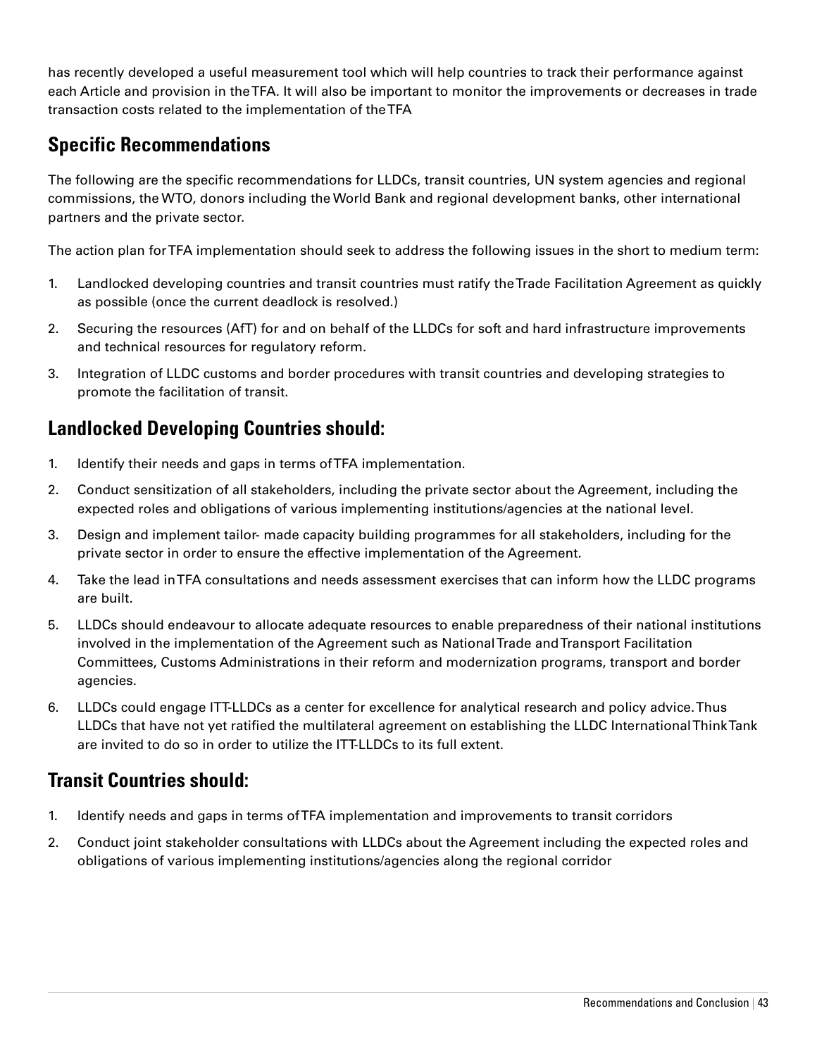has recently developed a useful measurement tool which will help countries to track their performance against each Article and provision in the TFA. It will also be important to monitor the improvements or decreases in trade transaction costs related to the implementation of the TFA

## Specific Recommendations

The following are the specific recommendations for LLDCs, transit countries, UN system agencies and regional commissions, the WTO, donors including the World Bank and regional development banks, other international partners and the private sector.

The action plan for TFA implementation should seek to address the following issues in the short to medium term:

1. Landlocked developing countries and transit countries must ratify the Trade Facilitation Agreement as quickly as possible (once the current deadlock is resolved.)
2. Securing the resources (AfT) for and on behalf of the LLDCs for soft and hard infrastructure improvements and technical resources for regulatory reform.
3. Integration of LLDC customs and border procedures with transit countries and developing strategies to promote the facilitation of transit.

## Landlocked Developing Countries should:

1. Identify their needs and gaps in terms of TFA implementation.
2. Conduct sensitization of all stakeholders, including the private sector about the Agreement, including the expected roles and obligations of various implementing institutions/agencies at the national level.
3. Design and implement tailor- made capacity building programmes for all stakeholders, including for the private sector in order to ensure the effective implementation of the Agreement.
4. Take the lead in TFA consultations and needs assessment exercises that can inform how the LLDC programs are built.
5. LLDCs should endeavour to allocate adequate resources to enable preparedness of their national institutions involved in the implementation of the Agreement such as National Trade and Transport Facilitation Committees, Customs Administrations in their reform and modernization programs, transport and border agencies.
6. LLDCs could engage ITT-LLDCs as a center for excellence for analytical research and policy advice. Thus LLDCs that have not yet ratified the multilateral agreement on establishing the LLDC International Think Tank are invited to do so in order to utilize the ITT-LLDCs to its full extent.

## Transit Countries should:

1. Identify needs and gaps in terms of TFA implementation and improvements to transit corridors
2. Conduct joint stakeholder consultations with LLDCs about the Agreement including the expected roles and obligations of various implementing institutions/agencies along the regional corridor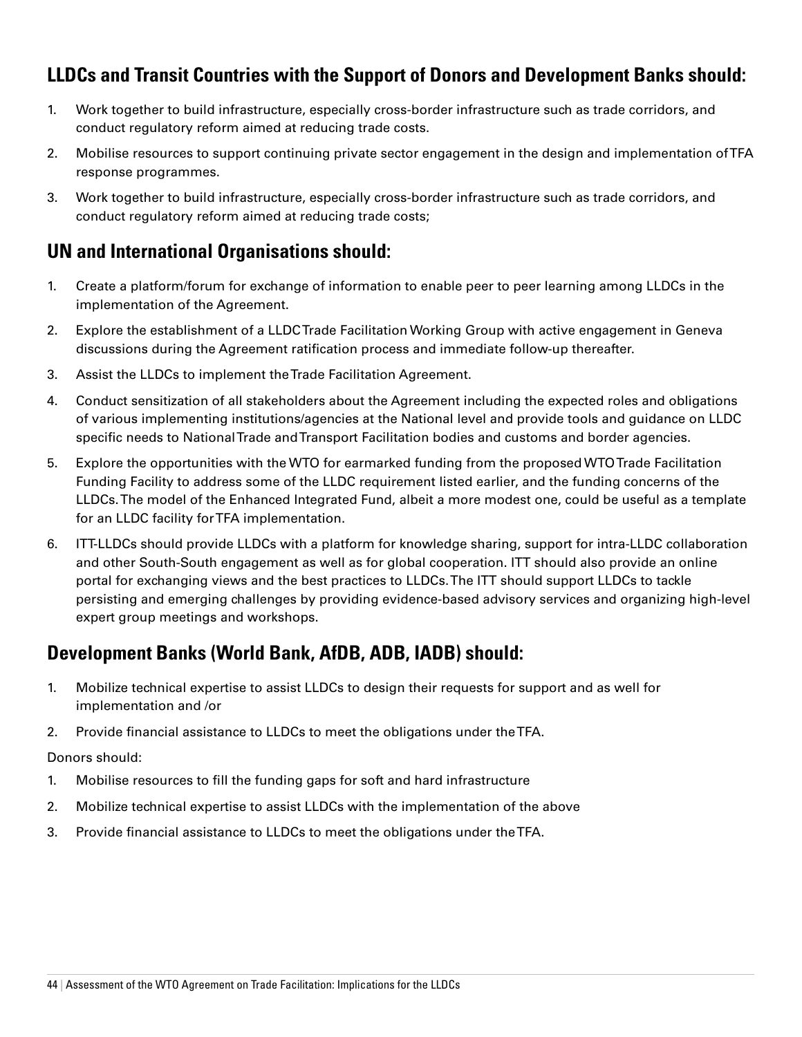## LLDCs and Transit Countries with the Support of Donors and Development Banks should:

1. Work together to build infrastructure, especially cross-border infrastructure such as trade corridors, and conduct regulatory reform aimed at reducing trade costs.
2. Mobilise resources to support continuing private sector engagement in the design and implementation of TFA response programmes.
3. Work together to build infrastructure, especially cross-border infrastructure such as trade corridors, and conduct regulatory reform aimed at reducing trade costs;

## UN and International Organisations should:

1. Create a platform/forum for exchange of information to enable peer to peer learning among LLDCs in the implementation of the Agreement.
2. Explore the establishment of a LLDC Trade Facilitation Working Group with active engagement in Geneva discussions during the Agreement ratification process and immediate follow-up thereafter.
3. Assist the LLDCs to implement the Trade Facilitation Agreement.
4. Conduct sensitization of all stakeholders about the Agreement including the expected roles and obligations of various implementing institutions/agencies at the National level and provide tools and guidance on LLDC specific needs to National Trade and Transport Facilitation bodies and customs and border agencies.
5. Explore the opportunities with the WTO for earmarked funding from the proposed WTO Trade Facilitation Funding Facility to address some of the LLDC requirement listed earlier, and the funding concerns of the LLDCs. The model of the Enhanced Integrated Fund, albeit a more modest one, could be useful as a template for an LLDC facility for TFA implementation.
6. ITT-LLDCs should provide LLDCs with a platform for knowledge sharing, support for intra-LLDC collaboration and other South-South engagement as well as for global cooperation. ITT should also provide an online portal for exchanging views and the best practices to LLDCs. The ITT should support LLDCs to tackle persisting and emerging challenges by providing evidence-based advisory services and organizing high-level expert group meetings and workshops.

## Development Banks (World Bank, AfDB, ADB, IADB) should:

1. Mobilize technical expertise to assist LLDCs to design their requests for support and as well for implementation and /or
2. Provide financial assistance to LLDCs to meet the obligations under the TFA.

Donors should:

1. Mobilise resources to fill the funding gaps for soft and hard infrastructure
2. Mobilize technical expertise to assist LLDCs with the implementation of the above
3. Provide financial assistance to LLDCs to meet the obligations under the TFA.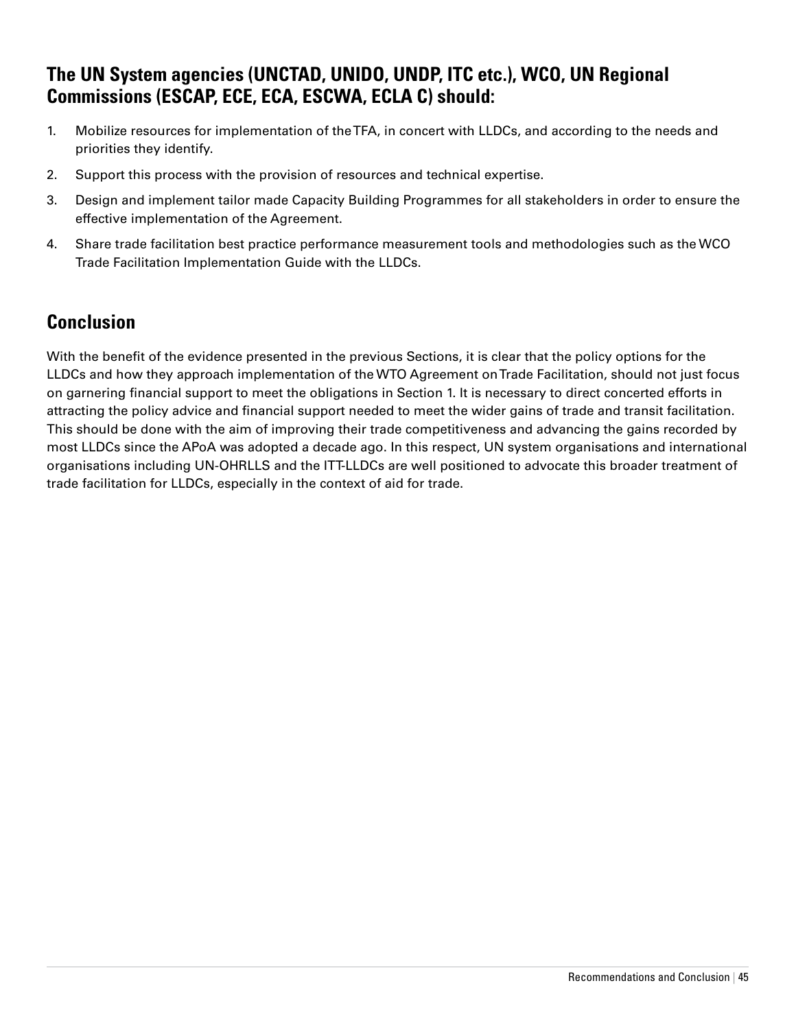## The UN System agencies (UNCTAD, UNIDO, UNDP, ITC etc.), WCO, UN Regional Commissions (ESCAP, ECE, ECA, ESCWA, ECLA C) should:

1. Mobilize resources for implementation of the TFA, in concert with LLDCs, and according to the needs and priorities they identify.
2. Support this process with the provision of resources and technical expertise.
3. Design and implement tailor made Capacity Building Programmes for all stakeholders in order to ensure the effective implementation of the Agreement.
4. Share trade facilitation best practice performance measurement tools and methodologies such as the WCO Trade Facilitation Implementation Guide with the LLDCs.

## Conclusion

With the benefit of the evidence presented in the previous Sections, it is clear that the policy options for the LLDCs and how they approach implementation of the WTO Agreement on Trade Facilitation, should not just focus on garnering financial support to meet the obligations in Section 1. It is necessary to direct concerted efforts in attracting the policy advice and financial support needed to meet the wider gains of trade and transit facilitation. This should be done with the aim of improving their trade competitiveness and advancing the gains recorded by most LLDCs since the APoA was adopted a decade ago. In this respect, UN system organisations and international organisations including UN-OHRLLS and the ITT-LLDCs are well positioned to advocate this broader treatment of trade facilitation for LLDCs, especially in the context of aid for trade.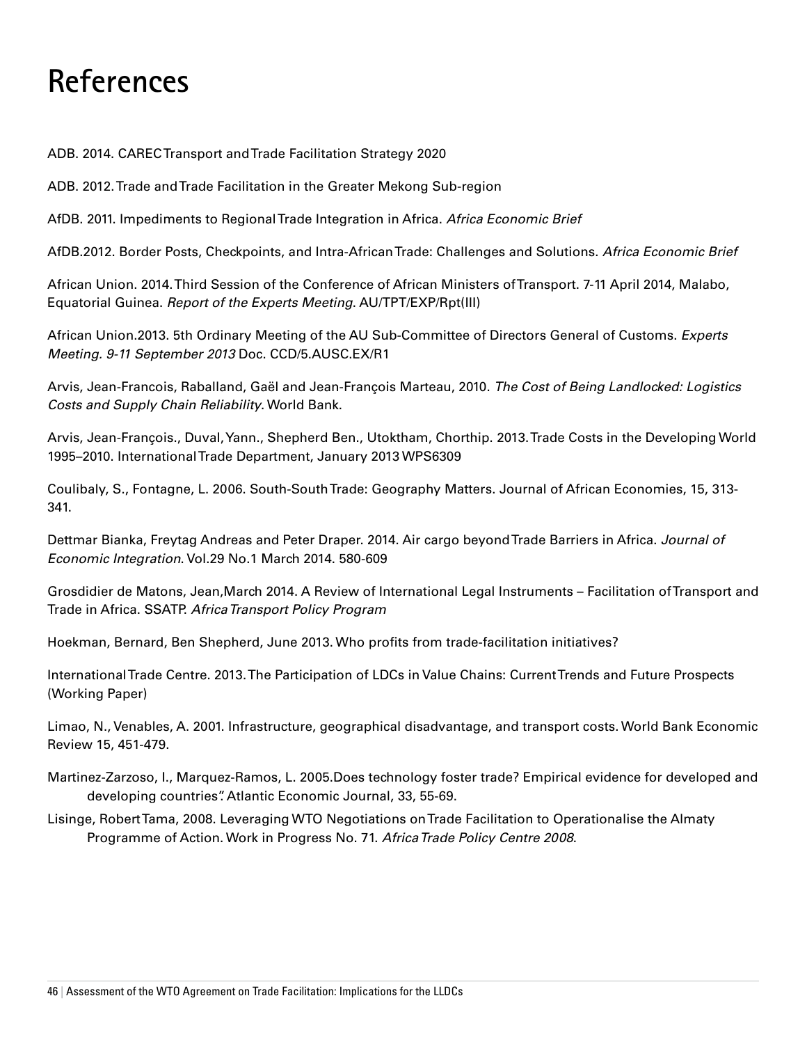# References

ADB. 2014. CAREC Transport and Trade Facilitation Strategy 2020

ADB. 2012. Trade and Trade Facilitation in the Greater Mekong Sub-region

AfDB. 2011. Impediments to Regional Trade Integration in Africa. *Africa Economic Brief*

AfDB.2012. Border Posts, Checkpoints, and Intra-African Trade: Challenges and Solutions. *Africa Economic Brief*

African Union. 2014. Third Session of the Conference of African Ministers of Transport. 7-11 April 2014, Malabo, Equatorial Guinea. *Report of the Experts Meeting*. AU/TPT/EXP/Rpt(III)

African Union.2013. 5th Ordinary Meeting of the AU Sub-Committee of Directors General of Customs. *Experts Meeting. 9-11 September 2013* Doc. CCD/5.AUSC.EX/R1

Arvis, Jean-Francois, Raballand, Gaël and Jean-François Marteau, 2010. *The Cost of Being Landlocked: Logistics Costs and Supply Chain Reliability*. World Bank.

Arvis, Jean-François., Duval, Yann., Shepherd Ben., Utoktham, Chorthip. 2013. Trade Costs in the Developing World 1995–2010. International Trade Department, January 2013 WPS6309

Coulibaly, S., Fontagne, L. 2006. South-South Trade: Geography Matters. Journal of African Economies, 15, 313-341.

Dettmar Bianka, Freytag Andreas and Peter Draper. 2014. Air cargo beyond Trade Barriers in Africa. *Journal of Economic Integration*. Vol.29 No.1 March 2014. 580-609

Grosdidier de Matons, Jean,March 2014. A Review of International Legal Instruments – Facilitation of Transport and Trade in Africa. SSATP. *Africa Transport Policy Program*

Hoekman, Bernard, Ben Shepherd, June 2013. Who profits from trade-facilitation initiatives?

International Trade Centre. 2013. The Participation of LDCs in Value Chains: Current Trends and Future Prospects (Working Paper)

Limao, N., Venables, A. 2001. Infrastructure, geographical disadvantage, and transport costs. World Bank Economic Review 15, 451-479.

Martinez-Zarzoso, I., Marquez-Ramos, L. 2005.Does technology foster trade? Empirical evidence for developed and developing countries". Atlantic Economic Journal, 33, 55-69.

Lisinge, Robert Tama, 2008. Leveraging WTO Negotiations on Trade Facilitation to Operationalise the Almaty Programme of Action. Work in Progress No. 71. *Africa Trade Policy Centre 2008*.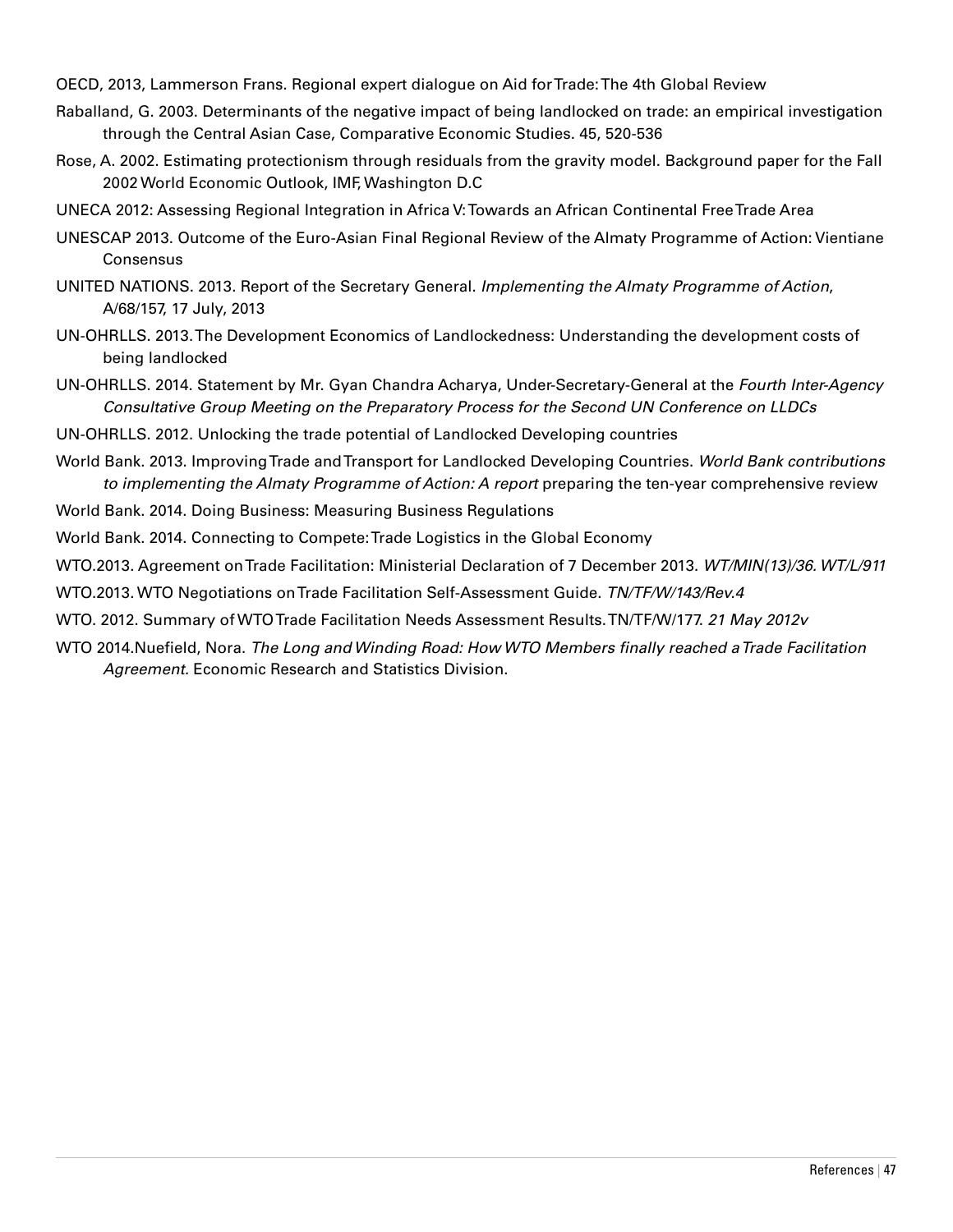OECD, 2013, Lammerson Frans. Regional expert dialogue on Aid for Trade: The 4th Global Review

Raballand, G. 2003. Determinants of the negative impact of being landlocked on trade: an empirical investigation through the Central Asian Case, Comparative Economic Studies. 45, 520-536

Rose, A. 2002. Estimating protectionism through residuals from the gravity model. Background paper for the Fall 2002 World Economic Outlook, IMF, Washington D.C

UNECA 2012: Assessing Regional Integration in Africa V: Towards an African Continental Free Trade Area

UNESCAP 2013. Outcome of the Euro-Asian Final Regional Review of the Almaty Programme of Action: Vientiane Consensus

UNITED NATIONS. 2013. Report of the Secretary General. *Implementing the Almaty Programme of Action*, A/68/157, 17 July, 2013

UN-OHRLLS. 2013. The Development Economics of Landlockedness: Understanding the development costs of being landlocked

UN-OHRLLS. 2014. Statement by Mr. Gyan Chandra Acharya, Under-Secretary-General at the *Fourth Inter-Agency Consultative Group Meeting on the Preparatory Process for the Second UN Conference on LLDCs*

UN-OHRLLS. 2012. Unlocking the trade potential of Landlocked Developing countries

World Bank. 2013. Improving Trade and Transport for Landlocked Developing Countries. *World Bank contributions to implementing the Almaty Programme of Action: A report* preparing the ten-year comprehensive review

World Bank. 2014. Doing Business: Measuring Business Regulations

World Bank. 2014. Connecting to Compete: Trade Logistics in the Global Economy

WTO.2013. Agreement on Trade Facilitation: Ministerial Declaration of 7 December 2013. *WT/MIN(13)/36. WT/L/911*

WTO.2013. WTO Negotiations on Trade Facilitation Self-Assessment Guide. *TN/TF/W/143/Rev.4*

WTO. 2012. Summary of WTO Trade Facilitation Needs Assessment Results. TN/TF/W/177. *21 May 2012v*

WTO 2014.Nuefield, Nora. *The Long and Winding Road: How WTO Members finally reached a Trade Facilitation Agreement.* Economic Research and Statistics Division.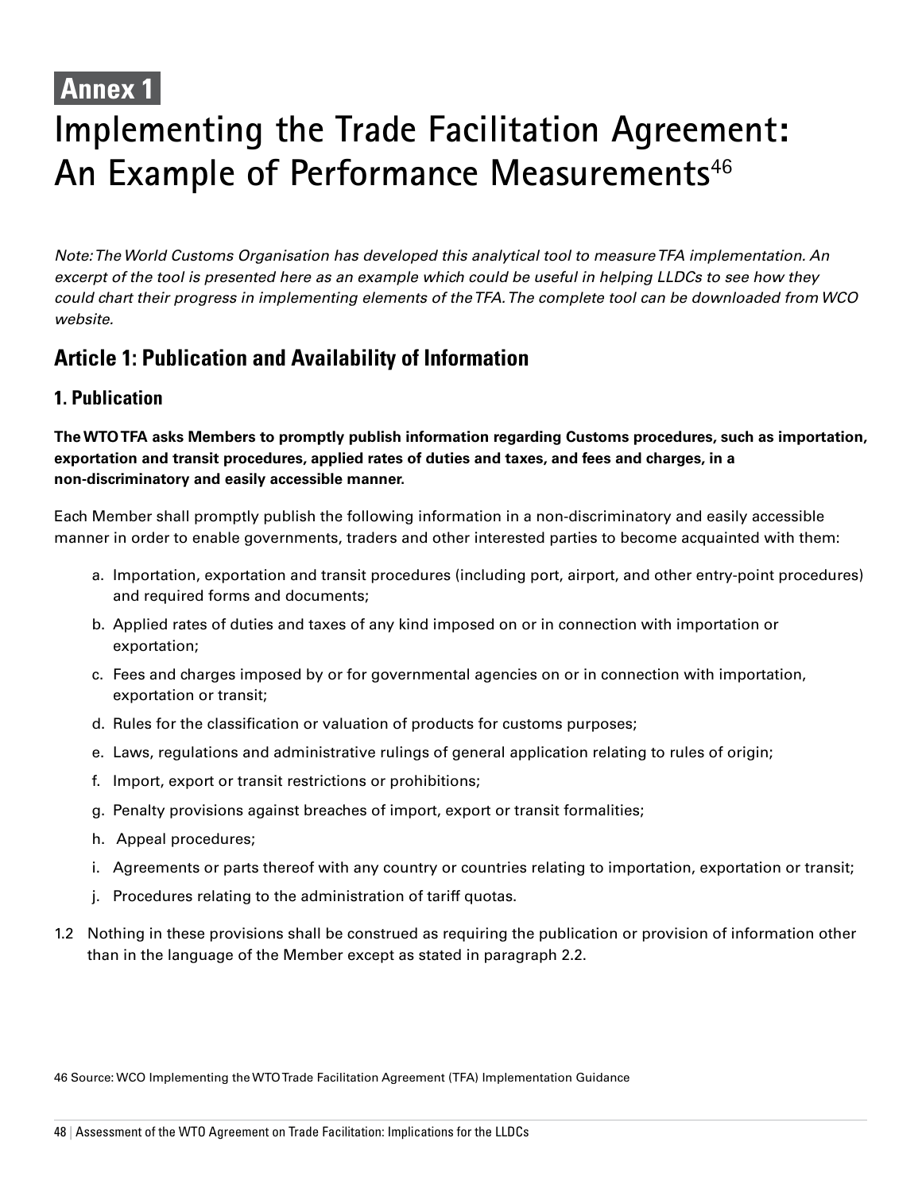# Annex 1

# Implementing the Trade Facilitation Agreement: An Example of Performance Measurements[46]

*Note: The World Customs Organisation has developed this analytical tool to measure TFA implementation. An excerpt of the tool is presented here as an example which could be useful in helping LLDCs to see how they could chart their progress in implementing elements of the TFA. The complete tool can be downloaded from WCO website.*

## Article 1: Publication and Availability of Information

### 1. Publication

**The WTO TFA asks Members to promptly publish information regarding Customs procedures, such as importation, exportation and transit procedures, applied rates of duties and taxes, and fees and charges, in a non-discriminatory and easily accessible manner.**

Each Member shall promptly publish the following information in a non-discriminatory and easily accessible manner in order to enable governments, traders and other interested parties to become acquainted with them:

a. Importation, exportation and transit procedures (including port, airport, and other entry-point procedures) and required forms and documents;
b. Applied rates of duties and taxes of any kind imposed on or in connection with importation or exportation;
c. Fees and charges imposed by or for governmental agencies on or in connection with importation, exportation or transit;
d. Rules for the classification or valuation of products for customs purposes;
e. Laws, regulations and administrative rulings of general application relating to rules of origin;
f. Import, export or transit restrictions or prohibitions;
g. Penalty provisions against breaches of import, export or transit formalities;
h. Appeal procedures;
i. Agreements or parts thereof with any country or countries relating to importation, exportation or transit;
j. Procedures relating to the administration of tariff quotas.

1.2 Nothing in these provisions shall be construed as requiring the publication or provision of information other than in the language of the Member except as stated in paragraph 2.2.

46 Source: WCO Implementing the WTO Trade Facilitation Agreement (TFA) Implementation Guidance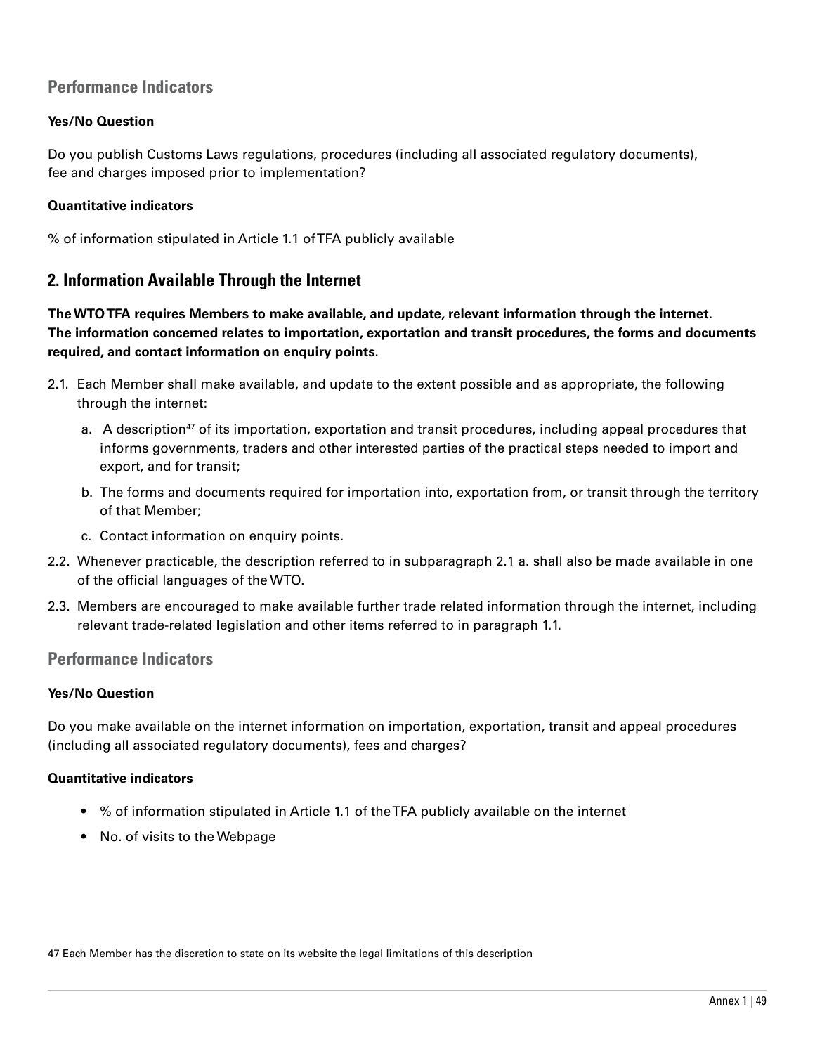### Performance Indicators

**Yes/No Question**

Do you publish Customs Laws regulations, procedures (including all associated regulatory documents), fee and charges imposed prior to implementation?

**Quantitative indicators**

% of information stipulated in Article 1.1 of TFA publicly available

## 2. Information Available Through the Internet

**The WTO TFA requires Members to make available, and update, relevant information through the internet. The information concerned relates to importation, exportation and transit procedures, the forms and documents required, and contact information on enquiry points.**

2.1. Each Member shall make available, and update to the extent possible and as appropriate, the following through the internet:

  a. A description[47] of its importation, exportation and transit procedures, including appeal procedures that informs governments, traders and other interested parties of the practical steps needed to import and export, and for transit;

  b. The forms and documents required for importation into, exportation from, or transit through the territory of that Member;

  c. Contact information on enquiry points.

2.2. Whenever practicable, the description referred to in subparagraph 2.1 a. shall also be made available in one of the official languages of the WTO.

2.3. Members are encouraged to make available further trade related information through the internet, including relevant trade-related legislation and other items referred to in paragraph 1.1.

### Performance Indicators

**Yes/No Question**

Do you make available on the internet information on importation, exportation, transit and appeal procedures (including all associated regulatory documents), fees and charges?

**Quantitative indicators**

- % of information stipulated in Article 1.1 of the TFA publicly available on the internet
- No. of visits to the Webpage

47 Each Member has the discretion to state on its website the legal limitations of this description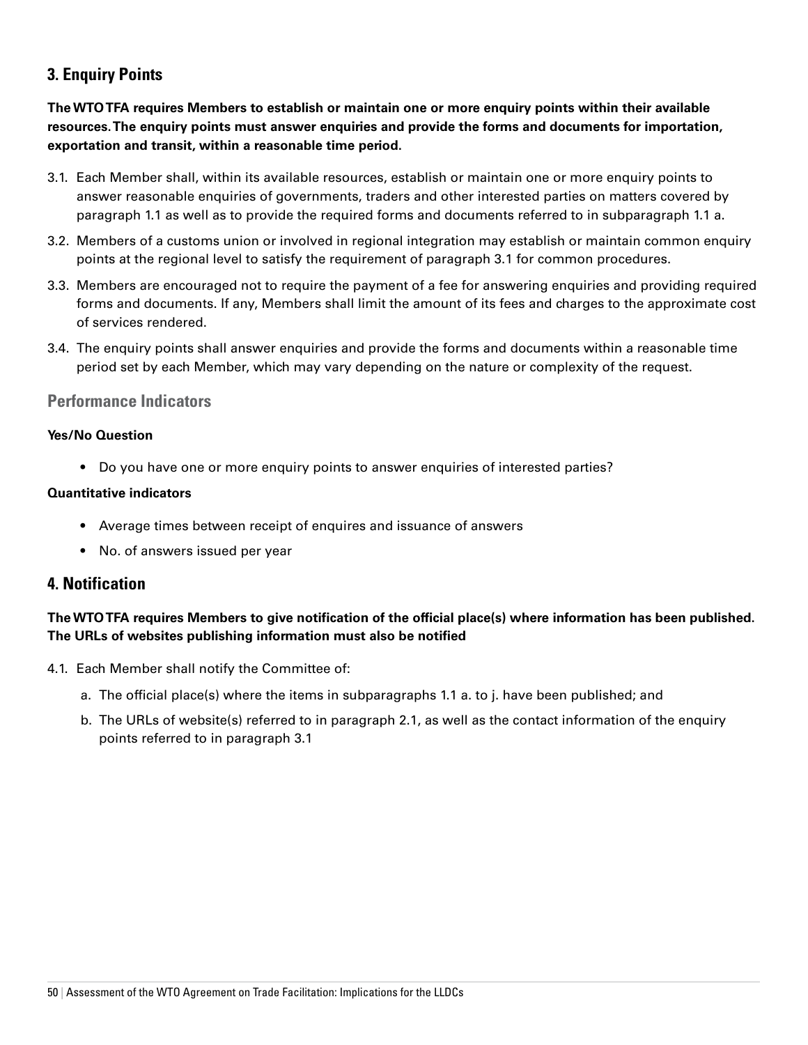## 3. Enquiry Points

**The WTO TFA requires Members to establish or maintain one or more enquiry points within their available resources. The enquiry points must answer enquiries and provide the forms and documents for importation, exportation and transit, within a reasonable time period.**

3.1. Each Member shall, within its available resources, establish or maintain one or more enquiry points to answer reasonable enquiries of governments, traders and other interested parties on matters covered by paragraph 1.1 as well as to provide the required forms and documents referred to in subparagraph 1.1 a.

3.2. Members of a customs union or involved in regional integration may establish or maintain common enquiry points at the regional level to satisfy the requirement of paragraph 3.1 for common procedures.

3.3. Members are encouraged not to require the payment of a fee for answering enquiries and providing required forms and documents. If any, Members shall limit the amount of its fees and charges to the approximate cost of services rendered.

3.4. The enquiry points shall answer enquiries and provide the forms and documents within a reasonable time period set by each Member, which may vary depending on the nature or complexity of the request.

### Performance Indicators

**Yes/No Question**

- Do you have one or more enquiry points to answer enquiries of interested parties?

**Quantitative indicators**

- Average times between receipt of enquires and issuance of answers
- No. of answers issued per year

## 4. Notification

**The WTO TFA requires Members to give notification of the official place(s) where information has been published. The URLs of websites publishing information must also be notified**

4.1. Each Member shall notify the Committee of:

a. The official place(s) where the items in subparagraphs 1.1 a. to j. have been published; and

b. The URLs of website(s) referred to in paragraph 2.1, as well as the contact information of the enquiry points referred to in paragraph 3.1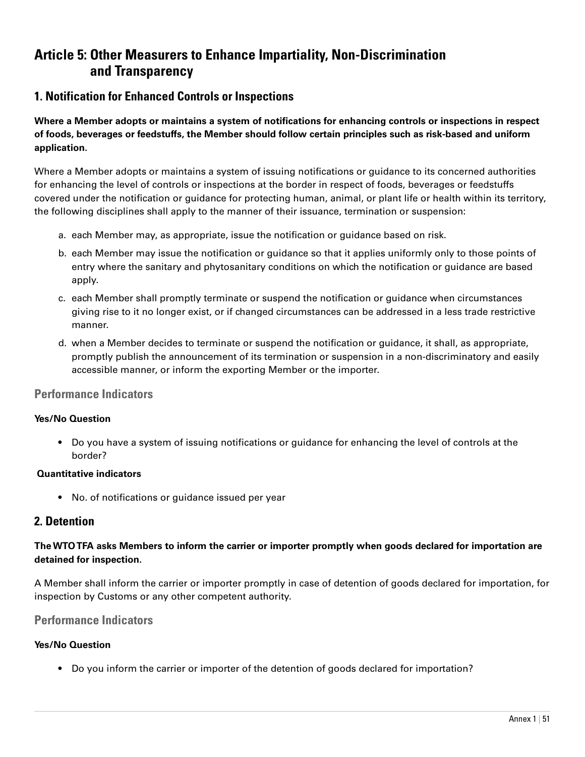# Article 5: Other Measurers to Enhance Impartiality, Non-Discrimination and Transparency

## 1. Notification for Enhanced Controls or Inspections

**Where a Member adopts or maintains a system of notifications for enhancing controls or inspections in respect of foods, beverages or feedstuffs, the Member should follow certain principles such as risk-based and uniform application.**

Where a Member adopts or maintains a system of issuing notifications or guidance to its concerned authorities for enhancing the level of controls or inspections at the border in respect of foods, beverages or feedstuffs covered under the notification or guidance for protecting human, animal, or plant life or health within its territory, the following disciplines shall apply to the manner of their issuance, termination or suspension:

a. each Member may, as appropriate, issue the notification or guidance based on risk.
b. each Member may issue the notification or guidance so that it applies uniformly only to those points of entry where the sanitary and phytosanitary conditions on which the notification or guidance are based apply.
c. each Member shall promptly terminate or suspend the notification or guidance when circumstances giving rise to it no longer exist, or if changed circumstances can be addressed in a less trade restrictive manner.
d. when a Member decides to terminate or suspend the notification or guidance, it shall, as appropriate, promptly publish the announcement of its termination or suspension in a non-discriminatory and easily accessible manner, or inform the exporting Member or the importer.

### Performance Indicators

**Yes/No Question**

- Do you have a system of issuing notifications or guidance for enhancing the level of controls at the border?

**Quantitative indicators**

- No. of notifications or guidance issued per year

## 2. Detention

**The WTO TFA asks Members to inform the carrier or importer promptly when goods declared for importation are detained for inspection.**

A Member shall inform the carrier or importer promptly in case of detention of goods declared for importation, for inspection by Customs or any other competent authority.

### Performance Indicators

**Yes/No Question**

- Do you inform the carrier or importer of the detention of goods declared for importation?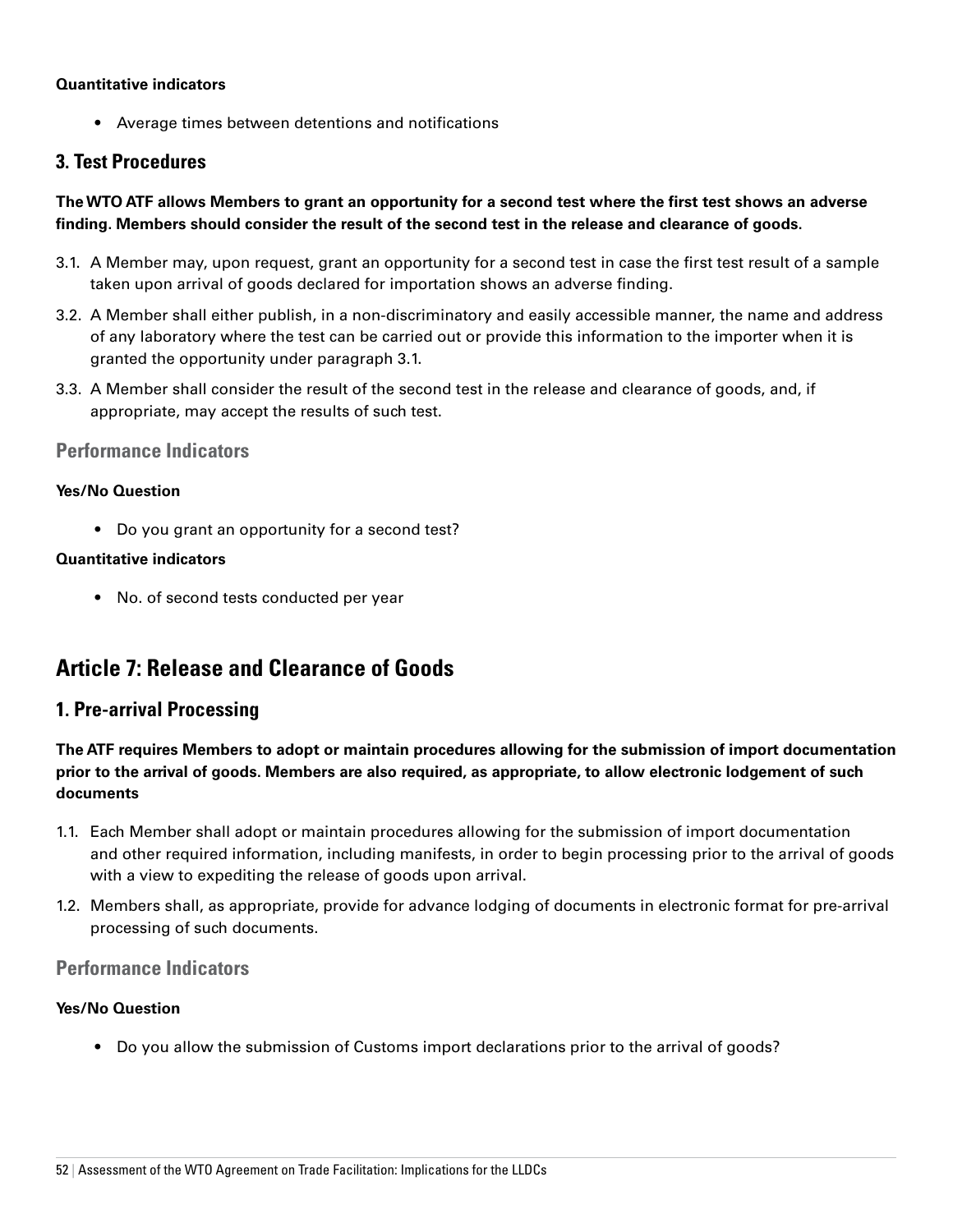**Quantitative indicators**

- Average times between detentions and notifications

### 3. Test Procedures

**The WTO ATF allows Members to grant an opportunity for a second test where the first test shows an adverse finding. Members should consider the result of the second test in the release and clearance of goods.**

3.1. A Member may, upon request, grant an opportunity for a second test in case the first test result of a sample taken upon arrival of goods declared for importation shows an adverse finding.

3.2. A Member shall either publish, in a non-discriminatory and easily accessible manner, the name and address of any laboratory where the test can be carried out or provide this information to the importer when it is granted the opportunity under paragraph 3.1.

3.3. A Member shall consider the result of the second test in the release and clearance of goods, and, if appropriate, may accept the results of such test.

#### Performance Indicators

**Yes/No Question**

- Do you grant an opportunity for a second test?

**Quantitative indicators**

- No. of second tests conducted per year

## Article 7: Release and Clearance of Goods

### 1. Pre-arrival Processing

**The ATF requires Members to adopt or maintain procedures allowing for the submission of import documentation prior to the arrival of goods. Members are also required, as appropriate, to allow electronic lodgement of such documents**

1.1. Each Member shall adopt or maintain procedures allowing for the submission of import documentation and other required information, including manifests, in order to begin processing prior to the arrival of goods with a view to expediting the release of goods upon arrival.

1.2. Members shall, as appropriate, provide for advance lodging of documents in electronic format for pre-arrival processing of such documents.

#### Performance Indicators

**Yes/No Question**

- Do you allow the submission of Customs import declarations prior to the arrival of goods?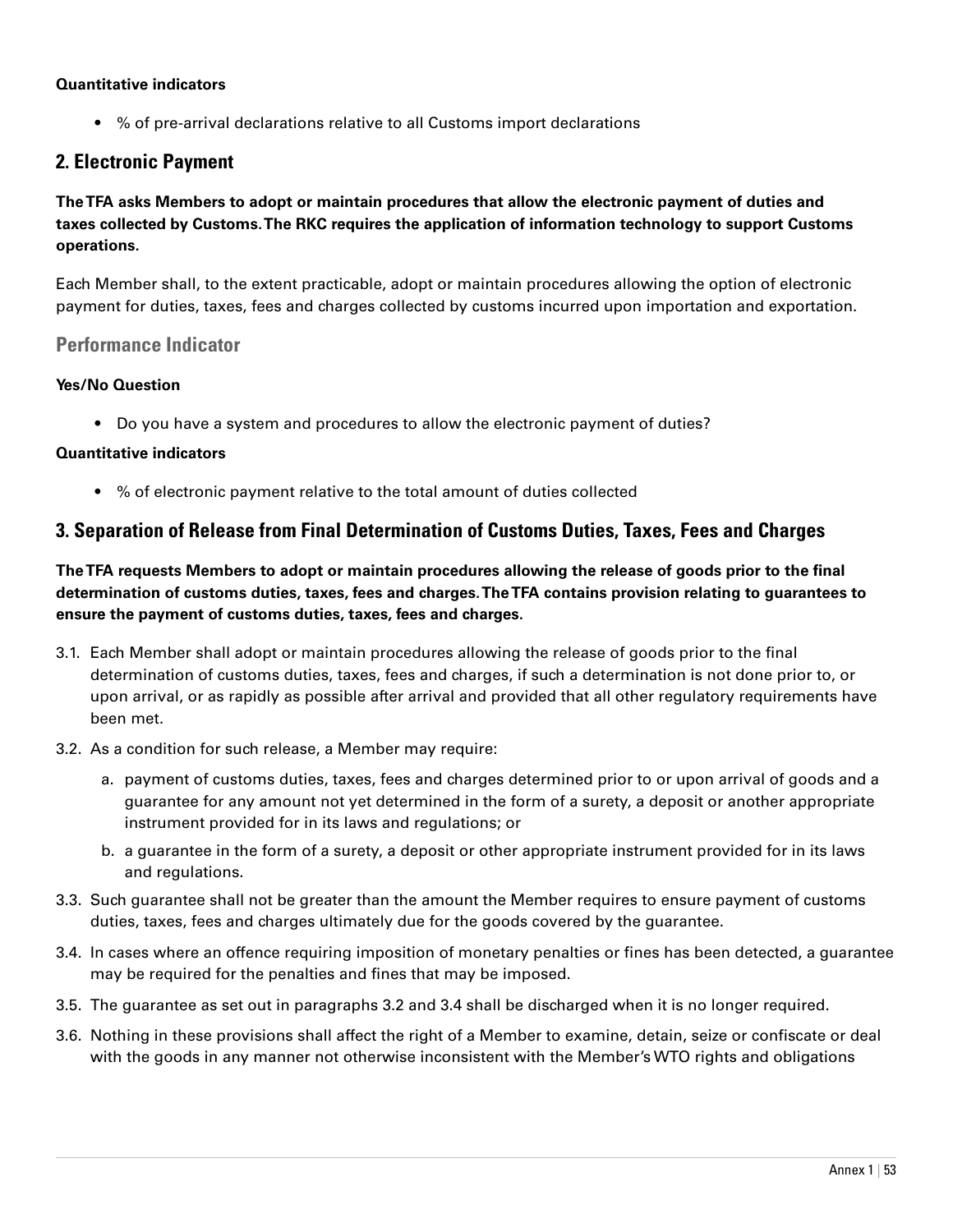**Quantitative indicators**

- % of pre-arrival declarations relative to all Customs import declarations

## 2. Electronic Payment

**The TFA asks Members to adopt or maintain procedures that allow the electronic payment of duties and taxes collected by Customs. The RKC requires the application of information technology to support Customs operations.**

Each Member shall, to the extent practicable, adopt or maintain procedures allowing the option of electronic payment for duties, taxes, fees and charges collected by customs incurred upon importation and exportation.

### Performance Indicator

**Yes/No Question**

- Do you have a system and procedures to allow the electronic payment of duties?

**Quantitative indicators**

- % of electronic payment relative to the total amount of duties collected

## 3. Separation of Release from Final Determination of Customs Duties, Taxes, Fees and Charges

**The TFA requests Members to adopt or maintain procedures allowing the release of goods prior to the final determination of customs duties, taxes, fees and charges. The TFA contains provision relating to guarantees to ensure the payment of customs duties, taxes, fees and charges.**

3.1. Each Member shall adopt or maintain procedures allowing the release of goods prior to the final determination of customs duties, taxes, fees and charges, if such a determination is not done prior to, or upon arrival, or as rapidly as possible after arrival and provided that all other regulatory requirements have been met.

3.2. As a condition for such release, a Member may require:

   a. payment of customs duties, taxes, fees and charges determined prior to or upon arrival of goods and a guarantee for any amount not yet determined in the form of a surety, a deposit or another appropriate instrument provided for in its laws and regulations; or

   b. a guarantee in the form of a surety, a deposit or other appropriate instrument provided for in its laws and regulations.

3.3. Such guarantee shall not be greater than the amount the Member requires to ensure payment of customs duties, taxes, fees and charges ultimately due for the goods covered by the guarantee.

3.4. In cases where an offence requiring imposition of monetary penalties or fines has been detected, a guarantee may be required for the penalties and fines that may be imposed.

3.5. The guarantee as set out in paragraphs 3.2 and 3.4 shall be discharged when it is no longer required.

3.6. Nothing in these provisions shall affect the right of a Member to examine, detain, seize or confiscate or deal with the goods in any manner not otherwise inconsistent with the Member's WTO rights and obligations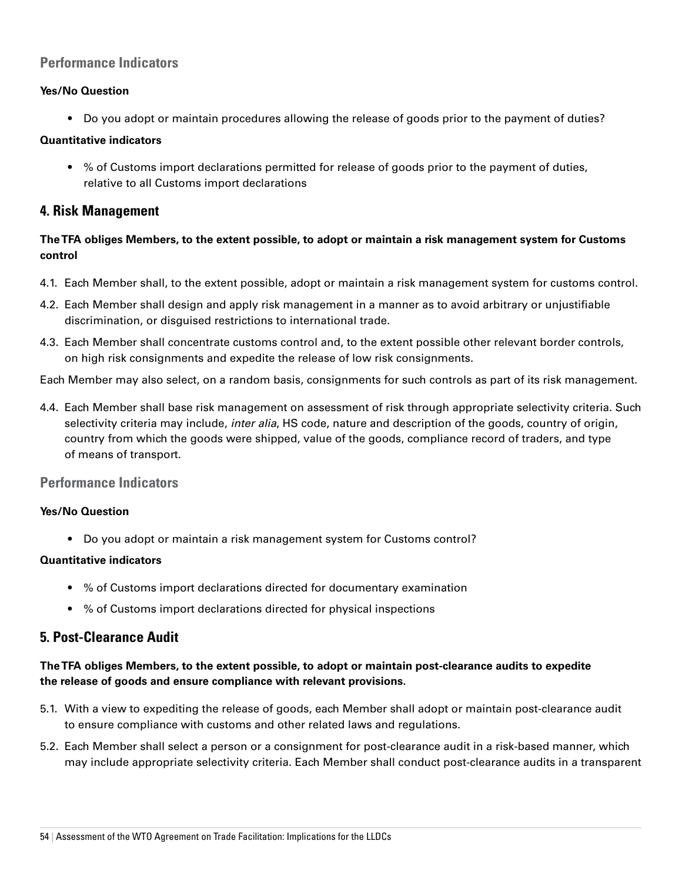### Performance Indicators

**Yes/No Question**

- Do you adopt or maintain procedures allowing the release of goods prior to the payment of duties?

**Quantitative indicators**

- % of Customs import declarations permitted for release of goods prior to the payment of duties, relative to all Customs import declarations

## 4. Risk Management

**The TFA obliges Members, to the extent possible, to adopt or maintain a risk management system for Customs control**

4.1. Each Member shall, to the extent possible, adopt or maintain a risk management system for customs control.

4.2. Each Member shall design and apply risk management in a manner as to avoid arbitrary or unjustifiable discrimination, or disguised restrictions to international trade.

4.3. Each Member shall concentrate customs control and, to the extent possible other relevant border controls, on high risk consignments and expedite the release of low risk consignments.

Each Member may also select, on a random basis, consignments for such controls as part of its risk management.

4.4. Each Member shall base risk management on assessment of risk through appropriate selectivity criteria. Such selectivity criteria may include, *inter alia*, HS code, nature and description of the goods, country of origin, country from which the goods were shipped, value of the goods, compliance record of traders, and type of means of transport.

### Performance Indicators

**Yes/No Question**

- Do you adopt or maintain a risk management system for Customs control?

**Quantitative indicators**

- % of Customs import declarations directed for documentary examination
- % of Customs import declarations directed for physical inspections

## 5. Post-Clearance Audit

**The TFA obliges Members, to the extent possible, to adopt or maintain post-clearance audits to expedite the release of goods and ensure compliance with relevant provisions.**

5.1. With a view to expediting the release of goods, each Member shall adopt or maintain post-clearance audit to ensure compliance with customs and other related laws and regulations.

5.2. Each Member shall select a person or a consignment for post-clearance audit in a risk-based manner, which may include appropriate selectivity criteria. Each Member shall conduct post-clearance audits in a transparent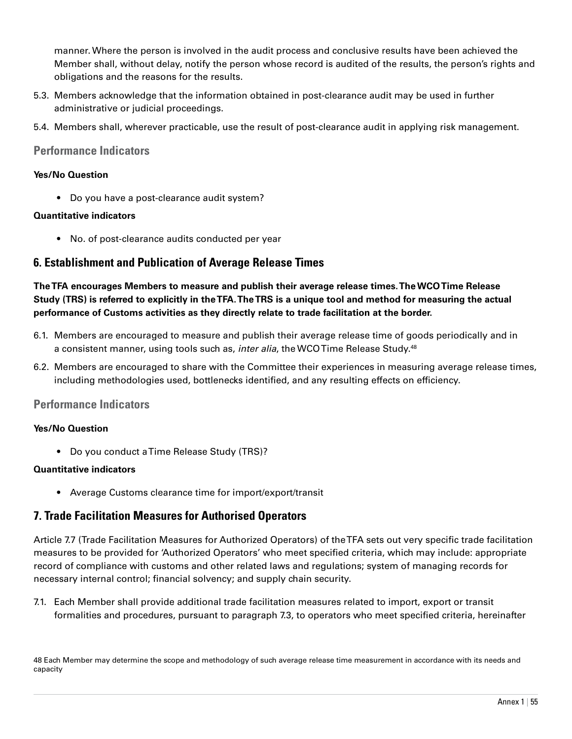manner. Where the person is involved in the audit process and conclusive results have been achieved the Member shall, without delay, notify the person whose record is audited of the results, the person's rights and obligations and the reasons for the results.

5.3. Members acknowledge that the information obtained in post-clearance audit may be used in further administrative or judicial proceedings.

5.4. Members shall, wherever practicable, use the result of post-clearance audit in applying risk management.

### Performance Indicators

**Yes/No Question**

- Do you have a post-clearance audit system?

**Quantitative indicators**

- No. of post-clearance audits conducted per year

## 6. Establishment and Publication of Average Release Times

**The TFA encourages Members to measure and publish their average release times. The WCO Time Release Study (TRS) is referred to explicitly in the TFA. The TRS is a unique tool and method for measuring the actual performance of Customs activities as they directly relate to trade facilitation at the border.**

6.1. Members are encouraged to measure and publish their average release time of goods periodically and in a consistent manner, using tools such as, *inter alia*, the WCO Time Release Study.[48]

6.2. Members are encouraged to share with the Committee their experiences in measuring average release times, including methodologies used, bottlenecks identified, and any resulting effects on efficiency.

### Performance Indicators

**Yes/No Question**

- Do you conduct a Time Release Study (TRS)?

**Quantitative indicators**

- Average Customs clearance time for import/export/transit

## 7. Trade Facilitation Measures for Authorised Operators

Article 7.7 (Trade Facilitation Measures for Authorized Operators) of the TFA sets out very specific trade facilitation measures to be provided for 'Authorized Operators' who meet specified criteria, which may include: appropriate record of compliance with customs and other related laws and regulations; system of managing records for necessary internal control; financial solvency; and supply chain security.

7.1. Each Member shall provide additional trade facilitation measures related to import, export or transit formalities and procedures, pursuant to paragraph 7.3, to operators who meet specified criteria, hereinafter

48 Each Member may determine the scope and methodology of such average release time measurement in accordance with its needs and capacity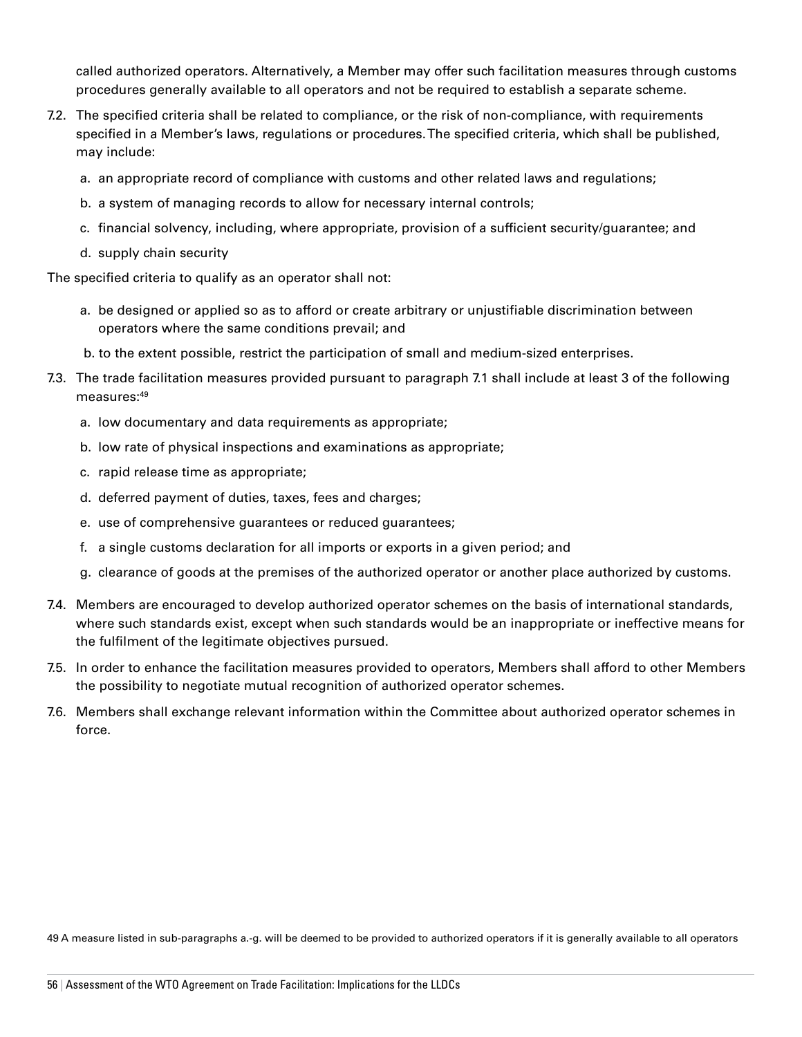called authorized operators. Alternatively, a Member may offer such facilitation measures through customs procedures generally available to all operators and not be required to establish a separate scheme.

7.2. The specified criteria shall be related to compliance, or the risk of non-compliance, with requirements specified in a Member's laws, regulations or procedures. The specified criteria, which shall be published, may include:

   a. an appropriate record of compliance with customs and other related laws and regulations;

   b. a system of managing records to allow for necessary internal controls;

   c. financial solvency, including, where appropriate, provision of a sufficient security/guarantee; and

   d. supply chain security

The specified criteria to qualify as an operator shall not:

   a. be designed or applied so as to afford or create arbitrary or unjustifiable discrimination between operators where the same conditions prevail; and

   b. to the extent possible, restrict the participation of small and medium-sized enterprises.

7.3. The trade facilitation measures provided pursuant to paragraph 7.1 shall include at least 3 of the following measures:[49]

   a. low documentary and data requirements as appropriate;

   b. low rate of physical inspections and examinations as appropriate;

   c. rapid release time as appropriate;

   d. deferred payment of duties, taxes, fees and charges;

   e. use of comprehensive guarantees or reduced guarantees;

   f. a single customs declaration for all imports or exports in a given period; and

   g. clearance of goods at the premises of the authorized operator or another place authorized by customs.

7.4. Members are encouraged to develop authorized operator schemes on the basis of international standards, where such standards exist, except when such standards would be an inappropriate or ineffective means for the fulfilment of the legitimate objectives pursued.

7.5. In order to enhance the facilitation measures provided to operators, Members shall afford to other Members the possibility to negotiate mutual recognition of authorized operator schemes.

7.6. Members shall exchange relevant information within the Committee about authorized operator schemes in force.

49 A measure listed in sub-paragraphs a.-g. will be deemed to be provided to authorized operators if it is generally available to all operators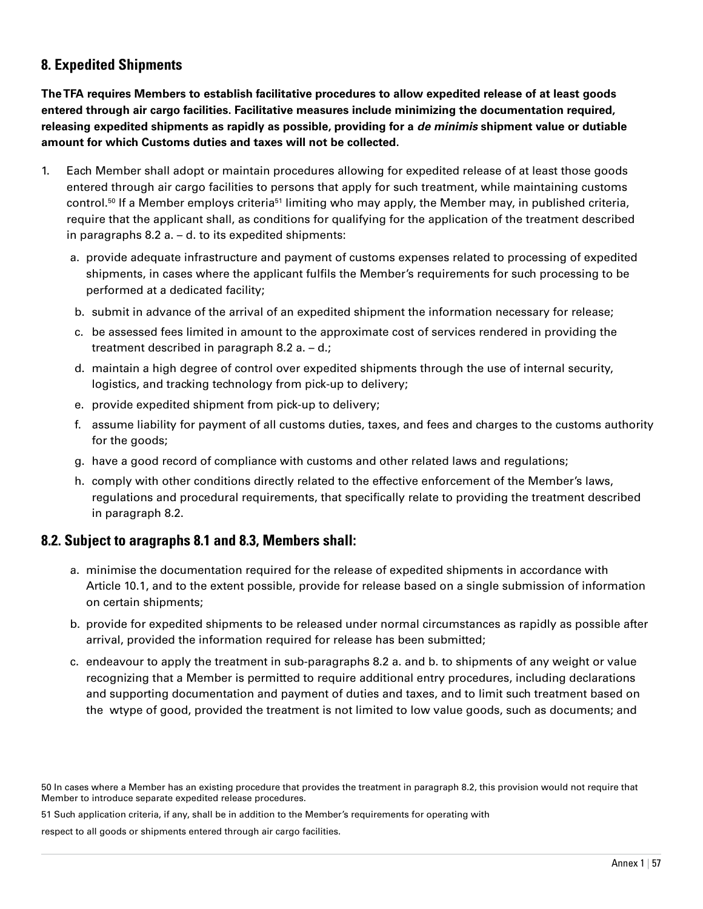## 8. Expedited Shipments

**The TFA requires Members to establish facilitative procedures to allow expedited release of at least goods entered through air cargo facilities. Facilitative measures include minimizing the documentation required, releasing expedited shipments as rapidly as possible, providing for a *de minimis* shipment value or dutiable amount for which Customs duties and taxes will not be collected.**

1. Each Member shall adopt or maintain procedures allowing for expedited release of at least those goods entered through air cargo facilities to persons that apply for such treatment, while maintaining customs control.[50] If a Member employs criteria[51] limiting who may apply, the Member may, in published criteria, require that the applicant shall, as conditions for qualifying for the application of the treatment described in paragraphs 8.2 a. – d. to its expedited shipments:
   a. provide adequate infrastructure and payment of customs expenses related to processing of expedited shipments, in cases where the applicant fulfils the Member's requirements for such processing to be performed at a dedicated facility;
   b. submit in advance of the arrival of an expedited shipment the information necessary for release;
   c. be assessed fees limited in amount to the approximate cost of services rendered in providing the treatment described in paragraph 8.2 a. – d.;
   d. maintain a high degree of control over expedited shipments through the use of internal security, logistics, and tracking technology from pick-up to delivery;
   e. provide expedited shipment from pick-up to delivery;
   f. assume liability for payment of all customs duties, taxes, and fees and charges to the customs authority for the goods;
   g. have a good record of compliance with customs and other related laws and regulations;
   h. comply with other conditions directly related to the effective enforcement of the Member's laws, regulations and procedural requirements, that specifically relate to providing the treatment described in paragraph 8.2.

### 8.2. Subject to aragraphs 8.1 and 8.3, Members shall:

a. minimise the documentation required for the release of expedited shipments in accordance with Article 10.1, and to the extent possible, provide for release based on a single submission of information on certain shipments;

b. provide for expedited shipments to be released under normal circumstances as rapidly as possible after arrival, provided the information required for release has been submitted;

c. endeavour to apply the treatment in sub-paragraphs 8.2 a. and b. to shipments of any weight or value recognizing that a Member is permitted to require additional entry procedures, including declarations and supporting documentation and payment of duties and taxes, and to limit such treatment based on the wtype of good, provided the treatment is not limited to low value goods, such as documents; and

50 In cases where a Member has an existing procedure that provides the treatment in paragraph 8.2, this provision would not require that Member to introduce separate expedited release procedures.

51 Such application criteria, if any, shall be in addition to the Member's requirements for operating with respect to all goods or shipments entered through air cargo facilities.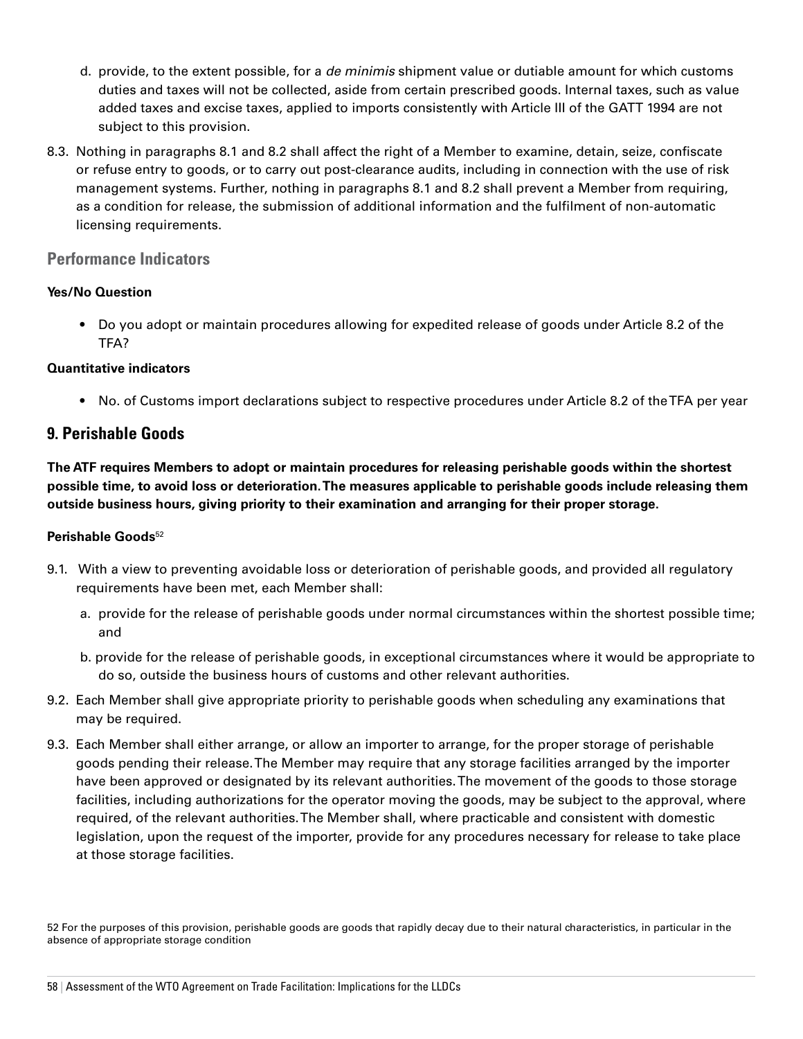d. provide, to the extent possible, for a *de minimis* shipment value or dutiable amount for which customs duties and taxes will not be collected, aside from certain prescribed goods. Internal taxes, such as value added taxes and excise taxes, applied to imports consistently with Article III of the GATT 1994 are not subject to this provision.

8.3. Nothing in paragraphs 8.1 and 8.2 shall affect the right of a Member to examine, detain, seize, confiscate or refuse entry to goods, or to carry out post-clearance audits, including in connection with the use of risk management systems. Further, nothing in paragraphs 8.1 and 8.2 shall prevent a Member from requiring, as a condition for release, the submission of additional information and the fulfilment of non-automatic licensing requirements.

### Performance Indicators

**Yes/No Question**

- Do you adopt or maintain procedures allowing for expedited release of goods under Article 8.2 of the TFA?

**Quantitative indicators**

- No. of Customs import declarations subject to respective procedures under Article 8.2 of the TFA per year

## 9. Perishable Goods

**The ATF requires Members to adopt or maintain procedures for releasing perishable goods within the shortest possible time, to avoid loss or deterioration. The measures applicable to perishable goods include releasing them outside business hours, giving priority to their examination and arranging for their proper storage.**

**Perishable Goods**[52]

9.1. With a view to preventing avoidable loss or deterioration of perishable goods, and provided all regulatory requirements have been met, each Member shall:

a. provide for the release of perishable goods under normal circumstances within the shortest possible time; and

b. provide for the release of perishable goods, in exceptional circumstances where it would be appropriate to do so, outside the business hours of customs and other relevant authorities.

9.2. Each Member shall give appropriate priority to perishable goods when scheduling any examinations that may be required.

9.3. Each Member shall either arrange, or allow an importer to arrange, for the proper storage of perishable goods pending their release. The Member may require that any storage facilities arranged by the importer have been approved or designated by its relevant authorities. The movement of the goods to those storage facilities, including authorizations for the operator moving the goods, may be subject to the approval, where required, of the relevant authorities. The Member shall, where practicable and consistent with domestic legislation, upon the request of the importer, provide for any procedures necessary for release to take place at those storage facilities.

52 For the purposes of this provision, perishable goods are goods that rapidly decay due to their natural characteristics, in particular in the absence of appropriate storage condition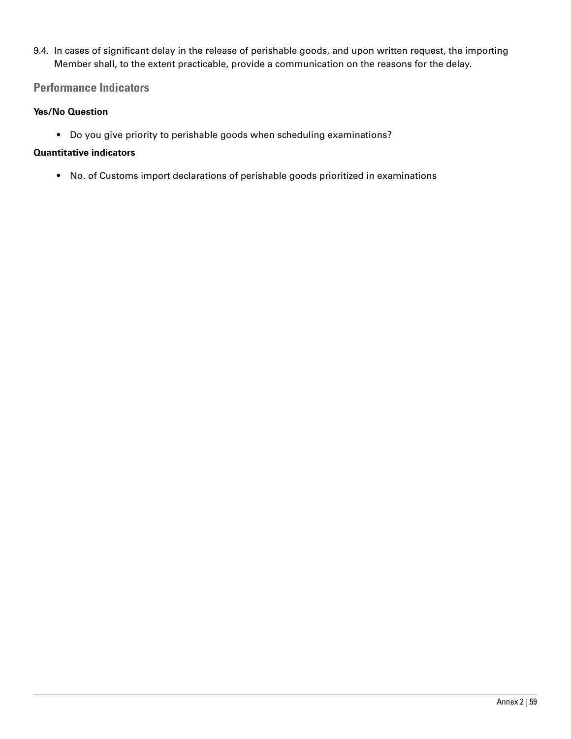9.4. In cases of significant delay in the release of perishable goods, and upon written request, the importing Member shall, to the extent practicable, provide a communication on the reasons for the delay.

## Performance Indicators

**Yes/No Question**

- Do you give priority to perishable goods when scheduling examinations?

**Quantitative indicators**

- No. of Customs import declarations of perishable goods prioritized in examinations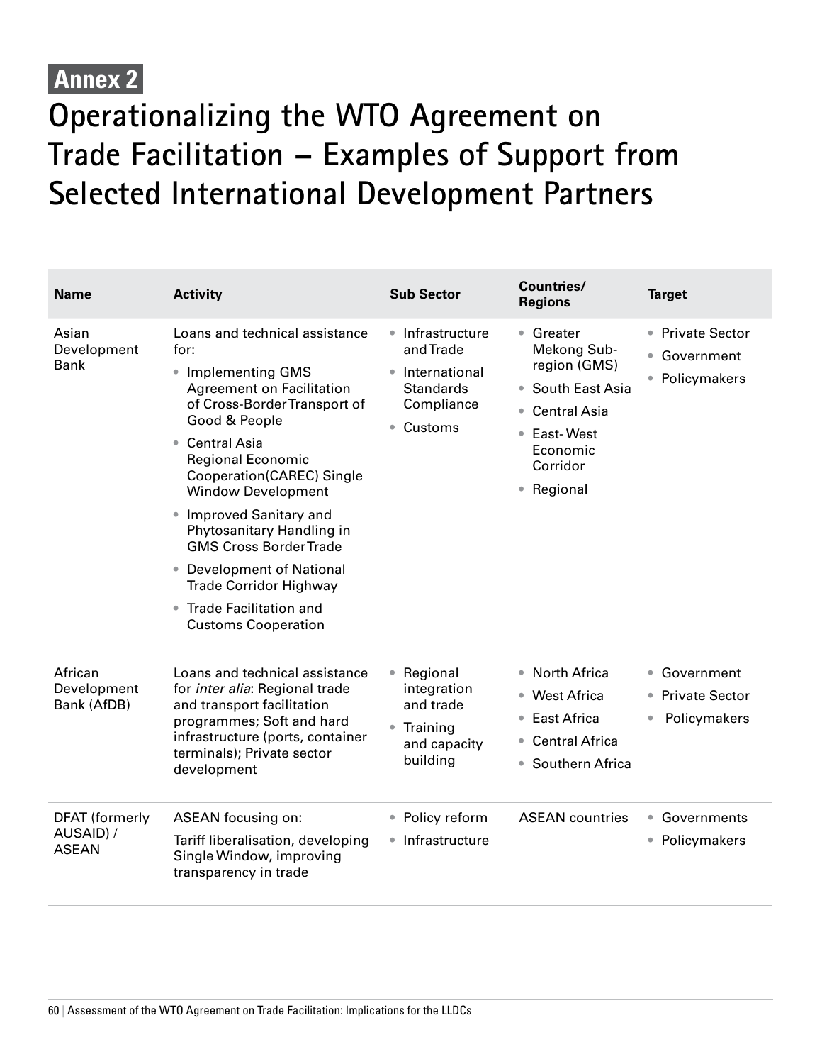# Annex 2

# Operationalizing the WTO Agreement on Trade Facilitation – Examples of Support from Selected International Development Partners

| Name | Activity | Sub Sector | Countries/ Regions | Target |
|---|---|---|---|---|
| Asian Development Bank | Loans and technical assistance for:<br>• Implementing GMS Agreement on Facilitation of Cross-Border Transport of Good & People<br>• Central Asia Regional Economic Cooperation(CAREC) Single Window Development<br>• Improved Sanitary and Phytosanitary Handling in GMS Cross Border Trade<br>• Development of National Trade Corridor Highway<br>• Trade Facilitation and Customs Cooperation | • Infrastructure and Trade<br>• International Standards Compliance<br>• Customs | • Greater Mekong Sub-region (GMS)<br>• South East Asia<br>• Central Asia<br>• East- West Economic Corridor<br>• Regional | • Private Sector<br>• Government<br>• Policymakers |
| African Development Bank (AfDB) | Loans and technical assistance for *inter alia*: Regional trade and transport facilitation programmes; Soft and hard infrastructure (ports, container terminals); Private sector development | • Regional integration and trade<br>• Training and capacity building | • North Africa<br>• West Africa<br>• East Africa<br>• Central Africa<br>• Southern Africa | • Government<br>• Private Sector<br>• Policymakers |
| DFAT (formerly AUSAID) / ASEAN | ASEAN focusing on:<br>Tariff liberalisation, developing Single Window, improving transparency in trade | • Policy reform<br>• Infrastructure | ASEAN countries | • Governments<br>• Policymakers |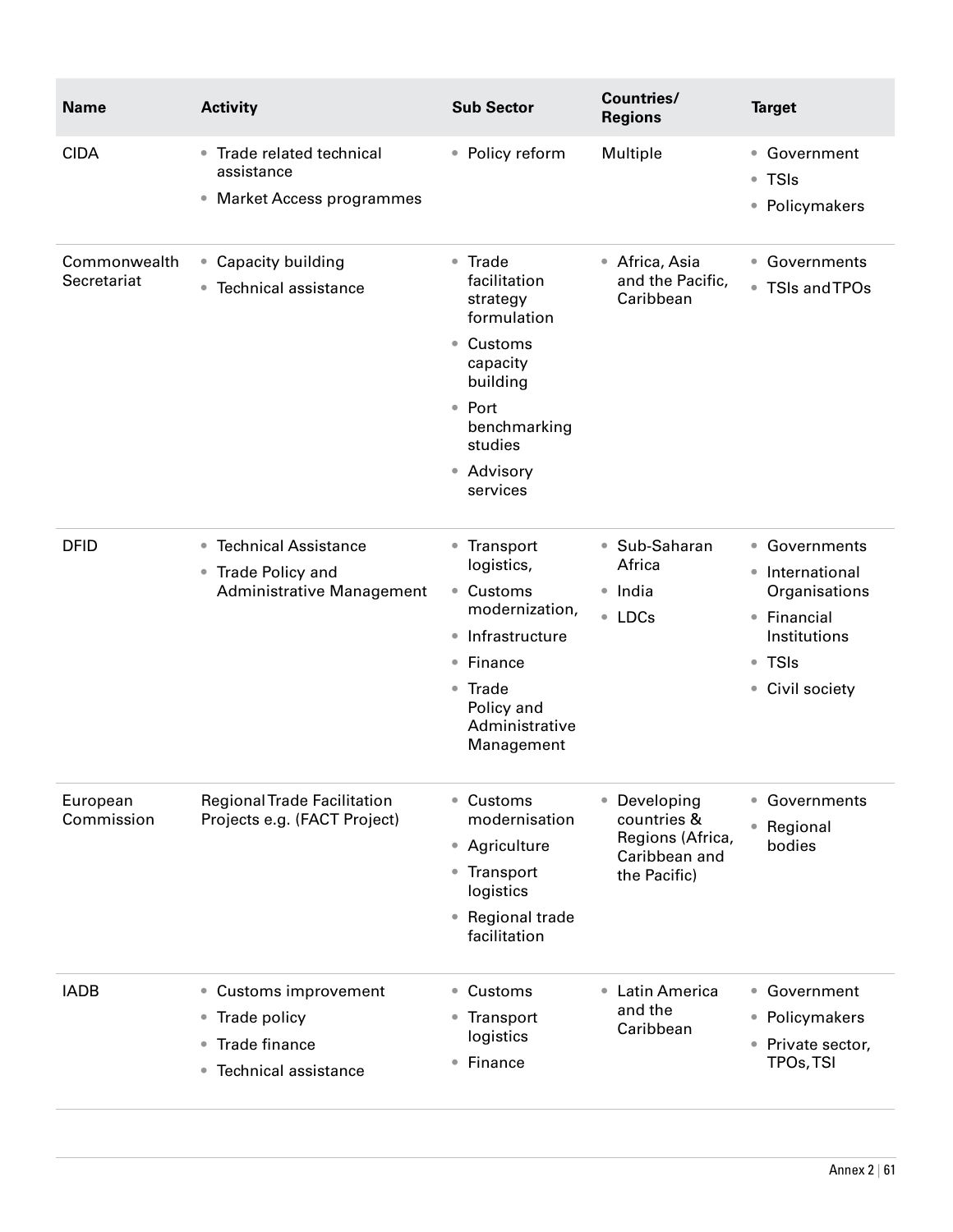| Name | Activity | Sub Sector | Countries/ Regions | Target |
|---|---|---|---|---|
| CIDA | • Trade related technical assistance<br>• Market Access programmes | • Policy reform | Multiple | • Government<br>• TSIs<br>• Policymakers |
| Commonwealth Secretariat | • Capacity building<br>• Technical assistance | • Trade facilitation strategy formulation<br>• Customs capacity building<br>• Port benchmarking studies<br>• Advisory services | • Africa, Asia and the Pacific, Caribbean | • Governments<br>• TSIs and TPOs |
| DFID | • Technical Assistance<br>• Trade Policy and Administrative Management | • Transport logistics,<br>• Customs modernization,<br>• Infrastructure<br>• Finance<br>• Trade Policy and Administrative Management | • Sub-Saharan Africa<br>• India<br>• LDCs | • Governments<br>• International Organisations<br>• Financial Institutions<br>• TSIs<br>• Civil society |
| European Commission | Regional Trade Facilitation Projects e.g. (FACT Project) | • Customs modernisation<br>• Agriculture<br>• Transport logistics<br>• Regional trade facilitation | • Developing countries & Regions (Africa, Caribbean and the Pacific) | • Governments<br>• Regional bodies |
| IADB | • Customs improvement<br>• Trade policy<br>• Trade finance<br>• Technical assistance | • Customs<br>• Transport logistics<br>• Finance | • Latin America and the Caribbean | • Government<br>• Policymakers<br>• Private sector, TPOs, TSI |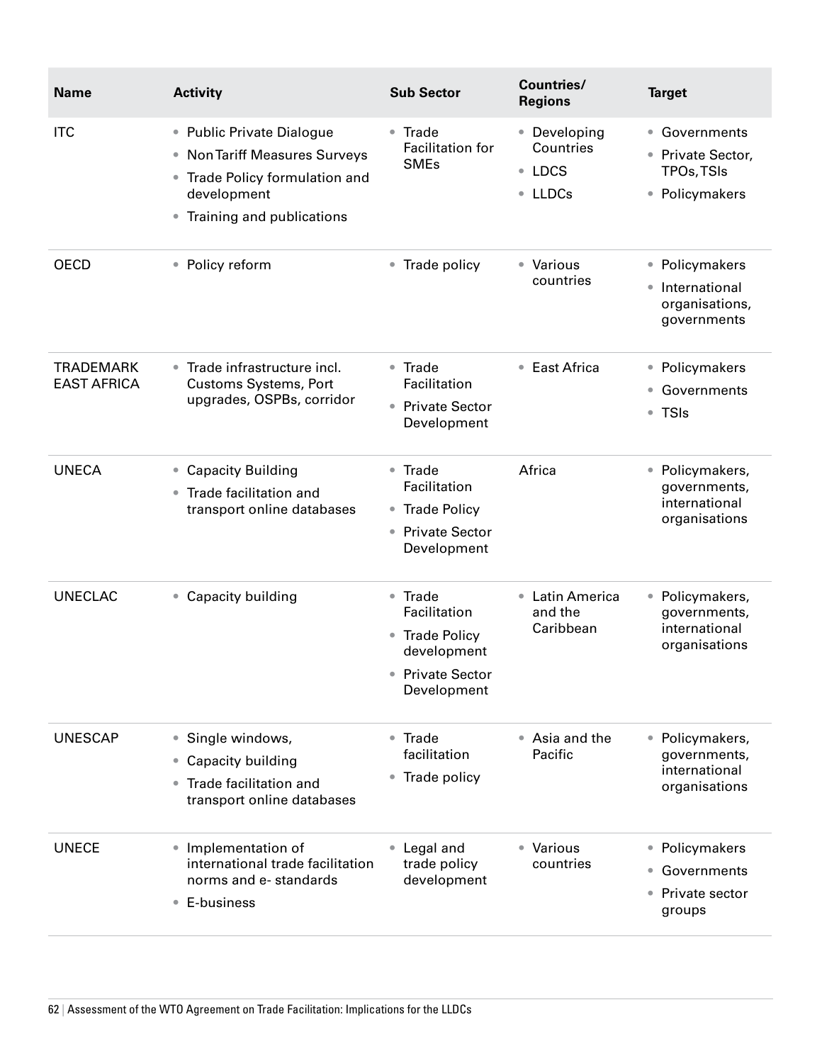| Name | Activity | Sub Sector | Countries/ Regions | Target |
|---|---|---|---|---|
| ITC | • Public Private Dialogue<br>• Non Tariff Measures Surveys<br>• Trade Policy formulation and development<br>• Training and publications | • Trade Facilitation for SMEs | • Developing Countries<br>• LDCS<br>• LLDCs | • Governments<br>• Private Sector, TPOs, TSIs<br>• Policymakers |
| OECD | • Policy reform | • Trade policy | • Various countries | • Policymakers<br>• International organisations, governments |
| TRADEMARK EAST AFRICA | • Trade infrastructure incl. Customs Systems, Port upgrades, OSPBs, corridor | • Trade Facilitation<br>• Private Sector Development | • East Africa | • Policymakers<br>• Governments<br>• TSIs |
| UNECA | • Capacity Building<br>• Trade facilitation and transport online databases | • Trade Facilitation<br>• Trade Policy<br>• Private Sector Development | Africa | • Policymakers, governments, international organisations |
| UNECLAC | • Capacity building | • Trade Facilitation<br>• Trade Policy development<br>• Private Sector Development | • Latin America and the Caribbean | • Policymakers, governments, international organisations |
| UNESCAP | • Single windows,<br>• Capacity building<br>• Trade facilitation and transport online databases | • Trade facilitation<br>• Trade policy | • Asia and the Pacific | • Policymakers, governments, international organisations |
| UNECE | • Implementation of international trade facilitation norms and e- standards<br>• E-business | • Legal and trade policy development | • Various countries | • Policymakers<br>• Governments<br>• Private sector groups |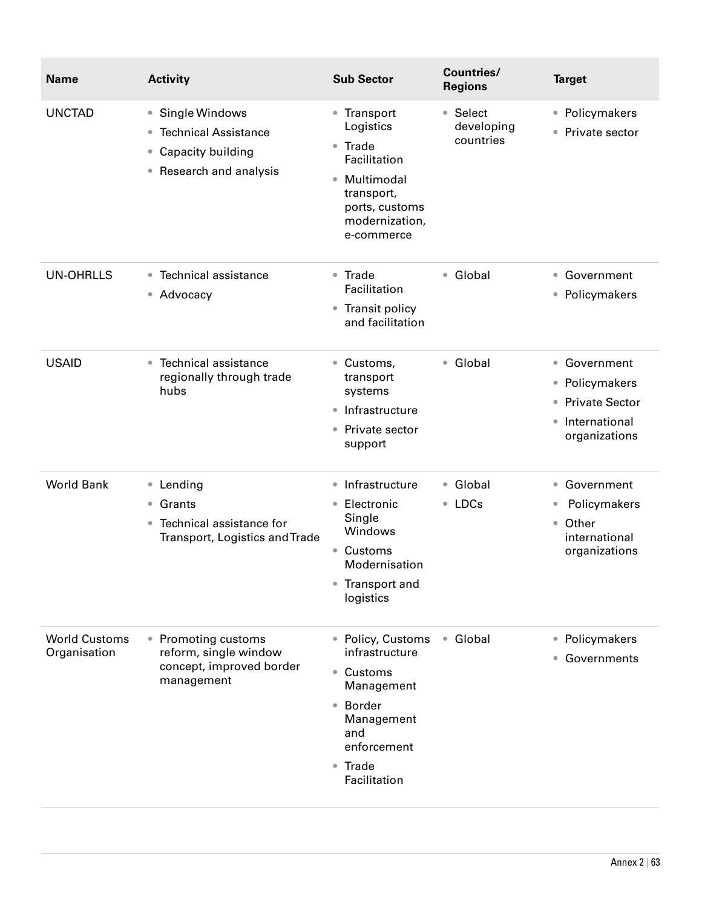| Name | Activity | Sub Sector | Countries/ Regions | Target |
|---|---|---|---|---|
| UNCTAD | • Single Windows<br>• Technical Assistance<br>• Capacity building<br>• Research and analysis | • Transport Logistics<br>• Trade Facilitation<br>• Multimodal transport, ports, customs modernization, e-commerce | • Select developing countries | • Policymakers<br>• Private sector |
| UN-OHRLLS | • Technical assistance<br>• Advocacy | • Trade Facilitation<br>• Transit policy and facilitation | • Global | • Government<br>• Policymakers |
| USAID | • Technical assistance regionally through trade hubs | • Customs, transport systems<br>• Infrastructure<br>• Private sector support | • Global | • Government<br>• Policymakers<br>• Private Sector<br>• International organizations |
| World Bank | • Lending<br>• Grants<br>• Technical assistance for Transport, Logistics and Trade | • Infrastructure<br>• Electronic Single Windows<br>• Customs Modernisation<br>• Transport and logistics | • Global<br>• LDCs | • Government<br>• Policymakers<br>• Other international organizations |
| World Customs Organisation | • Promoting customs reform, single window concept, improved border management | • Policy, Customs infrastructure<br>• Customs Management<br>• Border Management and enforcement<br>• Trade Facilitation | • Global | • Policymakers<br>• Governments |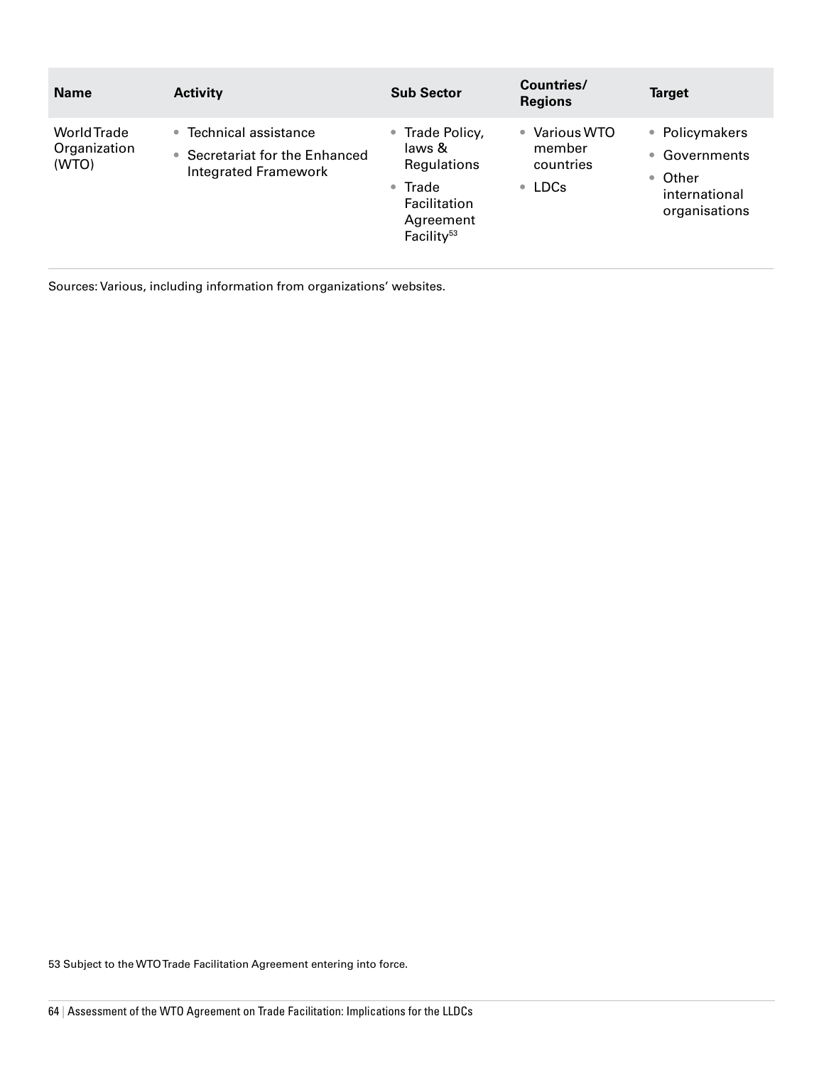| Name | Activity | Sub Sector | Countries/ Regions | Target |
|---|---|---|---|---|
| World Trade Organization (WTO) | • Technical assistance<br>• Secretariat for the Enhanced Integrated Framework | • Trade Policy, laws & Regulations<br>• Trade Facilitation Agreement Facility[53] | • Various WTO member countries<br>• LDCs | • Policymakers<br>• Governments<br>• Other international organisations |

Sources: Various, including information from organizations' websites.

53 Subject to the WTO Trade Facilitation Agreement entering into force.